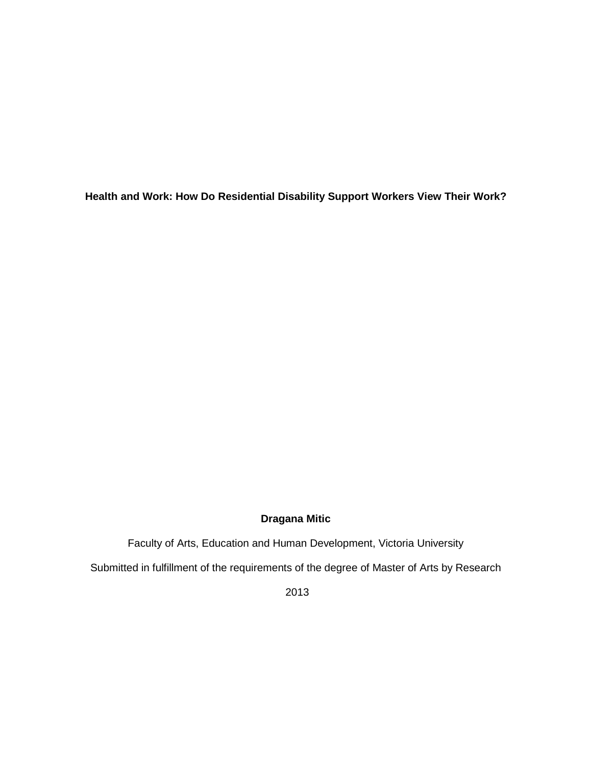# Health and Work: How Do Residential Disability Support Workers View Their Work?

**Dragana Mitic**

Faculty of Arts, Education and Human Development, Victoria University

Submitted in fulfillment of the requirements of the degree of Master of Arts by Research

2013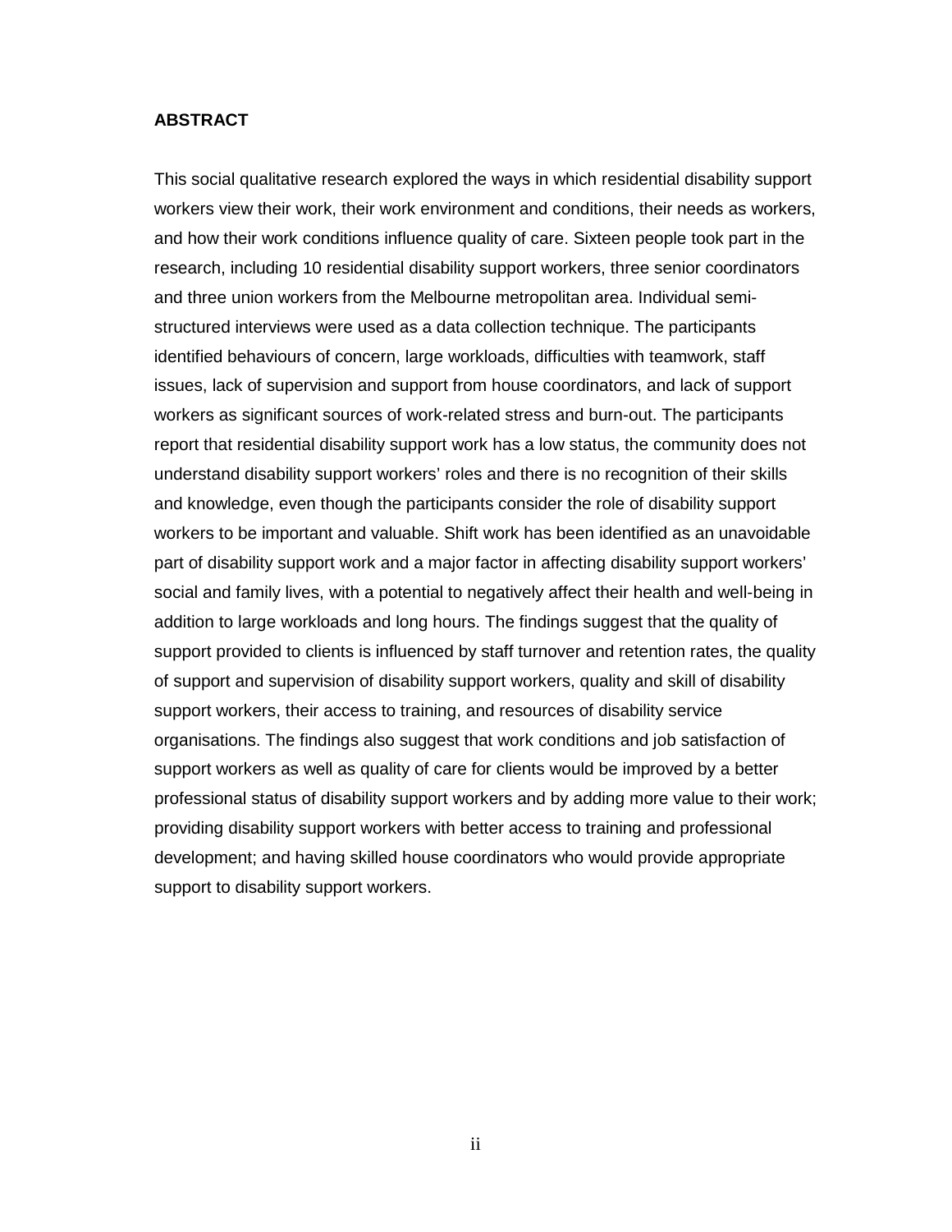## ABSTRACT

This social qualitative research explored the ways in which residential disability support workers view their work, their work environment and conditions, their needs as workers, and how their work conditions influence quality of care. Sixteen people took part in the research, including 10 residential disability support workers, three senior coordinators and three union workers from the Melbourne metropolitan area. Individual semi-structured interviews were used as a data collection technique. The participants identified behaviours of concern, large workloads, difficulties with teamwork, staff issues, lack of supervision and support from house coordinators, and lack of support workers as significant sources of work-related stress and burn-out. The participants report that residential disability support work has a low status, the community does not understand disability support workers' roles and there is no recognition of their skills and knowledge, even though the participants consider the role of disability support workers to be important and valuable. Shift work has been identified as an unavoidable part of disability support work and a major factor in affecting disability support workers' social and family lives, with a potential to negatively affect their health and well-being in addition to large workloads and long hours. The findings suggest that the quality of support provided to clients is influenced by staff turnover and retention rates, the quality of support and supervision of disability support workers, quality and skill of disability support workers, their access to training, and resources of disability service organisations. The findings also suggest that work conditions and job satisfaction of support workers as well as quality of care for clients would be improved by a better professional status of disability support workers and by adding more value to their work; providing disability support workers with better access to training and professional development; and having skilled house coordinators who would provide appropriate support to disability support workers.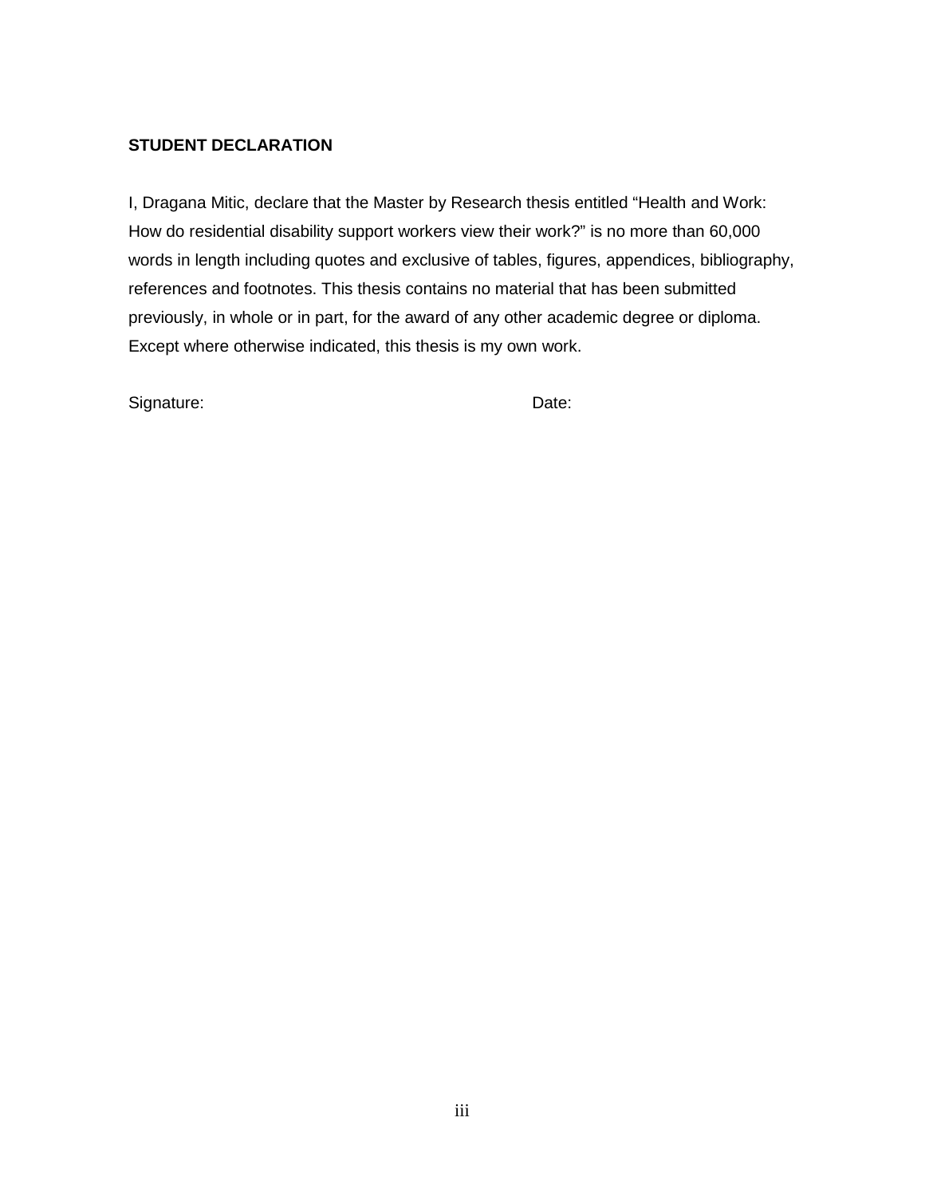**STUDENT DECLARATION**

I, Dragana Mitic, declare that the Master by Research thesis entitled "Health and Work: How do residential disability support workers view their work?" is no more than 60,000 words in length including quotes and exclusive of tables, figures, appendices, bibliography, references and footnotes. This thesis contains no material that has been submitted previously, in whole or in part, for the award of any other academic degree or diploma. Except where otherwise indicated, this thesis is my own work.

Signature: Date: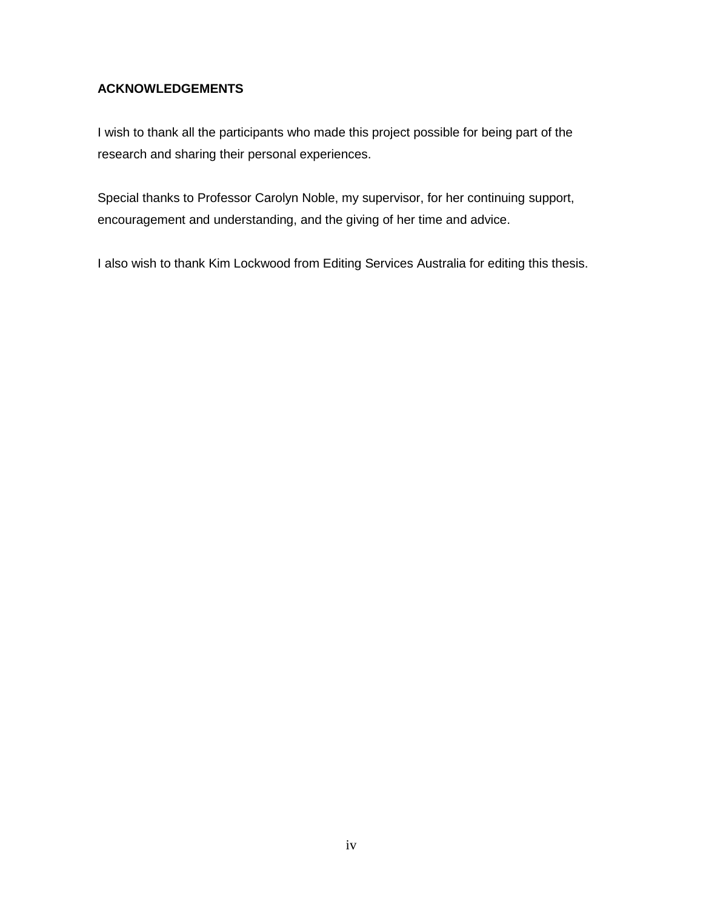## ACKNOWLEDGEMENTS

I wish to thank all the participants who made this project possible for being part of the research and sharing their personal experiences.

Special thanks to Professor Carolyn Noble, my supervisor, for her continuing support, encouragement and understanding, and the giving of her time and advice.

I also wish to thank Kim Lockwood from Editing Services Australia for editing this thesis.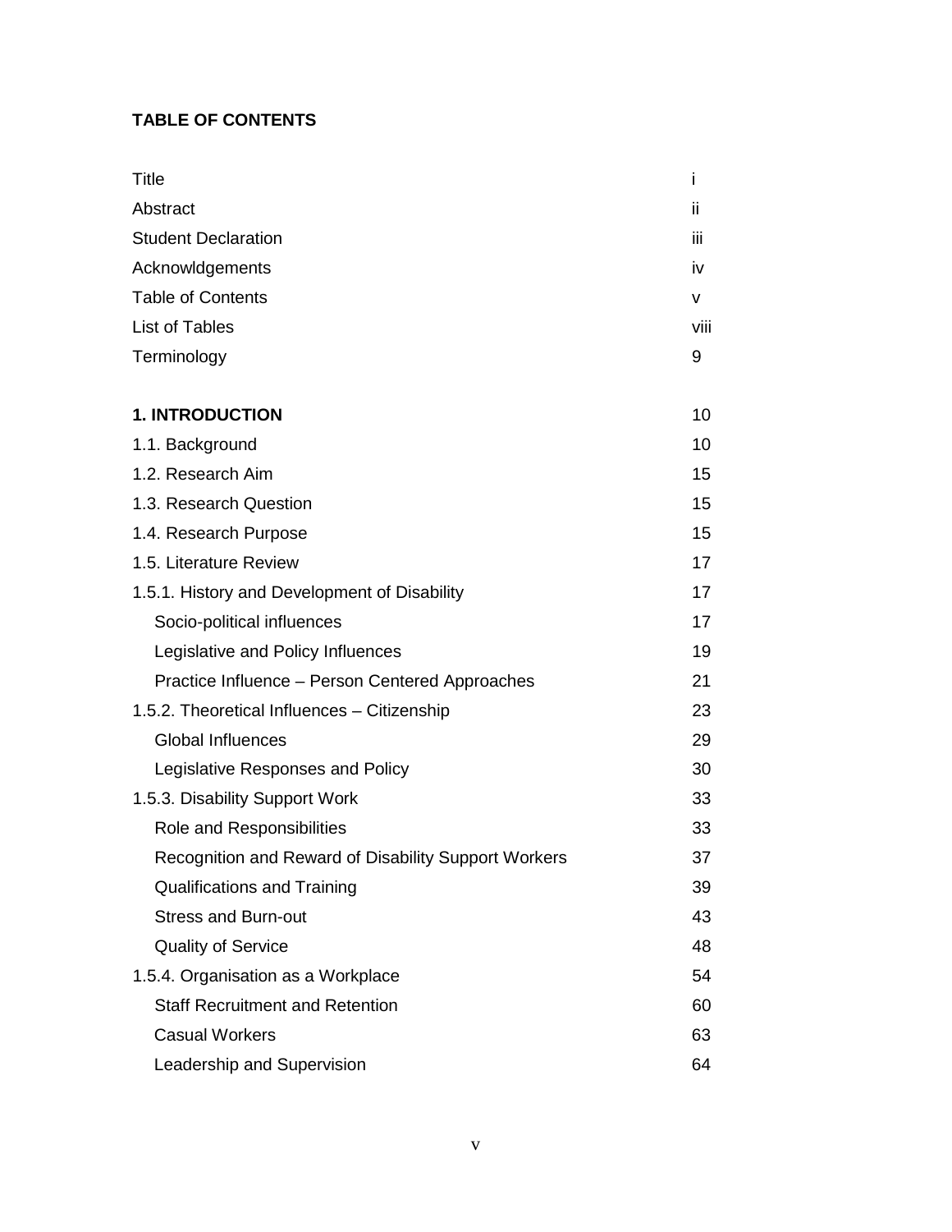## TABLE OF CONTENTS

| | |
|---|---|
| Title | i |
| Abstract | ii |
| Student Declaration | iii |
| Acknowldgements | iv |
| Table of Contents | v |
| List of Tables | viii |
| Terminology | 9 |
| **1. INTRODUCTION** | 10 |
| 1.1. Background | 10 |
| 1.2. Research Aim | 15 |
| 1.3. Research Question | 15 |
| 1.4. Research Purpose | 15 |
| 1.5. Literature Review | 17 |
| 1.5.1. History and Development of Disability | 17 |
| Socio-political influences | 17 |
| Legislative and Policy Influences | 19 |
| Practice Influence – Person Centered Approaches | 21 |
| 1.5.2. Theoretical Influences – Citizenship | 23 |
| Global Influences | 29 |
| Legislative Responses and Policy | 30 |
| 1.5.3. Disability Support Work | 33 |
| Role and Responsibilities | 33 |
| Recognition and Reward of Disability Support Workers | 37 |
| Qualifications and Training | 39 |
| Stress and Burn-out | 43 |
| Quality of Service | 48 |
| 1.5.4. Organisation as a Workplace | 54 |
| Staff Recruitment and Retention | 60 |
| Casual Workers | 63 |
| Leadership and Supervision | 64 |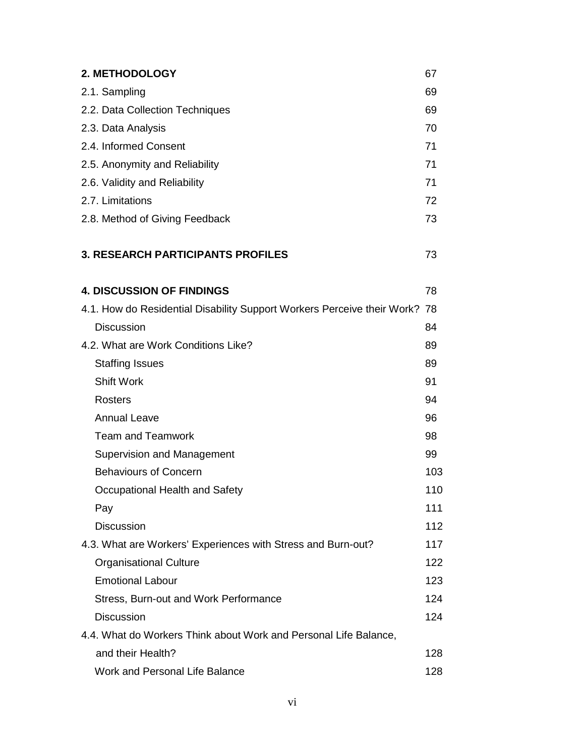| | |
|---|---|
| **2. METHODOLOGY** | 67 |
| 2.1. Sampling | 69 |
| 2.2. Data Collection Techniques | 69 |
| 2.3. Data Analysis | 70 |
| 2.4. Informed Consent | 71 |
| 2.5. Anonymity and Reliability | 71 |
| 2.6. Validity and Reliability | 71 |
| 2.7. Limitations | 72 |
| 2.8. Method of Giving Feedback | 73 |
| **3. RESEARCH PARTICIPANTS PROFILES** | 73 |
| **4. DISCUSSION OF FINDINGS** | 78 |
| 4.1. How do Residential Disability Support Workers Perceive their Work? | 78 |
| Discussion | 84 |
| 4.2. What are Work Conditions Like? | 89 |
| Staffing Issues | 89 |
| Shift Work | 91 |
| Rosters | 94 |
| Annual Leave | 96 |
| Team and Teamwork | 98 |
| Supervision and Management | 99 |
| Behaviours of Concern | 103 |
| Occupational Health and Safety | 110 |
| Pay | 111 |
| Discussion | 112 |
| 4.3. What are Workers' Experiences with Stress and Burn-out? | 117 |
| Organisational Culture | 122 |
| Emotional Labour | 123 |
| Stress, Burn-out and Work Performance | 124 |
| Discussion | 124 |
| 4.4. What do Workers Think about Work and Personal Life Balance, and their Health? | 128 |
| Work and Personal Life Balance | 128 |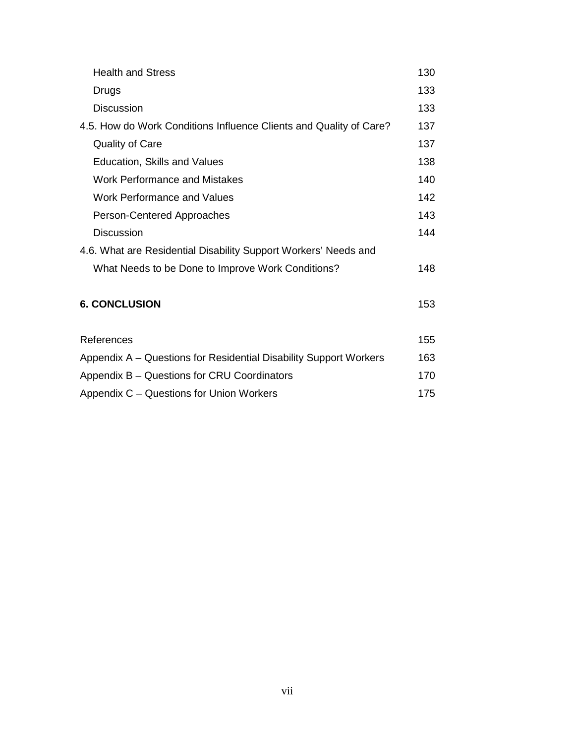| | |
|---|---|
| Health and Stress | 130 |
| Drugs | 133 |
| Discussion | 133 |
| 4.5. How do Work Conditions Influence Clients and Quality of Care? | 137 |
| Quality of Care | 137 |
| Education, Skills and Values | 138 |
| Work Performance and Mistakes | 140 |
| Work Performance and Values | 142 |
| Person-Centered Approaches | 143 |
| Discussion | 144 |
| 4.6. What are Residential Disability Support Workers' Needs and What Needs to be Done to Improve Work Conditions? | 148 |
| **6. CONCLUSION** | 153 |
| References | 155 |
| Appendix A – Questions for Residential Disability Support Workers | 163 |
| Appendix B – Questions for CRU Coordinators | 170 |
| Appendix C – Questions for Union Workers | 175 |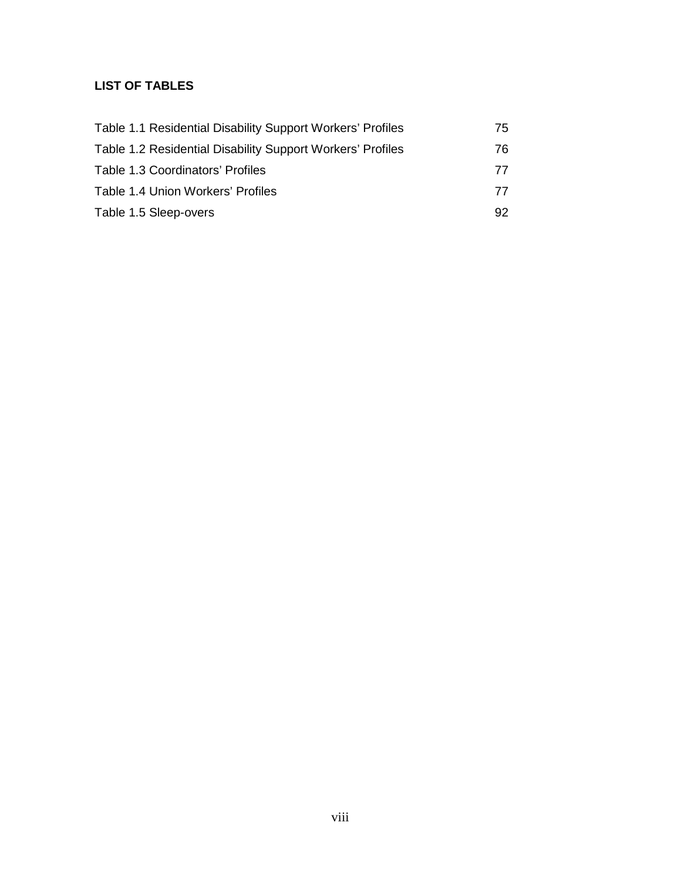**LIST OF TABLES**

| | |
|---|---|
| Table 1.1 Residential Disability Support Workers' Profiles | 75 |
| Table 1.2 Residential Disability Support Workers' Profiles | 76 |
| Table 1.3 Coordinators' Profiles | 77 |
| Table 1.4 Union Workers' Profiles | 77 |
| Table 1.5 Sleep-overs | 92 |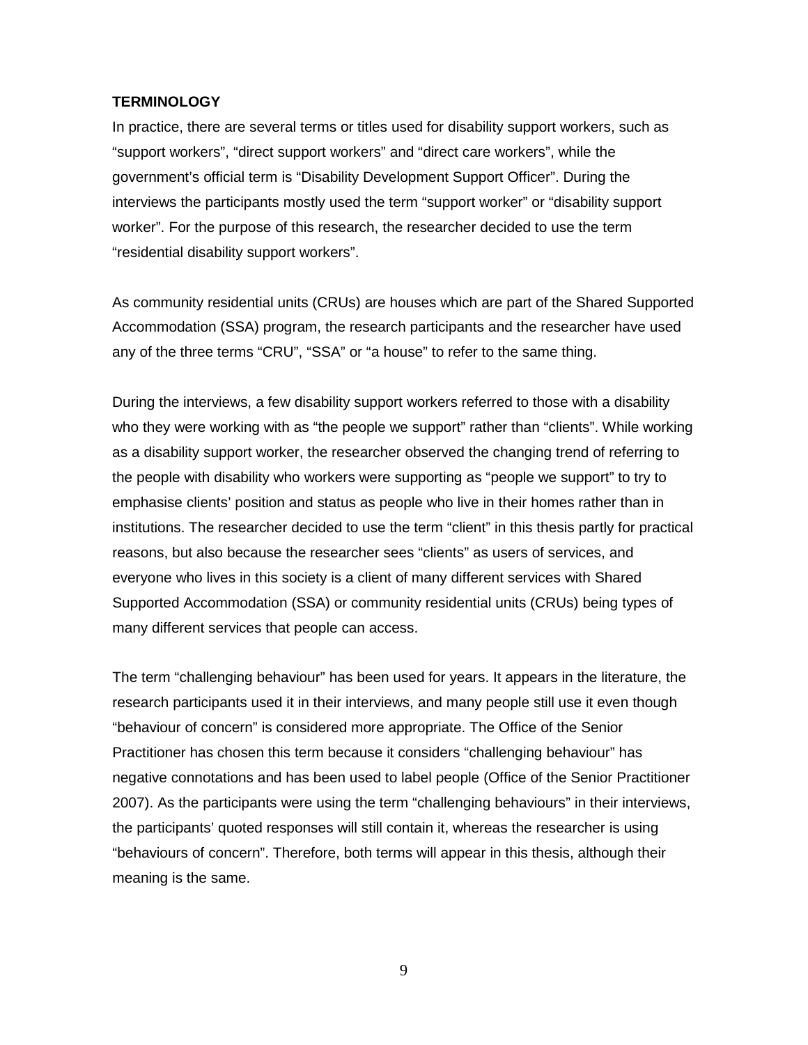**TERMINOLOGY**

In practice, there are several terms or titles used for disability support workers, such as "support workers", "direct support workers" and "direct care workers", while the government's official term is "Disability Development Support Officer". During the interviews the participants mostly used the term "support worker" or "disability support worker". For the purpose of this research, the researcher decided to use the term "residential disability support workers".

As community residential units (CRUs) are houses which are part of the Shared Supported Accommodation (SSA) program, the research participants and the researcher have used any of the three terms "CRU", "SSA" or "a house" to refer to the same thing.

During the interviews, a few disability support workers referred to those with a disability who they were working with as "the people we support" rather than "clients". While working as a disability support worker, the researcher observed the changing trend of referring to the people with disability who workers were supporting as "people we support" to try to emphasise clients' position and status as people who live in their homes rather than in institutions. The researcher decided to use the term "client" in this thesis partly for practical reasons, but also because the researcher sees "clients" as users of services, and everyone who lives in this society is a client of many different services with Shared Supported Accommodation (SSA) or community residential units (CRUs) being types of many different services that people can access.

The term "challenging behaviour" has been used for years. It appears in the literature, the research participants used it in their interviews, and many people still use it even though "behaviour of concern" is considered more appropriate. The Office of the Senior Practitioner has chosen this term because it considers "challenging behaviour" has negative connotations and has been used to label people (Office of the Senior Practitioner 2007). As the participants were using the term "challenging behaviours" in their interviews, the participants' quoted responses will still contain it, whereas the researcher is using "behaviours of concern". Therefore, both terms will appear in this thesis, although their meaning is the same.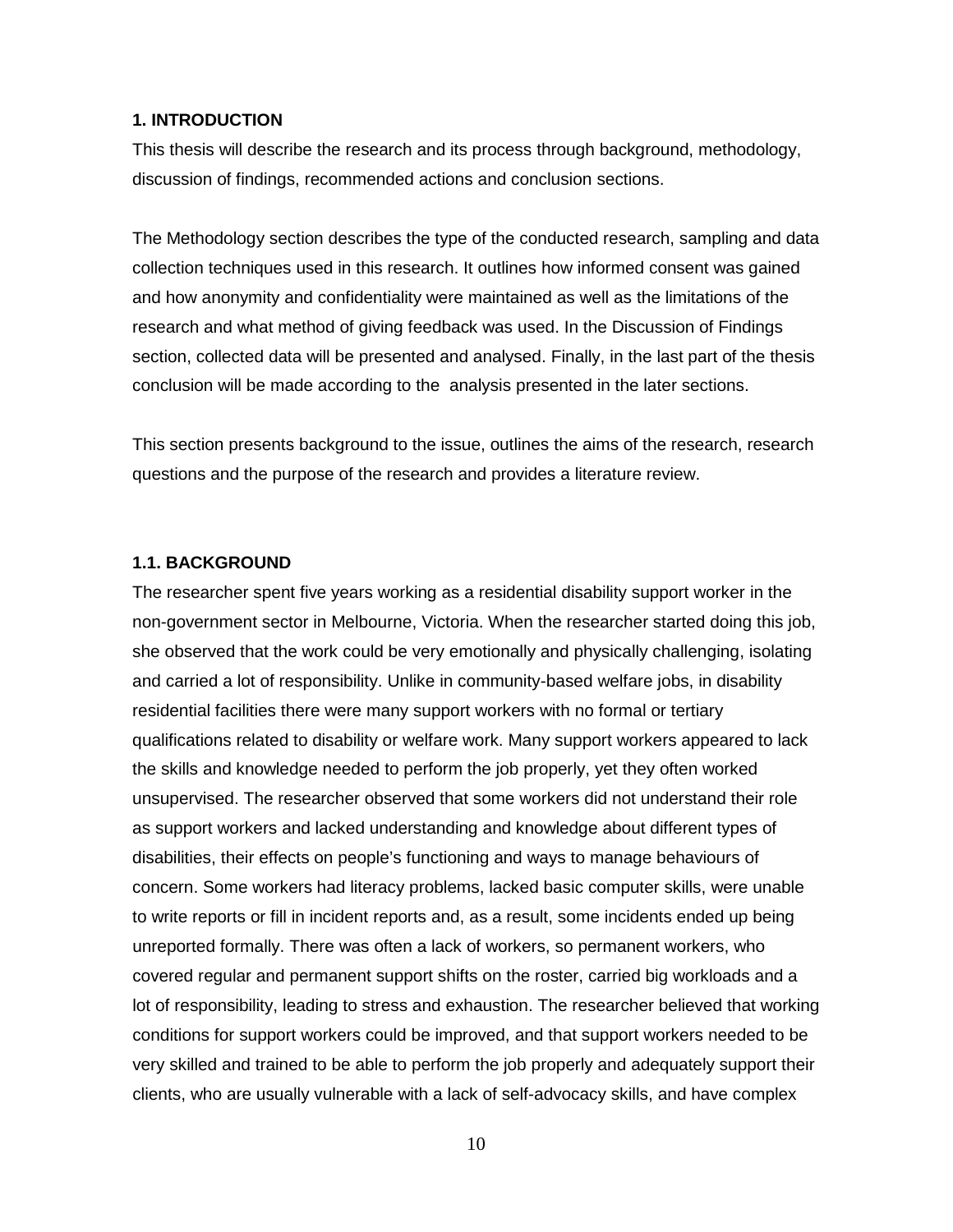## 1. INTRODUCTION

This thesis will describe the research and its process through background, methodology, discussion of findings, recommended actions and conclusion sections.

The Methodology section describes the type of the conducted research, sampling and data collection techniques used in this research. It outlines how informed consent was gained and how anonymity and confidentiality were maintained as well as the limitations of the research and what method of giving feedback was used. In the Discussion of Findings section, collected data will be presented and analysed. Finally, in the last part of the thesis conclusion will be made according to the analysis presented in the later sections.

This section presents background to the issue, outlines the aims of the research, research questions and the purpose of the research and provides a literature review.

### 1.1. BACKGROUND

The researcher spent five years working as a residential disability support worker in the non-government sector in Melbourne, Victoria. When the researcher started doing this job, she observed that the work could be very emotionally and physically challenging, isolating and carried a lot of responsibility. Unlike in community-based welfare jobs, in disability residential facilities there were many support workers with no formal or tertiary qualifications related to disability or welfare work. Many support workers appeared to lack the skills and knowledge needed to perform the job properly, yet they often worked unsupervised. The researcher observed that some workers did not understand their role as support workers and lacked understanding and knowledge about different types of disabilities, their effects on people's functioning and ways to manage behaviours of concern. Some workers had literacy problems, lacked basic computer skills, were unable to write reports or fill in incident reports and, as a result, some incidents ended up being unreported formally. There was often a lack of workers, so permanent workers, who covered regular and permanent support shifts on the roster, carried big workloads and a lot of responsibility, leading to stress and exhaustion. The researcher believed that working conditions for support workers could be improved, and that support workers needed to be very skilled and trained to be able to perform the job properly and adequately support their clients, who are usually vulnerable with a lack of self-advocacy skills, and have complex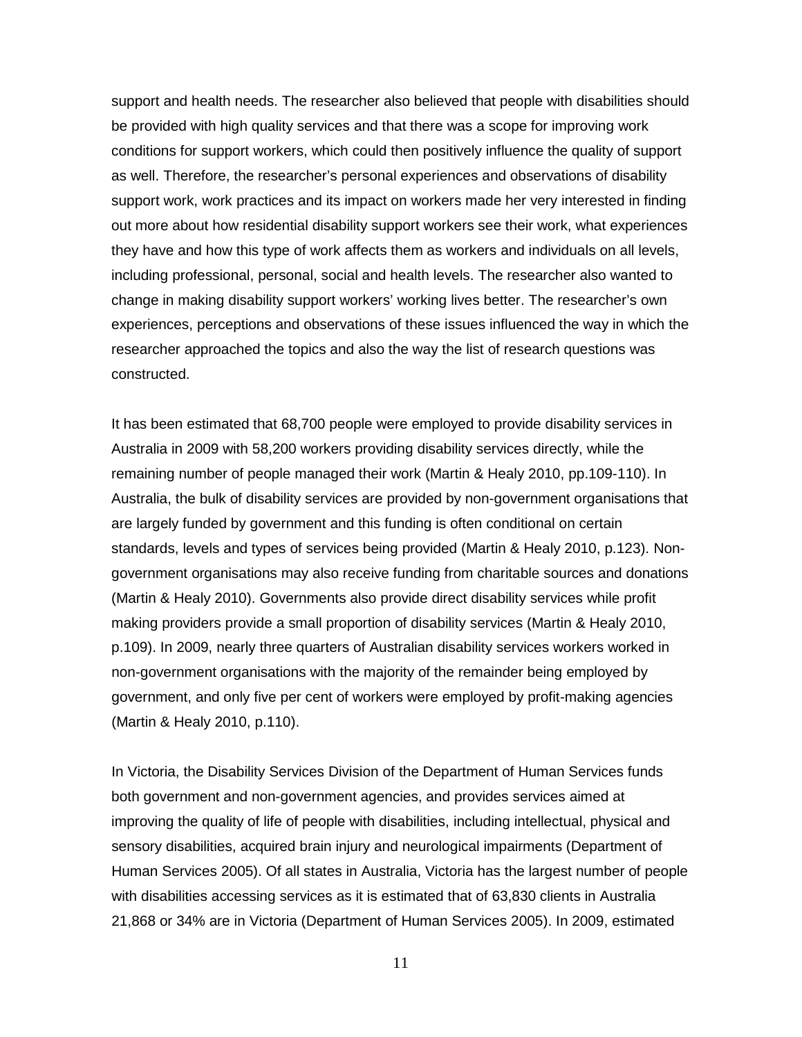support and health needs. The researcher also believed that people with disabilities should be provided with high quality services and that there was a scope for improving work conditions for support workers, which could then positively influence the quality of support as well. Therefore, the researcher's personal experiences and observations of disability support work, work practices and its impact on workers made her very interested in finding out more about how residential disability support workers see their work, what experiences they have and how this type of work affects them as workers and individuals on all levels, including professional, personal, social and health levels. The researcher also wanted to change in making disability support workers' working lives better. The researcher's own experiences, perceptions and observations of these issues influenced the way in which the researcher approached the topics and also the way the list of research questions was constructed.

It has been estimated that 68,700 people were employed to provide disability services in Australia in 2009 with 58,200 workers providing disability services directly, while the remaining number of people managed their work (Martin & Healy 2010, pp.109-110). In Australia, the bulk of disability services are provided by non-government organisations that are largely funded by government and this funding is often conditional on certain standards, levels and types of services being provided (Martin & Healy 2010, p.123). Non-government organisations may also receive funding from charitable sources and donations (Martin & Healy 2010). Governments also provide direct disability services while profit making providers provide a small proportion of disability services (Martin & Healy 2010, p.109). In 2009, nearly three quarters of Australian disability services workers worked in non-government organisations with the majority of the remainder being employed by government, and only five per cent of workers were employed by profit-making agencies (Martin & Healy 2010, p.110).

In Victoria, the Disability Services Division of the Department of Human Services funds both government and non-government agencies, and provides services aimed at improving the quality of life of people with disabilities, including intellectual, physical and sensory disabilities, acquired brain injury and neurological impairments (Department of Human Services 2005). Of all states in Australia, Victoria has the largest number of people with disabilities accessing services as it is estimated that of 63,830 clients in Australia 21,868 or 34% are in Victoria (Department of Human Services 2005). In 2009, estimated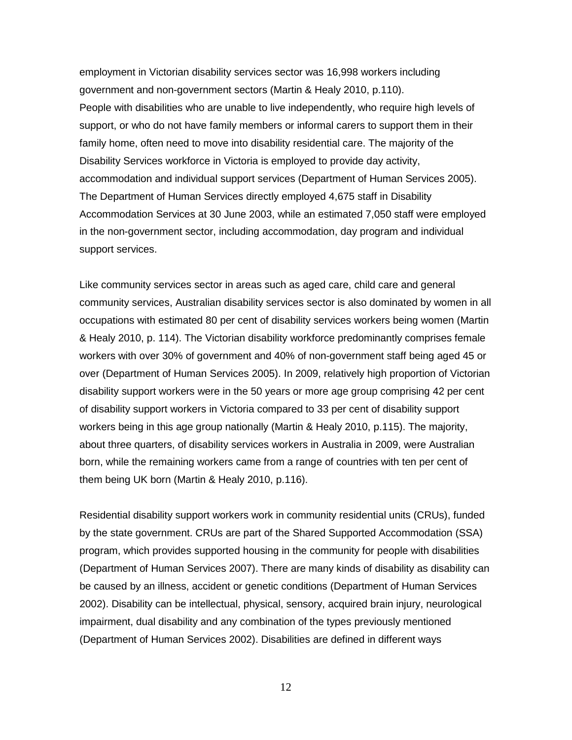employment in Victorian disability services sector was 16,998 workers including government and non-government sectors (Martin & Healy 2010, p.110).
People with disabilities who are unable to live independently, who require high levels of support, or who do not have family members or informal carers to support them in their family home, often need to move into disability residential care. The majority of the Disability Services workforce in Victoria is employed to provide day activity, accommodation and individual support services (Department of Human Services 2005). The Department of Human Services directly employed 4,675 staff in Disability Accommodation Services at 30 June 2003, while an estimated 7,050 staff were employed in the non-government sector, including accommodation, day program and individual support services.

Like community services sector in areas such as aged care, child care and general community services, Australian disability services sector is also dominated by women in all occupations with estimated 80 per cent of disability services workers being women (Martin & Healy 2010, p. 114). The Victorian disability workforce predominantly comprises female workers with over 30% of government and 40% of non-government staff being aged 45 or over (Department of Human Services 2005). In 2009, relatively high proportion of Victorian disability support workers were in the 50 years or more age group comprising 42 per cent of disability support workers in Victoria compared to 33 per cent of disability support workers being in this age group nationally (Martin & Healy 2010, p.115). The majority, about three quarters, of disability services workers in Australia in 2009, were Australian born, while the remaining workers came from a range of countries with ten per cent of them being UK born (Martin & Healy 2010, p.116).

Residential disability support workers work in community residential units (CRUs), funded by the state government. CRUs are part of the Shared Supported Accommodation (SSA) program, which provides supported housing in the community for people with disabilities (Department of Human Services 2007). There are many kinds of disability as disability can be caused by an illness, accident or genetic conditions (Department of Human Services 2002). Disability can be intellectual, physical, sensory, acquired brain injury, neurological impairment, dual disability and any combination of the types previously mentioned (Department of Human Services 2002). Disabilities are defined in different ways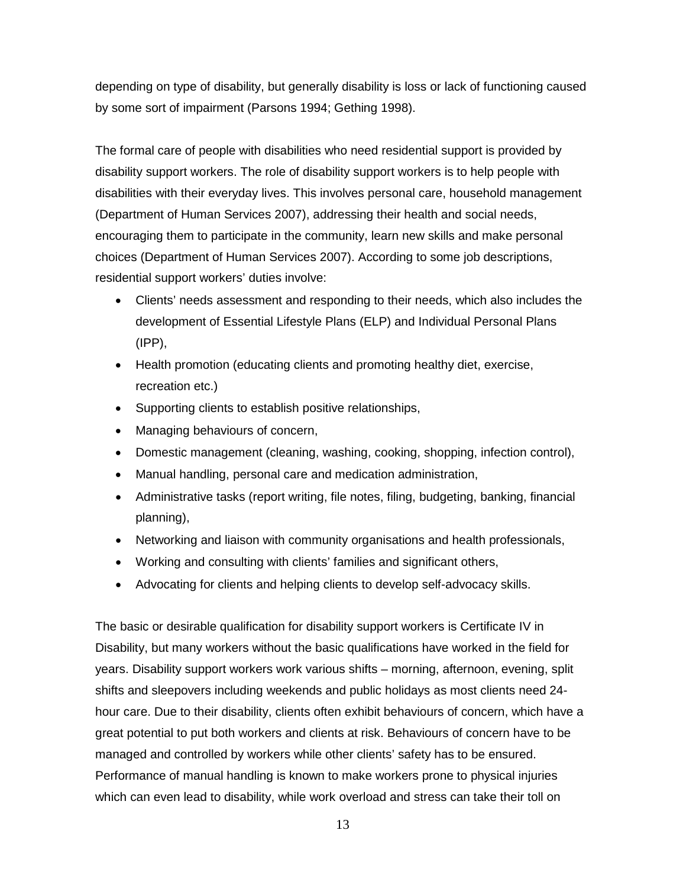depending on type of disability, but generally disability is loss or lack of functioning caused by some sort of impairment (Parsons 1994; Gething 1998).

The formal care of people with disabilities who need residential support is provided by disability support workers. The role of disability support workers is to help people with disabilities with their everyday lives. This involves personal care, household management (Department of Human Services 2007), addressing their health and social needs, encouraging them to participate in the community, learn new skills and make personal choices (Department of Human Services 2007). According to some job descriptions, residential support workers' duties involve:

- Clients' needs assessment and responding to their needs, which also includes the development of Essential Lifestyle Plans (ELP) and Individual Personal Plans (IPP),
- Health promotion (educating clients and promoting healthy diet, exercise, recreation etc.)
- Supporting clients to establish positive relationships,
- Managing behaviours of concern,
- Domestic management (cleaning, washing, cooking, shopping, infection control),
- Manual handling, personal care and medication administration,
- Administrative tasks (report writing, file notes, filing, budgeting, banking, financial planning),
- Networking and liaison with community organisations and health professionals,
- Working and consulting with clients' families and significant others,
- Advocating for clients and helping clients to develop self-advocacy skills.

The basic or desirable qualification for disability support workers is Certificate IV in Disability, but many workers without the basic qualifications have worked in the field for years. Disability support workers work various shifts – morning, afternoon, evening, split shifts and sleepovers including weekends and public holidays as most clients need 24-hour care. Due to their disability, clients often exhibit behaviours of concern, which have a great potential to put both workers and clients at risk. Behaviours of concern have to be managed and controlled by workers while other clients' safety has to be ensured. Performance of manual handling is known to make workers prone to physical injuries which can even lead to disability, while work overload and stress can take their toll on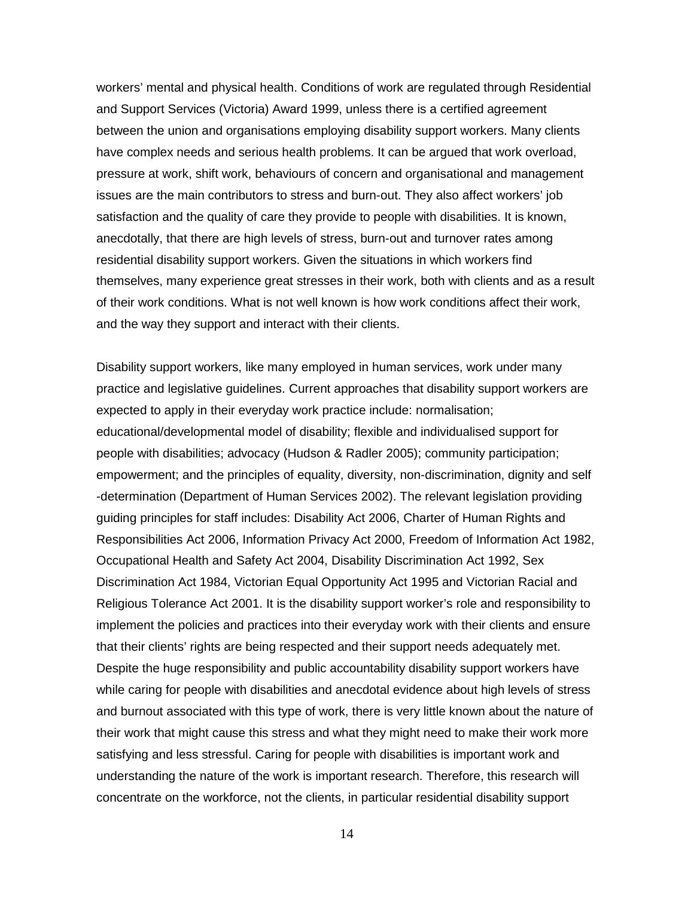workers' mental and physical health. Conditions of work are regulated through Residential and Support Services (Victoria) Award 1999, unless there is a certified agreement between the union and organisations employing disability support workers. Many clients have complex needs and serious health problems. It can be argued that work overload, pressure at work, shift work, behaviours of concern and organisational and management issues are the main contributors to stress and burn-out. They also affect workers' job satisfaction and the quality of care they provide to people with disabilities. It is known, anecdotally, that there are high levels of stress, burn-out and turnover rates among residential disability support workers. Given the situations in which workers find themselves, many experience great stresses in their work, both with clients and as a result of their work conditions. What is not well known is how work conditions affect their work, and the way they support and interact with their clients.

Disability support workers, like many employed in human services, work under many practice and legislative guidelines. Current approaches that disability support workers are expected to apply in their everyday work practice include: normalisation; educational/developmental model of disability; flexible and individualised support for people with disabilities; advocacy (Hudson & Radler 2005); community participation; empowerment; and the principles of equality, diversity, non-discrimination, dignity and self -determination (Department of Human Services 2002). The relevant legislation providing guiding principles for staff includes: Disability Act 2006, Charter of Human Rights and Responsibilities Act 2006, Information Privacy Act 2000, Freedom of Information Act 1982, Occupational Health and Safety Act 2004, Disability Discrimination Act 1992, Sex Discrimination Act 1984, Victorian Equal Opportunity Act 1995 and Victorian Racial and Religious Tolerance Act 2001. It is the disability support worker's role and responsibility to implement the policies and practices into their everyday work with their clients and ensure that their clients' rights are being respected and their support needs adequately met. Despite the huge responsibility and public accountability disability support workers have while caring for people with disabilities and anecdotal evidence about high levels of stress and burnout associated with this type of work, there is very little known about the nature of their work that might cause this stress and what they might need to make their work more satisfying and less stressful. Caring for people with disabilities is important work and understanding the nature of the work is important research. Therefore, this research will concentrate on the workforce, not the clients, in particular residential disability support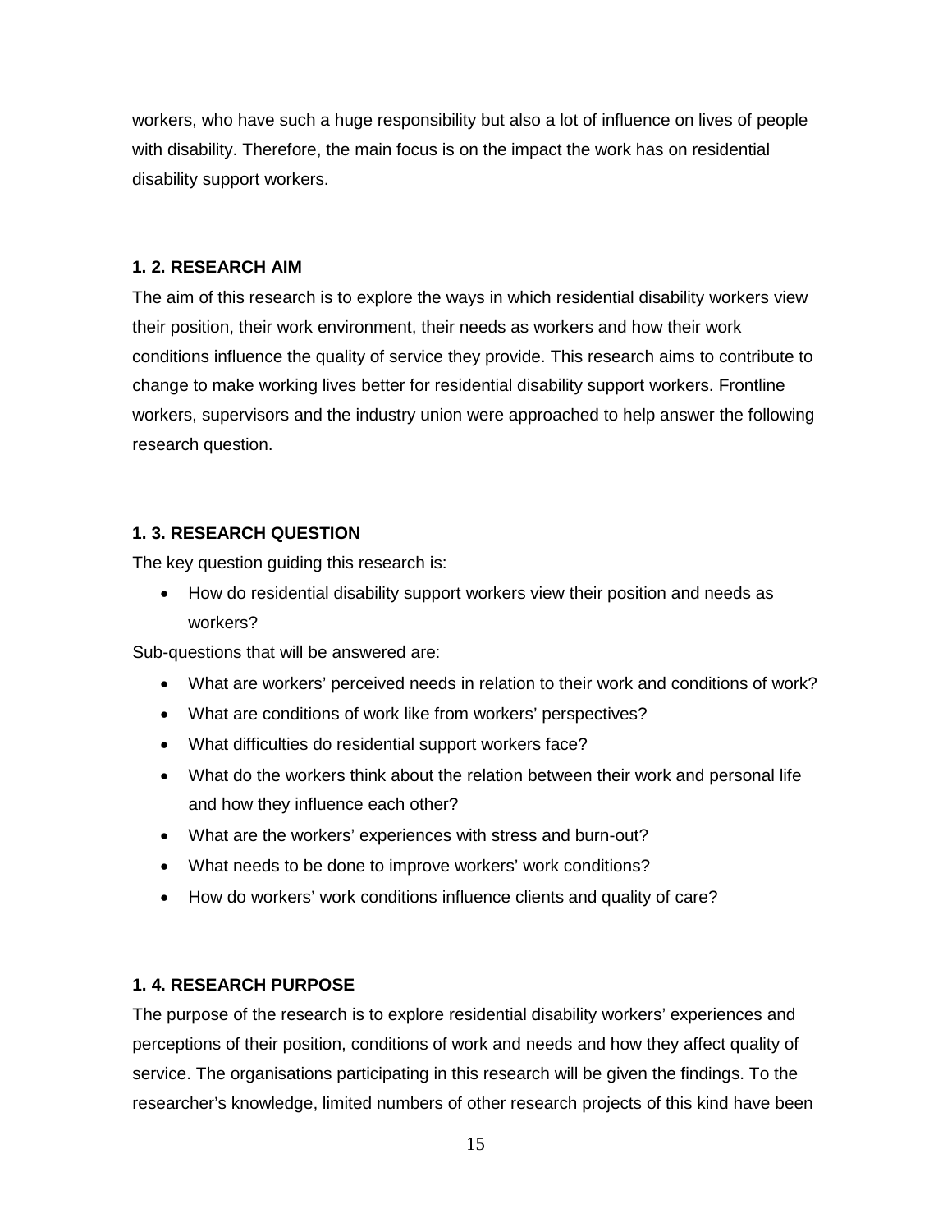workers, who have such a huge responsibility but also a lot of influence on lives of people with disability. Therefore, the main focus is on the impact the work has on residential disability support workers.

### 1. 2. RESEARCH AIM

The aim of this research is to explore the ways in which residential disability workers view their position, their work environment, their needs as workers and how their work conditions influence the quality of service they provide. This research aims to contribute to change to make working lives better for residential disability support workers. Frontline workers, supervisors and the industry union were approached to help answer the following research question.

### 1. 3. RESEARCH QUESTION

The key question guiding this research is:

- How do residential disability support workers view their position and needs as workers?

Sub-questions that will be answered are:

- What are workers' perceived needs in relation to their work and conditions of work?
- What are conditions of work like from workers' perspectives?
- What difficulties do residential support workers face?
- What do the workers think about the relation between their work and personal life and how they influence each other?
- What are the workers' experiences with stress and burn-out?
- What needs to be done to improve workers' work conditions?
- How do workers' work conditions influence clients and quality of care?

### 1. 4. RESEARCH PURPOSE

The purpose of the research is to explore residential disability workers' experiences and perceptions of their position, conditions of work and needs and how they affect quality of service. The organisations participating in this research will be given the findings. To the researcher's knowledge, limited numbers of other research projects of this kind have been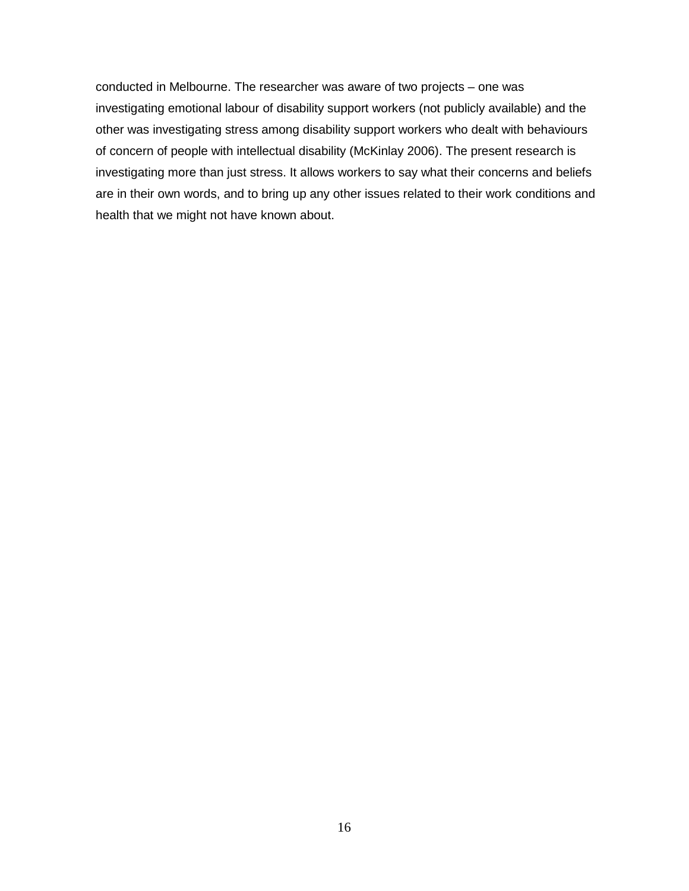conducted in Melbourne. The researcher was aware of two projects – one was investigating emotional labour of disability support workers (not publicly available) and the other was investigating stress among disability support workers who dealt with behaviours of concern of people with intellectual disability (McKinlay 2006). The present research is investigating more than just stress. It allows workers to say what their concerns and beliefs are in their own words, and to bring up any other issues related to their work conditions and health that we might not have known about.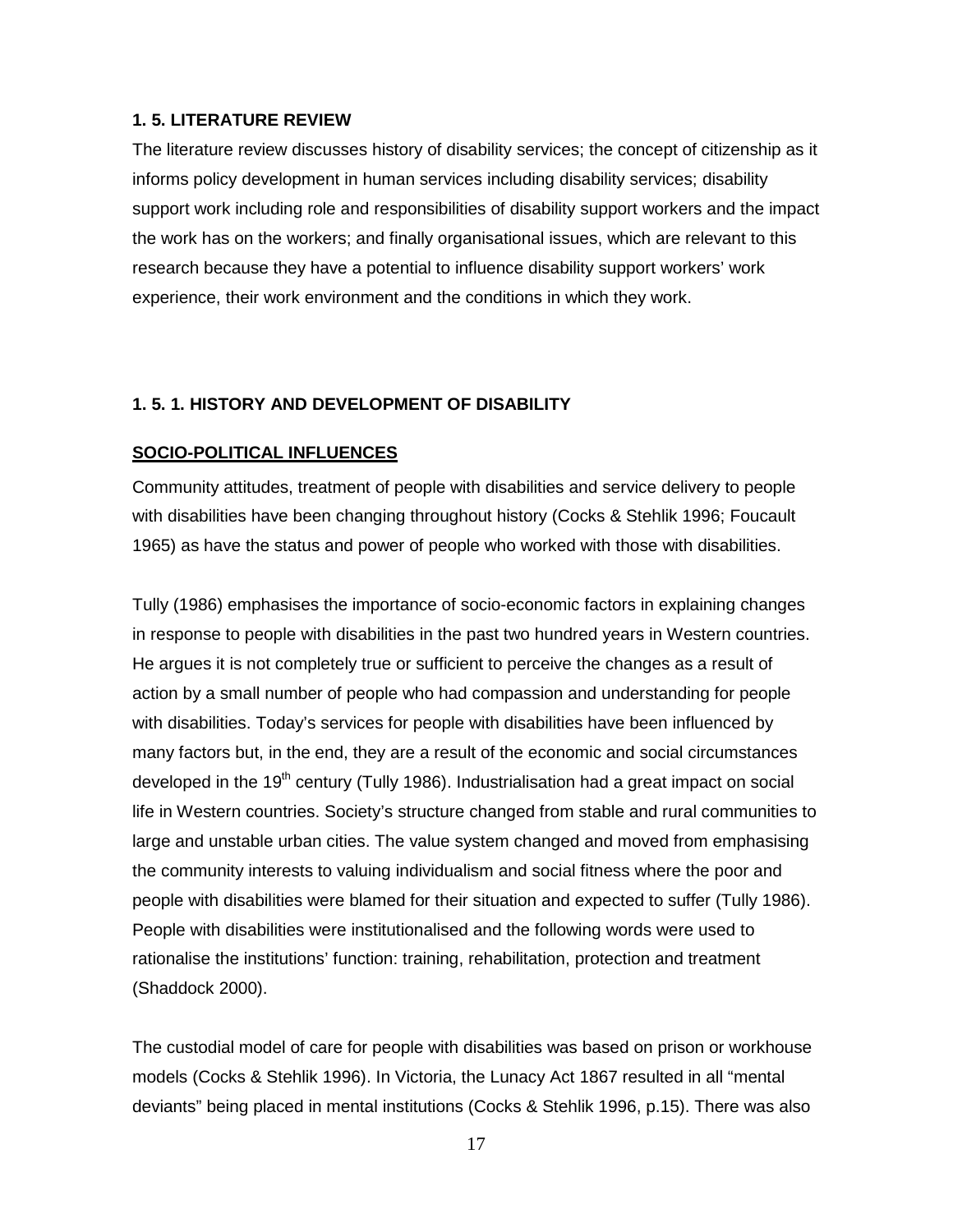## 1. 5. LITERATURE REVIEW

The literature review discusses history of disability services; the concept of citizenship as it informs policy development in human services including disability services; disability support work including role and responsibilities of disability support workers and the impact the work has on the workers; and finally organisational issues, which are relevant to this research because they have a potential to influence disability support workers' work experience, their work environment and the conditions in which they work.

### 1. 5. 1. HISTORY AND DEVELOPMENT OF DISABILITY

#### SOCIO-POLITICAL INFLUENCES

Community attitudes, treatment of people with disabilities and service delivery to people with disabilities have been changing throughout history (Cocks & Stehlik 1996; Foucault 1965) as have the status and power of people who worked with those with disabilities.

Tully (1986) emphasises the importance of socio-economic factors in explaining changes in response to people with disabilities in the past two hundred years in Western countries. He argues it is not completely true or sufficient to perceive the changes as a result of action by a small number of people who had compassion and understanding for people with disabilities. Today's services for people with disabilities have been influenced by many factors but, in the end, they are a result of the economic and social circumstances developed in the 19th century (Tully 1986). Industrialisation had a great impact on social life in Western countries. Society's structure changed from stable and rural communities to large and unstable urban cities. The value system changed and moved from emphasising the community interests to valuing individualism and social fitness where the poor and people with disabilities were blamed for their situation and expected to suffer (Tully 1986). People with disabilities were institutionalised and the following words were used to rationalise the institutions' function: training, rehabilitation, protection and treatment (Shaddock 2000).

The custodial model of care for people with disabilities was based on prison or workhouse models (Cocks & Stehlik 1996). In Victoria, the Lunacy Act 1867 resulted in all "mental deviants" being placed in mental institutions (Cocks & Stehlik 1996, p.15). There was also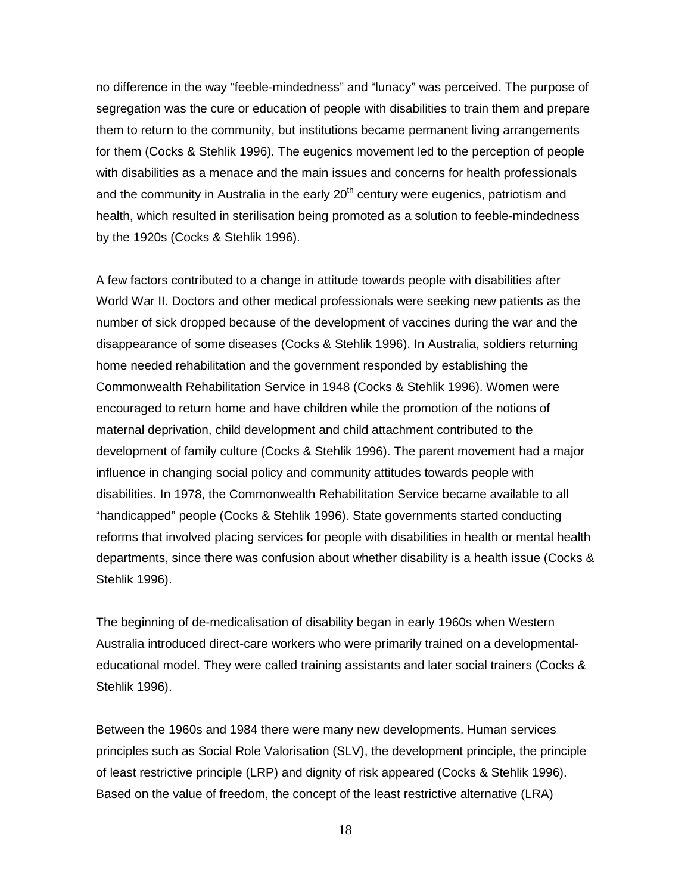no difference in the way "feeble-mindedness" and "lunacy" was perceived. The purpose of segregation was the cure or education of people with disabilities to train them and prepare them to return to the community, but institutions became permanent living arrangements for them (Cocks & Stehlik 1996). The eugenics movement led to the perception of people with disabilities as a menace and the main issues and concerns for health professionals and the community in Australia in the early 20th century were eugenics, patriotism and health, which resulted in sterilisation being promoted as a solution to feeble-mindedness by the 1920s (Cocks & Stehlik 1996).

A few factors contributed to a change in attitude towards people with disabilities after World War II. Doctors and other medical professionals were seeking new patients as the number of sick dropped because of the development of vaccines during the war and the disappearance of some diseases (Cocks & Stehlik 1996). In Australia, soldiers returning home needed rehabilitation and the government responded by establishing the Commonwealth Rehabilitation Service in 1948 (Cocks & Stehlik 1996). Women were encouraged to return home and have children while the promotion of the notions of maternal deprivation, child development and child attachment contributed to the development of family culture (Cocks & Stehlik 1996). The parent movement had a major influence in changing social policy and community attitudes towards people with disabilities. In 1978, the Commonwealth Rehabilitation Service became available to all "handicapped" people (Cocks & Stehlik 1996). State governments started conducting reforms that involved placing services for people with disabilities in health or mental health departments, since there was confusion about whether disability is a health issue (Cocks & Stehlik 1996).

The beginning of de-medicalisation of disability began in early 1960s when Western Australia introduced direct-care workers who were primarily trained on a developmental-educational model. They were called training assistants and later social trainers (Cocks & Stehlik 1996).

Between the 1960s and 1984 there were many new developments. Human services principles such as Social Role Valorisation (SLV), the development principle, the principle of least restrictive principle (LRP) and dignity of risk appeared (Cocks & Stehlik 1996). Based on the value of freedom, the concept of the least restrictive alternative (LRA)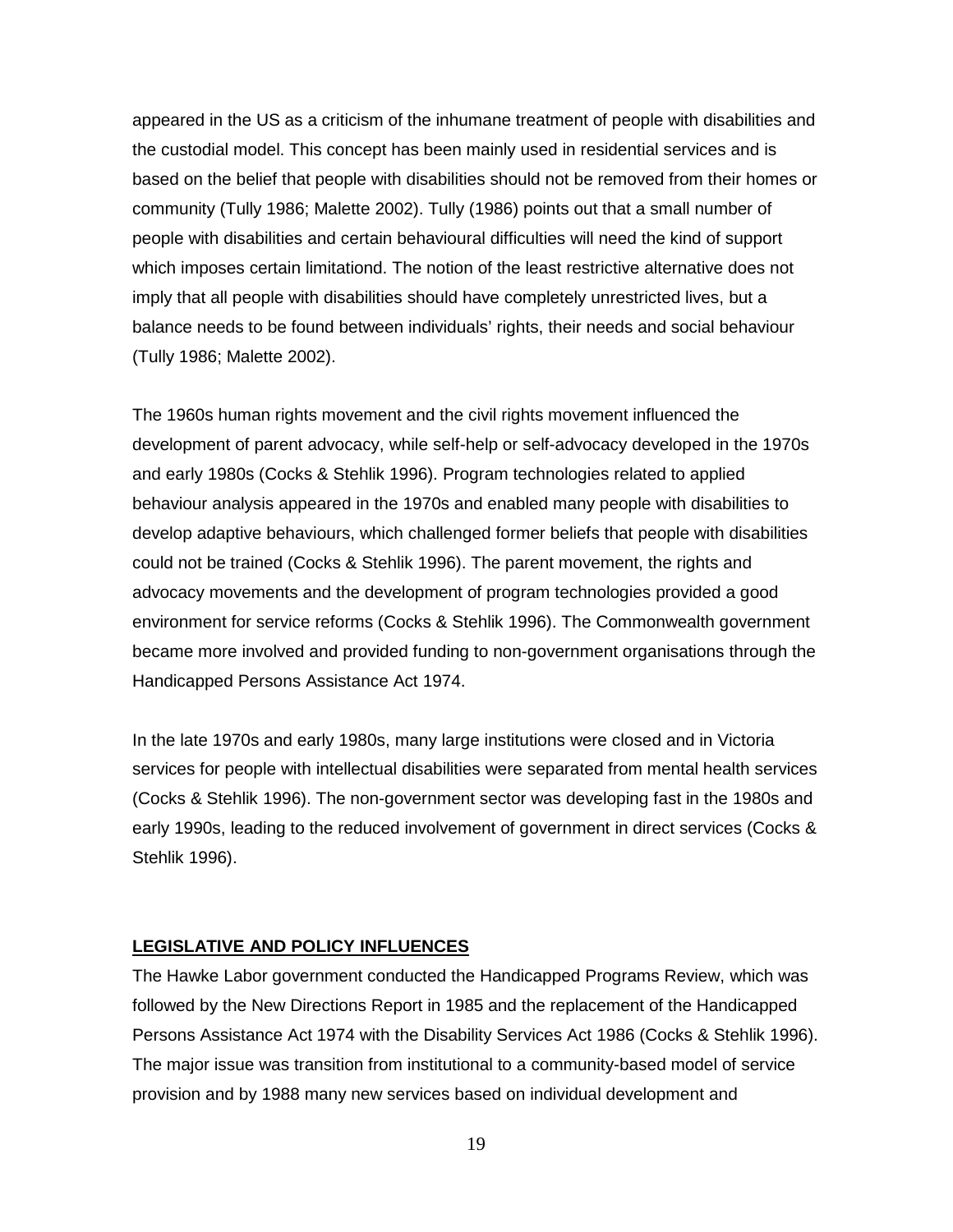appeared in the US as a criticism of the inhumane treatment of people with disabilities and the custodial model. This concept has been mainly used in residential services and is based on the belief that people with disabilities should not be removed from their homes or community (Tully 1986; Malette 2002). Tully (1986) points out that a small number of people with disabilities and certain behavioural difficulties will need the kind of support which imposes certain limitationd. The notion of the least restrictive alternative does not imply that all people with disabilities should have completely unrestricted lives, but a balance needs to be found between individuals' rights, their needs and social behaviour (Tully 1986; Malette 2002).

The 1960s human rights movement and the civil rights movement influenced the development of parent advocacy, while self-help or self-advocacy developed in the 1970s and early 1980s (Cocks & Stehlik 1996). Program technologies related to applied behaviour analysis appeared in the 1970s and enabled many people with disabilities to develop adaptive behaviours, which challenged former beliefs that people with disabilities could not be trained (Cocks & Stehlik 1996). The parent movement, the rights and advocacy movements and the development of program technologies provided a good environment for service reforms (Cocks & Stehlik 1996). The Commonwealth government became more involved and provided funding to non-government organisations through the Handicapped Persons Assistance Act 1974.

In the late 1970s and early 1980s, many large institutions were closed and in Victoria services for people with intellectual disabilities were separated from mental health services (Cocks & Stehlik 1996). The non-government sector was developing fast in the 1980s and early 1990s, leading to the reduced involvement of government in direct services (Cocks & Stehlik 1996).

## LEGISLATIVE AND POLICY INFLUENCES

The Hawke Labor government conducted the Handicapped Programs Review, which was followed by the New Directions Report in 1985 and the replacement of the Handicapped Persons Assistance Act 1974 with the Disability Services Act 1986 (Cocks & Stehlik 1996). The major issue was transition from institutional to a community-based model of service provision and by 1988 many new services based on individual development and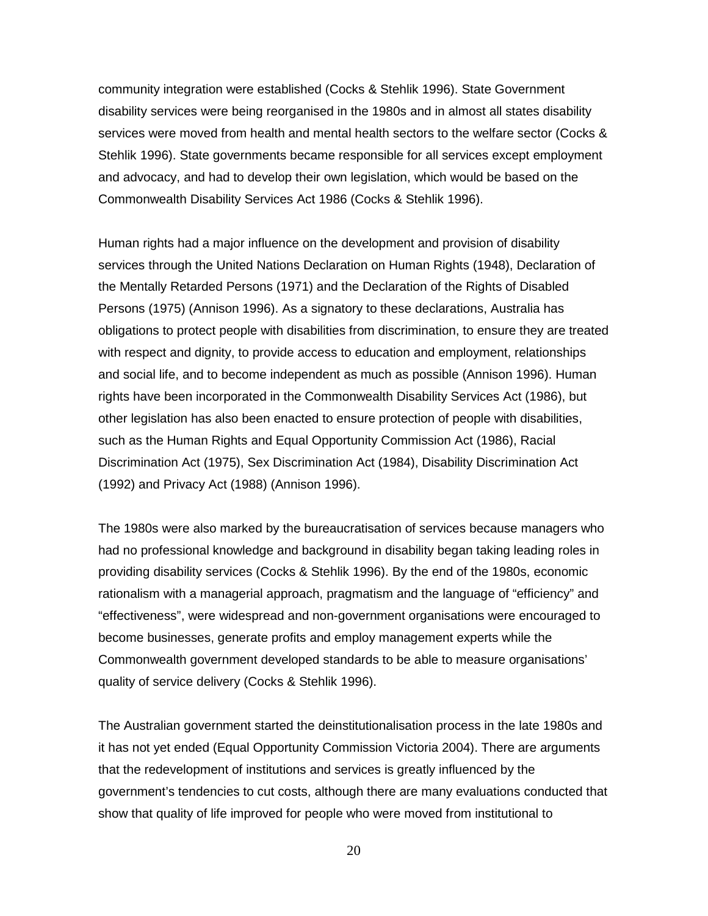community integration were established (Cocks & Stehlik 1996). State Government disability services were being reorganised in the 1980s and in almost all states disability services were moved from health and mental health sectors to the welfare sector (Cocks & Stehlik 1996). State governments became responsible for all services except employment and advocacy, and had to develop their own legislation, which would be based on the Commonwealth Disability Services Act 1986 (Cocks & Stehlik 1996).

Human rights had a major influence on the development and provision of disability services through the United Nations Declaration on Human Rights (1948), Declaration of the Mentally Retarded Persons (1971) and the Declaration of the Rights of Disabled Persons (1975) (Annison 1996). As a signatory to these declarations, Australia has obligations to protect people with disabilities from discrimination, to ensure they are treated with respect and dignity, to provide access to education and employment, relationships and social life, and to become independent as much as possible (Annison 1996). Human rights have been incorporated in the Commonwealth Disability Services Act (1986), but other legislation has also been enacted to ensure protection of people with disabilities, such as the Human Rights and Equal Opportunity Commission Act (1986), Racial Discrimination Act (1975), Sex Discrimination Act (1984), Disability Discrimination Act (1992) and Privacy Act (1988) (Annison 1996).

The 1980s were also marked by the bureaucratisation of services because managers who had no professional knowledge and background in disability began taking leading roles in providing disability services (Cocks & Stehlik 1996). By the end of the 1980s, economic rationalism with a managerial approach, pragmatism and the language of "efficiency" and "effectiveness", were widespread and non-government organisations were encouraged to become businesses, generate profits and employ management experts while the Commonwealth government developed standards to be able to measure organisations' quality of service delivery (Cocks & Stehlik 1996).

The Australian government started the deinstitutionalisation process in the late 1980s and it has not yet ended (Equal Opportunity Commission Victoria 2004). There are arguments that the redevelopment of institutions and services is greatly influenced by the government's tendencies to cut costs, although there are many evaluations conducted that show that quality of life improved for people who were moved from institutional to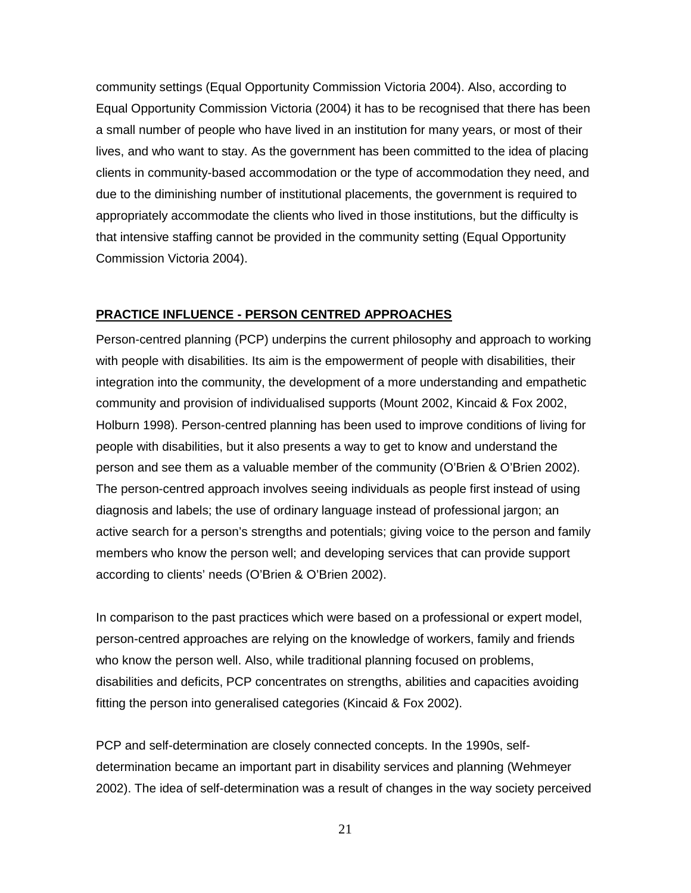community settings (Equal Opportunity Commission Victoria 2004). Also, according to Equal Opportunity Commission Victoria (2004) it has to be recognised that there has been a small number of people who have lived in an institution for many years, or most of their lives, and who want to stay. As the government has been committed to the idea of placing clients in community-based accommodation or the type of accommodation they need, and due to the diminishing number of institutional placements, the government is required to appropriately accommodate the clients who lived in those institutions, but the difficulty is that intensive staffing cannot be provided in the community setting (Equal Opportunity Commission Victoria 2004).

## PRACTICE INFLUENCE - PERSON CENTRED APPROACHES

Person-centred planning (PCP) underpins the current philosophy and approach to working with people with disabilities. Its aim is the empowerment of people with disabilities, their integration into the community, the development of a more understanding and empathetic community and provision of individualised supports (Mount 2002, Kincaid & Fox 2002, Holburn 1998). Person-centred planning has been used to improve conditions of living for people with disabilities, but it also presents a way to get to know and understand the person and see them as a valuable member of the community (O'Brien & O'Brien 2002). The person-centred approach involves seeing individuals as people first instead of using diagnosis and labels; the use of ordinary language instead of professional jargon; an active search for a person's strengths and potentials; giving voice to the person and family members who know the person well; and developing services that can provide support according to clients' needs (O'Brien & O'Brien 2002).

In comparison to the past practices which were based on a professional or expert model, person-centred approaches are relying on the knowledge of workers, family and friends who know the person well. Also, while traditional planning focused on problems, disabilities and deficits, PCP concentrates on strengths, abilities and capacities avoiding fitting the person into generalised categories (Kincaid & Fox 2002).

PCP and self-determination are closely connected concepts. In the 1990s, self-determination became an important part in disability services and planning (Wehmeyer 2002). The idea of self-determination was a result of changes in the way society perceived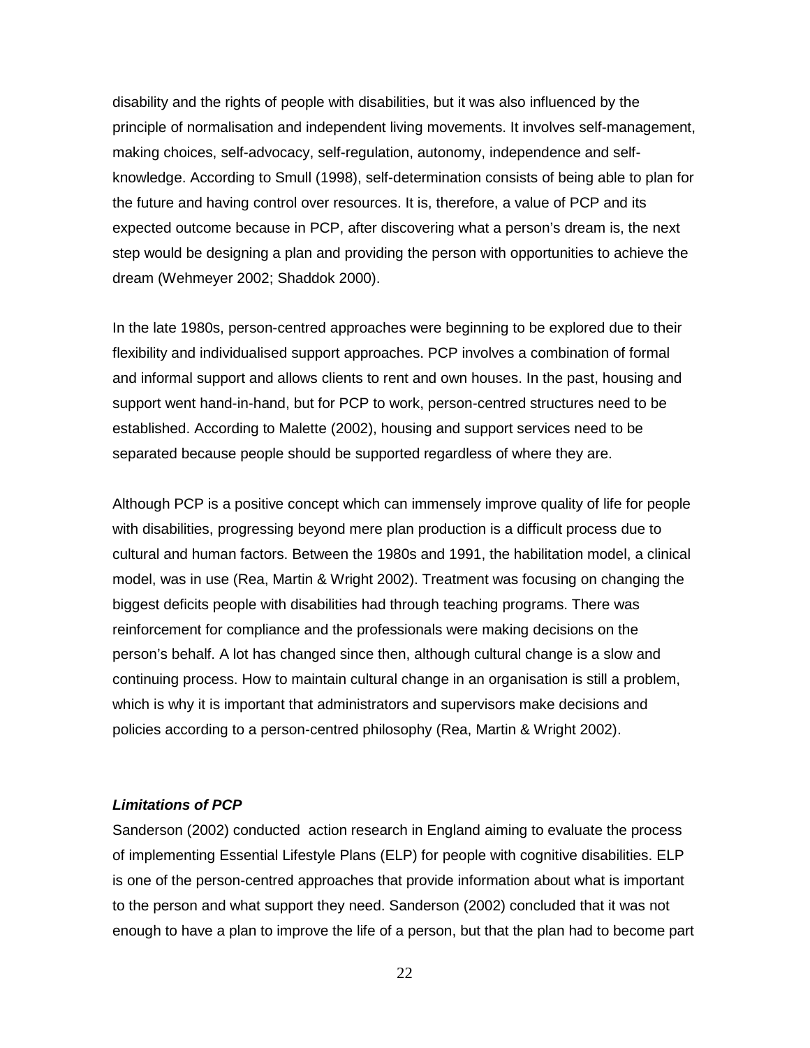disability and the rights of people with disabilities, but it was also influenced by the principle of normalisation and independent living movements. It involves self-management, making choices, self-advocacy, self-regulation, autonomy, independence and self-knowledge. According to Smull (1998), self-determination consists of being able to plan for the future and having control over resources. It is, therefore, a value of PCP and its expected outcome because in PCP, after discovering what a person's dream is, the next step would be designing a plan and providing the person with opportunities to achieve the dream (Wehmeyer 2002; Shaddok 2000).

In the late 1980s, person-centred approaches were beginning to be explored due to their flexibility and individualised support approaches. PCP involves a combination of formal and informal support and allows clients to rent and own houses. In the past, housing and support went hand-in-hand, but for PCP to work, person-centred structures need to be established. According to Malette (2002), housing and support services need to be separated because people should be supported regardless of where they are.

Although PCP is a positive concept which can immensely improve quality of life for people with disabilities, progressing beyond mere plan production is a difficult process due to cultural and human factors. Between the 1980s and 1991, the habilitation model, a clinical model, was in use (Rea, Martin & Wright 2002). Treatment was focusing on changing the biggest deficits people with disabilities had through teaching programs. There was reinforcement for compliance and the professionals were making decisions on the person's behalf. A lot has changed since then, although cultural change is a slow and continuing process. How to maintain cultural change in an organisation is still a problem, which is why it is important that administrators and supervisors make decisions and policies according to a person-centred philosophy (Rea, Martin & Wright 2002).

***Limitations of PCP***

Sanderson (2002) conducted action research in England aiming to evaluate the process of implementing Essential Lifestyle Plans (ELP) for people with cognitive disabilities. ELP is one of the person-centred approaches that provide information about what is important to the person and what support they need. Sanderson (2002) concluded that it was not enough to have a plan to improve the life of a person, but that the plan had to become part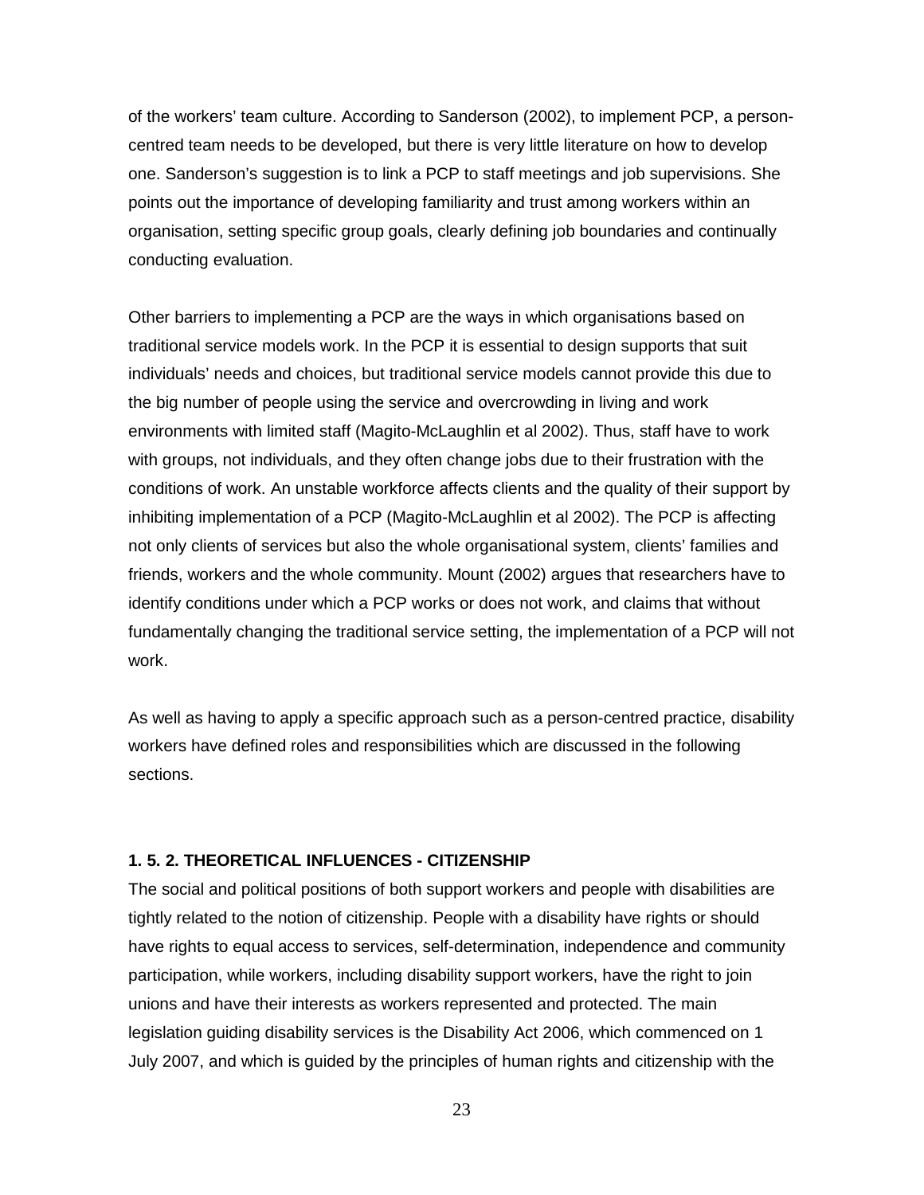of the workers' team culture. According to Sanderson (2002), to implement PCP, a person-centred team needs to be developed, but there is very little literature on how to develop one. Sanderson's suggestion is to link a PCP to staff meetings and job supervisions. She points out the importance of developing familiarity and trust among workers within an organisation, setting specific group goals, clearly defining job boundaries and continually conducting evaluation.

Other barriers to implementing a PCP are the ways in which organisations based on traditional service models work. In the PCP it is essential to design supports that suit individuals' needs and choices, but traditional service models cannot provide this due to the big number of people using the service and overcrowding in living and work environments with limited staff (Magito-McLaughlin et al 2002). Thus, staff have to work with groups, not individuals, and they often change jobs due to their frustration with the conditions of work. An unstable workforce affects clients and the quality of their support by inhibiting implementation of a PCP (Magito-McLaughlin et al 2002). The PCP is affecting not only clients of services but also the whole organisational system, clients' families and friends, workers and the whole community. Mount (2002) argues that researchers have to identify conditions under which a PCP works or does not work, and claims that without fundamentally changing the traditional service setting, the implementation of a PCP will not work.

As well as having to apply a specific approach such as a person-centred practice, disability workers have defined roles and responsibilities which are discussed in the following sections.

### 1. 5. 2. THEORETICAL INFLUENCES - CITIZENSHIP

The social and political positions of both support workers and people with disabilities are tightly related to the notion of citizenship. People with a disability have rights or should have rights to equal access to services, self-determination, independence and community participation, while workers, including disability support workers, have the right to join unions and have their interests as workers represented and protected. The main legislation guiding disability services is the Disability Act 2006, which commenced on 1 July 2007, and which is guided by the principles of human rights and citizenship with the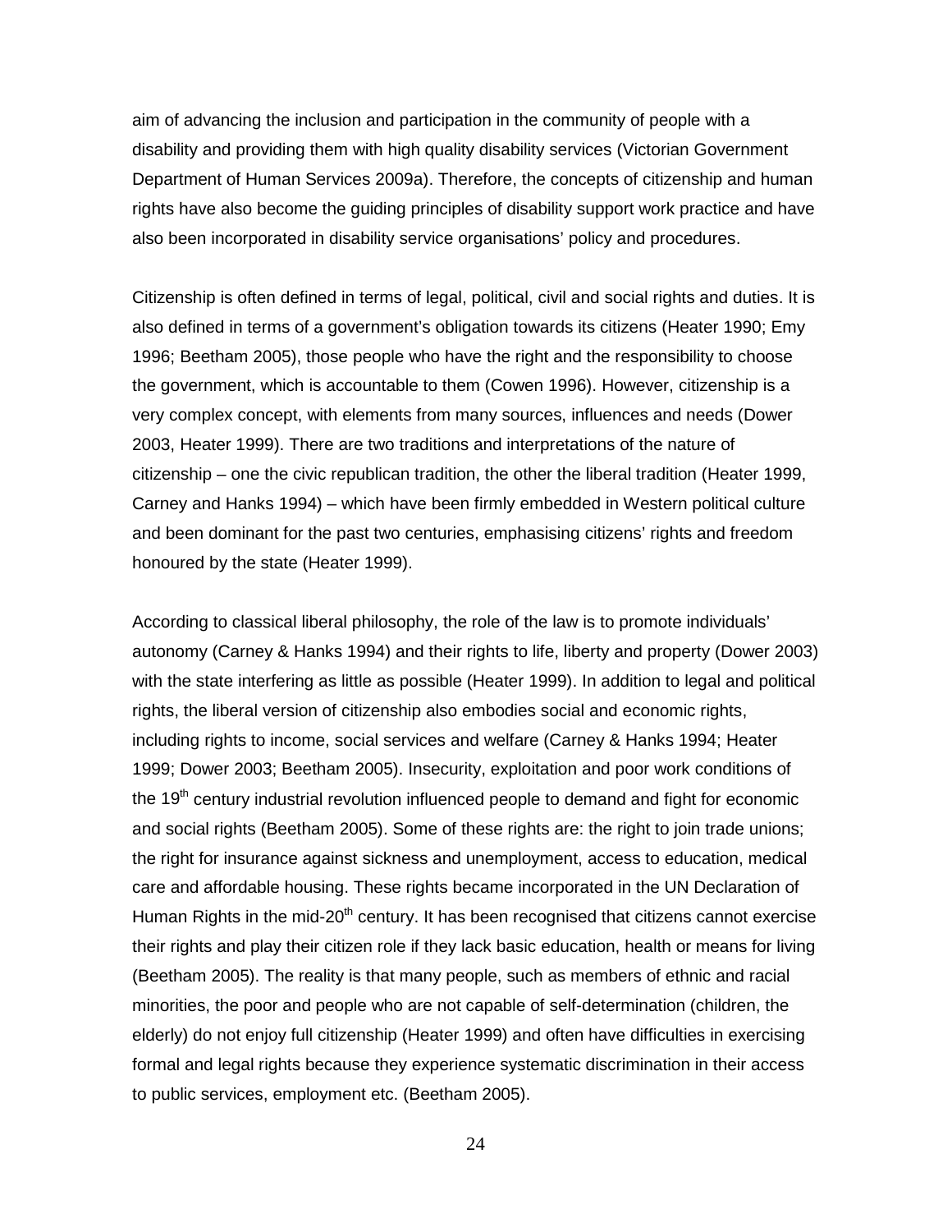aim of advancing the inclusion and participation in the community of people with a disability and providing them with high quality disability services (Victorian Government Department of Human Services 2009a). Therefore, the concepts of citizenship and human rights have also become the guiding principles of disability support work practice and have also been incorporated in disability service organisations' policy and procedures.

Citizenship is often defined in terms of legal, political, civil and social rights and duties. It is also defined in terms of a government's obligation towards its citizens (Heater 1990; Emy 1996; Beetham 2005), those people who have the right and the responsibility to choose the government, which is accountable to them (Cowen 1996). However, citizenship is a very complex concept, with elements from many sources, influences and needs (Dower 2003, Heater 1999). There are two traditions and interpretations of the nature of citizenship – one the civic republican tradition, the other the liberal tradition (Heater 1999, Carney and Hanks 1994) – which have been firmly embedded in Western political culture and been dominant for the past two centuries, emphasising citizens' rights and freedom honoured by the state (Heater 1999).

According to classical liberal philosophy, the role of the law is to promote individuals' autonomy (Carney & Hanks 1994) and their rights to life, liberty and property (Dower 2003) with the state interfering as little as possible (Heater 1999). In addition to legal and political rights, the liberal version of citizenship also embodies social and economic rights, including rights to income, social services and welfare (Carney & Hanks 1994; Heater 1999; Dower 2003; Beetham 2005). Insecurity, exploitation and poor work conditions of the 19th century industrial revolution influenced people to demand and fight for economic and social rights (Beetham 2005). Some of these rights are: the right to join trade unions; the right for insurance against sickness and unemployment, access to education, medical care and affordable housing. These rights became incorporated in the UN Declaration of Human Rights in the mid-20th century. It has been recognised that citizens cannot exercise their rights and play their citizen role if they lack basic education, health or means for living (Beetham 2005). The reality is that many people, such as members of ethnic and racial minorities, the poor and people who are not capable of self-determination (children, the elderly) do not enjoy full citizenship (Heater 1999) and often have difficulties in exercising formal and legal rights because they experience systematic discrimination in their access to public services, employment etc. (Beetham 2005).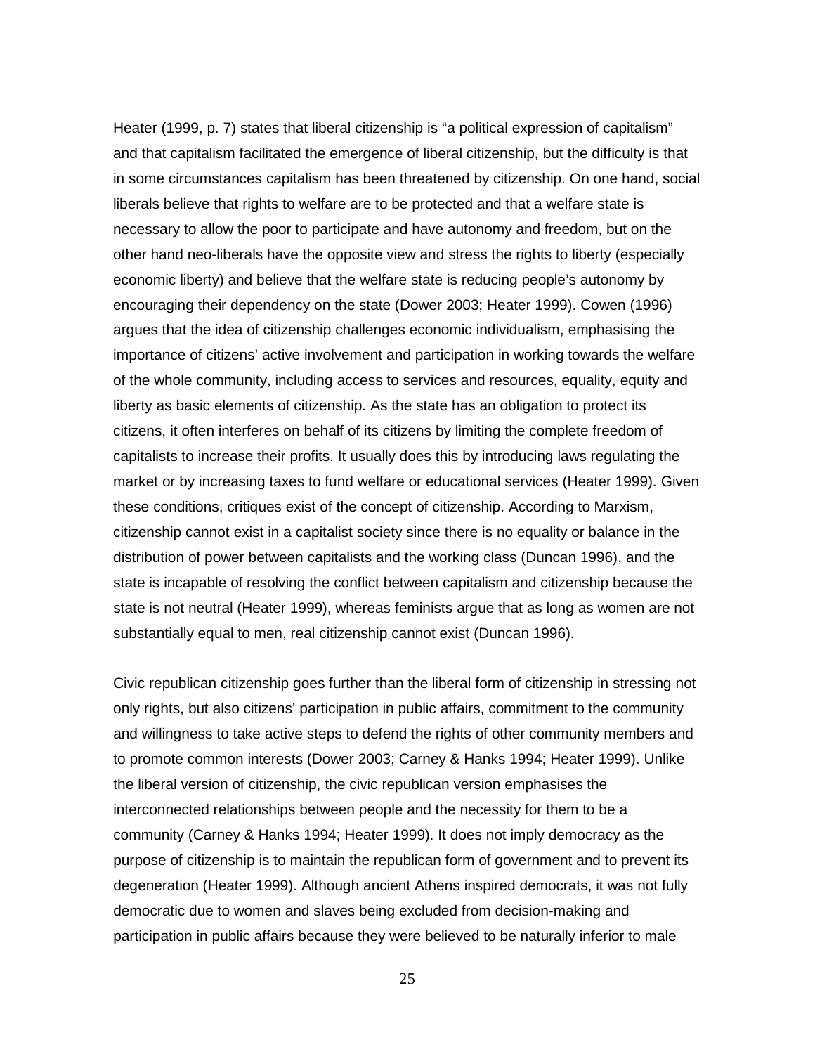Heater (1999, p. 7) states that liberal citizenship is “a political expression of capitalism” and that capitalism facilitated the emergence of liberal citizenship, but the difficulty is that in some circumstances capitalism has been threatened by citizenship. On one hand, social liberals believe that rights to welfare are to be protected and that a welfare state is necessary to allow the poor to participate and have autonomy and freedom, but on the other hand neo-liberals have the opposite view and stress the rights to liberty (especially economic liberty) and believe that the welfare state is reducing people’s autonomy by encouraging their dependency on the state (Dower 2003; Heater 1999). Cowen (1996) argues that the idea of citizenship challenges economic individualism, emphasising the importance of citizens’ active involvement and participation in working towards the welfare of the whole community, including access to services and resources, equality, equity and liberty as basic elements of citizenship. As the state has an obligation to protect its citizens, it often interferes on behalf of its citizens by limiting the complete freedom of capitalists to increase their profits. It usually does this by introducing laws regulating the market or by increasing taxes to fund welfare or educational services (Heater 1999). Given these conditions, critiques exist of the concept of citizenship. According to Marxism, citizenship cannot exist in a capitalist society since there is no equality or balance in the distribution of power between capitalists and the working class (Duncan 1996), and the state is incapable of resolving the conflict between capitalism and citizenship because the state is not neutral (Heater 1999), whereas feminists argue that as long as women are not substantially equal to men, real citizenship cannot exist (Duncan 1996).

Civic republican citizenship goes further than the liberal form of citizenship in stressing not only rights, but also citizens’ participation in public affairs, commitment to the community and willingness to take active steps to defend the rights of other community members and to promote common interests (Dower 2003; Carney & Hanks 1994; Heater 1999). Unlike the liberal version of citizenship, the civic republican version emphasises the interconnected relationships between people and the necessity for them to be a community (Carney & Hanks 1994; Heater 1999). It does not imply democracy as the purpose of citizenship is to maintain the republican form of government and to prevent its degeneration (Heater 1999). Although ancient Athens inspired democrats, it was not fully democratic due to women and slaves being excluded from decision-making and participation in public affairs because they were believed to be naturally inferior to male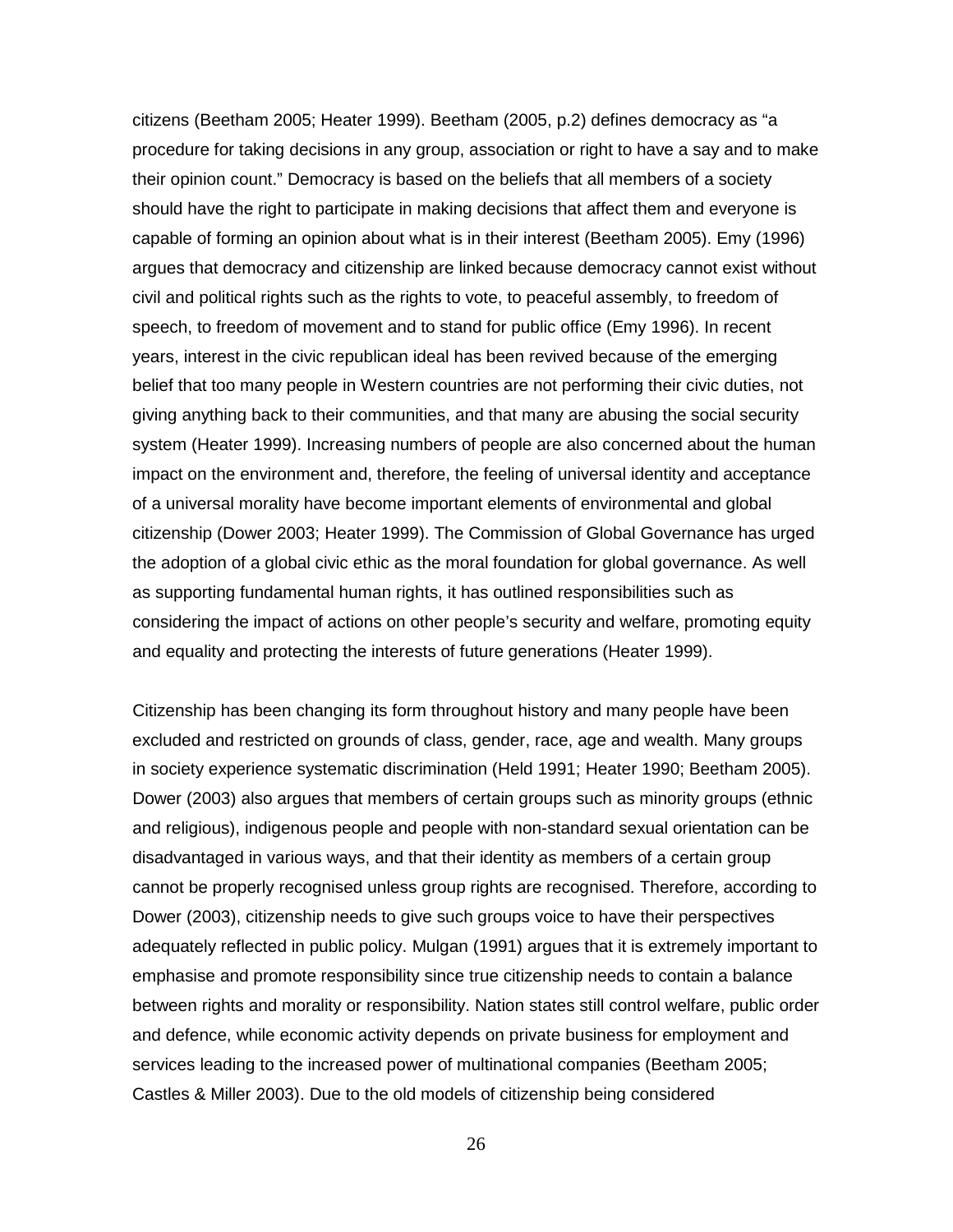citizens (Beetham 2005; Heater 1999). Beetham (2005, p.2) defines democracy as "a procedure for taking decisions in any group, association or right to have a say and to make their opinion count." Democracy is based on the beliefs that all members of a society should have the right to participate in making decisions that affect them and everyone is capable of forming an opinion about what is in their interest (Beetham 2005). Emy (1996) argues that democracy and citizenship are linked because democracy cannot exist without civil and political rights such as the rights to vote, to peaceful assembly, to freedom of speech, to freedom of movement and to stand for public office (Emy 1996). In recent years, interest in the civic republican ideal has been revived because of the emerging belief that too many people in Western countries are not performing their civic duties, not giving anything back to their communities, and that many are abusing the social security system (Heater 1999). Increasing numbers of people are also concerned about the human impact on the environment and, therefore, the feeling of universal identity and acceptance of a universal morality have become important elements of environmental and global citizenship (Dower 2003; Heater 1999). The Commission of Global Governance has urged the adoption of a global civic ethic as the moral foundation for global governance. As well as supporting fundamental human rights, it has outlined responsibilities such as considering the impact of actions on other people's security and welfare, promoting equity and equality and protecting the interests of future generations (Heater 1999).

Citizenship has been changing its form throughout history and many people have been excluded and restricted on grounds of class, gender, race, age and wealth. Many groups in society experience systematic discrimination (Held 1991; Heater 1990; Beetham 2005). Dower (2003) also argues that members of certain groups such as minority groups (ethnic and religious), indigenous people and people with non-standard sexual orientation can be disadvantaged in various ways, and that their identity as members of a certain group cannot be properly recognised unless group rights are recognised. Therefore, according to Dower (2003), citizenship needs to give such groups voice to have their perspectives adequately reflected in public policy. Mulgan (1991) argues that it is extremely important to emphasise and promote responsibility since true citizenship needs to contain a balance between rights and morality or responsibility. Nation states still control welfare, public order and defence, while economic activity depends on private business for employment and services leading to the increased power of multinational companies (Beetham 2005; Castles & Miller 2003). Due to the old models of citizenship being considered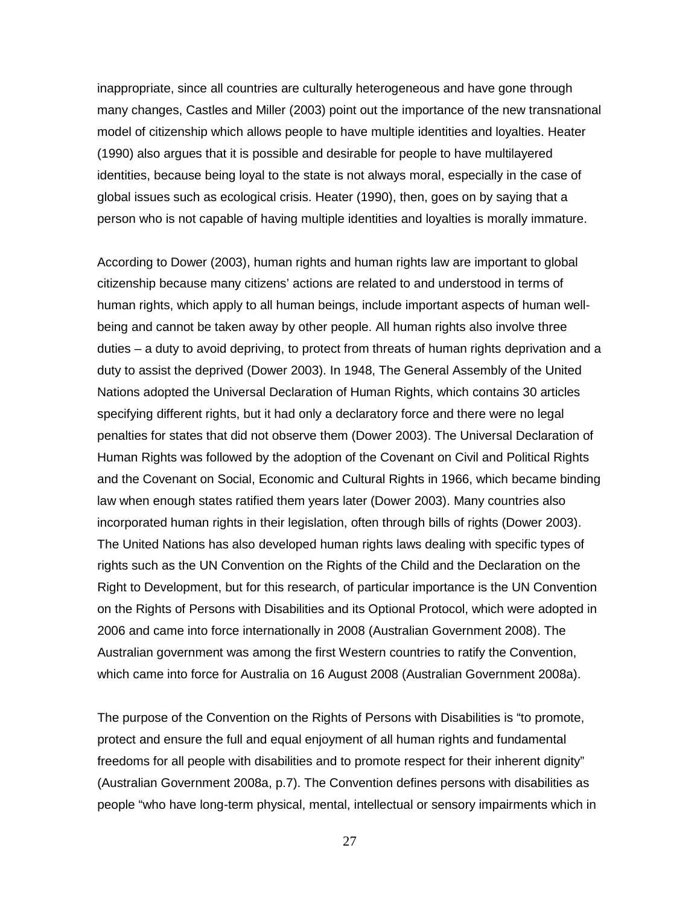inappropriate, since all countries are culturally heterogeneous and have gone through many changes, Castles and Miller (2003) point out the importance of the new transnational model of citizenship which allows people to have multiple identities and loyalties. Heater (1990) also argues that it is possible and desirable for people to have multilayered identities, because being loyal to the state is not always moral, especially in the case of global issues such as ecological crisis. Heater (1990), then, goes on by saying that a person who is not capable of having multiple identities and loyalties is morally immature.

According to Dower (2003), human rights and human rights law are important to global citizenship because many citizens' actions are related to and understood in terms of human rights, which apply to all human beings, include important aspects of human well-being and cannot be taken away by other people. All human rights also involve three duties – a duty to avoid depriving, to protect from threats of human rights deprivation and a duty to assist the deprived (Dower 2003). In 1948, The General Assembly of the United Nations adopted the Universal Declaration of Human Rights, which contains 30 articles specifying different rights, but it had only a declaratory force and there were no legal penalties for states that did not observe them (Dower 2003). The Universal Declaration of Human Rights was followed by the adoption of the Covenant on Civil and Political Rights and the Covenant on Social, Economic and Cultural Rights in 1966, which became binding law when enough states ratified them years later (Dower 2003). Many countries also incorporated human rights in their legislation, often through bills of rights (Dower 2003). The United Nations has also developed human rights laws dealing with specific types of rights such as the UN Convention on the Rights of the Child and the Declaration on the Right to Development, but for this research, of particular importance is the UN Convention on the Rights of Persons with Disabilities and its Optional Protocol, which were adopted in 2006 and came into force internationally in 2008 (Australian Government 2008). The Australian government was among the first Western countries to ratify the Convention, which came into force for Australia on 16 August 2008 (Australian Government 2008a).

The purpose of the Convention on the Rights of Persons with Disabilities is "to promote, protect and ensure the full and equal enjoyment of all human rights and fundamental freedoms for all people with disabilities and to promote respect for their inherent dignity" (Australian Government 2008a, p.7). The Convention defines persons with disabilities as people "who have long-term physical, mental, intellectual or sensory impairments which in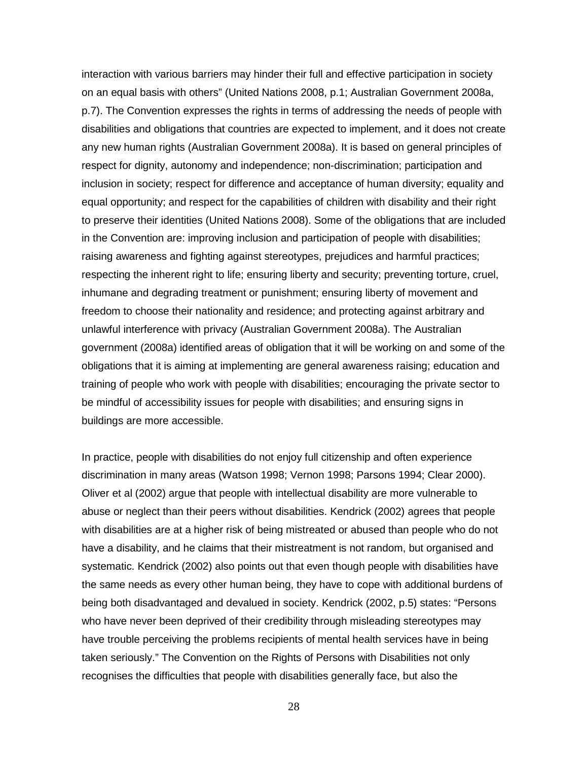interaction with various barriers may hinder their full and effective participation in society on an equal basis with others" (United Nations 2008, p.1; Australian Government 2008a, p.7). The Convention expresses the rights in terms of addressing the needs of people with disabilities and obligations that countries are expected to implement, and it does not create any new human rights (Australian Government 2008a). It is based on general principles of respect for dignity, autonomy and independence; non-discrimination; participation and inclusion in society; respect for difference and acceptance of human diversity; equality and equal opportunity; and respect for the capabilities of children with disability and their right to preserve their identities (United Nations 2008). Some of the obligations that are included in the Convention are: improving inclusion and participation of people with disabilities; raising awareness and fighting against stereotypes, prejudices and harmful practices; respecting the inherent right to life; ensuring liberty and security; preventing torture, cruel, inhumane and degrading treatment or punishment; ensuring liberty of movement and freedom to choose their nationality and residence; and protecting against arbitrary and unlawful interference with privacy (Australian Government 2008a). The Australian government (2008a) identified areas of obligation that it will be working on and some of the obligations that it is aiming at implementing are general awareness raising; education and training of people who work with people with disabilities; encouraging the private sector to be mindful of accessibility issues for people with disabilities; and ensuring signs in buildings are more accessible.

In practice, people with disabilities do not enjoy full citizenship and often experience discrimination in many areas (Watson 1998; Vernon 1998; Parsons 1994; Clear 2000). Oliver et al (2002) argue that people with intellectual disability are more vulnerable to abuse or neglect than their peers without disabilities. Kendrick (2002) agrees that people with disabilities are at a higher risk of being mistreated or abused than people who do not have a disability, and he claims that their mistreatment is not random, but organised and systematic. Kendrick (2002) also points out that even though people with disabilities have the same needs as every other human being, they have to cope with additional burdens of being both disadvantaged and devalued in society. Kendrick (2002, p.5) states: "Persons who have never been deprived of their credibility through misleading stereotypes may have trouble perceiving the problems recipients of mental health services have in being taken seriously." The Convention on the Rights of Persons with Disabilities not only recognises the difficulties that people with disabilities generally face, but also the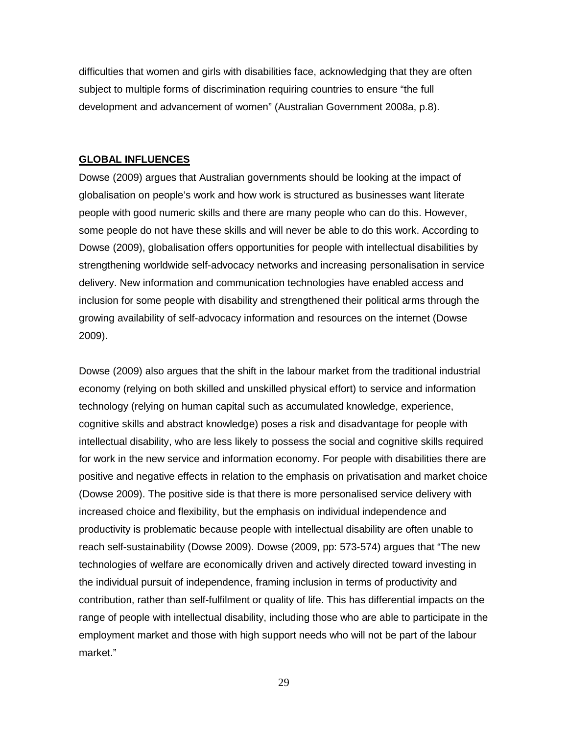difficulties that women and girls with disabilities face, acknowledging that they are often subject to multiple forms of discrimination requiring countries to ensure "the full development and advancement of women" (Australian Government 2008a, p.8).

## GLOBAL INFLUENCES

Dowse (2009) argues that Australian governments should be looking at the impact of globalisation on people's work and how work is structured as businesses want literate people with good numeric skills and there are many people who can do this. However, some people do not have these skills and will never be able to do this work. According to Dowse (2009), globalisation offers opportunities for people with intellectual disabilities by strengthening worldwide self-advocacy networks and increasing personalisation in service delivery. New information and communication technologies have enabled access and inclusion for some people with disability and strengthened their political arms through the growing availability of self-advocacy information and resources on the internet (Dowse 2009).

Dowse (2009) also argues that the shift in the labour market from the traditional industrial economy (relying on both skilled and unskilled physical effort) to service and information technology (relying on human capital such as accumulated knowledge, experience, cognitive skills and abstract knowledge) poses a risk and disadvantage for people with intellectual disability, who are less likely to possess the social and cognitive skills required for work in the new service and information economy. For people with disabilities there are positive and negative effects in relation to the emphasis on privatisation and market choice (Dowse 2009). The positive side is that there is more personalised service delivery with increased choice and flexibility, but the emphasis on individual independence and productivity is problematic because people with intellectual disability are often unable to reach self-sustainability (Dowse 2009). Dowse (2009, pp: 573-574) argues that "The new technologies of welfare are economically driven and actively directed toward investing in the individual pursuit of independence, framing inclusion in terms of productivity and contribution, rather than self-fulfilment or quality of life. This has differential impacts on the range of people with intellectual disability, including those who are able to participate in the employment market and those with high support needs who will not be part of the labour market."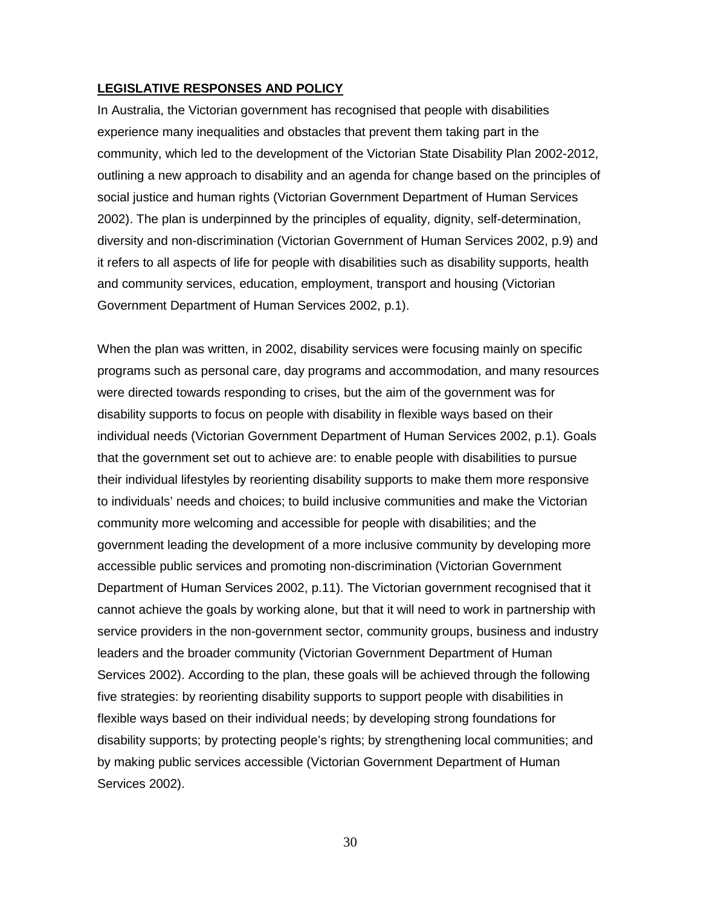## LEGISLATIVE RESPONSES AND POLICY

In Australia, the Victorian government has recognised that people with disabilities experience many inequalities and obstacles that prevent them taking part in the community, which led to the development of the Victorian State Disability Plan 2002-2012, outlining a new approach to disability and an agenda for change based on the principles of social justice and human rights (Victorian Government Department of Human Services 2002). The plan is underpinned by the principles of equality, dignity, self-determination, diversity and non-discrimination (Victorian Government of Human Services 2002, p.9) and it refers to all aspects of life for people with disabilities such as disability supports, health and community services, education, employment, transport and housing (Victorian Government Department of Human Services 2002, p.1).

When the plan was written, in 2002, disability services were focusing mainly on specific programs such as personal care, day programs and accommodation, and many resources were directed towards responding to crises, but the aim of the government was for disability supports to focus on people with disability in flexible ways based on their individual needs (Victorian Government Department of Human Services 2002, p.1). Goals that the government set out to achieve are: to enable people with disabilities to pursue their individual lifestyles by reorienting disability supports to make them more responsive to individuals' needs and choices; to build inclusive communities and make the Victorian community more welcoming and accessible for people with disabilities; and the government leading the development of a more inclusive community by developing more accessible public services and promoting non-discrimination (Victorian Government Department of Human Services 2002, p.11). The Victorian government recognised that it cannot achieve the goals by working alone, but that it will need to work in partnership with service providers in the non-government sector, community groups, business and industry leaders and the broader community (Victorian Government Department of Human Services 2002). According to the plan, these goals will be achieved through the following five strategies: by reorienting disability supports to support people with disabilities in flexible ways based on their individual needs; by developing strong foundations for disability supports; by protecting people's rights; by strengthening local communities; and by making public services accessible (Victorian Government Department of Human Services 2002).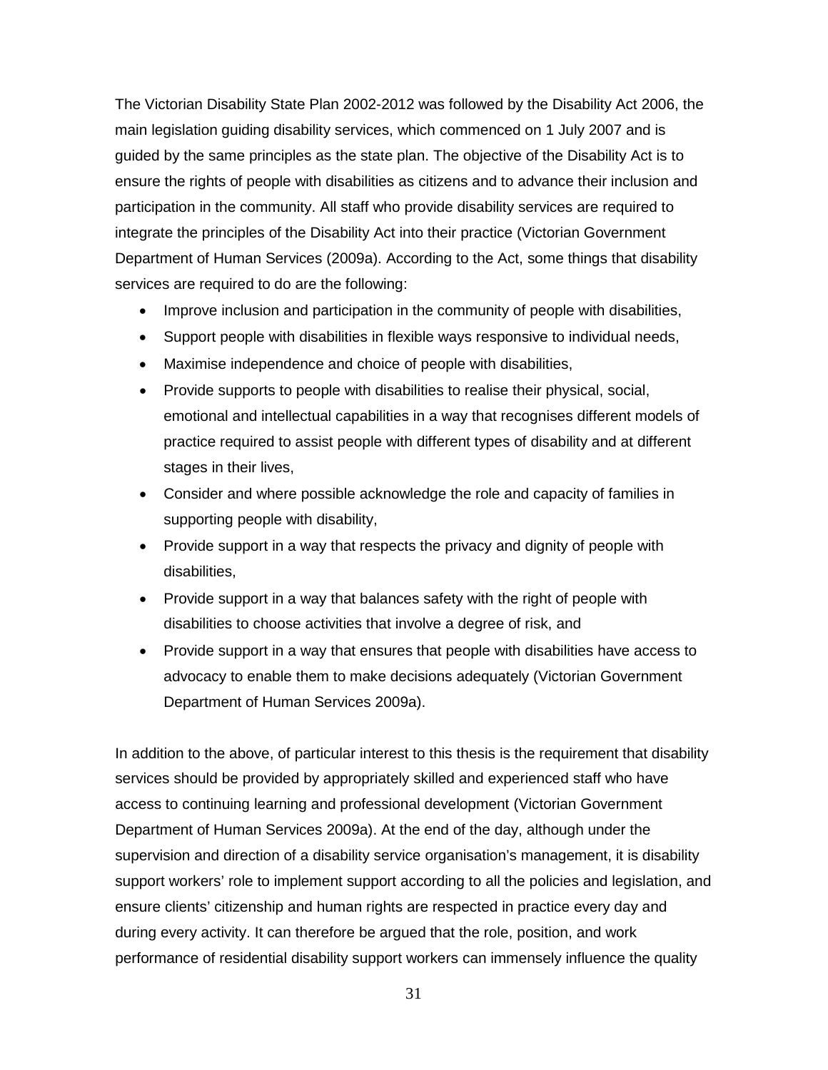The Victorian Disability State Plan 2002-2012 was followed by the Disability Act 2006, the main legislation guiding disability services, which commenced on 1 July 2007 and is guided by the same principles as the state plan. The objective of the Disability Act is to ensure the rights of people with disabilities as citizens and to advance their inclusion and participation in the community. All staff who provide disability services are required to integrate the principles of the Disability Act into their practice (Victorian Government Department of Human Services (2009a). According to the Act, some things that disability services are required to do are the following:

- Improve inclusion and participation in the community of people with disabilities,
- Support people with disabilities in flexible ways responsive to individual needs,
- Maximise independence and choice of people with disabilities,
- Provide supports to people with disabilities to realise their physical, social, emotional and intellectual capabilities in a way that recognises different models of practice required to assist people with different types of disability and at different stages in their lives,
- Consider and where possible acknowledge the role and capacity of families in supporting people with disability,
- Provide support in a way that respects the privacy and dignity of people with disabilities,
- Provide support in a way that balances safety with the right of people with disabilities to choose activities that involve a degree of risk, and
- Provide support in a way that ensures that people with disabilities have access to advocacy to enable them to make decisions adequately (Victorian Government Department of Human Services 2009a).

In addition to the above, of particular interest to this thesis is the requirement that disability services should be provided by appropriately skilled and experienced staff who have access to continuing learning and professional development (Victorian Government Department of Human Services 2009a). At the end of the day, although under the supervision and direction of a disability service organisation's management, it is disability support workers' role to implement support according to all the policies and legislation, and ensure clients' citizenship and human rights are respected in practice every day and during every activity. It can therefore be argued that the role, position, and work performance of residential disability support workers can immensely influence the quality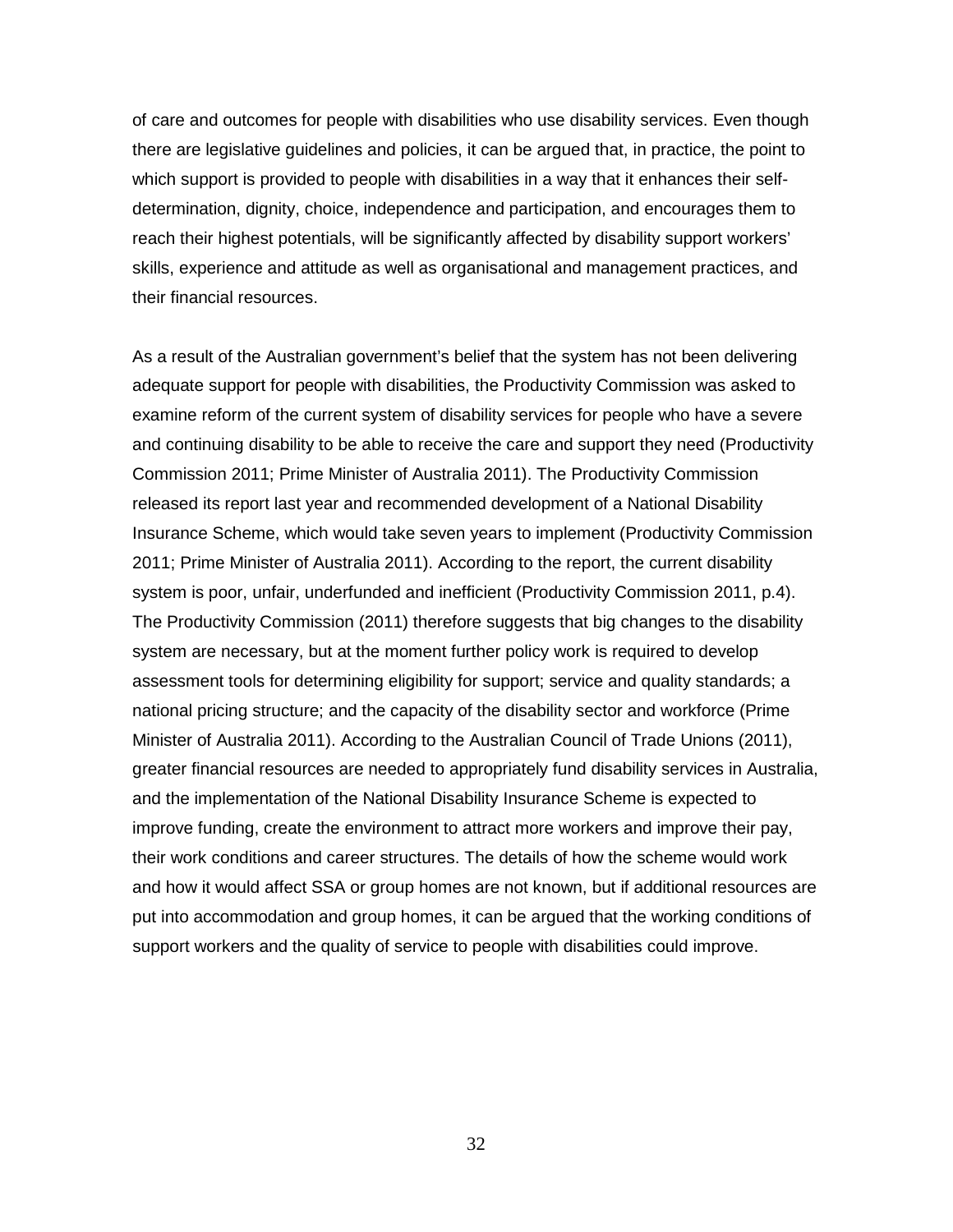of care and outcomes for people with disabilities who use disability services. Even though there are legislative guidelines and policies, it can be argued that, in practice, the point to which support is provided to people with disabilities in a way that it enhances their self-determination, dignity, choice, independence and participation, and encourages them to reach their highest potentials, will be significantly affected by disability support workers' skills, experience and attitude as well as organisational and management practices, and their financial resources.

As a result of the Australian government's belief that the system has not been delivering adequate support for people with disabilities, the Productivity Commission was asked to examine reform of the current system of disability services for people who have a severe and continuing disability to be able to receive the care and support they need (Productivity Commission 2011; Prime Minister of Australia 2011). The Productivity Commission released its report last year and recommended development of a National Disability Insurance Scheme, which would take seven years to implement (Productivity Commission 2011; Prime Minister of Australia 2011). According to the report, the current disability system is poor, unfair, underfunded and inefficient (Productivity Commission 2011, p.4). The Productivity Commission (2011) therefore suggests that big changes to the disability system are necessary, but at the moment further policy work is required to develop assessment tools for determining eligibility for support; service and quality standards; a national pricing structure; and the capacity of the disability sector and workforce (Prime Minister of Australia 2011). According to the Australian Council of Trade Unions (2011), greater financial resources are needed to appropriately fund disability services in Australia, and the implementation of the National Disability Insurance Scheme is expected to improve funding, create the environment to attract more workers and improve their pay, their work conditions and career structures. The details of how the scheme would work and how it would affect SSA or group homes are not known, but if additional resources are put into accommodation and group homes, it can be argued that the working conditions of support workers and the quality of service to people with disabilities could improve.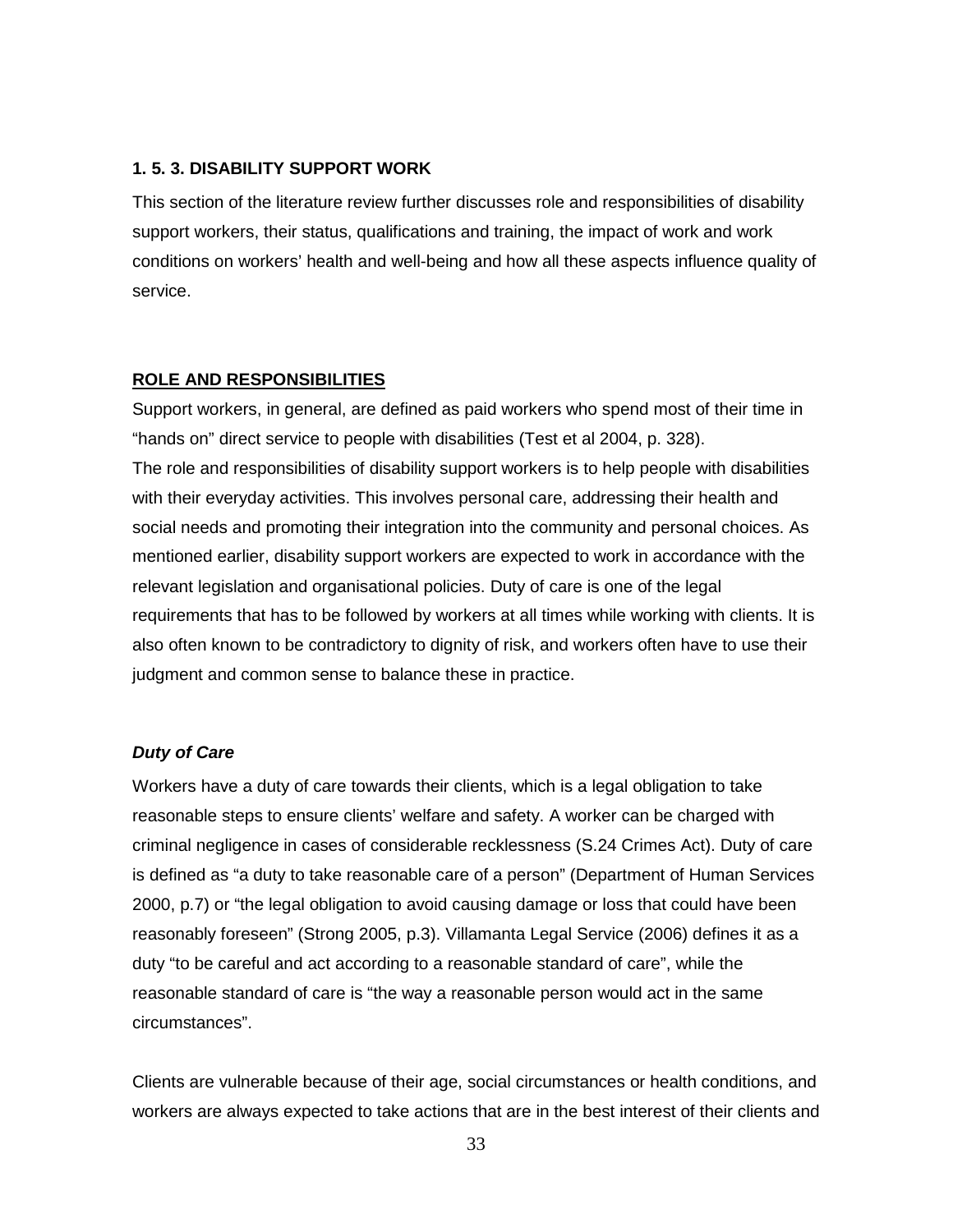### 1. 5. 3. DISABILITY SUPPORT WORK

This section of the literature review further discusses role and responsibilities of disability support workers, their status, qualifications and training, the impact of work and work conditions on workers' health and well-being and how all these aspects influence quality of service.

#### ROLE AND RESPONSIBILITIES

Support workers, in general, are defined as paid workers who spend most of their time in "hands on" direct service to people with disabilities (Test et al 2004, p. 328).

The role and responsibilities of disability support workers is to help people with disabilities with their everyday activities. This involves personal care, addressing their health and social needs and promoting their integration into the community and personal choices. As mentioned earlier, disability support workers are expected to work in accordance with the relevant legislation and organisational policies. Duty of care is one of the legal requirements that has to be followed by workers at all times while working with clients. It is also often known to be contradictory to dignity of risk, and workers often have to use their judgment and common sense to balance these in practice.

##### *Duty of Care*

Workers have a duty of care towards their clients, which is a legal obligation to take reasonable steps to ensure clients' welfare and safety. A worker can be charged with criminal negligence in cases of considerable recklessness (S.24 Crimes Act). Duty of care is defined as "a duty to take reasonable care of a person" (Department of Human Services 2000, p.7) or "the legal obligation to avoid causing damage or loss that could have been reasonably foreseen" (Strong 2005, p.3). Villamanta Legal Service (2006) defines it as a duty "to be careful and act according to a reasonable standard of care", while the reasonable standard of care is "the way a reasonable person would act in the same circumstances".

Clients are vulnerable because of their age, social circumstances or health conditions, and workers are always expected to take actions that are in the best interest of their clients and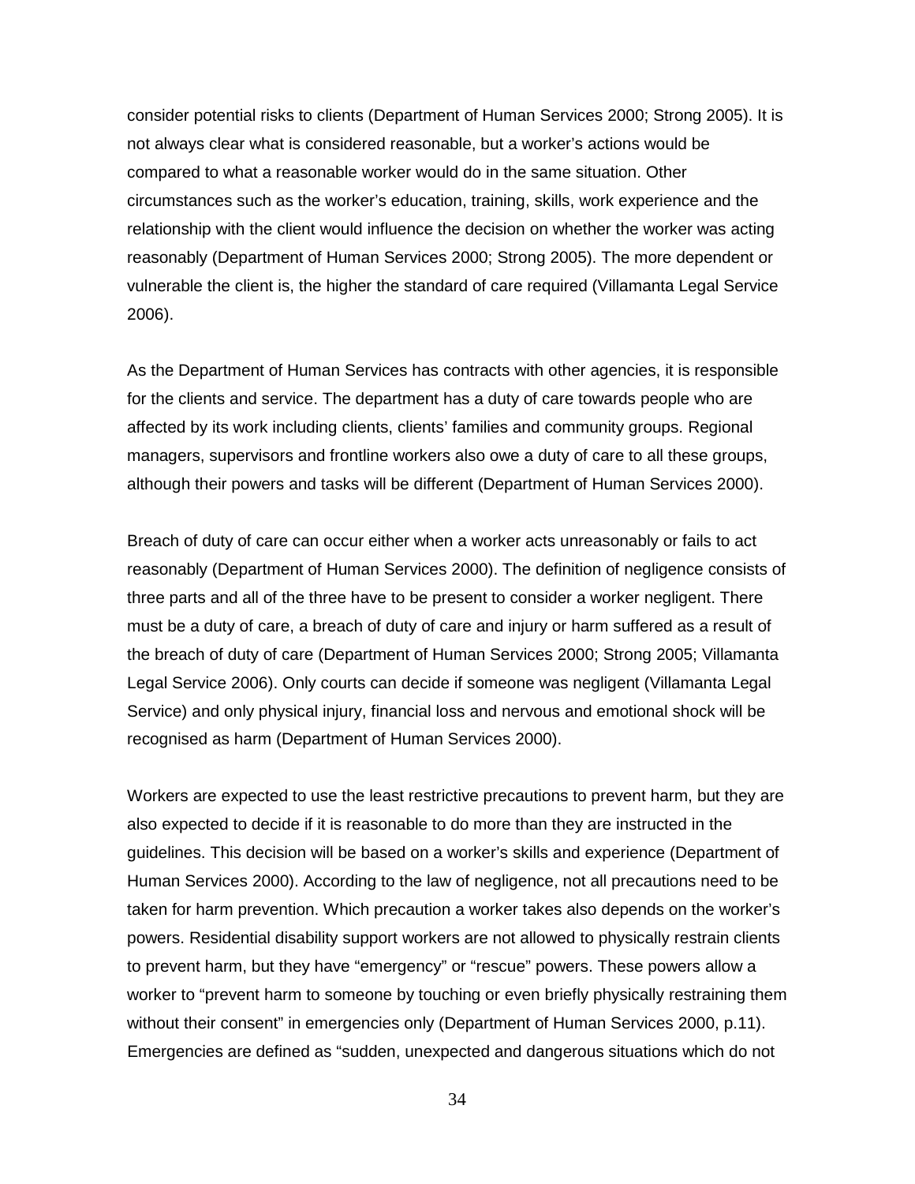consider potential risks to clients (Department of Human Services 2000; Strong 2005). It is not always clear what is considered reasonable, but a worker's actions would be compared to what a reasonable worker would do in the same situation. Other circumstances such as the worker's education, training, skills, work experience and the relationship with the client would influence the decision on whether the worker was acting reasonably (Department of Human Services 2000; Strong 2005). The more dependent or vulnerable the client is, the higher the standard of care required (Villamanta Legal Service 2006).

As the Department of Human Services has contracts with other agencies, it is responsible for the clients and service. The department has a duty of care towards people who are affected by its work including clients, clients' families and community groups. Regional managers, supervisors and frontline workers also owe a duty of care to all these groups, although their powers and tasks will be different (Department of Human Services 2000).

Breach of duty of care can occur either when a worker acts unreasonably or fails to act reasonably (Department of Human Services 2000). The definition of negligence consists of three parts and all of the three have to be present to consider a worker negligent. There must be a duty of care, a breach of duty of care and injury or harm suffered as a result of the breach of duty of care (Department of Human Services 2000; Strong 2005; Villamanta Legal Service 2006). Only courts can decide if someone was negligent (Villamanta Legal Service) and only physical injury, financial loss and nervous and emotional shock will be recognised as harm (Department of Human Services 2000).

Workers are expected to use the least restrictive precautions to prevent harm, but they are also expected to decide if it is reasonable to do more than they are instructed in the guidelines. This decision will be based on a worker's skills and experience (Department of Human Services 2000). According to the law of negligence, not all precautions need to be taken for harm prevention. Which precaution a worker takes also depends on the worker's powers. Residential disability support workers are not allowed to physically restrain clients to prevent harm, but they have "emergency" or "rescue" powers. These powers allow a worker to "prevent harm to someone by touching or even briefly physically restraining them without their consent" in emergencies only (Department of Human Services 2000, p.11). Emergencies are defined as "sudden, unexpected and dangerous situations which do not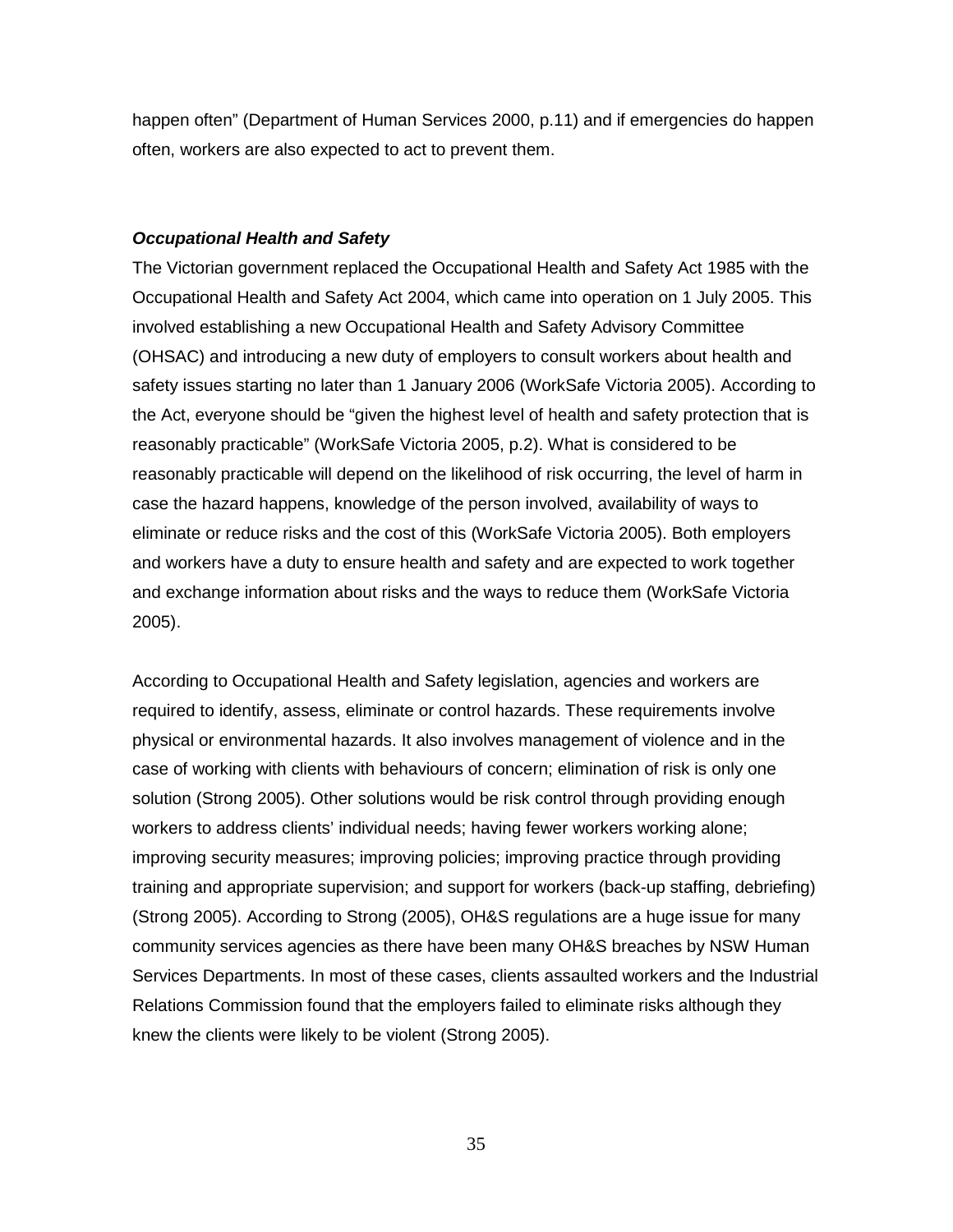happen often" (Department of Human Services 2000, p.11) and if emergencies do happen often, workers are also expected to act to prevent them.

***Occupational Health and Safety***

The Victorian government replaced the Occupational Health and Safety Act 1985 with the Occupational Health and Safety Act 2004, which came into operation on 1 July 2005. This involved establishing a new Occupational Health and Safety Advisory Committee (OHSAC) and introducing a new duty of employers to consult workers about health and safety issues starting no later than 1 January 2006 (WorkSafe Victoria 2005). According to the Act, everyone should be "given the highest level of health and safety protection that is reasonably practicable" (WorkSafe Victoria 2005, p.2). What is considered to be reasonably practicable will depend on the likelihood of risk occurring, the level of harm in case the hazard happens, knowledge of the person involved, availability of ways to eliminate or reduce risks and the cost of this (WorkSafe Victoria 2005). Both employers and workers have a duty to ensure health and safety and are expected to work together and exchange information about risks and the ways to reduce them (WorkSafe Victoria 2005).

According to Occupational Health and Safety legislation, agencies and workers are required to identify, assess, eliminate or control hazards. These requirements involve physical or environmental hazards. It also involves management of violence and in the case of working with clients with behaviours of concern; elimination of risk is only one solution (Strong 2005). Other solutions would be risk control through providing enough workers to address clients' individual needs; having fewer workers working alone; improving security measures; improving policies; improving practice through providing training and appropriate supervision; and support for workers (back-up staffing, debriefing) (Strong 2005). According to Strong (2005), OH&S regulations are a huge issue for many community services agencies as there have been many OH&S breaches by NSW Human Services Departments. In most of these cases, clients assaulted workers and the Industrial Relations Commission found that the employers failed to eliminate risks although they knew the clients were likely to be violent (Strong 2005).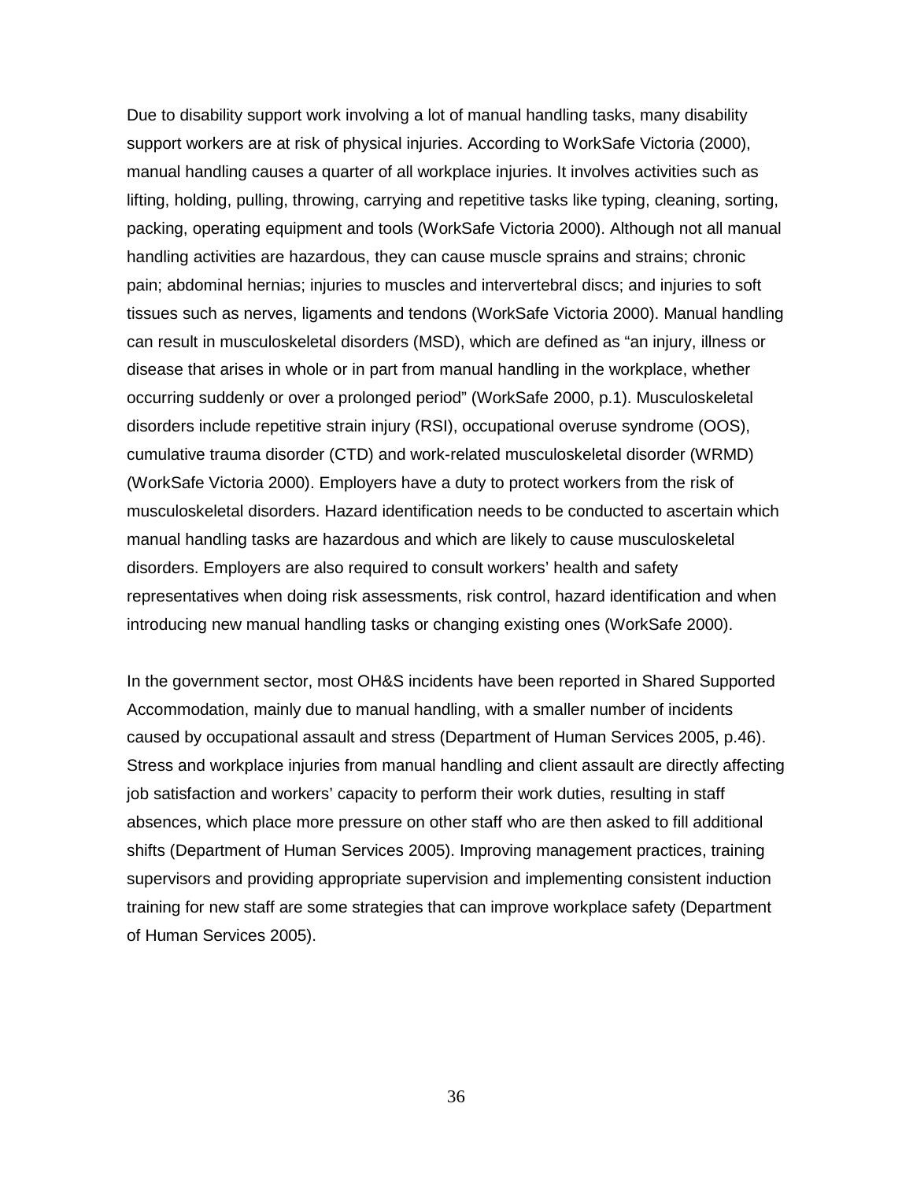Due to disability support work involving a lot of manual handling tasks, many disability support workers are at risk of physical injuries. According to WorkSafe Victoria (2000), manual handling causes a quarter of all workplace injuries. It involves activities such as lifting, holding, pulling, throwing, carrying and repetitive tasks like typing, cleaning, sorting, packing, operating equipment and tools (WorkSafe Victoria 2000). Although not all manual handling activities are hazardous, they can cause muscle sprains and strains; chronic pain; abdominal hernias; injuries to muscles and intervertebral discs; and injuries to soft tissues such as nerves, ligaments and tendons (WorkSafe Victoria 2000). Manual handling can result in musculoskeletal disorders (MSD), which are defined as "an injury, illness or disease that arises in whole or in part from manual handling in the workplace, whether occurring suddenly or over a prolonged period" (WorkSafe 2000, p.1). Musculoskeletal disorders include repetitive strain injury (RSI), occupational overuse syndrome (OOS), cumulative trauma disorder (CTD) and work-related musculoskeletal disorder (WRMD) (WorkSafe Victoria 2000). Employers have a duty to protect workers from the risk of musculoskeletal disorders. Hazard identification needs to be conducted to ascertain which manual handling tasks are hazardous and which are likely to cause musculoskeletal disorders. Employers are also required to consult workers' health and safety representatives when doing risk assessments, risk control, hazard identification and when introducing new manual handling tasks or changing existing ones (WorkSafe 2000).

In the government sector, most OH&S incidents have been reported in Shared Supported Accommodation, mainly due to manual handling, with a smaller number of incidents caused by occupational assault and stress (Department of Human Services 2005, p.46). Stress and workplace injuries from manual handling and client assault are directly affecting job satisfaction and workers' capacity to perform their work duties, resulting in staff absences, which place more pressure on other staff who are then asked to fill additional shifts (Department of Human Services 2005). Improving management practices, training supervisors and providing appropriate supervision and implementing consistent induction training for new staff are some strategies that can improve workplace safety (Department of Human Services 2005).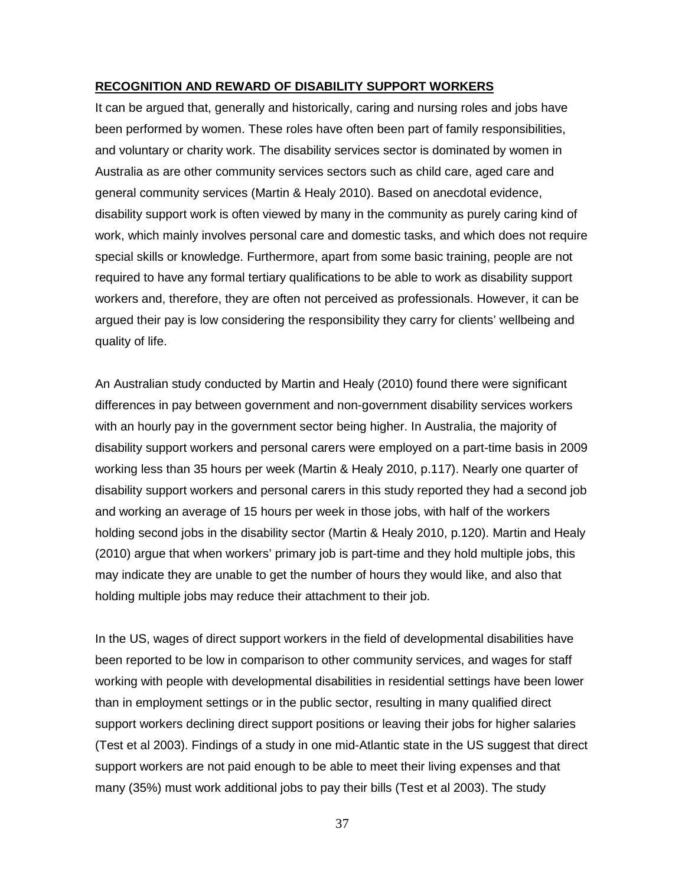## **RECOGNITION AND REWARD OF DISABILITY SUPPORT WORKERS**

It can be argued that, generally and historically, caring and nursing roles and jobs have been performed by women. These roles have often been part of family responsibilities, and voluntary or charity work. The disability services sector is dominated by women in Australia as are other community services sectors such as child care, aged care and general community services (Martin & Healy 2010). Based on anecdotal evidence, disability support work is often viewed by many in the community as purely caring kind of work, which mainly involves personal care and domestic tasks, and which does not require special skills or knowledge. Furthermore, apart from some basic training, people are not required to have any formal tertiary qualifications to be able to work as disability support workers and, therefore, they are often not perceived as professionals. However, it can be argued their pay is low considering the responsibility they carry for clients' wellbeing and quality of life.

An Australian study conducted by Martin and Healy (2010) found there were significant differences in pay between government and non-government disability services workers with an hourly pay in the government sector being higher. In Australia, the majority of disability support workers and personal carers were employed on a part-time basis in 2009 working less than 35 hours per week (Martin & Healy 2010, p.117). Nearly one quarter of disability support workers and personal carers in this study reported they had a second job and working an average of 15 hours per week in those jobs, with half of the workers holding second jobs in the disability sector (Martin & Healy 2010, p.120). Martin and Healy (2010) argue that when workers' primary job is part-time and they hold multiple jobs, this may indicate they are unable to get the number of hours they would like, and also that holding multiple jobs may reduce their attachment to their job.

In the US, wages of direct support workers in the field of developmental disabilities have been reported to be low in comparison to other community services, and wages for staff working with people with developmental disabilities in residential settings have been lower than in employment settings or in the public sector, resulting in many qualified direct support workers declining direct support positions or leaving their jobs for higher salaries (Test et al 2003). Findings of a study in one mid-Atlantic state in the US suggest that direct support workers are not paid enough to be able to meet their living expenses and that many (35%) must work additional jobs to pay their bills (Test et al 2003). The study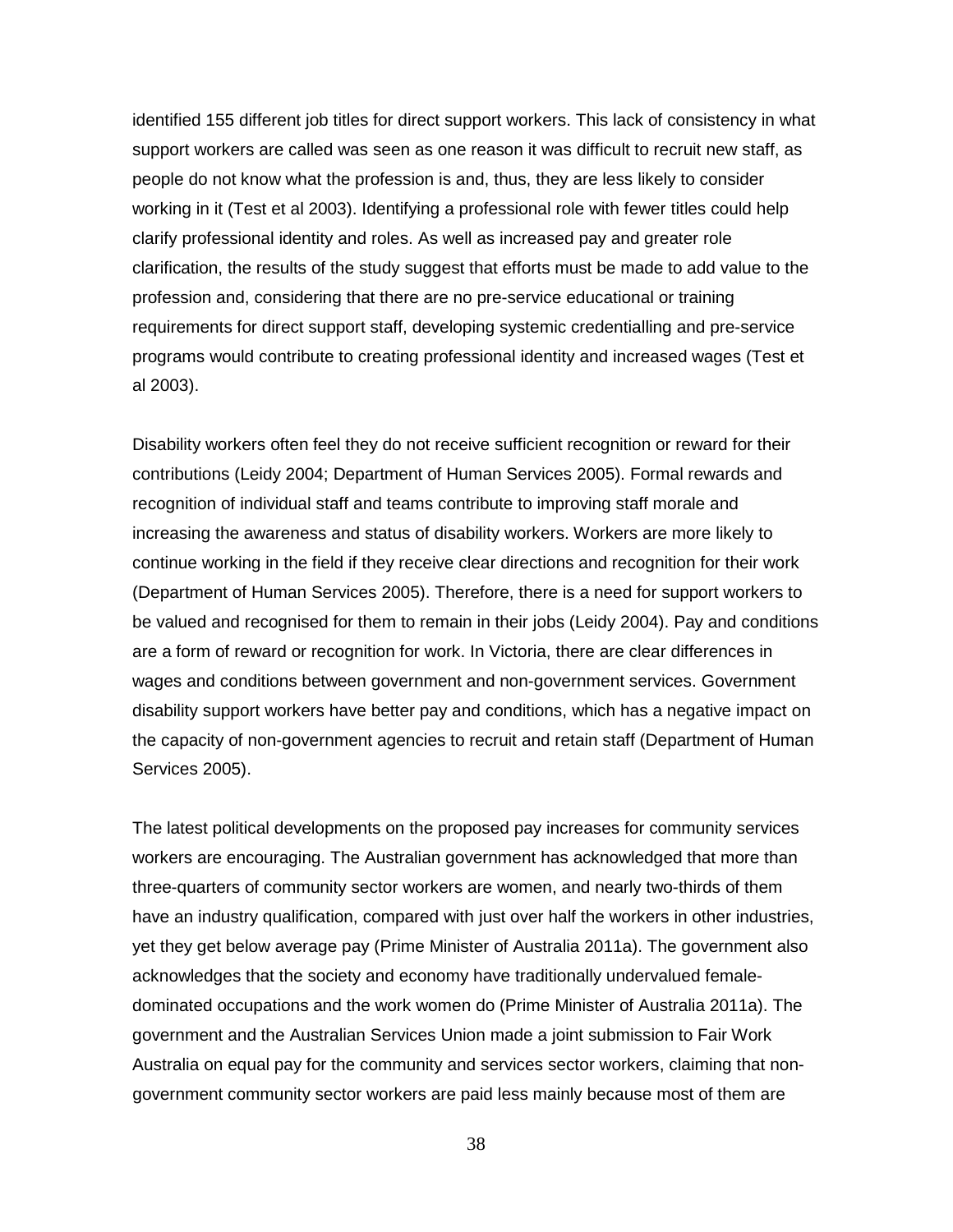identified 155 different job titles for direct support workers. This lack of consistency in what support workers are called was seen as one reason it was difficult to recruit new staff, as people do not know what the profession is and, thus, they are less likely to consider working in it (Test et al 2003). Identifying a professional role with fewer titles could help clarify professional identity and roles. As well as increased pay and greater role clarification, the results of the study suggest that efforts must be made to add value to the profession and, considering that there are no pre-service educational or training requirements for direct support staff, developing systemic credentialling and pre-service programs would contribute to creating professional identity and increased wages (Test et al 2003).

Disability workers often feel they do not receive sufficient recognition or reward for their contributions (Leidy 2004; Department of Human Services 2005). Formal rewards and recognition of individual staff and teams contribute to improving staff morale and increasing the awareness and status of disability workers. Workers are more likely to continue working in the field if they receive clear directions and recognition for their work (Department of Human Services 2005). Therefore, there is a need for support workers to be valued and recognised for them to remain in their jobs (Leidy 2004). Pay and conditions are a form of reward or recognition for work. In Victoria, there are clear differences in wages and conditions between government and non-government services. Government disability support workers have better pay and conditions, which has a negative impact on the capacity of non-government agencies to recruit and retain staff (Department of Human Services 2005).

The latest political developments on the proposed pay increases for community services workers are encouraging. The Australian government has acknowledged that more than three-quarters of community sector workers are women, and nearly two-thirds of them have an industry qualification, compared with just over half the workers in other industries, yet they get below average pay (Prime Minister of Australia 2011a). The government also acknowledges that the society and economy have traditionally undervalued female-dominated occupations and the work women do (Prime Minister of Australia 2011a). The government and the Australian Services Union made a joint submission to Fair Work Australia on equal pay for the community and services sector workers, claiming that non-government community sector workers are paid less mainly because most of them are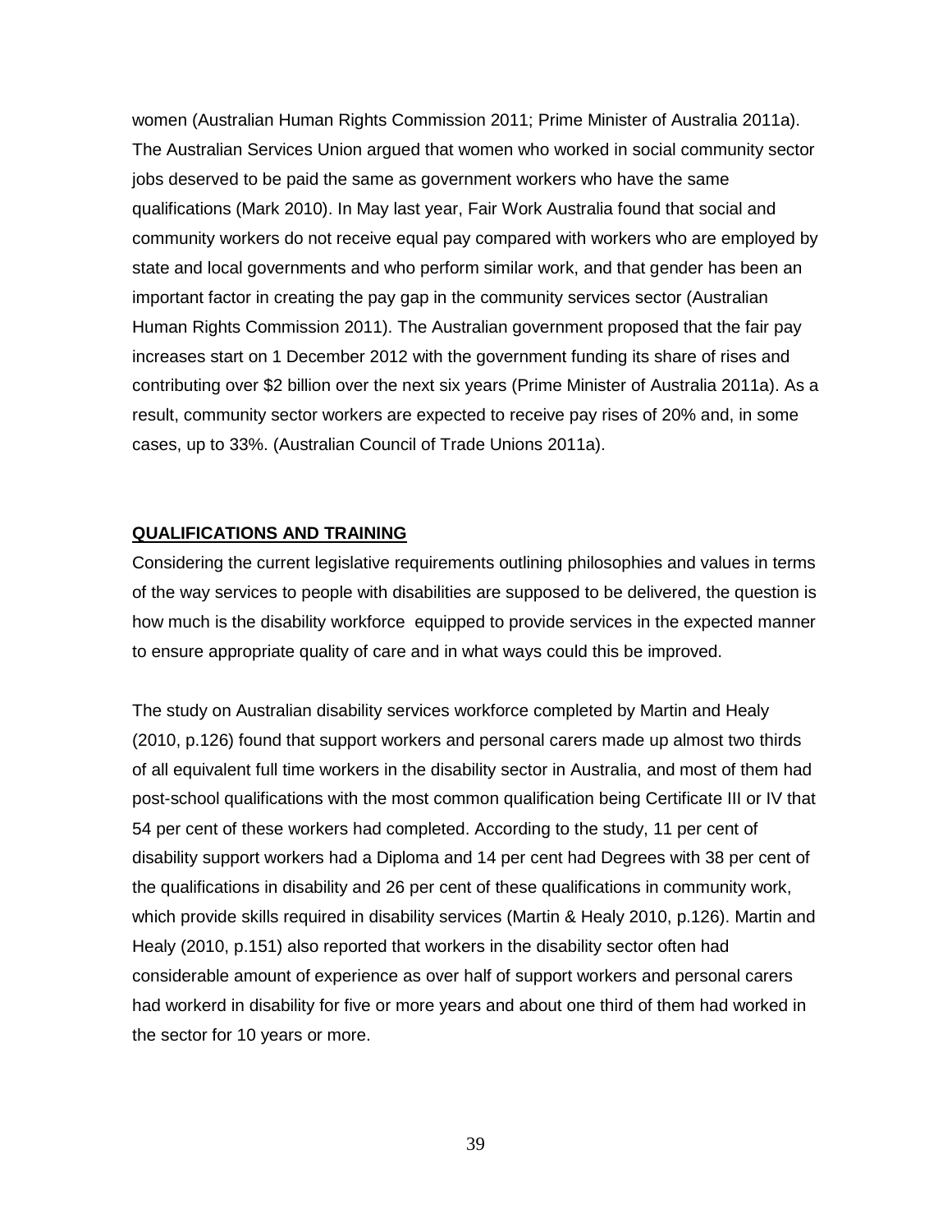women (Australian Human Rights Commission 2011; Prime Minister of Australia 2011a). The Australian Services Union argued that women who worked in social community sector jobs deserved to be paid the same as government workers who have the same qualifications (Mark 2010). In May last year, Fair Work Australia found that social and community workers do not receive equal pay compared with workers who are employed by state and local governments and who perform similar work, and that gender has been an important factor in creating the pay gap in the community services sector (Australian Human Rights Commission 2011). The Australian government proposed that the fair pay increases start on 1 December 2012 with the government funding its share of rises and contributing over $2 billion over the next six years (Prime Minister of Australia 2011a). As a result, community sector workers are expected to receive pay rises of 20% and, in some cases, up to 33%. (Australian Council of Trade Unions 2011a).

## QUALIFICATIONS AND TRAINING

Considering the current legislative requirements outlining philosophies and values in terms of the way services to people with disabilities are supposed to be delivered, the question is how much is the disability workforce equipped to provide services in the expected manner to ensure appropriate quality of care and in what ways could this be improved.

The study on Australian disability services workforce completed by Martin and Healy (2010, p.126) found that support workers and personal carers made up almost two thirds of all equivalent full time workers in the disability sector in Australia, and most of them had post-school qualifications with the most common qualification being Certificate III or IV that 54 per cent of these workers had completed. According to the study, 11 per cent of disability support workers had a Diploma and 14 per cent had Degrees with 38 per cent of the qualifications in disability and 26 per cent of these qualifications in community work, which provide skills required in disability services (Martin & Healy 2010, p.126). Martin and Healy (2010, p.151) also reported that workers in the disability sector often had considerable amount of experience as over half of support workers and personal carers had workerd in disability for five or more years and about one third of them had worked in the sector for 10 years or more.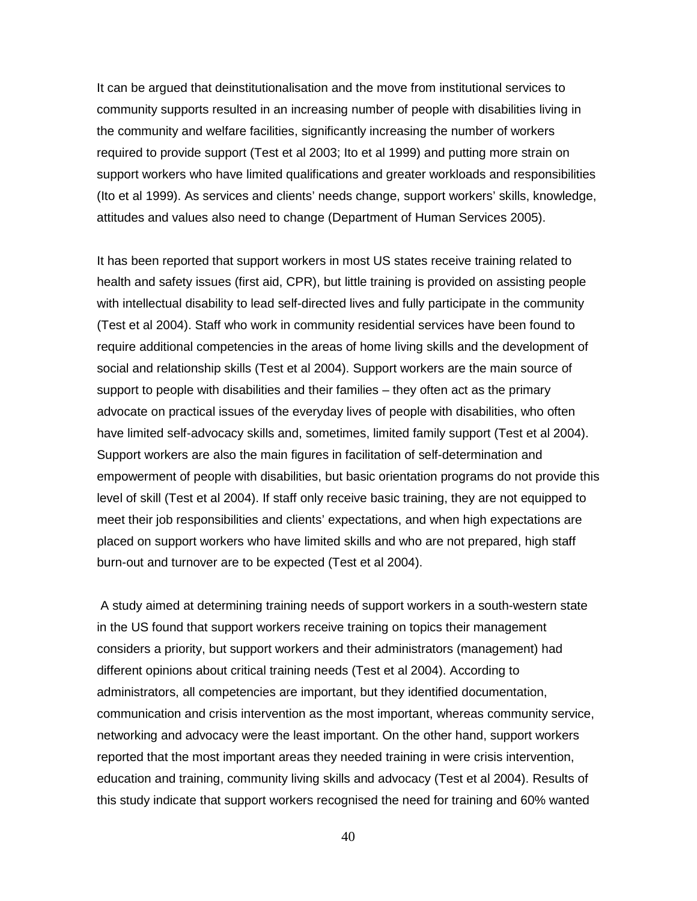It can be argued that deinstitutionalisation and the move from institutional services to community supports resulted in an increasing number of people with disabilities living in the community and welfare facilities, significantly increasing the number of workers required to provide support (Test et al 2003; Ito et al 1999) and putting more strain on support workers who have limited qualifications and greater workloads and responsibilities (Ito et al 1999). As services and clients' needs change, support workers' skills, knowledge, attitudes and values also need to change (Department of Human Services 2005).

It has been reported that support workers in most US states receive training related to health and safety issues (first aid, CPR), but little training is provided on assisting people with intellectual disability to lead self-directed lives and fully participate in the community (Test et al 2004). Staff who work in community residential services have been found to require additional competencies in the areas of home living skills and the development of social and relationship skills (Test et al 2004). Support workers are the main source of support to people with disabilities and their families – they often act as the primary advocate on practical issues of the everyday lives of people with disabilities, who often have limited self-advocacy skills and, sometimes, limited family support (Test et al 2004). Support workers are also the main figures in facilitation of self-determination and empowerment of people with disabilities, but basic orientation programs do not provide this level of skill (Test et al 2004). If staff only receive basic training, they are not equipped to meet their job responsibilities and clients' expectations, and when high expectations are placed on support workers who have limited skills and who are not prepared, high staff burn-out and turnover are to be expected (Test et al 2004).

A study aimed at determining training needs of support workers in a south-western state in the US found that support workers receive training on topics their management considers a priority, but support workers and their administrators (management) had different opinions about critical training needs (Test et al 2004). According to administrators, all competencies are important, but they identified documentation, communication and crisis intervention as the most important, whereas community service, networking and advocacy were the least important. On the other hand, support workers reported that the most important areas they needed training in were crisis intervention, education and training, community living skills and advocacy (Test et al 2004). Results of this study indicate that support workers recognised the need for training and 60% wanted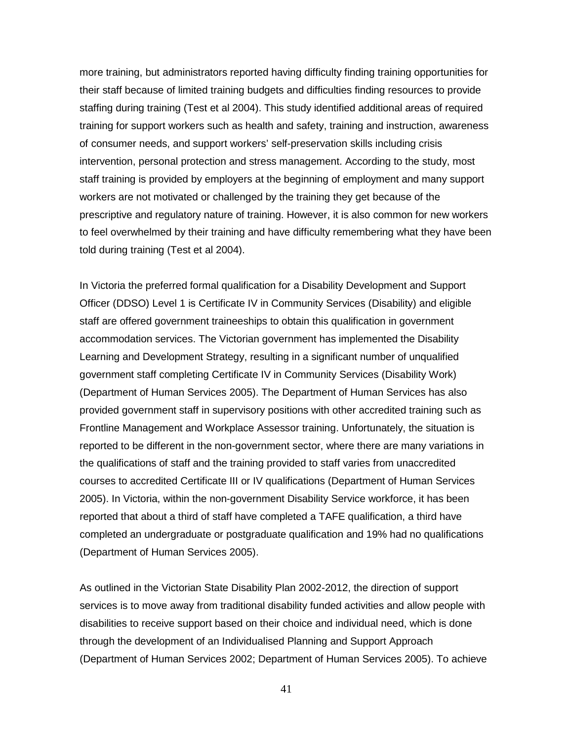more training, but administrators reported having difficulty finding training opportunities for their staff because of limited training budgets and difficulties finding resources to provide staffing during training (Test et al 2004). This study identified additional areas of required training for support workers such as health and safety, training and instruction, awareness of consumer needs, and support workers' self-preservation skills including crisis intervention, personal protection and stress management. According to the study, most staff training is provided by employers at the beginning of employment and many support workers are not motivated or challenged by the training they get because of the prescriptive and regulatory nature of training. However, it is also common for new workers to feel overwhelmed by their training and have difficulty remembering what they have been told during training (Test et al 2004).

In Victoria the preferred formal qualification for a Disability Development and Support Officer (DDSO) Level 1 is Certificate IV in Community Services (Disability) and eligible staff are offered government traineeships to obtain this qualification in government accommodation services. The Victorian government has implemented the Disability Learning and Development Strategy, resulting in a significant number of unqualified government staff completing Certificate IV in Community Services (Disability Work) (Department of Human Services 2005). The Department of Human Services has also provided government staff in supervisory positions with other accredited training such as Frontline Management and Workplace Assessor training. Unfortunately, the situation is reported to be different in the non-government sector, where there are many variations in the qualifications of staff and the training provided to staff varies from unaccredited courses to accredited Certificate III or IV qualifications (Department of Human Services 2005). In Victoria, within the non-government Disability Service workforce, it has been reported that about a third of staff have completed a TAFE qualification, a third have completed an undergraduate or postgraduate qualification and 19% had no qualifications (Department of Human Services 2005).

As outlined in the Victorian State Disability Plan 2002-2012, the direction of support services is to move away from traditional disability funded activities and allow people with disabilities to receive support based on their choice and individual need, which is done through the development of an Individualised Planning and Support Approach (Department of Human Services 2002; Department of Human Services 2005). To achieve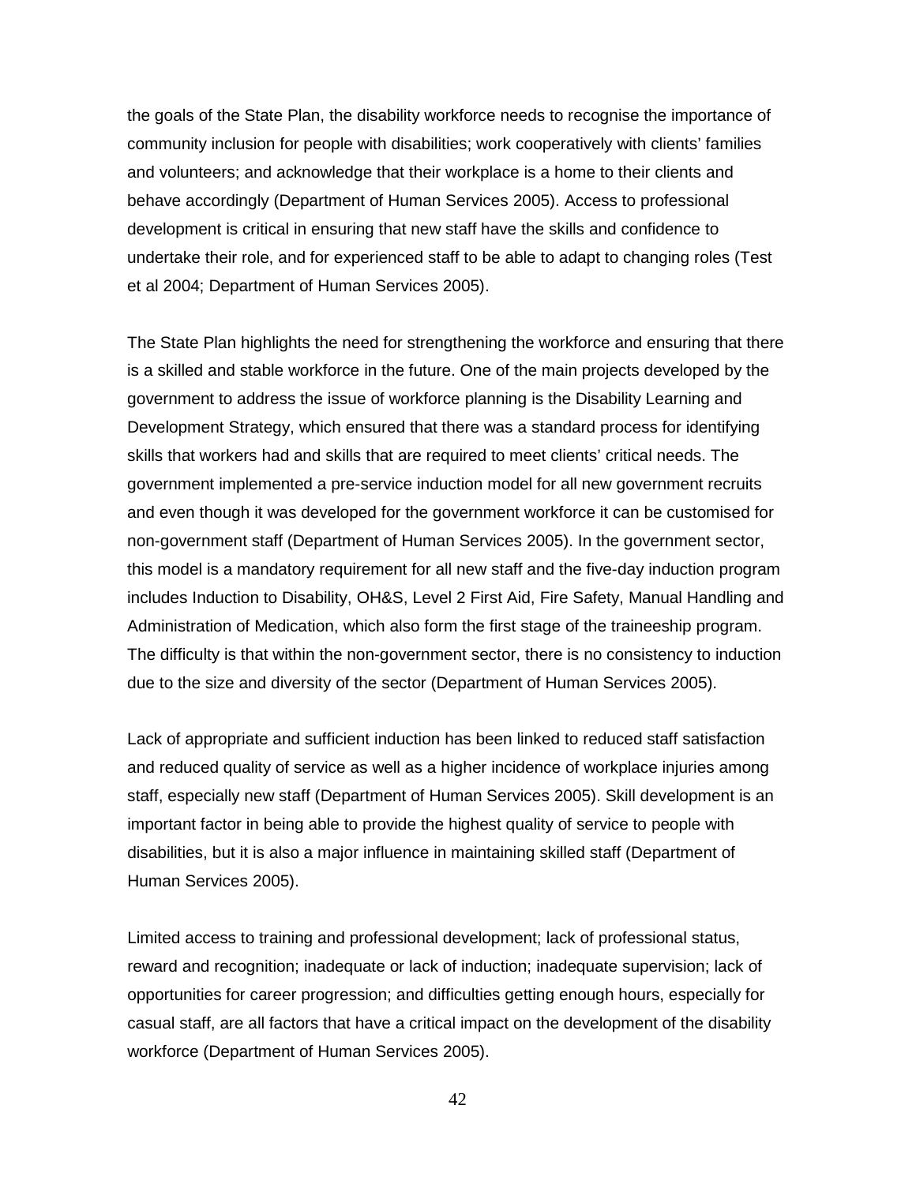the goals of the State Plan, the disability workforce needs to recognise the importance of community inclusion for people with disabilities; work cooperatively with clients' families and volunteers; and acknowledge that their workplace is a home to their clients and behave accordingly (Department of Human Services 2005). Access to professional development is critical in ensuring that new staff have the skills and confidence to undertake their role, and for experienced staff to be able to adapt to changing roles (Test et al 2004; Department of Human Services 2005).

The State Plan highlights the need for strengthening the workforce and ensuring that there is a skilled and stable workforce in the future. One of the main projects developed by the government to address the issue of workforce planning is the Disability Learning and Development Strategy, which ensured that there was a standard process for identifying skills that workers had and skills that are required to meet clients' critical needs. The government implemented a pre-service induction model for all new government recruits and even though it was developed for the government workforce it can be customised for non-government staff (Department of Human Services 2005). In the government sector, this model is a mandatory requirement for all new staff and the five-day induction program includes Induction to Disability, OH&S, Level 2 First Aid, Fire Safety, Manual Handling and Administration of Medication, which also form the first stage of the traineeship program. The difficulty is that within the non-government sector, there is no consistency to induction due to the size and diversity of the sector (Department of Human Services 2005).

Lack of appropriate and sufficient induction has been linked to reduced staff satisfaction and reduced quality of service as well as a higher incidence of workplace injuries among staff, especially new staff (Department of Human Services 2005). Skill development is an important factor in being able to provide the highest quality of service to people with disabilities, but it is also a major influence in maintaining skilled staff (Department of Human Services 2005).

Limited access to training and professional development; lack of professional status, reward and recognition; inadequate or lack of induction; inadequate supervision; lack of opportunities for career progression; and difficulties getting enough hours, especially for casual staff, are all factors that have a critical impact on the development of the disability workforce (Department of Human Services 2005).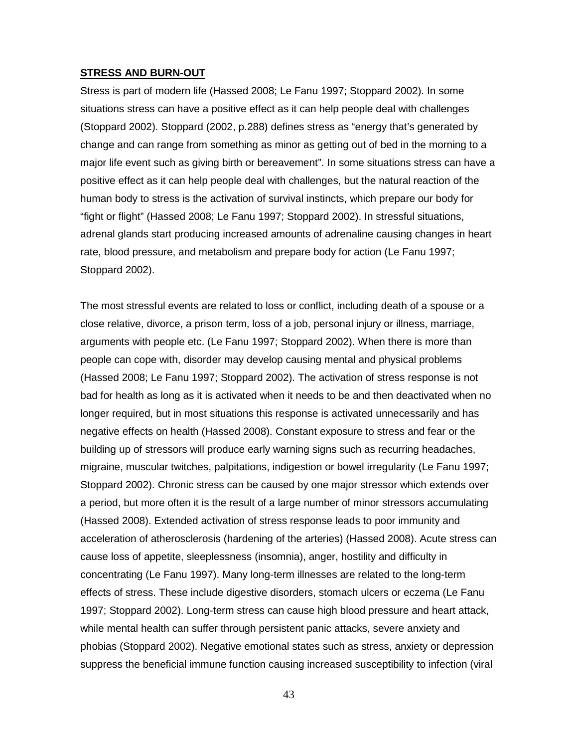**STRESS AND BURN-OUT**

Stress is part of modern life (Hassed 2008; Le Fanu 1997; Stoppard 2002). In some situations stress can have a positive effect as it can help people deal with challenges (Stoppard 2002). Stoppard (2002, p.288) defines stress as “energy that’s generated by change and can range from something as minor as getting out of bed in the morning to a major life event such as giving birth or bereavement”. In some situations stress can have a positive effect as it can help people deal with challenges, but the natural reaction of the human body to stress is the activation of survival instincts, which prepare our body for “fight or flight” (Hassed 2008; Le Fanu 1997; Stoppard 2002). In stressful situations, adrenal glands start producing increased amounts of adrenaline causing changes in heart rate, blood pressure, and metabolism and prepare body for action (Le Fanu 1997; Stoppard 2002).

The most stressful events are related to loss or conflict, including death of a spouse or a close relative, divorce, a prison term, loss of a job, personal injury or illness, marriage, arguments with people etc. (Le Fanu 1997; Stoppard 2002). When there is more than people can cope with, disorder may develop causing mental and physical problems (Hassed 2008; Le Fanu 1997; Stoppard 2002). The activation of stress response is not bad for health as long as it is activated when it needs to be and then deactivated when no longer required, but in most situations this response is activated unnecessarily and has negative effects on health (Hassed 2008). Constant exposure to stress and fear or the building up of stressors will produce early warning signs such as recurring headaches, migraine, muscular twitches, palpitations, indigestion or bowel irregularity (Le Fanu 1997; Stoppard 2002). Chronic stress can be caused by one major stressor which extends over a period, but more often it is the result of a large number of minor stressors accumulating (Hassed 2008). Extended activation of stress response leads to poor immunity and acceleration of atherosclerosis (hardening of the arteries) (Hassed 2008). Acute stress can cause loss of appetite, sleeplessness (insomnia), anger, hostility and difficulty in concentrating (Le Fanu 1997). Many long-term illnesses are related to the long-term effects of stress. These include digestive disorders, stomach ulcers or eczema (Le Fanu 1997; Stoppard 2002). Long-term stress can cause high blood pressure and heart attack, while mental health can suffer through persistent panic attacks, severe anxiety and phobias (Stoppard 2002). Negative emotional states such as stress, anxiety or depression suppress the beneficial immune function causing increased susceptibility to infection (viral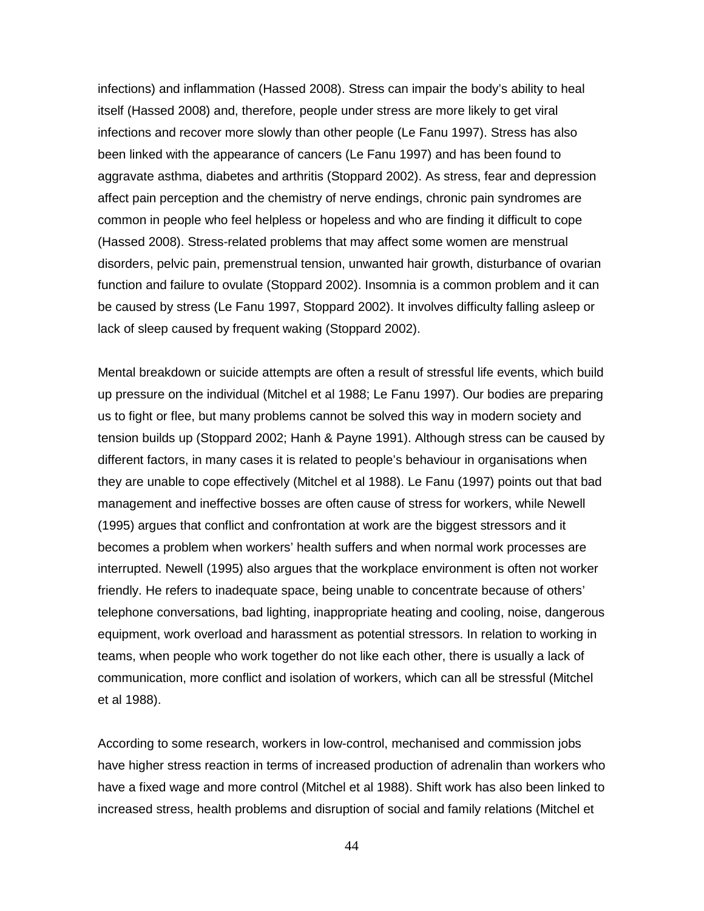infections) and inflammation (Hassed 2008). Stress can impair the body's ability to heal itself (Hassed 2008) and, therefore, people under stress are more likely to get viral infections and recover more slowly than other people (Le Fanu 1997). Stress has also been linked with the appearance of cancers (Le Fanu 1997) and has been found to aggravate asthma, diabetes and arthritis (Stoppard 2002). As stress, fear and depression affect pain perception and the chemistry of nerve endings, chronic pain syndromes are common in people who feel helpless or hopeless and who are finding it difficult to cope (Hassed 2008). Stress-related problems that may affect some women are menstrual disorders, pelvic pain, premenstrual tension, unwanted hair growth, disturbance of ovarian function and failure to ovulate (Stoppard 2002). Insomnia is a common problem and it can be caused by stress (Le Fanu 1997, Stoppard 2002). It involves difficulty falling asleep or lack of sleep caused by frequent waking (Stoppard 2002).

Mental breakdown or suicide attempts are often a result of stressful life events, which build up pressure on the individual (Mitchel et al 1988; Le Fanu 1997). Our bodies are preparing us to fight or flee, but many problems cannot be solved this way in modern society and tension builds up (Stoppard 2002; Hanh & Payne 1991). Although stress can be caused by different factors, in many cases it is related to people's behaviour in organisations when they are unable to cope effectively (Mitchel et al 1988). Le Fanu (1997) points out that bad management and ineffective bosses are often cause of stress for workers, while Newell (1995) argues that conflict and confrontation at work are the biggest stressors and it becomes a problem when workers' health suffers and when normal work processes are interrupted. Newell (1995) also argues that the workplace environment is often not worker friendly. He refers to inadequate space, being unable to concentrate because of others' telephone conversations, bad lighting, inappropriate heating and cooling, noise, dangerous equipment, work overload and harassment as potential stressors. In relation to working in teams, when people who work together do not like each other, there is usually a lack of communication, more conflict and isolation of workers, which can all be stressful (Mitchel et al 1988).

According to some research, workers in low-control, mechanised and commission jobs have higher stress reaction in terms of increased production of adrenalin than workers who have a fixed wage and more control (Mitchel et al 1988). Shift work has also been linked to increased stress, health problems and disruption of social and family relations (Mitchel et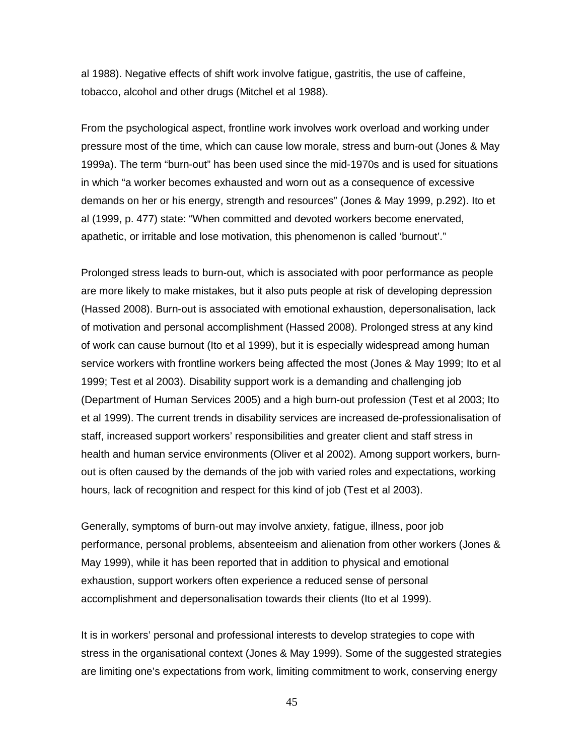al 1988). Negative effects of shift work involve fatigue, gastritis, the use of caffeine, tobacco, alcohol and other drugs (Mitchel et al 1988).

From the psychological aspect, frontline work involves work overload and working under pressure most of the time, which can cause low morale, stress and burn-out (Jones & May 1999a). The term "burn-out" has been used since the mid-1970s and is used for situations in which "a worker becomes exhausted and worn out as a consequence of excessive demands on her or his energy, strength and resources" (Jones & May 1999, p.292). Ito et al (1999, p. 477) state: "When committed and devoted workers become enervated, apathetic, or irritable and lose motivation, this phenomenon is called 'burnout'."

Prolonged stress leads to burn-out, which is associated with poor performance as people are more likely to make mistakes, but it also puts people at risk of developing depression (Hassed 2008). Burn-out is associated with emotional exhaustion, depersonalisation, lack of motivation and personal accomplishment (Hassed 2008). Prolonged stress at any kind of work can cause burnout (Ito et al 1999), but it is especially widespread among human service workers with frontline workers being affected the most (Jones & May 1999; Ito et al 1999; Test et al 2003). Disability support work is a demanding and challenging job (Department of Human Services 2005) and a high burn-out profession (Test et al 2003; Ito et al 1999). The current trends in disability services are increased de-professionalisation of staff, increased support workers' responsibilities and greater client and staff stress in health and human service environments (Oliver et al 2002). Among support workers, burn-out is often caused by the demands of the job with varied roles and expectations, working hours, lack of recognition and respect for this kind of job (Test et al 2003).

Generally, symptoms of burn-out may involve anxiety, fatigue, illness, poor job performance, personal problems, absenteeism and alienation from other workers (Jones & May 1999), while it has been reported that in addition to physical and emotional exhaustion, support workers often experience a reduced sense of personal accomplishment and depersonalisation towards their clients (Ito et al 1999).

It is in workers' personal and professional interests to develop strategies to cope with stress in the organisational context (Jones & May 1999). Some of the suggested strategies are limiting one's expectations from work, limiting commitment to work, conserving energy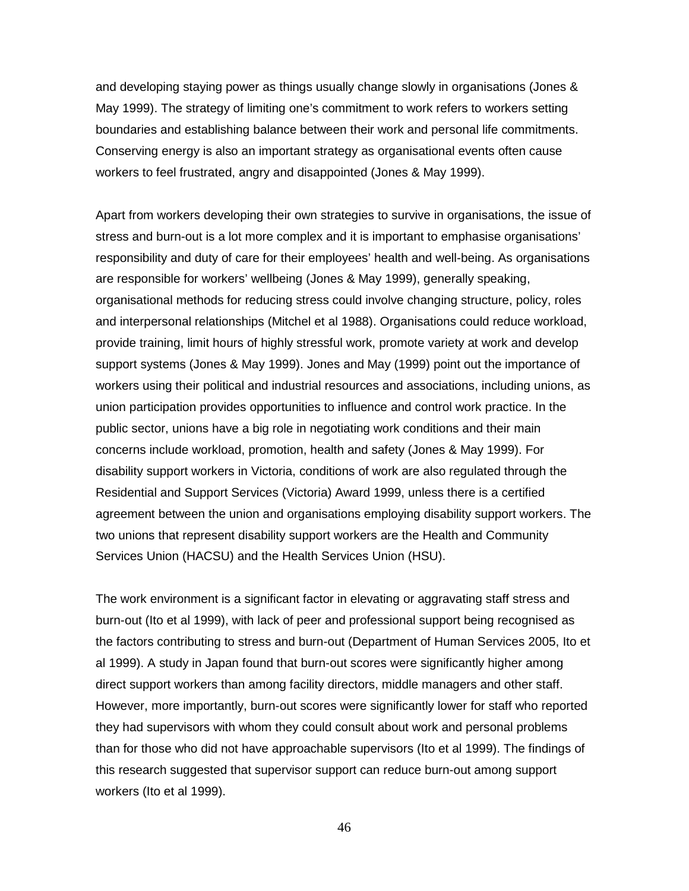and developing staying power as things usually change slowly in organisations (Jones & May 1999). The strategy of limiting one's commitment to work refers to workers setting boundaries and establishing balance between their work and personal life commitments. Conserving energy is also an important strategy as organisational events often cause workers to feel frustrated, angry and disappointed (Jones & May 1999).

Apart from workers developing their own strategies to survive in organisations, the issue of stress and burn-out is a lot more complex and it is important to emphasise organisations' responsibility and duty of care for their employees' health and well-being. As organisations are responsible for workers' wellbeing (Jones & May 1999), generally speaking, organisational methods for reducing stress could involve changing structure, policy, roles and interpersonal relationships (Mitchel et al 1988). Organisations could reduce workload, provide training, limit hours of highly stressful work, promote variety at work and develop support systems (Jones & May 1999). Jones and May (1999) point out the importance of workers using their political and industrial resources and associations, including unions, as union participation provides opportunities to influence and control work practice. In the public sector, unions have a big role in negotiating work conditions and their main concerns include workload, promotion, health and safety (Jones & May 1999). For disability support workers in Victoria, conditions of work are also regulated through the Residential and Support Services (Victoria) Award 1999, unless there is a certified agreement between the union and organisations employing disability support workers. The two unions that represent disability support workers are the Health and Community Services Union (HACSU) and the Health Services Union (HSU).

The work environment is a significant factor in elevating or aggravating staff stress and burn-out (Ito et al 1999), with lack of peer and professional support being recognised as the factors contributing to stress and burn-out (Department of Human Services 2005, Ito et al 1999). A study in Japan found that burn-out scores were significantly higher among direct support workers than among facility directors, middle managers and other staff. However, more importantly, burn-out scores were significantly lower for staff who reported they had supervisors with whom they could consult about work and personal problems than for those who did not have approachable supervisors (Ito et al 1999). The findings of this research suggested that supervisor support can reduce burn-out among support workers (Ito et al 1999).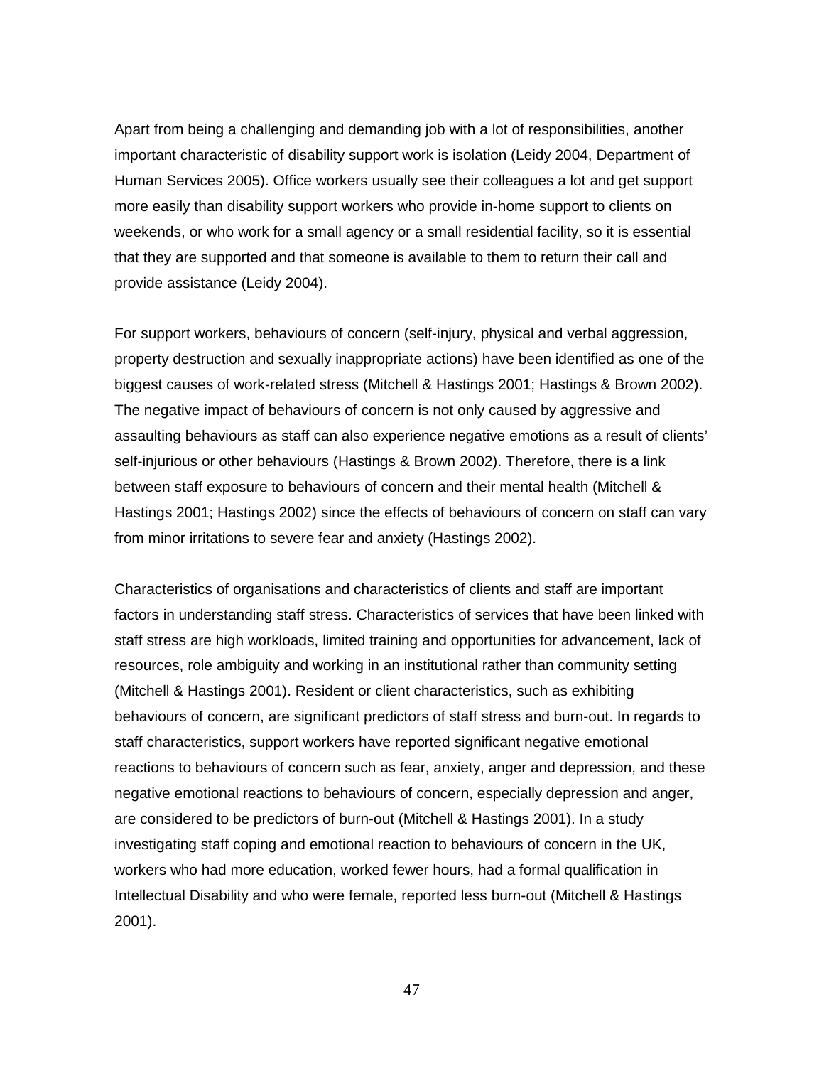Apart from being a challenging and demanding job with a lot of responsibilities, another important characteristic of disability support work is isolation (Leidy 2004, Department of Human Services 2005). Office workers usually see their colleagues a lot and get support more easily than disability support workers who provide in-home support to clients on weekends, or who work for a small agency or a small residential facility, so it is essential that they are supported and that someone is available to them to return their call and provide assistance (Leidy 2004).

For support workers, behaviours of concern (self-injury, physical and verbal aggression, property destruction and sexually inappropriate actions) have been identified as one of the biggest causes of work-related stress (Mitchell & Hastings 2001; Hastings & Brown 2002). The negative impact of behaviours of concern is not only caused by aggressive and assaulting behaviours as staff can also experience negative emotions as a result of clients' self-injurious or other behaviours (Hastings & Brown 2002). Therefore, there is a link between staff exposure to behaviours of concern and their mental health (Mitchell & Hastings 2001; Hastings 2002) since the effects of behaviours of concern on staff can vary from minor irritations to severe fear and anxiety (Hastings 2002).

Characteristics of organisations and characteristics of clients and staff are important factors in understanding staff stress. Characteristics of services that have been linked with staff stress are high workloads, limited training and opportunities for advancement, lack of resources, role ambiguity and working in an institutional rather than community setting (Mitchell & Hastings 2001). Resident or client characteristics, such as exhibiting behaviours of concern, are significant predictors of staff stress and burn-out. In regards to staff characteristics, support workers have reported significant negative emotional reactions to behaviours of concern such as fear, anxiety, anger and depression, and these negative emotional reactions to behaviours of concern, especially depression and anger, are considered to be predictors of burn-out (Mitchell & Hastings 2001). In a study investigating staff coping and emotional reaction to behaviours of concern in the UK, workers who had more education, worked fewer hours, had a formal qualification in Intellectual Disability and who were female, reported less burn-out (Mitchell & Hastings 2001).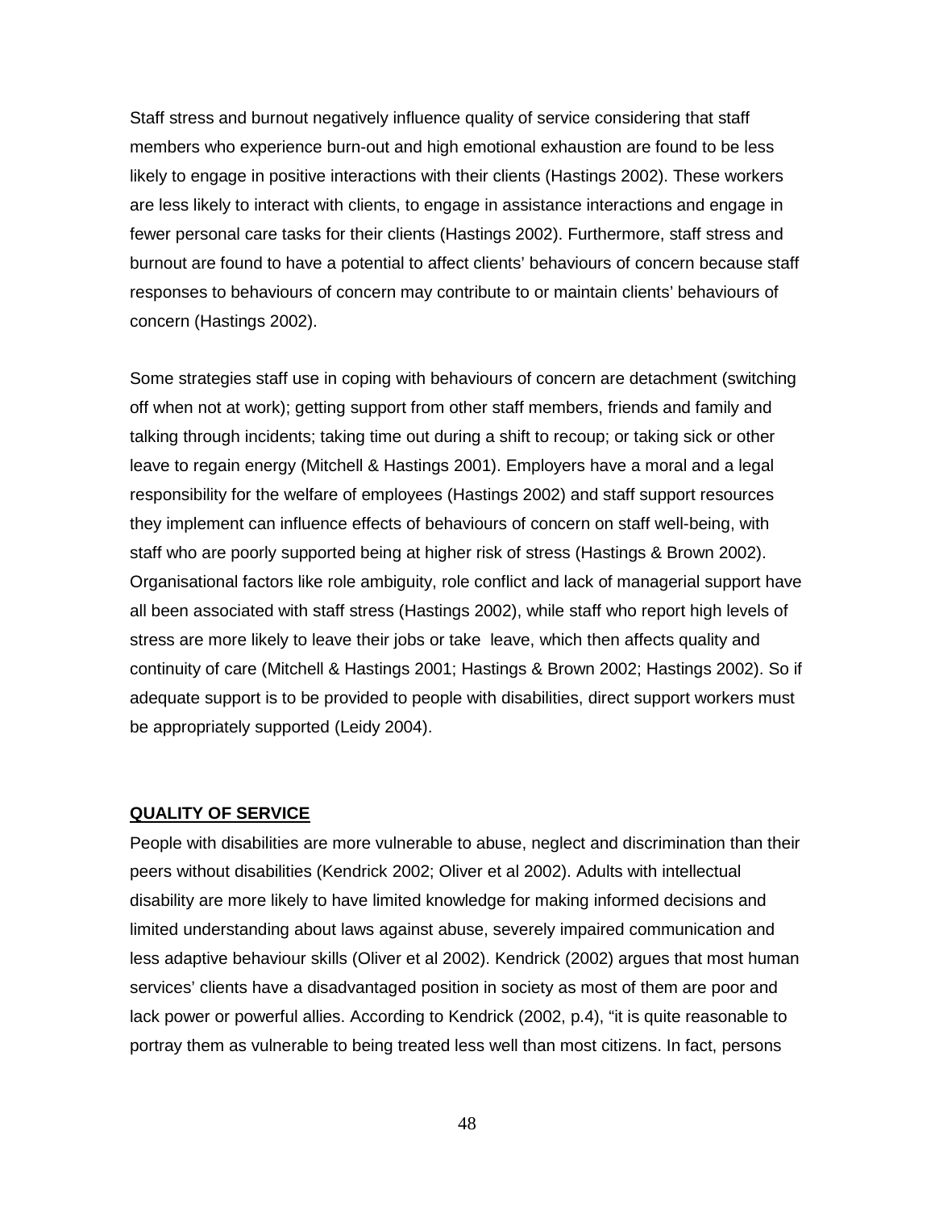Staff stress and burnout negatively influence quality of service considering that staff members who experience burn-out and high emotional exhaustion are found to be less likely to engage in positive interactions with their clients (Hastings 2002). These workers are less likely to interact with clients, to engage in assistance interactions and engage in fewer personal care tasks for their clients (Hastings 2002). Furthermore, staff stress and burnout are found to have a potential to affect clients' behaviours of concern because staff responses to behaviours of concern may contribute to or maintain clients' behaviours of concern (Hastings 2002).

Some strategies staff use in coping with behaviours of concern are detachment (switching off when not at work); getting support from other staff members, friends and family and talking through incidents; taking time out during a shift to recoup; or taking sick or other leave to regain energy (Mitchell & Hastings 2001). Employers have a moral and a legal responsibility for the welfare of employees (Hastings 2002) and staff support resources they implement can influence effects of behaviours of concern on staff well-being, with staff who are poorly supported being at higher risk of stress (Hastings & Brown 2002). Organisational factors like role ambiguity, role conflict and lack of managerial support have all been associated with staff stress (Hastings 2002), while staff who report high levels of stress are more likely to leave their jobs or take leave, which then affects quality and continuity of care (Mitchell & Hastings 2001; Hastings & Brown 2002; Hastings 2002). So if adequate support is to be provided to people with disabilities, direct support workers must be appropriately supported (Leidy 2004).

## QUALITY OF SERVICE

People with disabilities are more vulnerable to abuse, neglect and discrimination than their peers without disabilities (Kendrick 2002; Oliver et al 2002). Adults with intellectual disability are more likely to have limited knowledge for making informed decisions and limited understanding about laws against abuse, severely impaired communication and less adaptive behaviour skills (Oliver et al 2002). Kendrick (2002) argues that most human services' clients have a disadvantaged position in society as most of them are poor and lack power or powerful allies. According to Kendrick (2002, p.4), "it is quite reasonable to portray them as vulnerable to being treated less well than most citizens. In fact, persons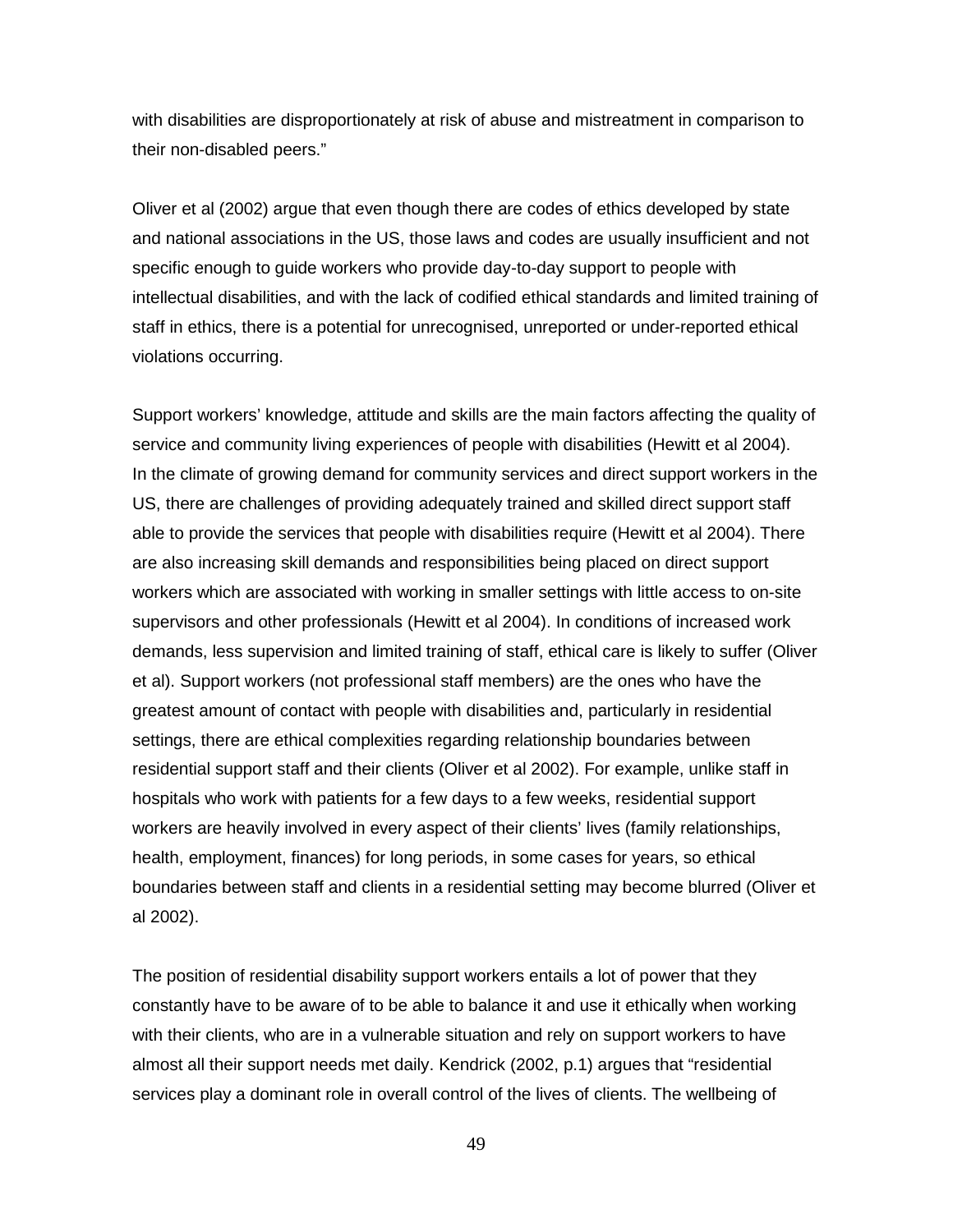with disabilities are disproportionately at risk of abuse and mistreatment in comparison to their non-disabled peers."

Oliver et al (2002) argue that even though there are codes of ethics developed by state and national associations in the US, those laws and codes are usually insufficient and not specific enough to guide workers who provide day-to-day support to people with intellectual disabilities, and with the lack of codified ethical standards and limited training of staff in ethics, there is a potential for unrecognised, unreported or under-reported ethical violations occurring.

Support workers' knowledge, attitude and skills are the main factors affecting the quality of service and community living experiences of people with disabilities (Hewitt et al 2004). In the climate of growing demand for community services and direct support workers in the US, there are challenges of providing adequately trained and skilled direct support staff able to provide the services that people with disabilities require (Hewitt et al 2004). There are also increasing skill demands and responsibilities being placed on direct support workers which are associated with working in smaller settings with little access to on-site supervisors and other professionals (Hewitt et al 2004). In conditions of increased work demands, less supervision and limited training of staff, ethical care is likely to suffer (Oliver et al). Support workers (not professional staff members) are the ones who have the greatest amount of contact with people with disabilities and, particularly in residential settings, there are ethical complexities regarding relationship boundaries between residential support staff and their clients (Oliver et al 2002). For example, unlike staff in hospitals who work with patients for a few days to a few weeks, residential support workers are heavily involved in every aspect of their clients' lives (family relationships, health, employment, finances) for long periods, in some cases for years, so ethical boundaries between staff and clients in a residential setting may become blurred (Oliver et al 2002).

The position of residential disability support workers entails a lot of power that they constantly have to be aware of to be able to balance it and use it ethically when working with their clients, who are in a vulnerable situation and rely on support workers to have almost all their support needs met daily. Kendrick (2002, p.1) argues that "residential services play a dominant role in overall control of the lives of clients. The wellbeing of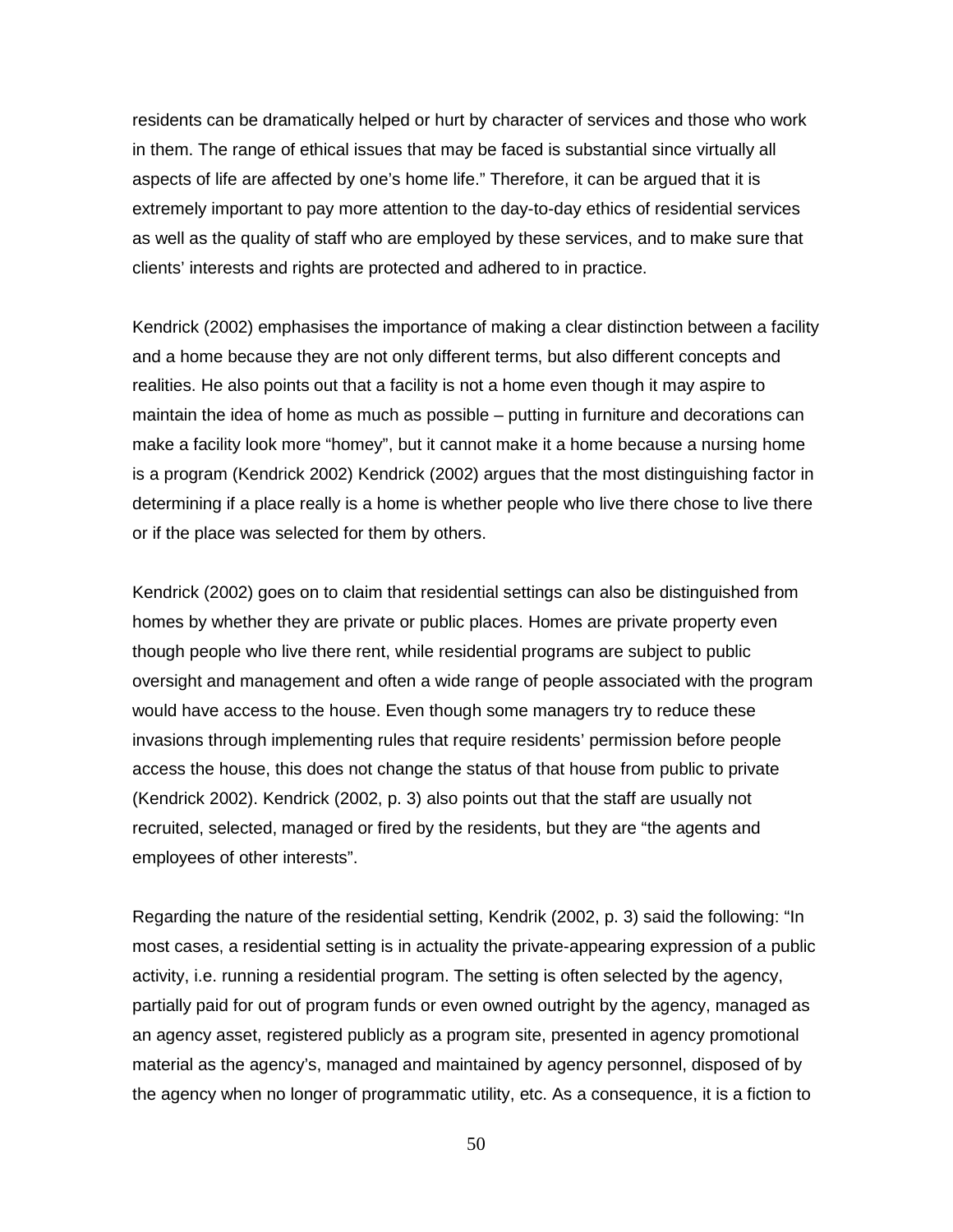residents can be dramatically helped or hurt by character of services and those who work in them. The range of ethical issues that may be faced is substantial since virtually all aspects of life are affected by one's home life." Therefore, it can be argued that it is extremely important to pay more attention to the day-to-day ethics of residential services as well as the quality of staff who are employed by these services, and to make sure that clients' interests and rights are protected and adhered to in practice.

Kendrick (2002) emphasises the importance of making a clear distinction between a facility and a home because they are not only different terms, but also different concepts and realities. He also points out that a facility is not a home even though it may aspire to maintain the idea of home as much as possible – putting in furniture and decorations can make a facility look more "homey", but it cannot make it a home because a nursing home is a program (Kendrick 2002) Kendrick (2002) argues that the most distinguishing factor in determining if a place really is a home is whether people who live there chose to live there or if the place was selected for them by others.

Kendrick (2002) goes on to claim that residential settings can also be distinguished from homes by whether they are private or public places. Homes are private property even though people who live there rent, while residential programs are subject to public oversight and management and often a wide range of people associated with the program would have access to the house. Even though some managers try to reduce these invasions through implementing rules that require residents' permission before people access the house, this does not change the status of that house from public to private (Kendrick 2002). Kendrick (2002, p. 3) also points out that the staff are usually not recruited, selected, managed or fired by the residents, but they are "the agents and employees of other interests".

Regarding the nature of the residential setting, Kendrik (2002, p. 3) said the following: "In most cases, a residential setting is in actuality the private-appearing expression of a public activity, i.e. running a residential program. The setting is often selected by the agency, partially paid for out of program funds or even owned outright by the agency, managed as an agency asset, registered publicly as a program site, presented in agency promotional material as the agency's, managed and maintained by agency personnel, disposed of by the agency when no longer of programmatic utility, etc. As a consequence, it is a fiction to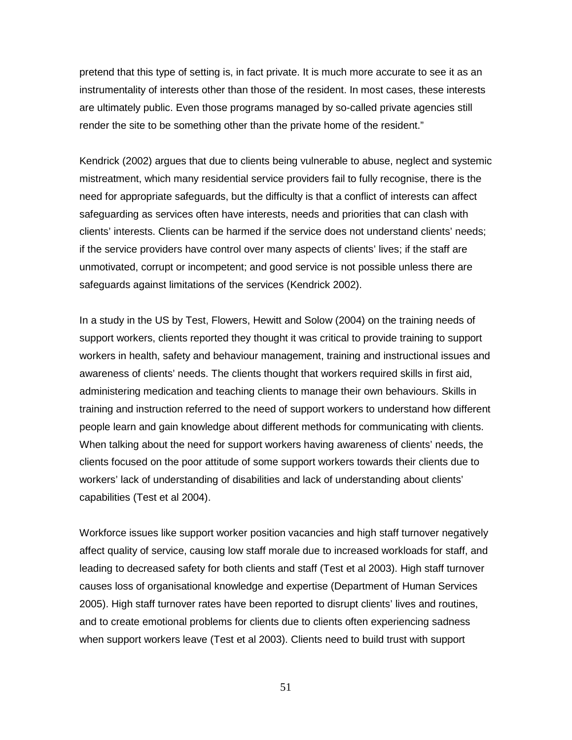pretend that this type of setting is, in fact private. It is much more accurate to see it as an instrumentality of interests other than those of the resident. In most cases, these interests are ultimately public. Even those programs managed by so-called private agencies still render the site to be something other than the private home of the resident."

Kendrick (2002) argues that due to clients being vulnerable to abuse, neglect and systemic mistreatment, which many residential service providers fail to fully recognise, there is the need for appropriate safeguards, but the difficulty is that a conflict of interests can affect safeguarding as services often have interests, needs and priorities that can clash with clients' interests. Clients can be harmed if the service does not understand clients' needs; if the service providers have control over many aspects of clients' lives; if the staff are unmotivated, corrupt or incompetent; and good service is not possible unless there are safeguards against limitations of the services (Kendrick 2002).

In a study in the US by Test, Flowers, Hewitt and Solow (2004) on the training needs of support workers, clients reported they thought it was critical to provide training to support workers in health, safety and behaviour management, training and instructional issues and awareness of clients' needs. The clients thought that workers required skills in first aid, administering medication and teaching clients to manage their own behaviours. Skills in training and instruction referred to the need of support workers to understand how different people learn and gain knowledge about different methods for communicating with clients. When talking about the need for support workers having awareness of clients' needs, the clients focused on the poor attitude of some support workers towards their clients due to workers' lack of understanding of disabilities and lack of understanding about clients' capabilities (Test et al 2004).

Workforce issues like support worker position vacancies and high staff turnover negatively affect quality of service, causing low staff morale due to increased workloads for staff, and leading to decreased safety for both clients and staff (Test et al 2003). High staff turnover causes loss of organisational knowledge and expertise (Department of Human Services 2005). High staff turnover rates have been reported to disrupt clients' lives and routines, and to create emotional problems for clients due to clients often experiencing sadness when support workers leave (Test et al 2003). Clients need to build trust with support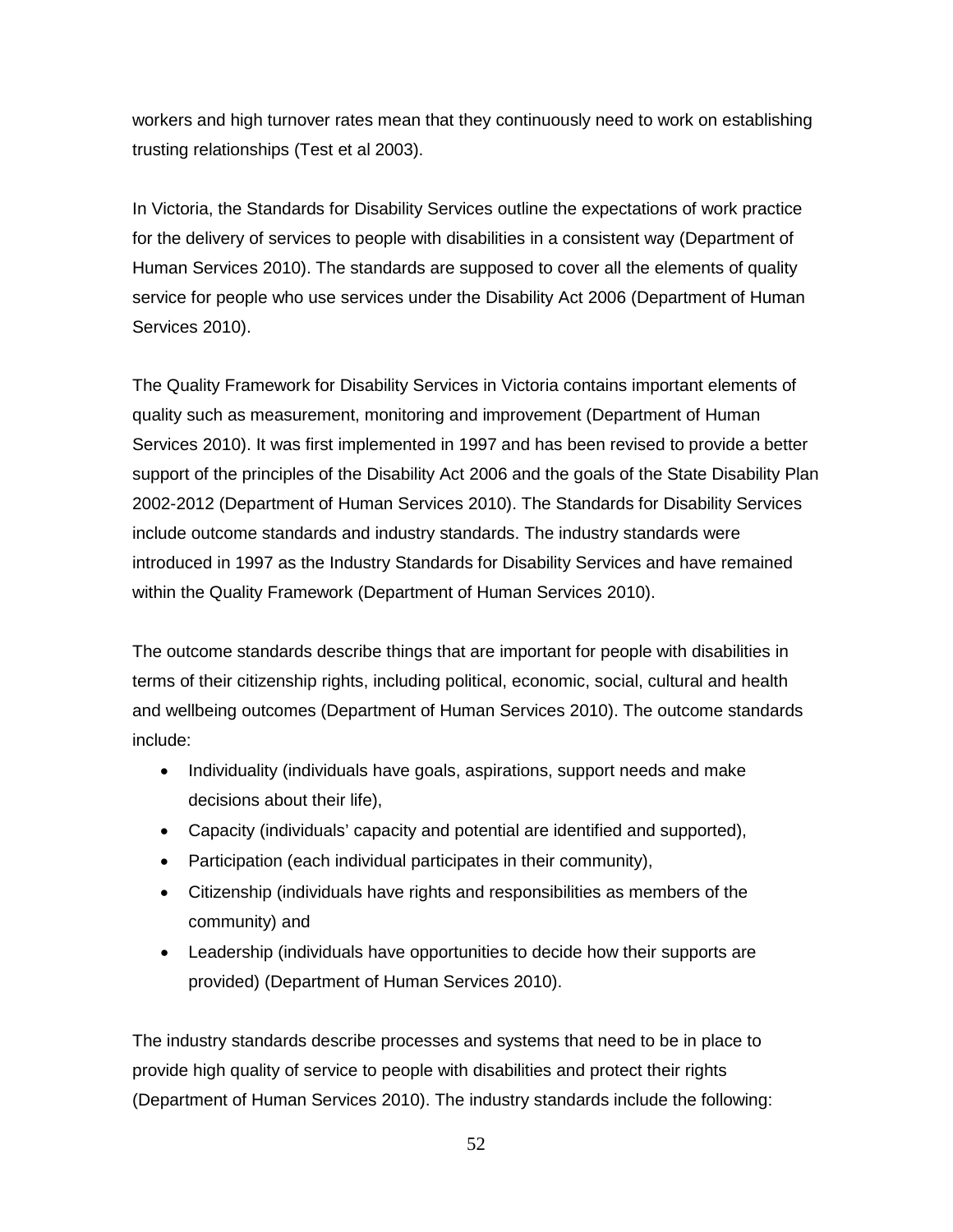workers and high turnover rates mean that they continuously need to work on establishing trusting relationships (Test et al 2003).

In Victoria, the Standards for Disability Services outline the expectations of work practice for the delivery of services to people with disabilities in a consistent way (Department of Human Services 2010). The standards are supposed to cover all the elements of quality service for people who use services under the Disability Act 2006 (Department of Human Services 2010).

The Quality Framework for Disability Services in Victoria contains important elements of quality such as measurement, monitoring and improvement (Department of Human Services 2010). It was first implemented in 1997 and has been revised to provide a better support of the principles of the Disability Act 2006 and the goals of the State Disability Plan 2002-2012 (Department of Human Services 2010). The Standards for Disability Services include outcome standards and industry standards. The industry standards were introduced in 1997 as the Industry Standards for Disability Services and have remained within the Quality Framework (Department of Human Services 2010).

The outcome standards describe things that are important for people with disabilities in terms of their citizenship rights, including political, economic, social, cultural and health and wellbeing outcomes (Department of Human Services 2010). The outcome standards include:

- Individuality (individuals have goals, aspirations, support needs and make decisions about their life),
- Capacity (individuals' capacity and potential are identified and supported),
- Participation (each individual participates in their community),
- Citizenship (individuals have rights and responsibilities as members of the community) and
- Leadership (individuals have opportunities to decide how their supports are provided) (Department of Human Services 2010).

The industry standards describe processes and systems that need to be in place to provide high quality of service to people with disabilities and protect their rights (Department of Human Services 2010). The industry standards include the following: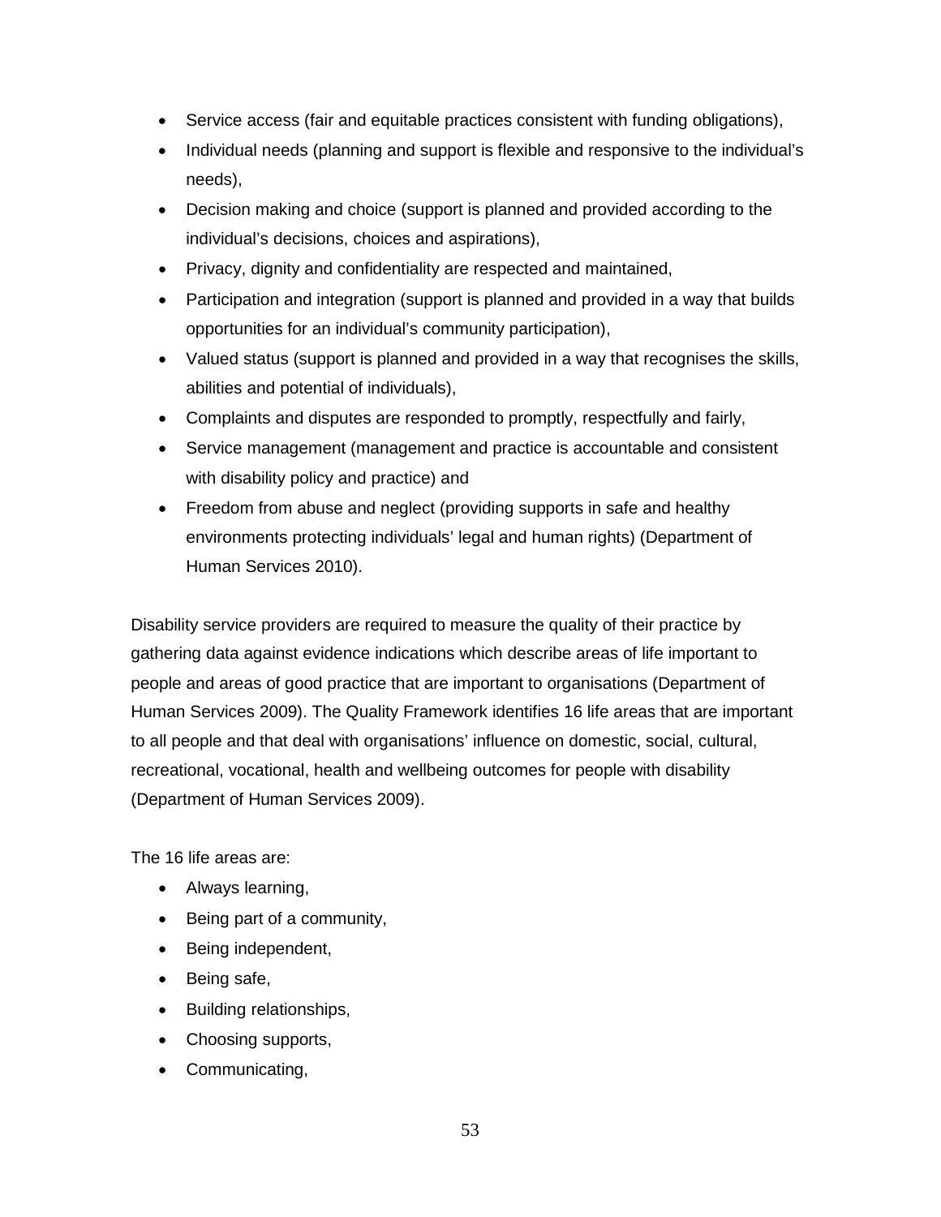- Service access (fair and equitable practices consistent with funding obligations),
- Individual needs (planning and support is flexible and responsive to the individual's needs),
- Decision making and choice (support is planned and provided according to the individual's decisions, choices and aspirations),
- Privacy, dignity and confidentiality are respected and maintained,
- Participation and integration (support is planned and provided in a way that builds opportunities for an individual's community participation),
- Valued status (support is planned and provided in a way that recognises the skills, abilities and potential of individuals),
- Complaints and disputes are responded to promptly, respectfully and fairly,
- Service management (management and practice is accountable and consistent with disability policy and practice) and
- Freedom from abuse and neglect (providing supports in safe and healthy environments protecting individuals' legal and human rights) (Department of Human Services 2010).

Disability service providers are required to measure the quality of their practice by gathering data against evidence indications which describe areas of life important to people and areas of good practice that are important to organisations (Department of Human Services 2009). The Quality Framework identifies 16 life areas that are important to all people and that deal with organisations' influence on domestic, social, cultural, recreational, vocational, health and wellbeing outcomes for people with disability (Department of Human Services 2009).

The 16 life areas are:

- Always learning,
- Being part of a community,
- Being independent,
- Being safe,
- Building relationships,
- Choosing supports,
- Communicating,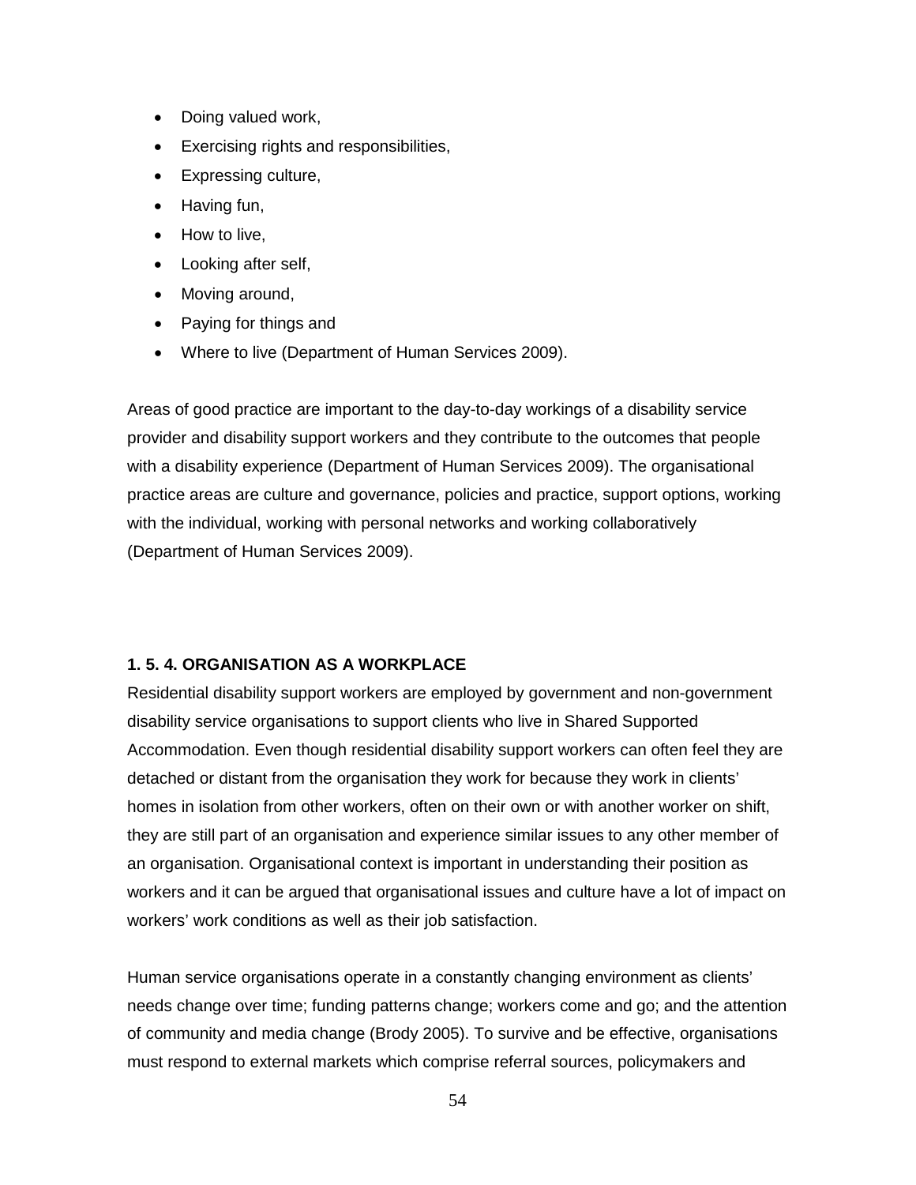- Doing valued work,
- Exercising rights and responsibilities,
- Expressing culture,
- Having fun,
- How to live,
- Looking after self,
- Moving around,
- Paying for things and
- Where to live (Department of Human Services 2009).

Areas of good practice are important to the day-to-day workings of a disability service provider and disability support workers and they contribute to the outcomes that people with a disability experience (Department of Human Services 2009). The organisational practice areas are culture and governance, policies and practice, support options, working with the individual, working with personal networks and working collaboratively (Department of Human Services 2009).

### 1. 5. 4. ORGANISATION AS A WORKPLACE

Residential disability support workers are employed by government and non-government disability service organisations to support clients who live in Shared Supported Accommodation. Even though residential disability support workers can often feel they are detached or distant from the organisation they work for because they work in clients' homes in isolation from other workers, often on their own or with another worker on shift, they are still part of an organisation and experience similar issues to any other member of an organisation. Organisational context is important in understanding their position as workers and it can be argued that organisational issues and culture have a lot of impact on workers' work conditions as well as their job satisfaction.

Human service organisations operate in a constantly changing environment as clients' needs change over time; funding patterns change; workers come and go; and the attention of community and media change (Brody 2005). To survive and be effective, organisations must respond to external markets which comprise referral sources, policymakers and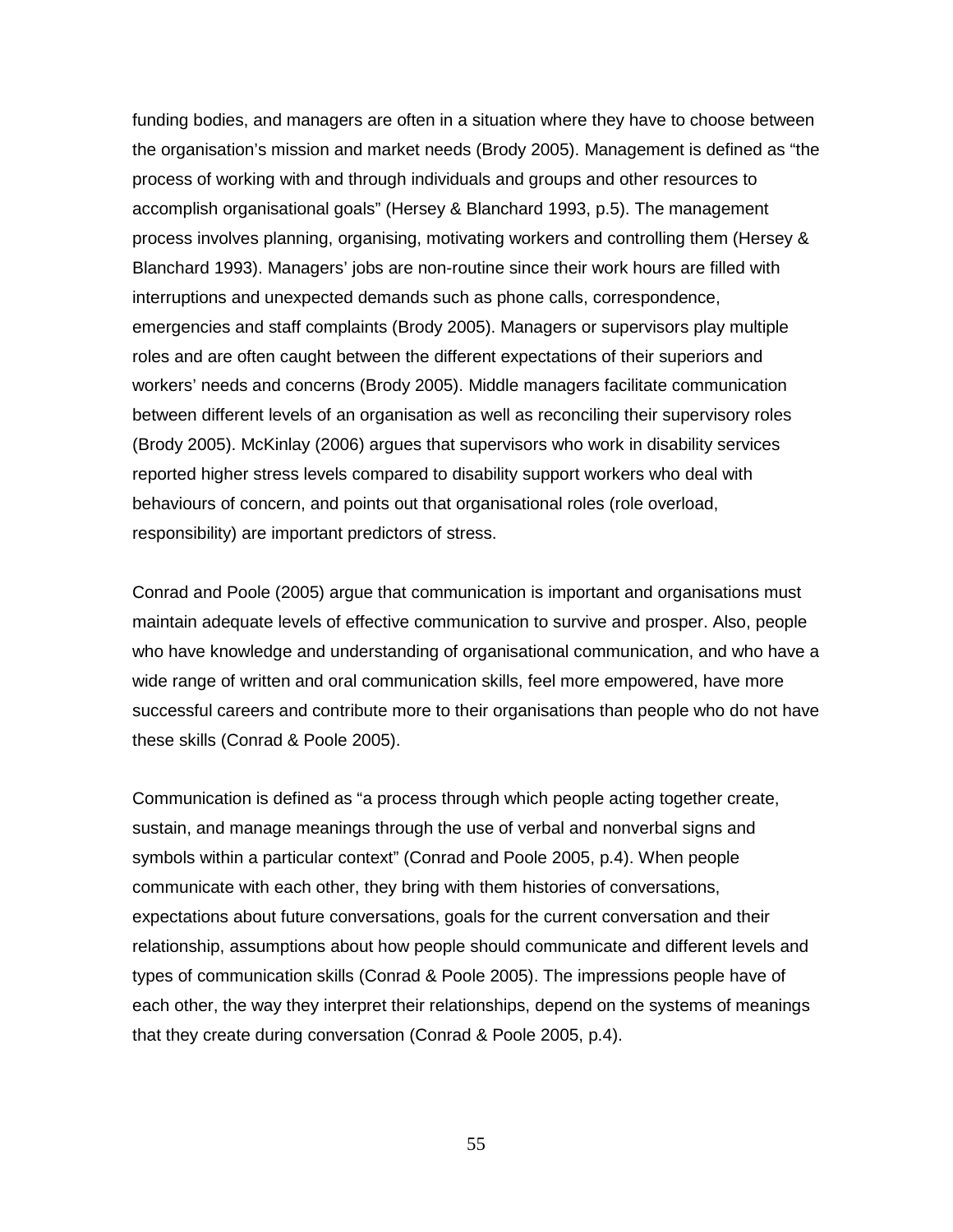funding bodies, and managers are often in a situation where they have to choose between the organisation's mission and market needs (Brody 2005). Management is defined as "the process of working with and through individuals and groups and other resources to accomplish organisational goals" (Hersey & Blanchard 1993, p.5). The management process involves planning, organising, motivating workers and controlling them (Hersey & Blanchard 1993). Managers' jobs are non-routine since their work hours are filled with interruptions and unexpected demands such as phone calls, correspondence, emergencies and staff complaints (Brody 2005). Managers or supervisors play multiple roles and are often caught between the different expectations of their superiors and workers' needs and concerns (Brody 2005). Middle managers facilitate communication between different levels of an organisation as well as reconciling their supervisory roles (Brody 2005). McKinlay (2006) argues that supervisors who work in disability services reported higher stress levels compared to disability support workers who deal with behaviours of concern, and points out that organisational roles (role overload, responsibility) are important predictors of stress.

Conrad and Poole (2005) argue that communication is important and organisations must maintain adequate levels of effective communication to survive and prosper. Also, people who have knowledge and understanding of organisational communication, and who have a wide range of written and oral communication skills, feel more empowered, have more successful careers and contribute more to their organisations than people who do not have these skills (Conrad & Poole 2005).

Communication is defined as "a process through which people acting together create, sustain, and manage meanings through the use of verbal and nonverbal signs and symbols within a particular context" (Conrad and Poole 2005, p.4). When people communicate with each other, they bring with them histories of conversations, expectations about future conversations, goals for the current conversation and their relationship, assumptions about how people should communicate and different levels and types of communication skills (Conrad & Poole 2005). The impressions people have of each other, the way they interpret their relationships, depend on the systems of meanings that they create during conversation (Conrad & Poole 2005, p.4).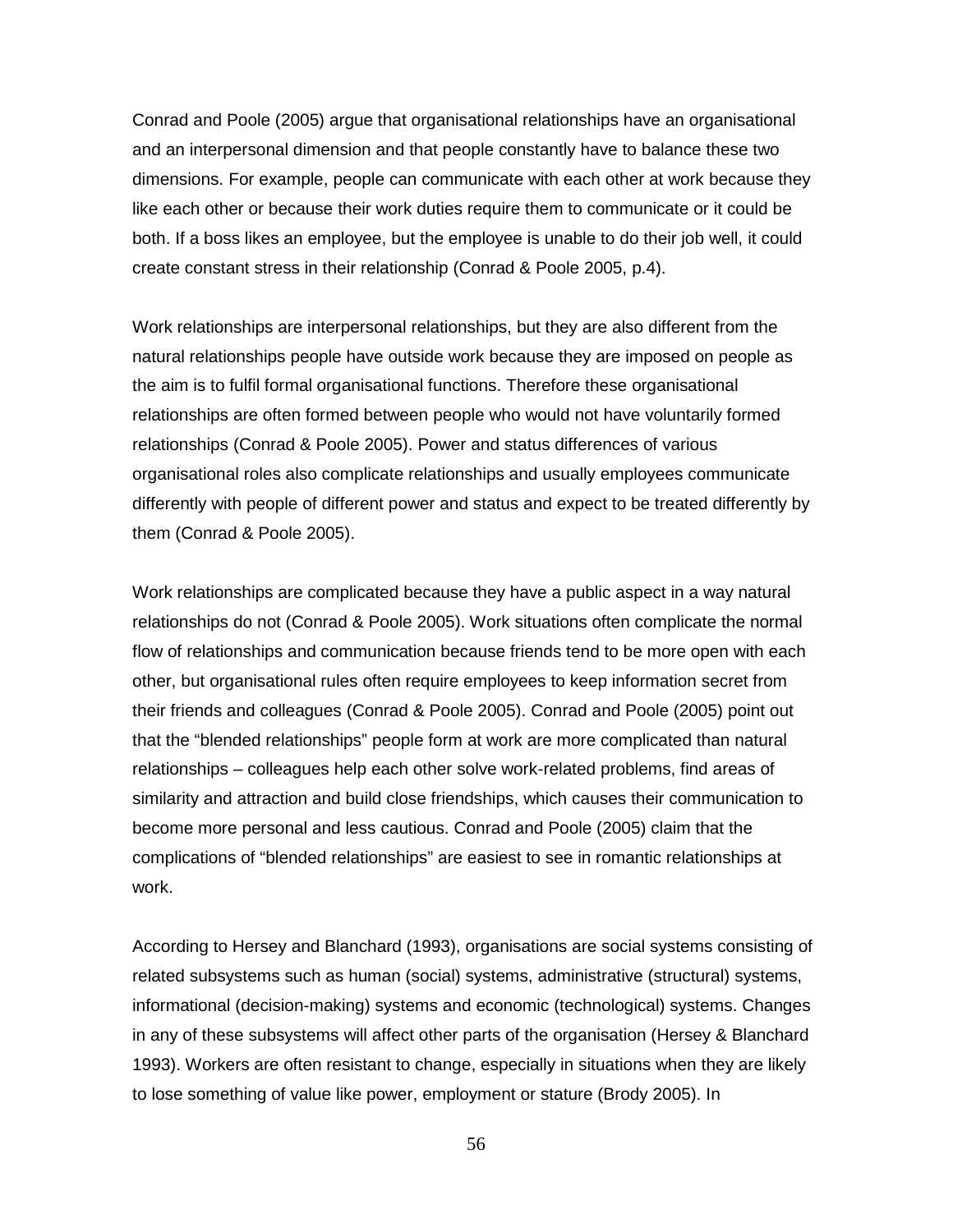Conrad and Poole (2005) argue that organisational relationships have an organisational and an interpersonal dimension and that people constantly have to balance these two dimensions. For example, people can communicate with each other at work because they like each other or because their work duties require them to communicate or it could be both. If a boss likes an employee, but the employee is unable to do their job well, it could create constant stress in their relationship (Conrad & Poole 2005, p.4).

Work relationships are interpersonal relationships, but they are also different from the natural relationships people have outside work because they are imposed on people as the aim is to fulfil formal organisational functions. Therefore these organisational relationships are often formed between people who would not have voluntarily formed relationships (Conrad & Poole 2005). Power and status differences of various organisational roles also complicate relationships and usually employees communicate differently with people of different power and status and expect to be treated differently by them (Conrad & Poole 2005).

Work relationships are complicated because they have a public aspect in a way natural relationships do not (Conrad & Poole 2005). Work situations often complicate the normal flow of relationships and communication because friends tend to be more open with each other, but organisational rules often require employees to keep information secret from their friends and colleagues (Conrad & Poole 2005). Conrad and Poole (2005) point out that the "blended relationships" people form at work are more complicated than natural relationships – colleagues help each other solve work-related problems, find areas of similarity and attraction and build close friendships, which causes their communication to become more personal and less cautious. Conrad and Poole (2005) claim that the complications of "blended relationships" are easiest to see in romantic relationships at work.

According to Hersey and Blanchard (1993), organisations are social systems consisting of related subsystems such as human (social) systems, administrative (structural) systems, informational (decision-making) systems and economic (technological) systems. Changes in any of these subsystems will affect other parts of the organisation (Hersey & Blanchard 1993). Workers are often resistant to change, especially in situations when they are likely to lose something of value like power, employment or stature (Brody 2005). In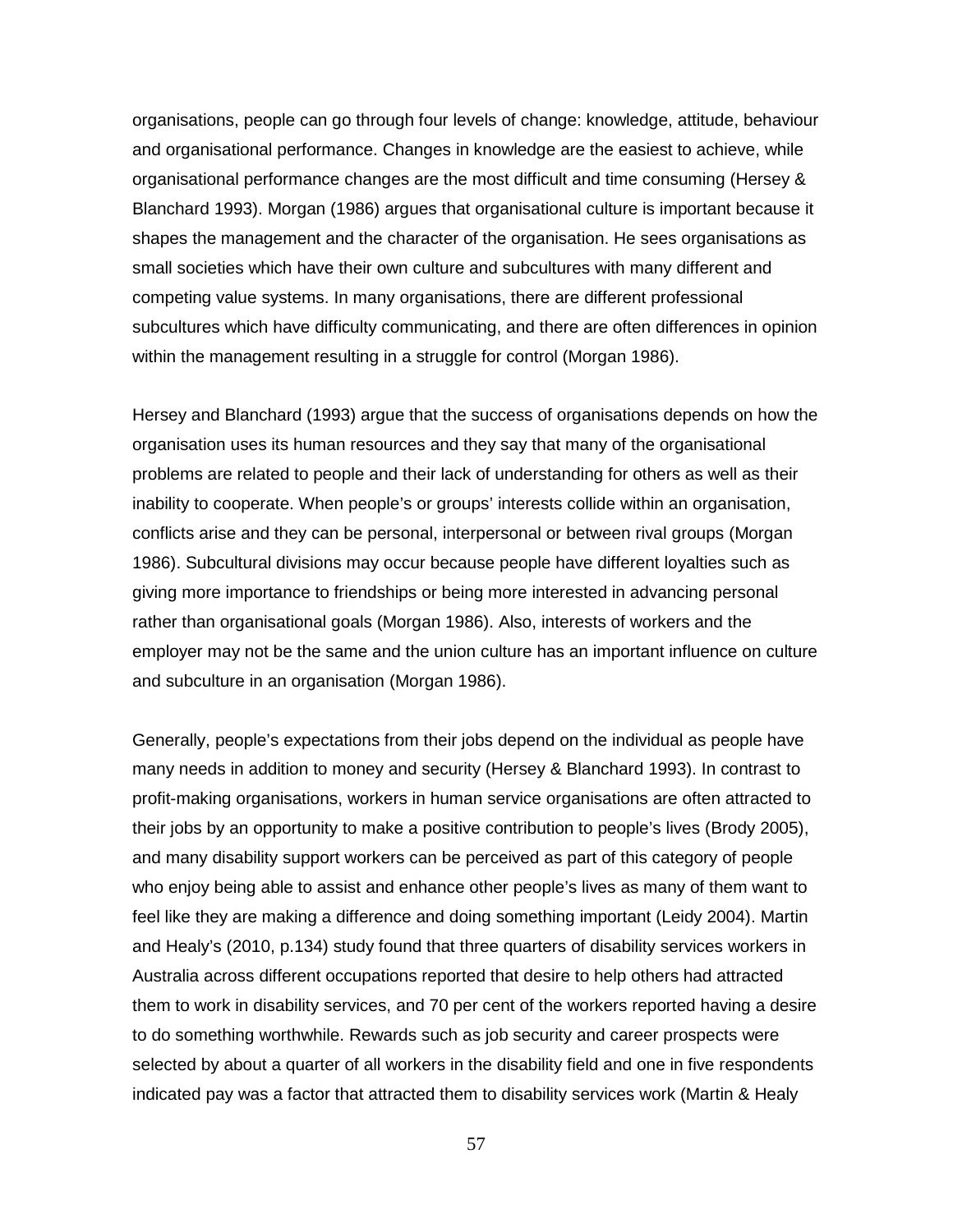organisations, people can go through four levels of change: knowledge, attitude, behaviour and organisational performance. Changes in knowledge are the easiest to achieve, while organisational performance changes are the most difficult and time consuming (Hersey & Blanchard 1993). Morgan (1986) argues that organisational culture is important because it shapes the management and the character of the organisation. He sees organisations as small societies which have their own culture and subcultures with many different and competing value systems. In many organisations, there are different professional subcultures which have difficulty communicating, and there are often differences in opinion within the management resulting in a struggle for control (Morgan 1986).

Hersey and Blanchard (1993) argue that the success of organisations depends on how the organisation uses its human resources and they say that many of the organisational problems are related to people and their lack of understanding for others as well as their inability to cooperate. When people's or groups' interests collide within an organisation, conflicts arise and they can be personal, interpersonal or between rival groups (Morgan 1986). Subcultural divisions may occur because people have different loyalties such as giving more importance to friendships or being more interested in advancing personal rather than organisational goals (Morgan 1986). Also, interests of workers and the employer may not be the same and the union culture has an important influence on culture and subculture in an organisation (Morgan 1986).

Generally, people's expectations from their jobs depend on the individual as people have many needs in addition to money and security (Hersey & Blanchard 1993). In contrast to profit-making organisations, workers in human service organisations are often attracted to their jobs by an opportunity to make a positive contribution to people's lives (Brody 2005), and many disability support workers can be perceived as part of this category of people who enjoy being able to assist and enhance other people's lives as many of them want to feel like they are making a difference and doing something important (Leidy 2004). Martin and Healy's (2010, p.134) study found that three quarters of disability services workers in Australia across different occupations reported that desire to help others had attracted them to work in disability services, and 70 per cent of the workers reported having a desire to do something worthwhile. Rewards such as job security and career prospects were selected by about a quarter of all workers in the disability field and one in five respondents indicated pay was a factor that attracted them to disability services work (Martin & Healy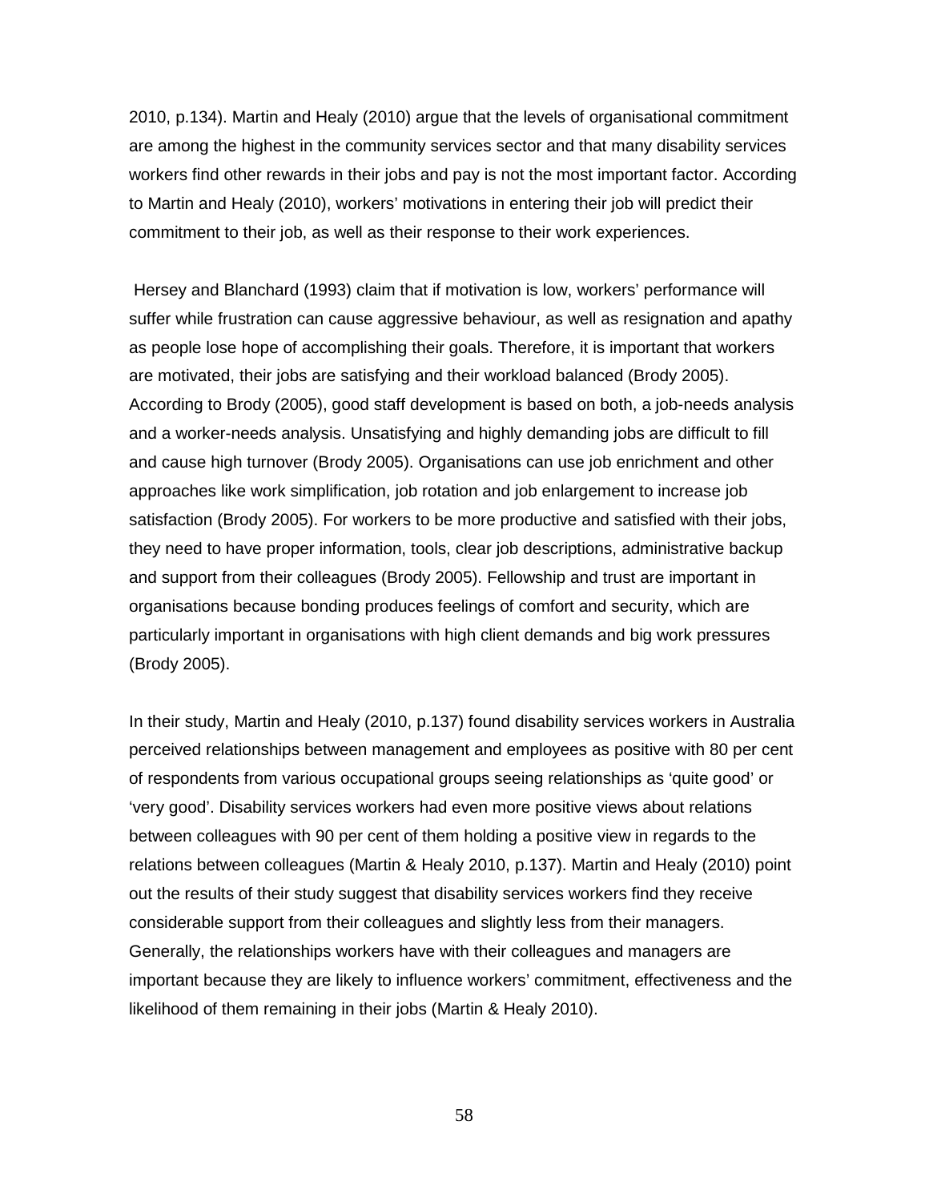2010, p.134). Martin and Healy (2010) argue that the levels of organisational commitment are among the highest in the community services sector and that many disability services workers find other rewards in their jobs and pay is not the most important factor. According to Martin and Healy (2010), workers' motivations in entering their job will predict their commitment to their job, as well as their response to their work experiences.

Hersey and Blanchard (1993) claim that if motivation is low, workers' performance will suffer while frustration can cause aggressive behaviour, as well as resignation and apathy as people lose hope of accomplishing their goals. Therefore, it is important that workers are motivated, their jobs are satisfying and their workload balanced (Brody 2005). According to Brody (2005), good staff development is based on both, a job-needs analysis and a worker-needs analysis. Unsatisfying and highly demanding jobs are difficult to fill and cause high turnover (Brody 2005). Organisations can use job enrichment and other approaches like work simplification, job rotation and job enlargement to increase job satisfaction (Brody 2005). For workers to be more productive and satisfied with their jobs, they need to have proper information, tools, clear job descriptions, administrative backup and support from their colleagues (Brody 2005). Fellowship and trust are important in organisations because bonding produces feelings of comfort and security, which are particularly important in organisations with high client demands and big work pressures (Brody 2005).

In their study, Martin and Healy (2010, p.137) found disability services workers in Australia perceived relationships between management and employees as positive with 80 per cent of respondents from various occupational groups seeing relationships as 'quite good' or 'very good'. Disability services workers had even more positive views about relations between colleagues with 90 per cent of them holding a positive view in regards to the relations between colleagues (Martin & Healy 2010, p.137). Martin and Healy (2010) point out the results of their study suggest that disability services workers find they receive considerable support from their colleagues and slightly less from their managers. Generally, the relationships workers have with their colleagues and managers are important because they are likely to influence workers' commitment, effectiveness and the likelihood of them remaining in their jobs (Martin & Healy 2010).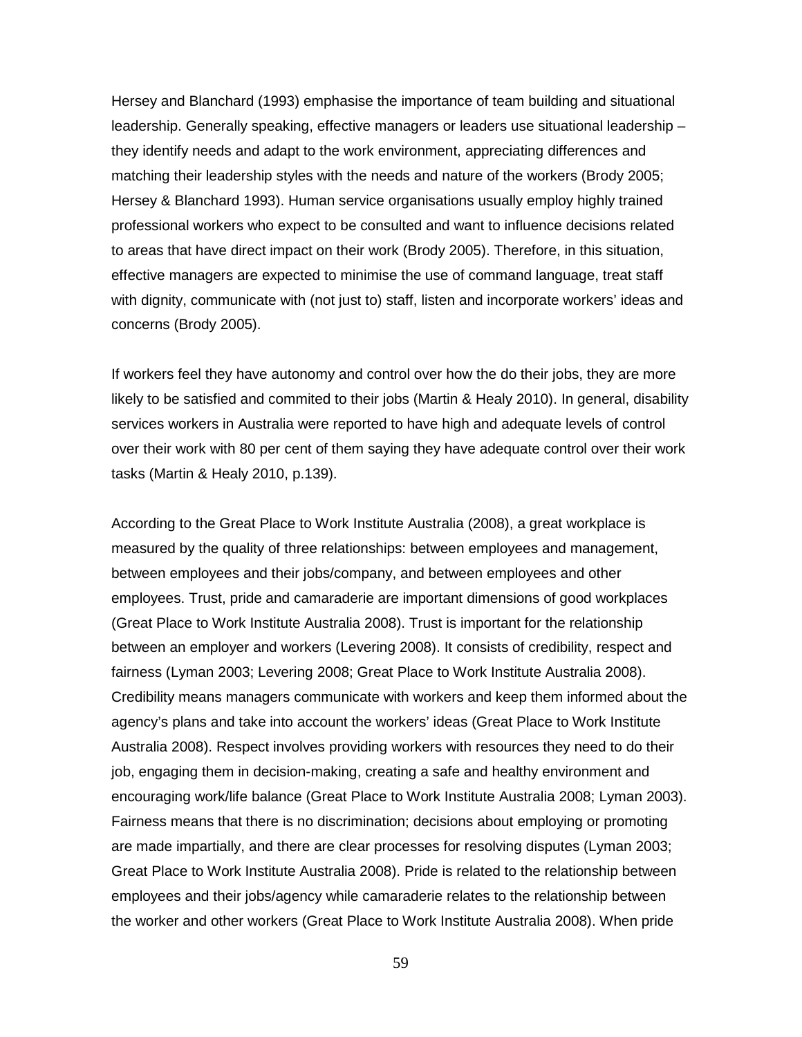Hersey and Blanchard (1993) emphasise the importance of team building and situational leadership. Generally speaking, effective managers or leaders use situational leadership – they identify needs and adapt to the work environment, appreciating differences and matching their leadership styles with the needs and nature of the workers (Brody 2005; Hersey & Blanchard 1993). Human service organisations usually employ highly trained professional workers who expect to be consulted and want to influence decisions related to areas that have direct impact on their work (Brody 2005). Therefore, in this situation, effective managers are expected to minimise the use of command language, treat staff with dignity, communicate with (not just to) staff, listen and incorporate workers' ideas and concerns (Brody 2005).

If workers feel they have autonomy and control over how the do their jobs, they are more likely to be satisfied and commited to their jobs (Martin & Healy 2010). In general, disability services workers in Australia were reported to have high and adequate levels of control over their work with 80 per cent of them saying they have adequate control over their work tasks (Martin & Healy 2010, p.139).

According to the Great Place to Work Institute Australia (2008), a great workplace is measured by the quality of three relationships: between employees and management, between employees and their jobs/company, and between employees and other employees. Trust, pride and camaraderie are important dimensions of good workplaces (Great Place to Work Institute Australia 2008). Trust is important for the relationship between an employer and workers (Levering 2008). It consists of credibility, respect and fairness (Lyman 2003; Levering 2008; Great Place to Work Institute Australia 2008). Credibility means managers communicate with workers and keep them informed about the agency's plans and take into account the workers' ideas (Great Place to Work Institute Australia 2008). Respect involves providing workers with resources they need to do their job, engaging them in decision-making, creating a safe and healthy environment and encouraging work/life balance (Great Place to Work Institute Australia 2008; Lyman 2003). Fairness means that there is no discrimination; decisions about employing or promoting are made impartially, and there are clear processes for resolving disputes (Lyman 2003; Great Place to Work Institute Australia 2008). Pride is related to the relationship between employees and their jobs/agency while camaraderie relates to the relationship between the worker and other workers (Great Place to Work Institute Australia 2008). When pride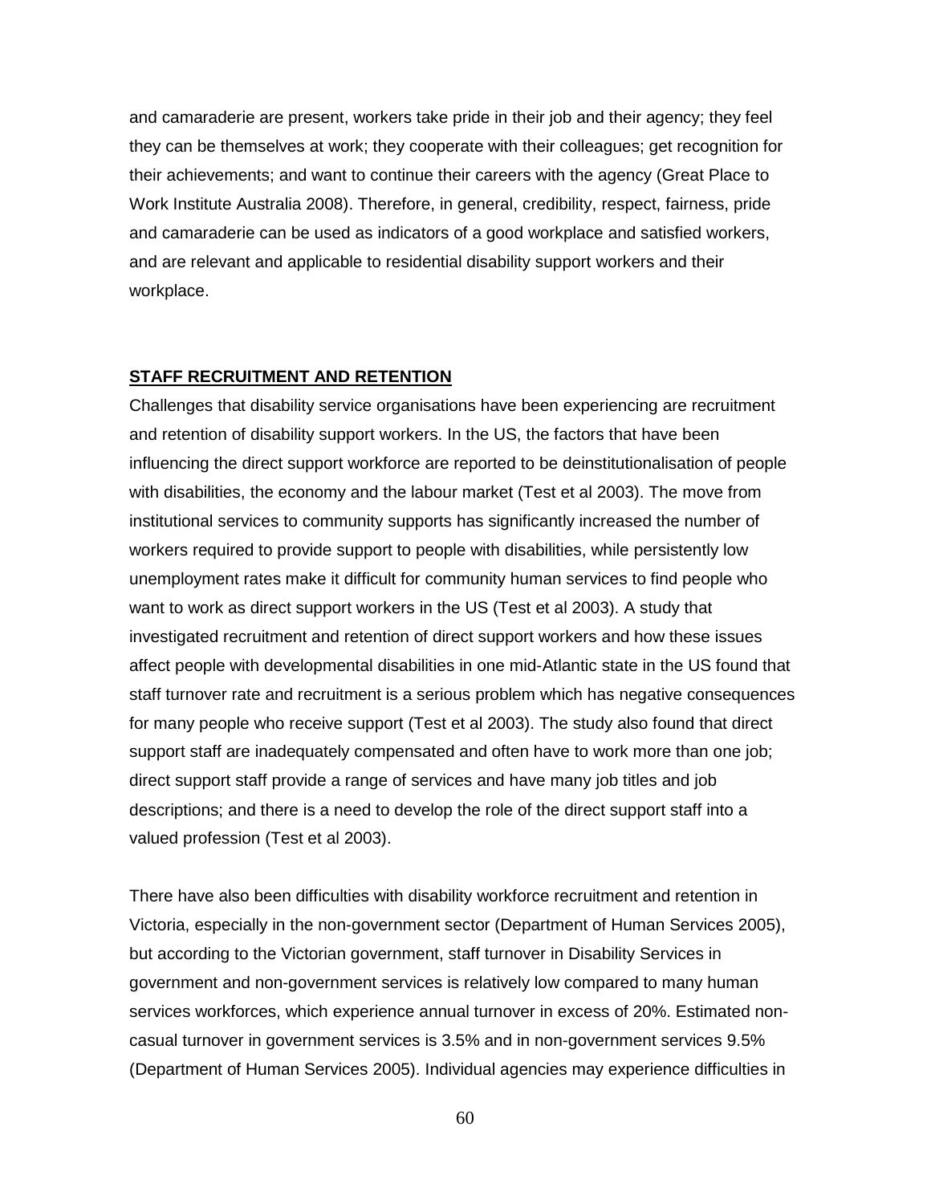and camaraderie are present, workers take pride in their job and their agency; they feel they can be themselves at work; they cooperate with their colleagues; get recognition for their achievements; and want to continue their careers with the agency (Great Place to Work Institute Australia 2008). Therefore, in general, credibility, respect, fairness, pride and camaraderie can be used as indicators of a good workplace and satisfied workers, and are relevant and applicable to residential disability support workers and their workplace.

## STAFF RECRUITMENT AND RETENTION

Challenges that disability service organisations have been experiencing are recruitment and retention of disability support workers. In the US, the factors that have been influencing the direct support workforce are reported to be deinstitutionalisation of people with disabilities, the economy and the labour market (Test et al 2003). The move from institutional services to community supports has significantly increased the number of workers required to provide support to people with disabilities, while persistently low unemployment rates make it difficult for community human services to find people who want to work as direct support workers in the US (Test et al 2003). A study that investigated recruitment and retention of direct support workers and how these issues affect people with developmental disabilities in one mid-Atlantic state in the US found that staff turnover rate and recruitment is a serious problem which has negative consequences for many people who receive support (Test et al 2003). The study also found that direct support staff are inadequately compensated and often have to work more than one job; direct support staff provide a range of services and have many job titles and job descriptions; and there is a need to develop the role of the direct support staff into a valued profession (Test et al 2003).

There have also been difficulties with disability workforce recruitment and retention in Victoria, especially in the non-government sector (Department of Human Services 2005), but according to the Victorian government, staff turnover in Disability Services in government and non-government services is relatively low compared to many human services workforces, which experience annual turnover in excess of 20%. Estimated non-casual turnover in government services is 3.5% and in non-government services 9.5% (Department of Human Services 2005). Individual agencies may experience difficulties in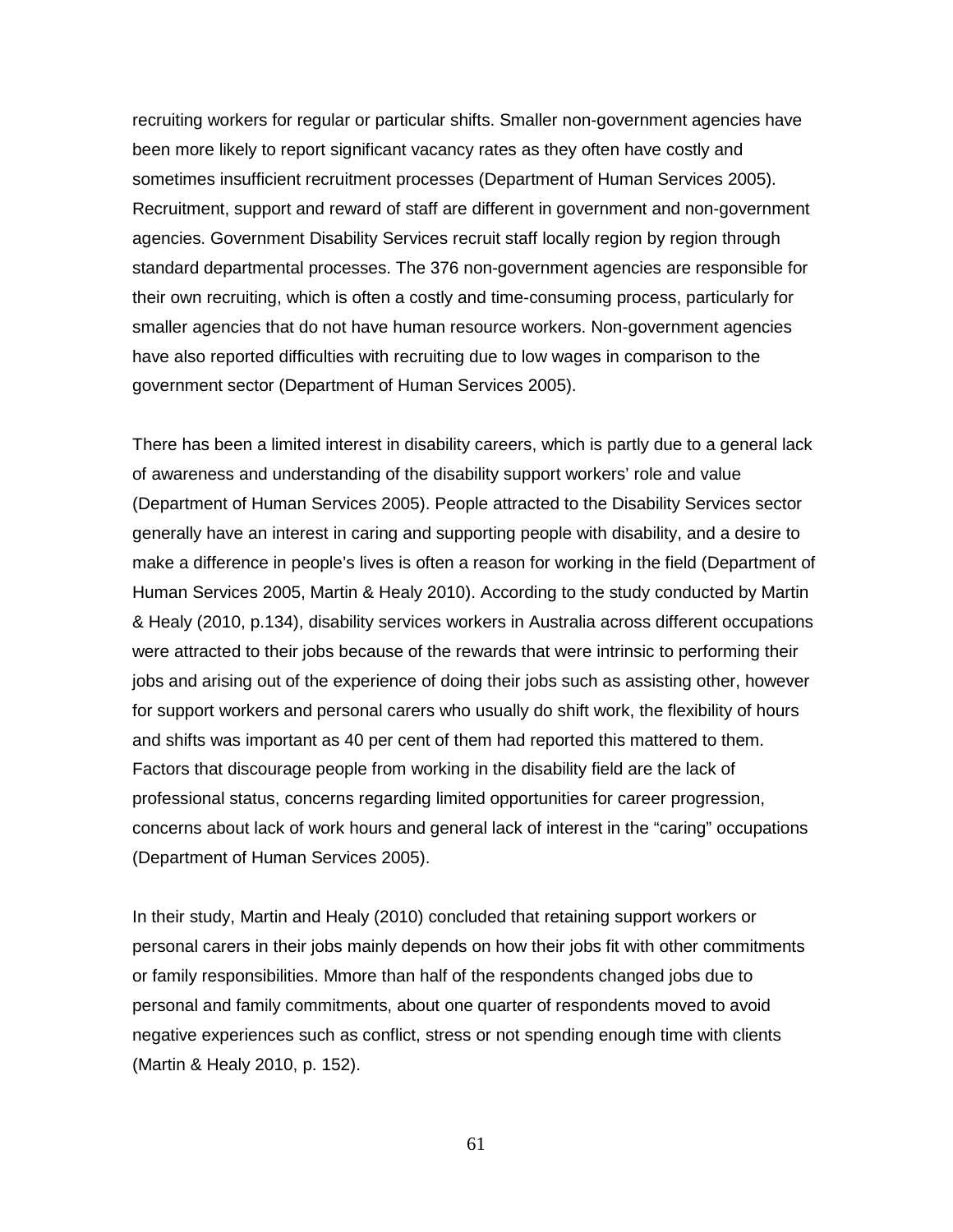recruiting workers for regular or particular shifts. Smaller non-government agencies have been more likely to report significant vacancy rates as they often have costly and sometimes insufficient recruitment processes (Department of Human Services 2005). Recruitment, support and reward of staff are different in government and non-government agencies. Government Disability Services recruit staff locally region by region through standard departmental processes. The 376 non-government agencies are responsible for their own recruiting, which is often a costly and time-consuming process, particularly for smaller agencies that do not have human resource workers. Non-government agencies have also reported difficulties with recruiting due to low wages in comparison to the government sector (Department of Human Services 2005).

There has been a limited interest in disability careers, which is partly due to a general lack of awareness and understanding of the disability support workers' role and value (Department of Human Services 2005). People attracted to the Disability Services sector generally have an interest in caring and supporting people with disability, and a desire to make a difference in people's lives is often a reason for working in the field (Department of Human Services 2005, Martin & Healy 2010). According to the study conducted by Martin & Healy (2010, p.134), disability services workers in Australia across different occupations were attracted to their jobs because of the rewards that were intrinsic to performing their jobs and arising out of the experience of doing their jobs such as assisting other, however for support workers and personal carers who usually do shift work, the flexibility of hours and shifts was important as 40 per cent of them had reported this mattered to them. Factors that discourage people from working in the disability field are the lack of professional status, concerns regarding limited opportunities for career progression, concerns about lack of work hours and general lack of interest in the "caring" occupations (Department of Human Services 2005).

In their study, Martin and Healy (2010) concluded that retaining support workers or personal carers in their jobs mainly depends on how their jobs fit with other commitments or family responsibilities. Mmore than half of the respondents changed jobs due to personal and family commitments, about one quarter of respondents moved to avoid negative experiences such as conflict, stress or not spending enough time with clients (Martin & Healy 2010, p. 152).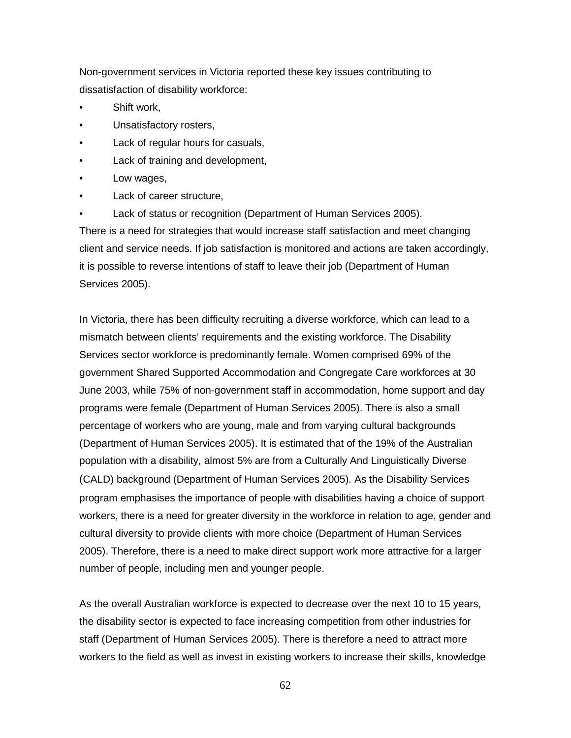Non-government services in Victoria reported these key issues contributing to dissatisfaction of disability workforce:

- Shift work,
- Unsatisfactory rosters,
- Lack of regular hours for casuals,
- Lack of training and development,
- Low wages,
- Lack of career structure,
- Lack of status or recognition (Department of Human Services 2005).

There is a need for strategies that would increase staff satisfaction and meet changing client and service needs. If job satisfaction is monitored and actions are taken accordingly, it is possible to reverse intentions of staff to leave their job (Department of Human Services 2005).

In Victoria, there has been difficulty recruiting a diverse workforce, which can lead to a mismatch between clients' requirements and the existing workforce. The Disability Services sector workforce is predominantly female. Women comprised 69% of the government Shared Supported Accommodation and Congregate Care workforces at 30 June 2003, while 75% of non-government staff in accommodation, home support and day programs were female (Department of Human Services 2005). There is also a small percentage of workers who are young, male and from varying cultural backgrounds (Department of Human Services 2005). It is estimated that of the 19% of the Australian population with a disability, almost 5% are from a Culturally And Linguistically Diverse (CALD) background (Department of Human Services 2005). As the Disability Services program emphasises the importance of people with disabilities having a choice of support workers, there is a need for greater diversity in the workforce in relation to age, gender and cultural diversity to provide clients with more choice (Department of Human Services 2005). Therefore, there is a need to make direct support work more attractive for a larger number of people, including men and younger people.

As the overall Australian workforce is expected to decrease over the next 10 to 15 years, the disability sector is expected to face increasing competition from other industries for staff (Department of Human Services 2005). There is therefore a need to attract more workers to the field as well as invest in existing workers to increase their skills, knowledge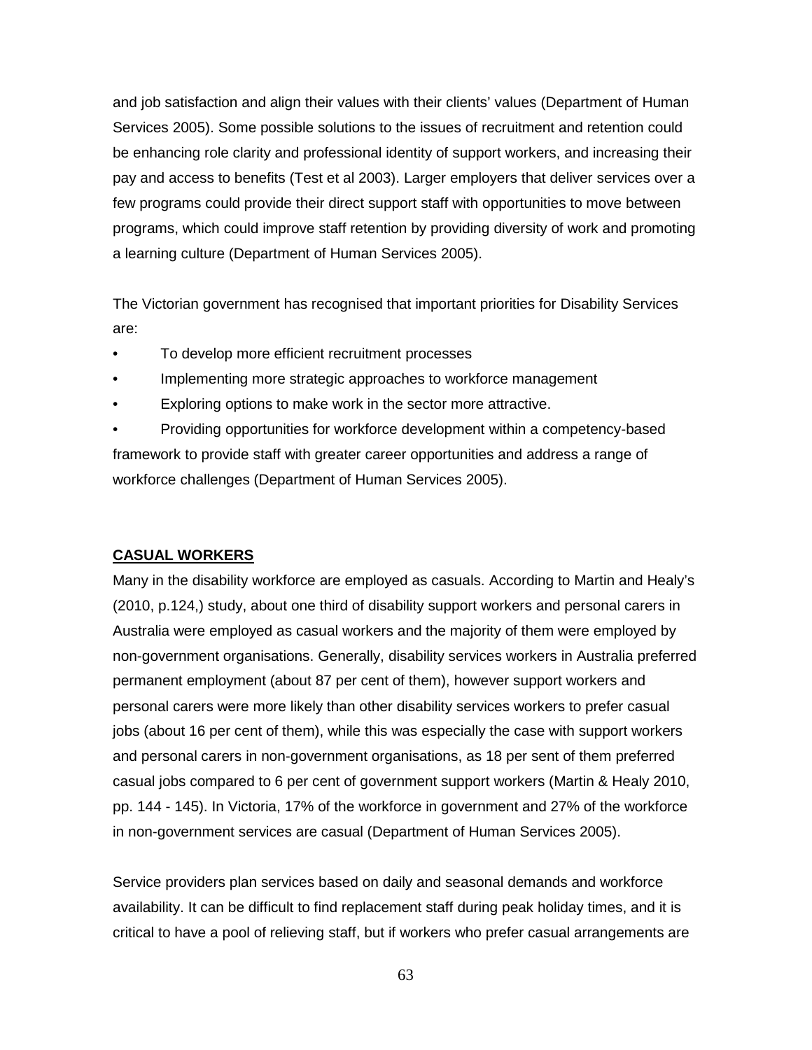and job satisfaction and align their values with their clients' values (Department of Human Services 2005). Some possible solutions to the issues of recruitment and retention could be enhancing role clarity and professional identity of support workers, and increasing their pay and access to benefits (Test et al 2003). Larger employers that deliver services over a few programs could provide their direct support staff with opportunities to move between programs, which could improve staff retention by providing diversity of work and promoting a learning culture (Department of Human Services 2005).

The Victorian government has recognised that important priorities for Disability Services are:

- To develop more efficient recruitment processes
- Implementing more strategic approaches to workforce management
- Exploring options to make work in the sector more attractive.
- Providing opportunities for workforce development within a competency-based framework to provide staff with greater career opportunities and address a range of workforce challenges (Department of Human Services 2005).

## CASUAL WORKERS

Many in the disability workforce are employed as casuals. According to Martin and Healy's (2010, p.124,) study, about one third of disability support workers and personal carers in Australia were employed as casual workers and the majority of them were employed by non-government organisations. Generally, disability services workers in Australia preferred permanent employment (about 87 per cent of them), however support workers and personal carers were more likely than other disability services workers to prefer casual jobs (about 16 per cent of them), while this was especially the case with support workers and personal carers in non-government organisations, as 18 per sent of them preferred casual jobs compared to 6 per cent of government support workers (Martin & Healy 2010, pp. 144 - 145). In Victoria, 17% of the workforce in government and 27% of the workforce in non-government services are casual (Department of Human Services 2005).

Service providers plan services based on daily and seasonal demands and workforce availability. It can be difficult to find replacement staff during peak holiday times, and it is critical to have a pool of relieving staff, but if workers who prefer casual arrangements are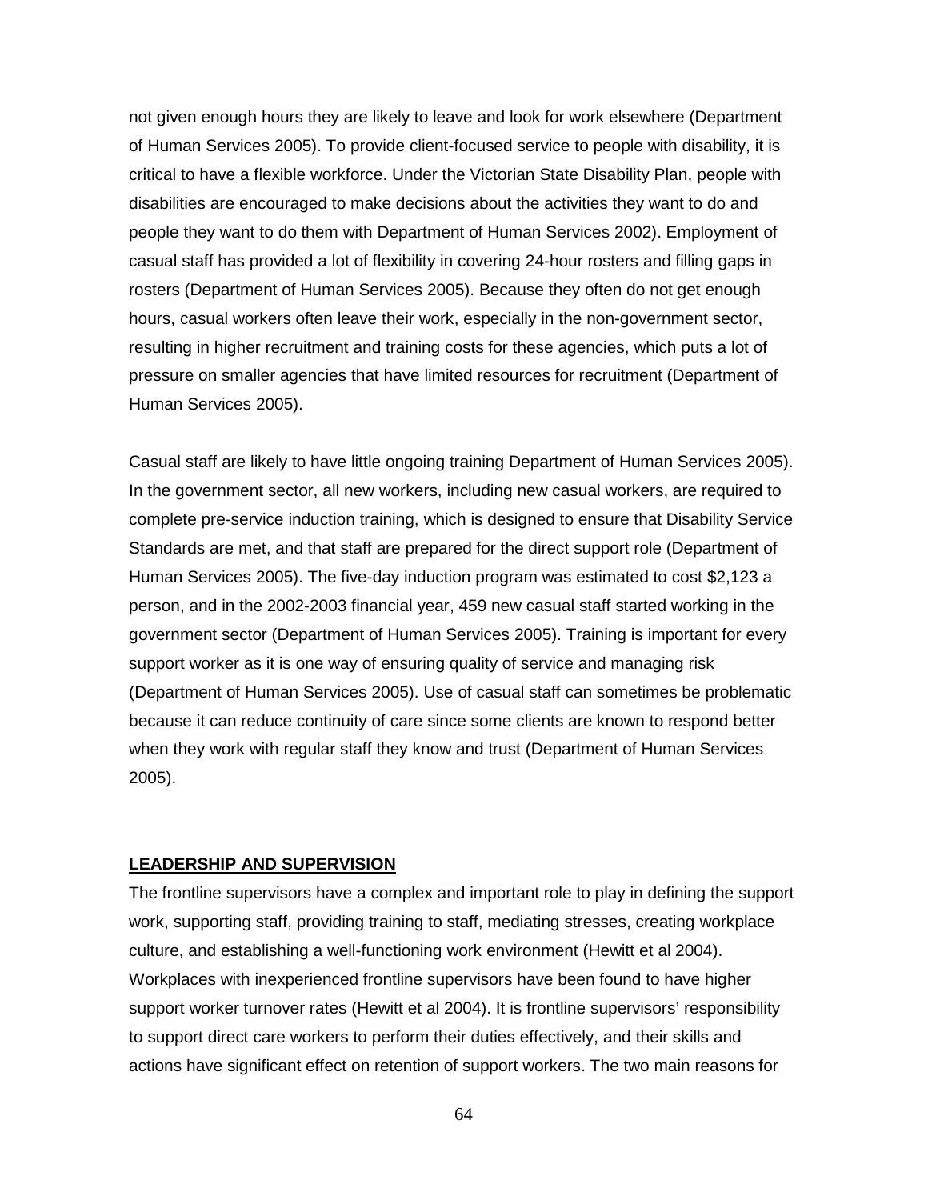not given enough hours they are likely to leave and look for work elsewhere (Department of Human Services 2005). To provide client-focused service to people with disability, it is critical to have a flexible workforce. Under the Victorian State Disability Plan, people with disabilities are encouraged to make decisions about the activities they want to do and people they want to do them with Department of Human Services 2002). Employment of casual staff has provided a lot of flexibility in covering 24-hour rosters and filling gaps in rosters (Department of Human Services 2005). Because they often do not get enough hours, casual workers often leave their work, especially in the non-government sector, resulting in higher recruitment and training costs for these agencies, which puts a lot of pressure on smaller agencies that have limited resources for recruitment (Department of Human Services 2005).

Casual staff are likely to have little ongoing training Department of Human Services 2005). In the government sector, all new workers, including new casual workers, are required to complete pre-service induction training, which is designed to ensure that Disability Service Standards are met, and that staff are prepared for the direct support role (Department of Human Services 2005). The five-day induction program was estimated to cost $2,123 a person, and in the 2002-2003 financial year, 459 new casual staff started working in the government sector (Department of Human Services 2005). Training is important for every support worker as it is one way of ensuring quality of service and managing risk (Department of Human Services 2005). Use of casual staff can sometimes be problematic because it can reduce continuity of care since some clients are known to respond better when they work with regular staff they know and trust (Department of Human Services 2005).

## LEADERSHIP AND SUPERVISION

The frontline supervisors have a complex and important role to play in defining the support work, supporting staff, providing training to staff, mediating stresses, creating workplace culture, and establishing a well-functioning work environment (Hewitt et al 2004). Workplaces with inexperienced frontline supervisors have been found to have higher support worker turnover rates (Hewitt et al 2004). It is frontline supervisors' responsibility to support direct care workers to perform their duties effectively, and their skills and actions have significant effect on retention of support workers. The two main reasons for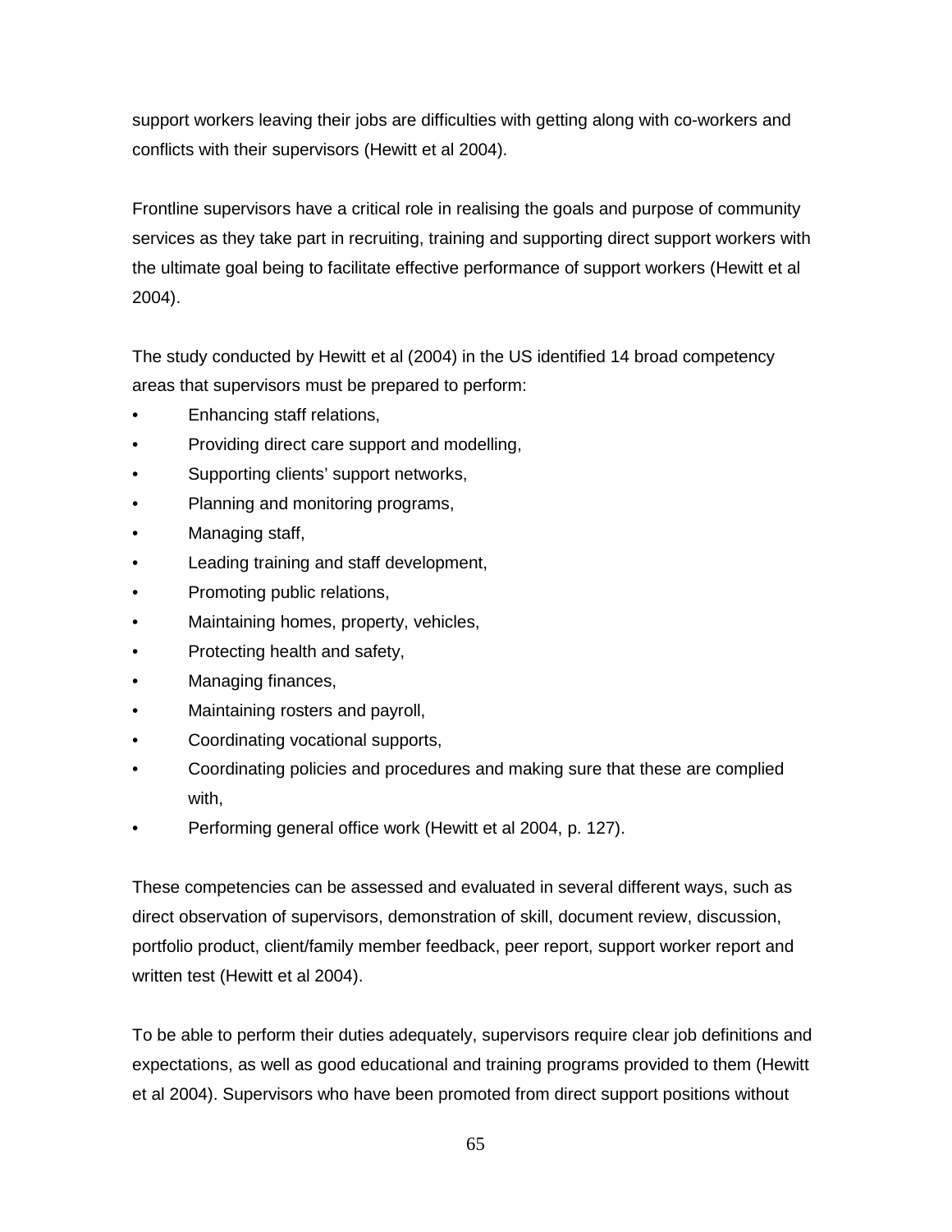support workers leaving their jobs are difficulties with getting along with co-workers and conflicts with their supervisors (Hewitt et al 2004).

Frontline supervisors have a critical role in realising the goals and purpose of community services as they take part in recruiting, training and supporting direct support workers with the ultimate goal being to facilitate effective performance of support workers (Hewitt et al 2004).

The study conducted by Hewitt et al (2004) in the US identified 14 broad competency areas that supervisors must be prepared to perform:

- Enhancing staff relations,
- Providing direct care support and modelling,
- Supporting clients' support networks,
- Planning and monitoring programs,
- Managing staff,
- Leading training and staff development,
- Promoting public relations,
- Maintaining homes, property, vehicles,
- Protecting health and safety,
- Managing finances,
- Maintaining rosters and payroll,
- Coordinating vocational supports,
- Coordinating policies and procedures and making sure that these are complied with,
- Performing general office work (Hewitt et al 2004, p. 127).

These competencies can be assessed and evaluated in several different ways, such as direct observation of supervisors, demonstration of skill, document review, discussion, portfolio product, client/family member feedback, peer report, support worker report and written test (Hewitt et al 2004).

To be able to perform their duties adequately, supervisors require clear job definitions and expectations, as well as good educational and training programs provided to them (Hewitt et al 2004). Supervisors who have been promoted from direct support positions without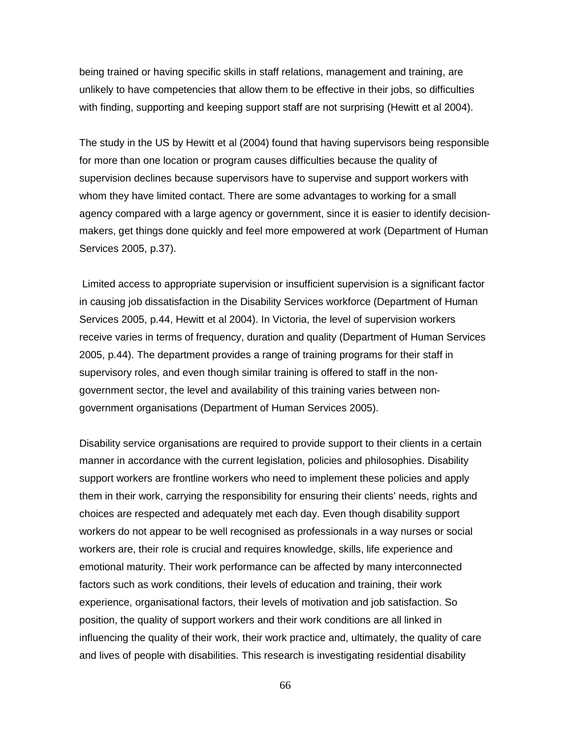being trained or having specific skills in staff relations, management and training, are unlikely to have competencies that allow them to be effective in their jobs, so difficulties with finding, supporting and keeping support staff are not surprising (Hewitt et al 2004).

The study in the US by Hewitt et al (2004) found that having supervisors being responsible for more than one location or program causes difficulties because the quality of supervision declines because supervisors have to supervise and support workers with whom they have limited contact. There are some advantages to working for a small agency compared with a large agency or government, since it is easier to identify decision-makers, get things done quickly and feel more empowered at work (Department of Human Services 2005, p.37).

Limited access to appropriate supervision or insufficient supervision is a significant factor in causing job dissatisfaction in the Disability Services workforce (Department of Human Services 2005, p.44, Hewitt et al 2004). In Victoria, the level of supervision workers receive varies in terms of frequency, duration and quality (Department of Human Services 2005, p.44). The department provides a range of training programs for their staff in supervisory roles, and even though similar training is offered to staff in the non-government sector, the level and availability of this training varies between non-government organisations (Department of Human Services 2005).

Disability service organisations are required to provide support to their clients in a certain manner in accordance with the current legislation, policies and philosophies. Disability support workers are frontline workers who need to implement these policies and apply them in their work, carrying the responsibility for ensuring their clients' needs, rights and choices are respected and adequately met each day. Even though disability support workers do not appear to be well recognised as professionals in a way nurses or social workers are, their role is crucial and requires knowledge, skills, life experience and emotional maturity. Their work performance can be affected by many interconnected factors such as work conditions, their levels of education and training, their work experience, organisational factors, their levels of motivation and job satisfaction. So position, the quality of support workers and their work conditions are all linked in influencing the quality of their work, their work practice and, ultimately, the quality of care and lives of people with disabilities. This research is investigating residential disability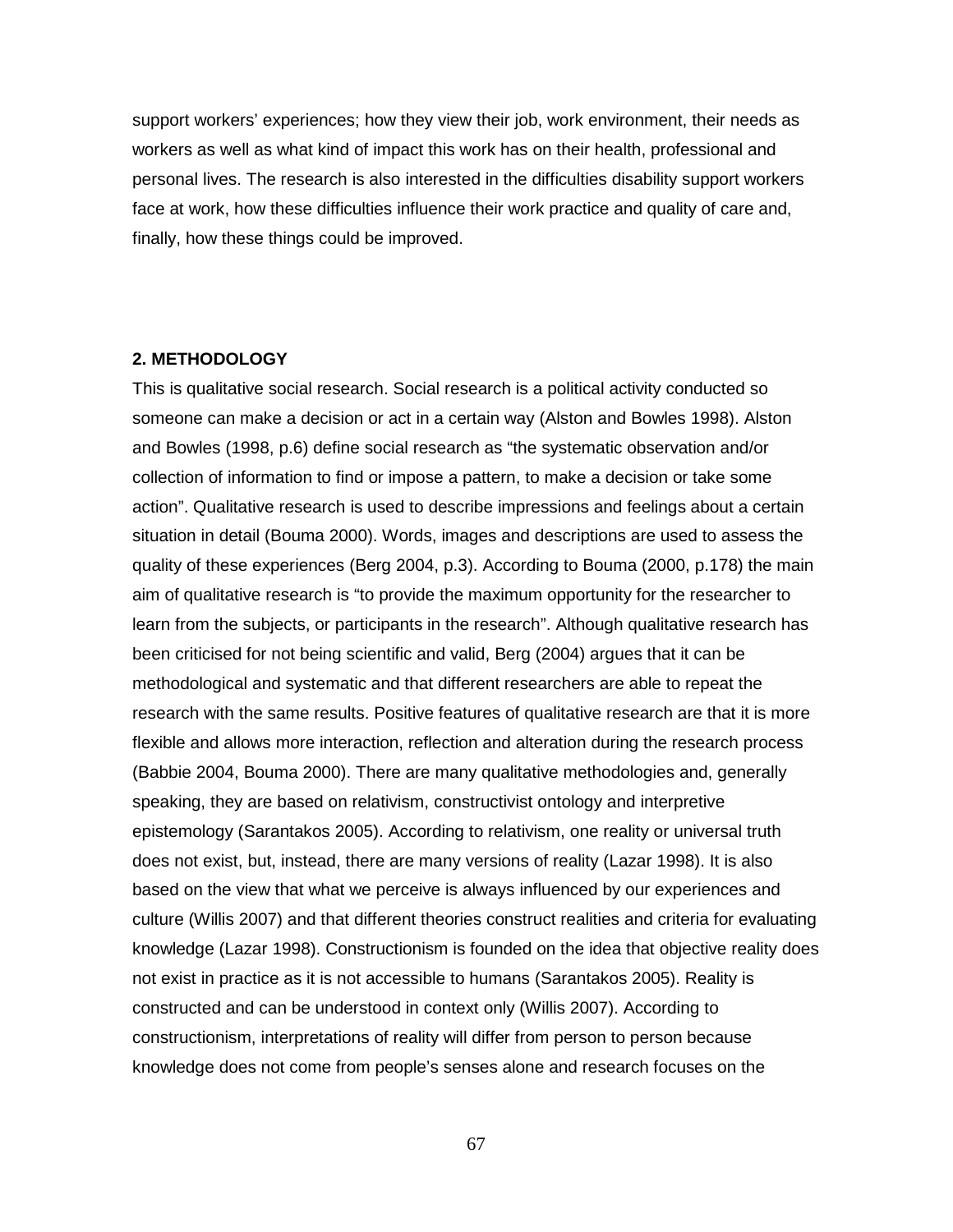support workers' experiences; how they view their job, work environment, their needs as workers as well as what kind of impact this work has on their health, professional and personal lives. The research is also interested in the difficulties disability support workers face at work, how these difficulties influence their work practice and quality of care and, finally, how these things could be improved.

## 2. METHODOLOGY

This is qualitative social research. Social research is a political activity conducted so someone can make a decision or act in a certain way (Alston and Bowles 1998). Alston and Bowles (1998, p.6) define social research as "the systematic observation and/or collection of information to find or impose a pattern, to make a decision or take some action". Qualitative research is used to describe impressions and feelings about a certain situation in detail (Bouma 2000). Words, images and descriptions are used to assess the quality of these experiences (Berg 2004, p.3). According to Bouma (2000, p.178) the main aim of qualitative research is "to provide the maximum opportunity for the researcher to learn from the subjects, or participants in the research". Although qualitative research has been criticised for not being scientific and valid, Berg (2004) argues that it can be methodological and systematic and that different researchers are able to repeat the research with the same results. Positive features of qualitative research are that it is more flexible and allows more interaction, reflection and alteration during the research process (Babbie 2004, Bouma 2000). There are many qualitative methodologies and, generally speaking, they are based on relativism, constructivist ontology and interpretive epistemology (Sarantakos 2005). According to relativism, one reality or universal truth does not exist, but, instead, there are many versions of reality (Lazar 1998). It is also based on the view that what we perceive is always influenced by our experiences and culture (Willis 2007) and that different theories construct realities and criteria for evaluating knowledge (Lazar 1998). Constructionism is founded on the idea that objective reality does not exist in practice as it is not accessible to humans (Sarantakos 2005). Reality is constructed and can be understood in context only (Willis 2007). According to constructionism, interpretations of reality will differ from person to person because knowledge does not come from people's senses alone and research focuses on the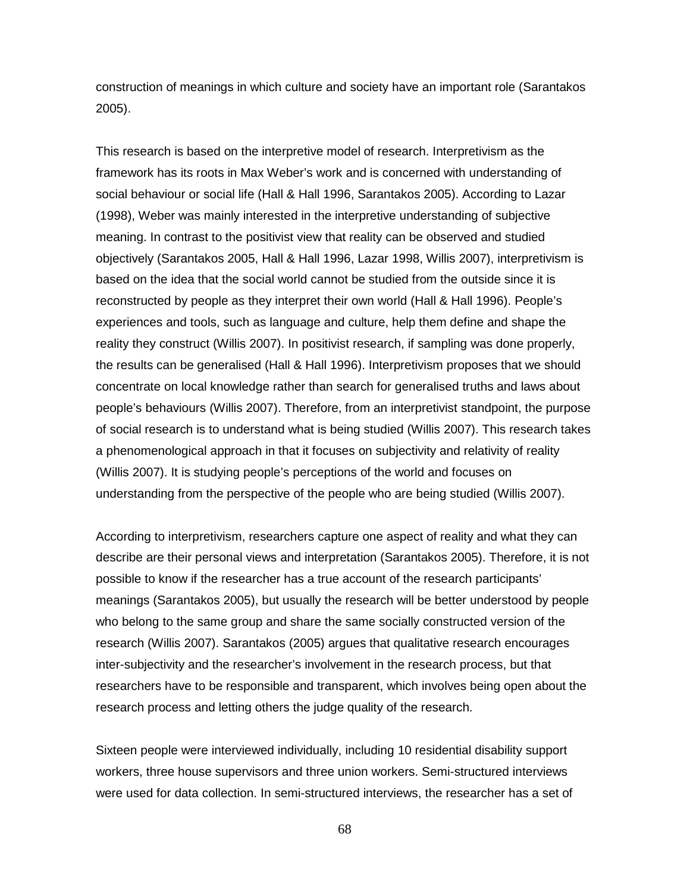construction of meanings in which culture and society have an important role (Sarantakos 2005).

This research is based on the interpretive model of research. Interpretivism as the framework has its roots in Max Weber's work and is concerned with understanding of social behaviour or social life (Hall & Hall 1996, Sarantakos 2005). According to Lazar (1998), Weber was mainly interested in the interpretive understanding of subjective meaning. In contrast to the positivist view that reality can be observed and studied objectively (Sarantakos 2005, Hall & Hall 1996, Lazar 1998, Willis 2007), interpretivism is based on the idea that the social world cannot be studied from the outside since it is reconstructed by people as they interpret their own world (Hall & Hall 1996). People's experiences and tools, such as language and culture, help them define and shape the reality they construct (Willis 2007). In positivist research, if sampling was done properly, the results can be generalised (Hall & Hall 1996). Interpretivism proposes that we should concentrate on local knowledge rather than search for generalised truths and laws about people's behaviours (Willis 2007). Therefore, from an interpretivist standpoint, the purpose of social research is to understand what is being studied (Willis 2007). This research takes a phenomenological approach in that it focuses on subjectivity and relativity of reality (Willis 2007). It is studying people's perceptions of the world and focuses on understanding from the perspective of the people who are being studied (Willis 2007).

According to interpretivism, researchers capture one aspect of reality and what they can describe are their personal views and interpretation (Sarantakos 2005). Therefore, it is not possible to know if the researcher has a true account of the research participants' meanings (Sarantakos 2005), but usually the research will be better understood by people who belong to the same group and share the same socially constructed version of the research (Willis 2007). Sarantakos (2005) argues that qualitative research encourages inter-subjectivity and the researcher's involvement in the research process, but that researchers have to be responsible and transparent, which involves being open about the research process and letting others the judge quality of the research.

Sixteen people were interviewed individually, including 10 residential disability support workers, three house supervisors and three union workers. Semi-structured interviews were used for data collection. In semi-structured interviews, the researcher has a set of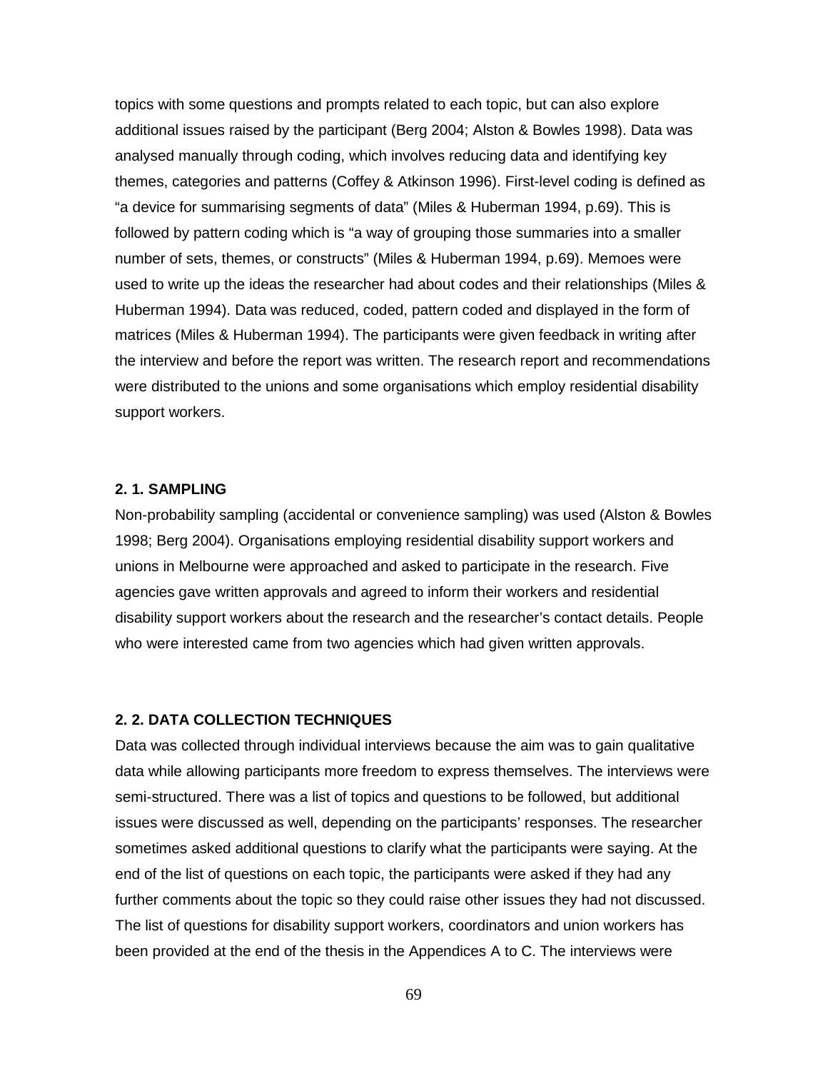topics with some questions and prompts related to each topic, but can also explore additional issues raised by the participant (Berg 2004; Alston & Bowles 1998). Data was analysed manually through coding, which involves reducing data and identifying key themes, categories and patterns (Coffey & Atkinson 1996). First-level coding is defined as "a device for summarising segments of data" (Miles & Huberman 1994, p.69). This is followed by pattern coding which is "a way of grouping those summaries into a smaller number of sets, themes, or constructs" (Miles & Huberman 1994, p.69). Memoes were used to write up the ideas the researcher had about codes and their relationships (Miles & Huberman 1994). Data was reduced, coded, pattern coded and displayed in the form of matrices (Miles & Huberman 1994). The participants were given feedback in writing after the interview and before the report was written. The research report and recommendations were distributed to the unions and some organisations which employ residential disability support workers.

### 2. 1. SAMPLING

Non-probability sampling (accidental or convenience sampling) was used (Alston & Bowles 1998; Berg 2004). Organisations employing residential disability support workers and unions in Melbourne were approached and asked to participate in the research. Five agencies gave written approvals and agreed to inform their workers and residential disability support workers about the research and the researcher's contact details. People who were interested came from two agencies which had given written approvals.

### 2. 2. DATA COLLECTION TECHNIQUES

Data was collected through individual interviews because the aim was to gain qualitative data while allowing participants more freedom to express themselves. The interviews were semi-structured. There was a list of topics and questions to be followed, but additional issues were discussed as well, depending on the participants' responses. The researcher sometimes asked additional questions to clarify what the participants were saying. At the end of the list of questions on each topic, the participants were asked if they had any further comments about the topic so they could raise other issues they had not discussed. The list of questions for disability support workers, coordinators and union workers has been provided at the end of the thesis in the Appendices A to C. The interviews were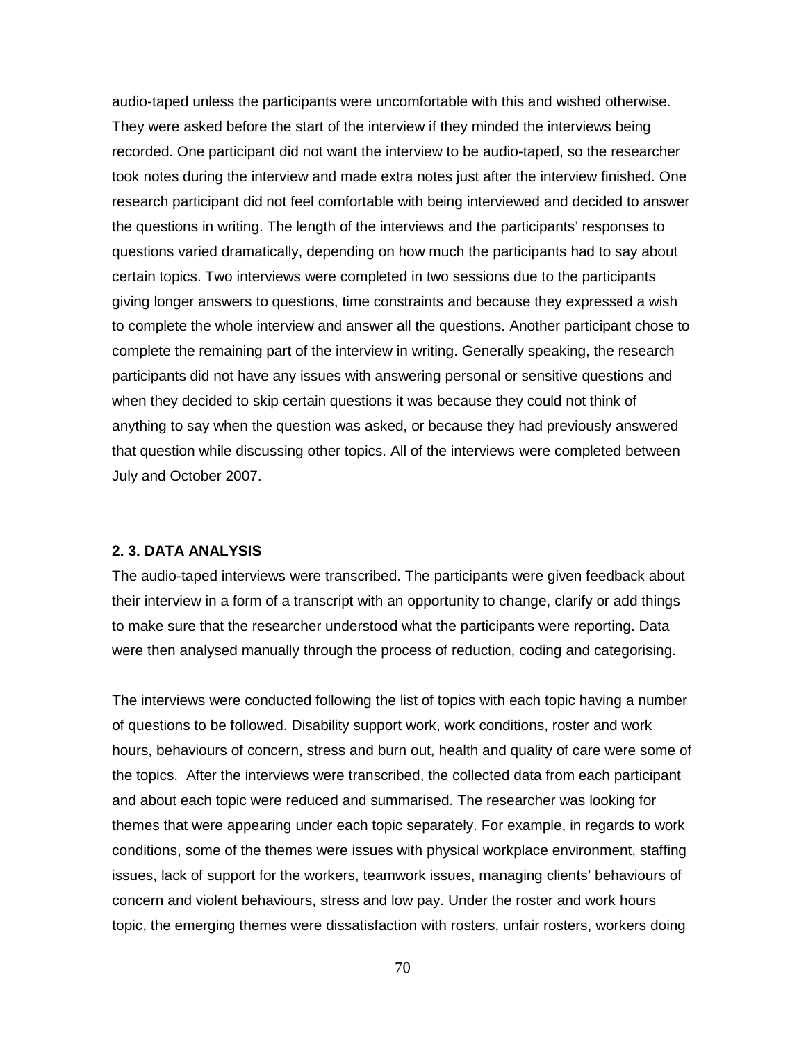audio-taped unless the participants were uncomfortable with this and wished otherwise. They were asked before the start of the interview if they minded the interviews being recorded. One participant did not want the interview to be audio-taped, so the researcher took notes during the interview and made extra notes just after the interview finished. One research participant did not feel comfortable with being interviewed and decided to answer the questions in writing. The length of the interviews and the participants' responses to questions varied dramatically, depending on how much the participants had to say about certain topics. Two interviews were completed in two sessions due to the participants giving longer answers to questions, time constraints and because they expressed a wish to complete the whole interview and answer all the questions. Another participant chose to complete the remaining part of the interview in writing. Generally speaking, the research participants did not have any issues with answering personal or sensitive questions and when they decided to skip certain questions it was because they could not think of anything to say when the question was asked, or because they had previously answered that question while discussing other topics. All of the interviews were completed between July and October 2007.

## 2. 3. DATA ANALYSIS

The audio-taped interviews were transcribed. The participants were given feedback about their interview in a form of a transcript with an opportunity to change, clarify or add things to make sure that the researcher understood what the participants were reporting. Data were then analysed manually through the process of reduction, coding and categorising.

The interviews were conducted following the list of topics with each topic having a number of questions to be followed. Disability support work, work conditions, roster and work hours, behaviours of concern, stress and burn out, health and quality of care were some of the topics. After the interviews were transcribed, the collected data from each participant and about each topic were reduced and summarised. The researcher was looking for themes that were appearing under each topic separately. For example, in regards to work conditions, some of the themes were issues with physical workplace environment, staffing issues, lack of support for the workers, teamwork issues, managing clients' behaviours of concern and violent behaviours, stress and low pay. Under the roster and work hours topic, the emerging themes were dissatisfaction with rosters, unfair rosters, workers doing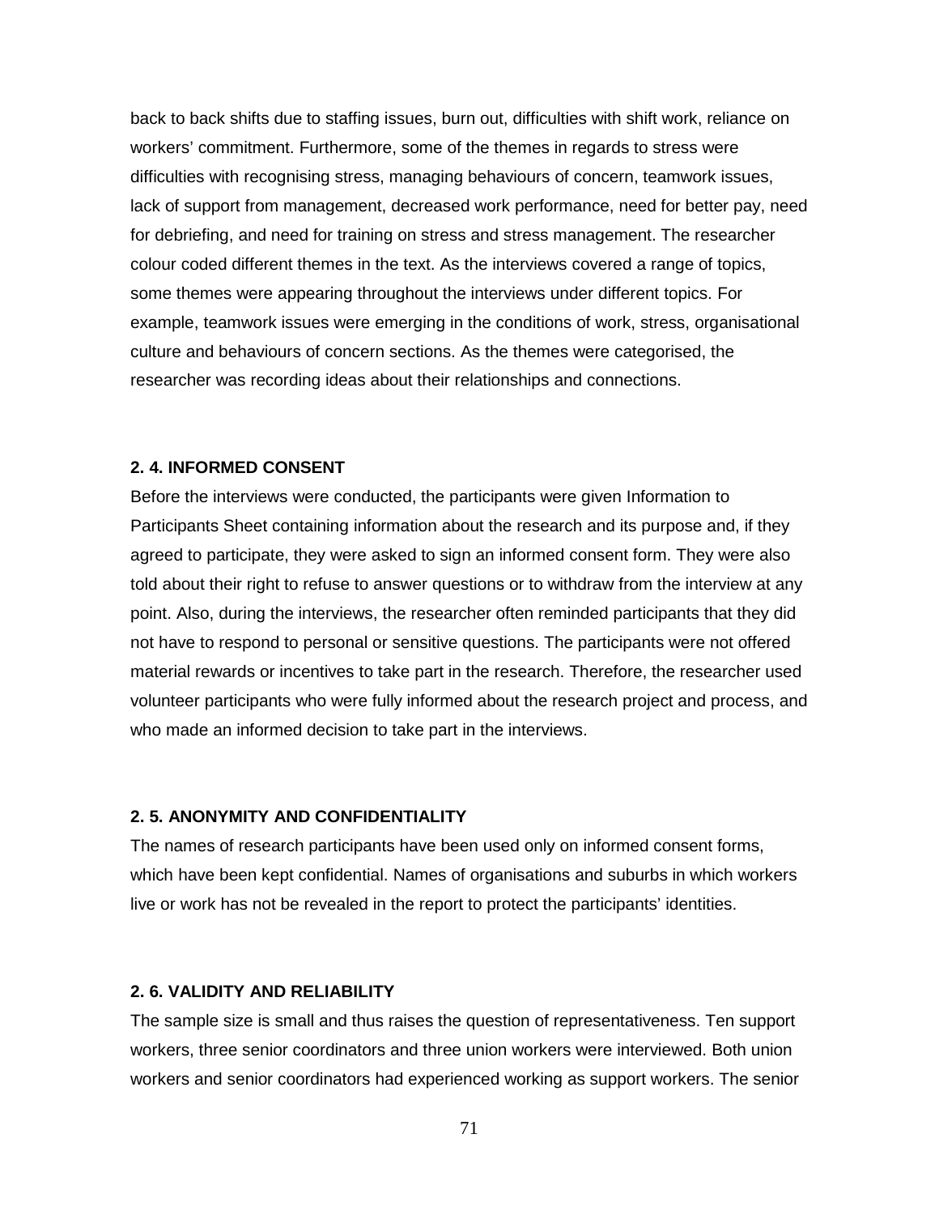back to back shifts due to staffing issues, burn out, difficulties with shift work, reliance on workers' commitment. Furthermore, some of the themes in regards to stress were difficulties with recognising stress, managing behaviours of concern, teamwork issues, lack of support from management, decreased work performance, need for better pay, need for debriefing, and need for training on stress and stress management. The researcher colour coded different themes in the text. As the interviews covered a range of topics, some themes were appearing throughout the interviews under different topics. For example, teamwork issues were emerging in the conditions of work, stress, organisational culture and behaviours of concern sections. As the themes were categorised, the researcher was recording ideas about their relationships and connections.

## 2. 4. INFORMED CONSENT

Before the interviews were conducted, the participants were given Information to Participants Sheet containing information about the research and its purpose and, if they agreed to participate, they were asked to sign an informed consent form. They were also told about their right to refuse to answer questions or to withdraw from the interview at any point. Also, during the interviews, the researcher often reminded participants that they did not have to respond to personal or sensitive questions. The participants were not offered material rewards or incentives to take part in the research. Therefore, the researcher used volunteer participants who were fully informed about the research project and process, and who made an informed decision to take part in the interviews.

## 2. 5. ANONYMITY AND CONFIDENTIALITY

The names of research participants have been used only on informed consent forms, which have been kept confidential. Names of organisations and suburbs in which workers live or work has not be revealed in the report to protect the participants' identities.

## 2. 6. VALIDITY AND RELIABILITY

The sample size is small and thus raises the question of representativeness. Ten support workers, three senior coordinators and three union workers were interviewed. Both union workers and senior coordinators had experienced working as support workers. The senior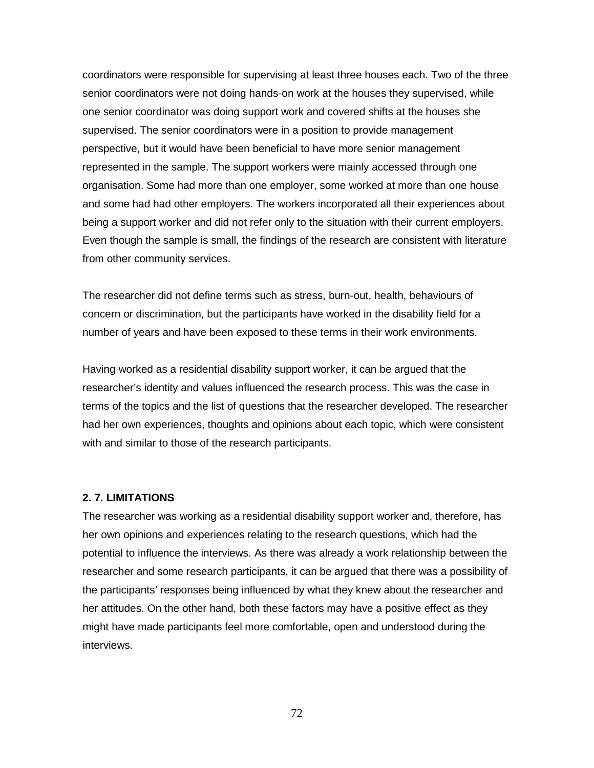coordinators were responsible for supervising at least three houses each. Two of the three senior coordinators were not doing hands-on work at the houses they supervised, while one senior coordinator was doing support work and covered shifts at the houses she supervised. The senior coordinators were in a position to provide management perspective, but it would have been beneficial to have more senior management represented in the sample. The support workers were mainly accessed through one organisation. Some had more than one employer, some worked at more than one house and some had had other employers. The workers incorporated all their experiences about being a support worker and did not refer only to the situation with their current employers. Even though the sample is small, the findings of the research are consistent with literature from other community services.

The researcher did not define terms such as stress, burn-out, health, behaviours of concern or discrimination, but the participants have worked in the disability field for a number of years and have been exposed to these terms in their work environments.

Having worked as a residential disability support worker, it can be argued that the researcher's identity and values influenced the research process. This was the case in terms of the topics and the list of questions that the researcher developed. The researcher had her own experiences, thoughts and opinions about each topic, which were consistent with and similar to those of the research participants.

## 2. 7. LIMITATIONS

The researcher was working as a residential disability support worker and, therefore, has her own opinions and experiences relating to the research questions, which had the potential to influence the interviews. As there was already a work relationship between the researcher and some research participants, it can be argued that there was a possibility of the participants' responses being influenced by what they knew about the researcher and her attitudes. On the other hand, both these factors may have a positive effect as they might have made participants feel more comfortable, open and understood during the interviews.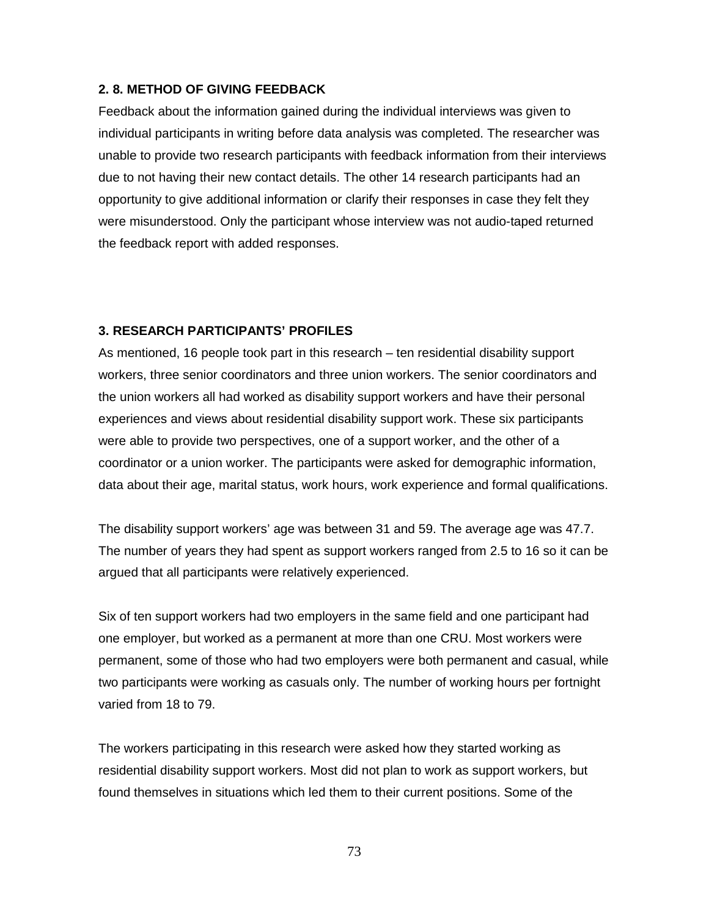### 2. 8. METHOD OF GIVING FEEDBACK

Feedback about the information gained during the individual interviews was given to individual participants in writing before data analysis was completed. The researcher was unable to provide two research participants with feedback information from their interviews due to not having their new contact details. The other 14 research participants had an opportunity to give additional information or clarify their responses in case they felt they were misunderstood. Only the participant whose interview was not audio-taped returned the feedback report with added responses.

## 3. RESEARCH PARTICIPANTS' PROFILES

As mentioned, 16 people took part in this research – ten residential disability support workers, three senior coordinators and three union workers. The senior coordinators and the union workers all had worked as disability support workers and have their personal experiences and views about residential disability support work. These six participants were able to provide two perspectives, one of a support worker, and the other of a coordinator or a union worker. The participants were asked for demographic information, data about their age, marital status, work hours, work experience and formal qualifications.

The disability support workers' age was between 31 and 59. The average age was 47.7. The number of years they had spent as support workers ranged from 2.5 to 16 so it can be argued that all participants were relatively experienced.

Six of ten support workers had two employers in the same field and one participant had one employer, but worked as a permanent at more than one CRU. Most workers were permanent, some of those who had two employers were both permanent and casual, while two participants were working as casuals only. The number of working hours per fortnight varied from 18 to 79.

The workers participating in this research were asked how they started working as residential disability support workers. Most did not plan to work as support workers, but found themselves in situations which led them to their current positions. Some of the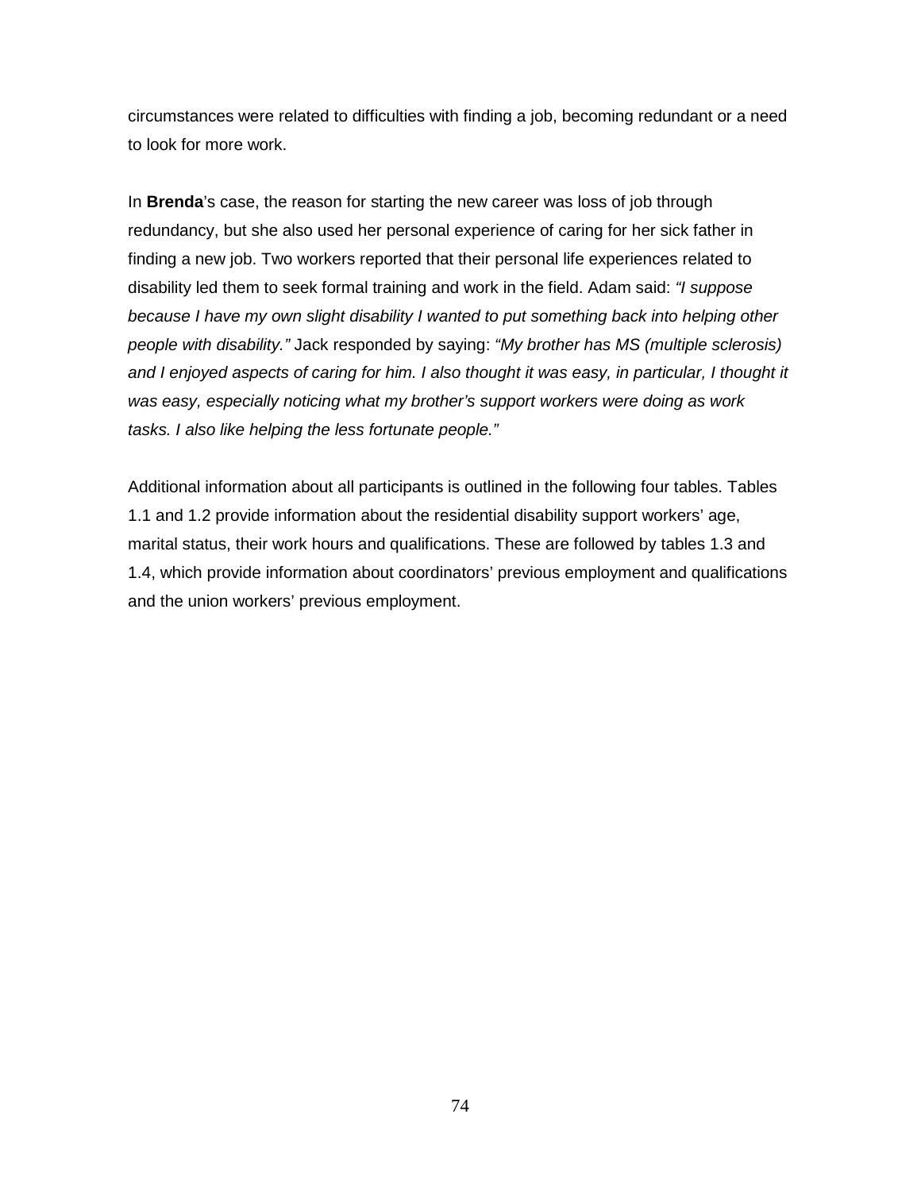circumstances were related to difficulties with finding a job, becoming redundant or a need to look for more work.

In **Brenda**'s case, the reason for starting the new career was loss of job through redundancy, but she also used her personal experience of caring for her sick father in finding a new job. Two workers reported that their personal life experiences related to disability led them to seek formal training and work in the field. Adam said: *"I suppose because I have my own slight disability I wanted to put something back into helping other people with disability."* Jack responded by saying: *"My brother has MS (multiple sclerosis) and I enjoyed aspects of caring for him. I also thought it was easy, in particular, I thought it was easy, especially noticing what my brother's support workers were doing as work tasks. I also like helping the less fortunate people."*

Additional information about all participants is outlined in the following four tables. Tables 1.1 and 1.2 provide information about the residential disability support workers' age, marital status, their work hours and qualifications. These are followed by tables 1.3 and 1.4, which provide information about coordinators' previous employment and qualifications and the union workers' previous employment.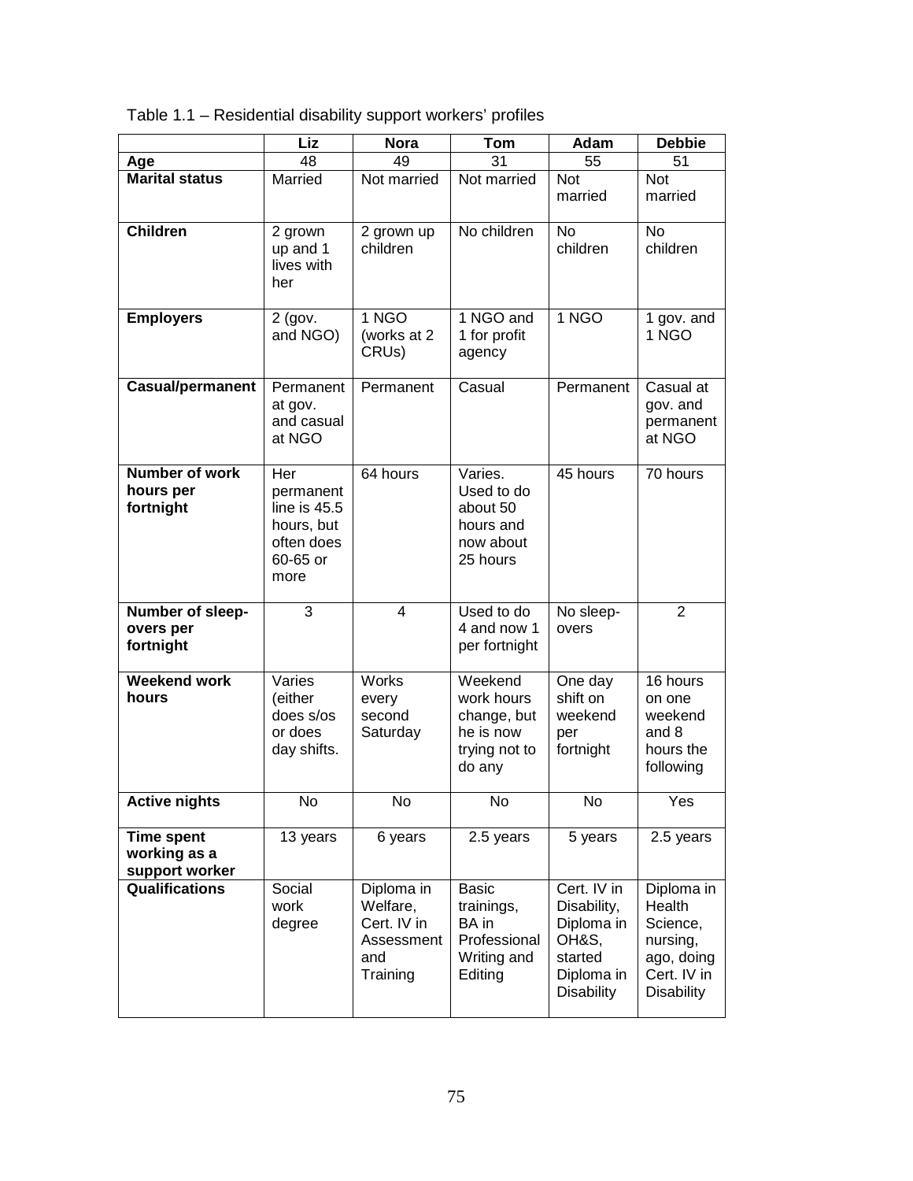Table 1.1 – Residential disability support workers' profiles

| | Liz | Nora | Tom | Adam | Debbie |
|---|---|---|---|---|---|
| **Age** | 48 | 49 | 31 | 55 | 51 |
| **Marital status** | Married | Not married | Not married | Not married | Not married |
| **Children** | 2 grown up and 1 lives with her | 2 grown up children | No children | No children | No children |
| **Employers** | 2 (gov. and NGO) | 1 NGO (works at 2 CRUs) | 1 NGO and 1 for profit agency | 1 NGO | 1 gov. and 1 NGO |
| **Casual/permanent** | Permanent at gov. and casual at NGO | Permanent | Casual | Permanent | Casual at gov. and permanent at NGO |
| **Number of work hours per fortnight** | Her permanent line is 45.5 hours, but often does 60-65 or more | 64 hours | Varies. Used to do about 50 hours and now about 25 hours | 45 hours | 70 hours |
| **Number of sleep-overs per fortnight** | 3 | 4 | Used to do 4 and now 1 per fortnight | No sleep-overs | 2 |
| **Weekend work hours** | Varies (either does s/os or does day shifts. | Works every second Saturday | Weekend work hours change, but he is now trying not to do any | One day shift on weekend per fortnight | 16 hours on one weekend and 8 hours the following |
| **Active nights** | No | No | No | No | Yes |
| **Time spent working as a support worker** | 13 years | 6 years | 2.5 years | 5 years | 2.5 years |
| **Qualifications** | Social work degree | Diploma in Welfare, Cert. IV in Assessment and Training | Basic trainings, BA in Professional Writing and Editing | Cert. IV in Disability, Diploma in OH&S, started Diploma in Disability | Diploma in Health Science, nursing, ago, doing Cert. IV in Disability |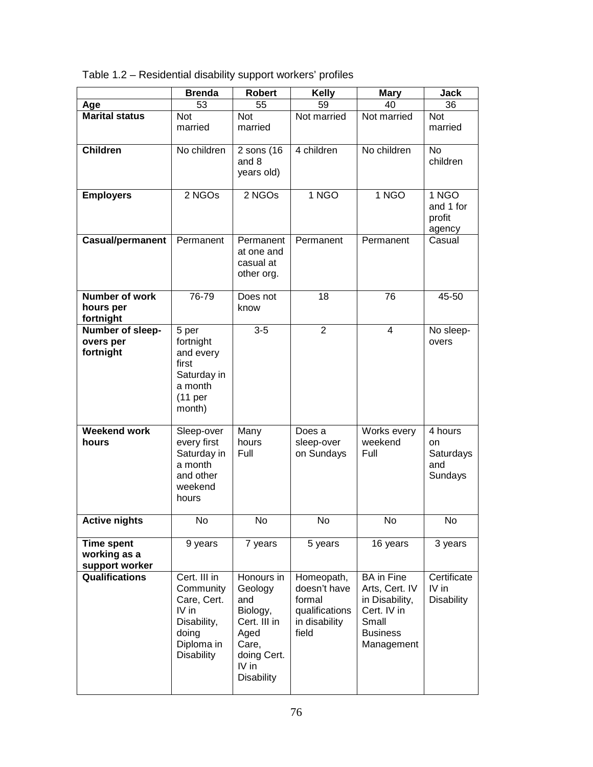Table 1.2 – Residential disability support workers' profiles

| | Brenda | Robert | Kelly | Mary | Jack |
|---|---|---|---|---|---|
| **Age** | 53 | 55 | 59 | 40 | 36 |
| **Marital status** | Not married | Not married | Not married | Not married | Not married |
| **Children** | No children | 2 sons (16 and 8 years old) | 4 children | No children | No children |
| **Employers** | 2 NGOs | 2 NGOs | 1 NGO | 1 NGO | 1 NGO and 1 for profit agency |
| **Casual/permanent** | Permanent | Permanent at one and casual at other org. | Permanent | Permanent | Casual |
| **Number of work hours per fortnight** | 76-79 | Does not know | 18 | 76 | 45-50 |
| **Number of sleep-overs per fortnight** | 5 per fortnight and every first Saturday in a month (11 per month) | 3-5 | 2 | 4 | No sleep-overs |
| **Weekend work hours** | Sleep-over every first Saturday in a month and other weekend hours | Many hours Full | Does a sleep-over on Sundays | Works every weekend Full | 4 hours on Saturdays and Sundays |
| **Active nights** | No | No | No | No | No |
| **Time spent working as a support worker** | 9 years | 7 years | 5 years | 16 years | 3 years |
| **Qualifications** | Cert. III in Community Care, Cert. IV in Disability, doing Diploma in Disability | Honours in Geology and Biology, Cert. III in Aged Care, doing Cert. IV in Disability | Homeopath, doesn't have formal qualifications in disability field | BA in Fine Arts, Cert. IV in Disability, Cert. IV in Small Business Management | Certificate IV in Disability |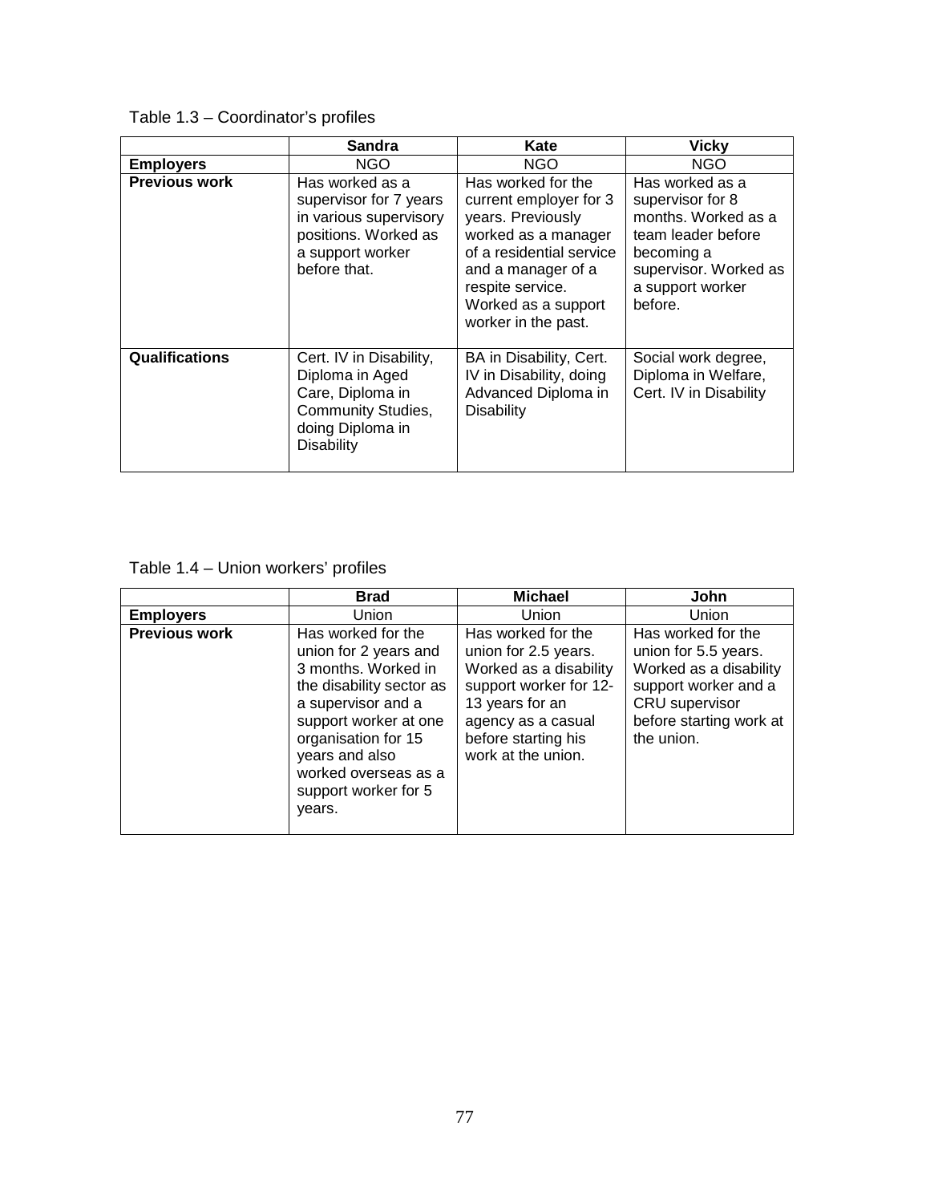Table 1.3 – Coordinator's profiles

| | Sandra | Kate | Vicky |
|---|---|---|---|
| **Employers** | NGO | NGO | NGO |
| **Previous work** | Has worked as a supervisor for 7 years in various supervisory positions. Worked as a support worker before that. | Has worked for the current employer for 3 years. Previously worked as a manager of a residential service and a manager of a respite service. Worked as a support worker in the past. | Has worked as a supervisor for 8 months. Worked as a team leader before becoming a supervisor. Worked as a support worker before. |
| **Qualifications** | Cert. IV in Disability, Diploma in Aged Care, Diploma in Community Studies, doing Diploma in Disability | BA in Disability, Cert. IV in Disability, doing Advanced Diploma in Disability | Social work degree, Diploma in Welfare, Cert. IV in Disability |

Table 1.4 – Union workers' profiles

| | Brad | Michael | John |
|---|---|---|---|
| **Employers** | Union | Union | Union |
| **Previous work** | Has worked for the union for 2 years and 3 months. Worked in the disability sector as a supervisor and a support worker at one organisation for 15 years and also worked overseas as a support worker for 5 years. | Has worked for the union for 2.5 years. Worked as a disability support worker for 12-13 years for an agency as a casual before starting his work at the union. | Has worked for the union for 5.5 years. Worked as a disability support worker and a CRU supervisor before starting work at the union. |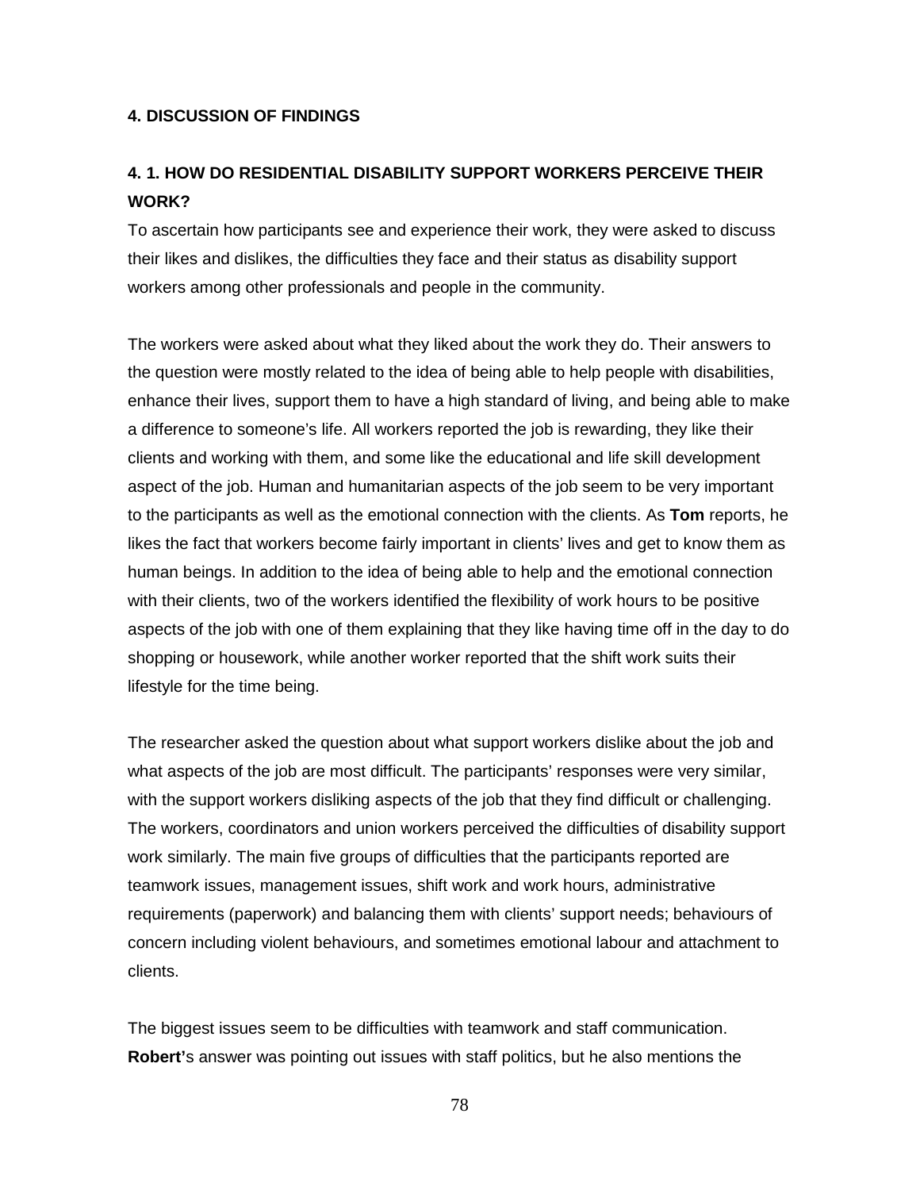## 4. DISCUSSION OF FINDINGS

### 4. 1. HOW DO RESIDENTIAL DISABILITY SUPPORT WORKERS PERCEIVE THEIR WORK?

To ascertain how participants see and experience their work, they were asked to discuss their likes and dislikes, the difficulties they face and their status as disability support workers among other professionals and people in the community.

The workers were asked about what they liked about the work they do. Their answers to the question were mostly related to the idea of being able to help people with disabilities, enhance their lives, support them to have a high standard of living, and being able to make a difference to someone's life. All workers reported the job is rewarding, they like their clients and working with them, and some like the educational and life skill development aspect of the job. Human and humanitarian aspects of the job seem to be very important to the participants as well as the emotional connection with the clients. As **Tom** reports, he likes the fact that workers become fairly important in clients' lives and get to know them as human beings. In addition to the idea of being able to help and the emotional connection with their clients, two of the workers identified the flexibility of work hours to be positive aspects of the job with one of them explaining that they like having time off in the day to do shopping or housework, while another worker reported that the shift work suits their lifestyle for the time being.

The researcher asked the question about what support workers dislike about the job and what aspects of the job are most difficult. The participants' responses were very similar, with the support workers disliking aspects of the job that they find difficult or challenging. The workers, coordinators and union workers perceived the difficulties of disability support work similarly. The main five groups of difficulties that the participants reported are teamwork issues, management issues, shift work and work hours, administrative requirements (paperwork) and balancing them with clients' support needs; behaviours of concern including violent behaviours, and sometimes emotional labour and attachment to clients.

The biggest issues seem to be difficulties with teamwork and staff communication. **Robert**'s answer was pointing out issues with staff politics, but he also mentions the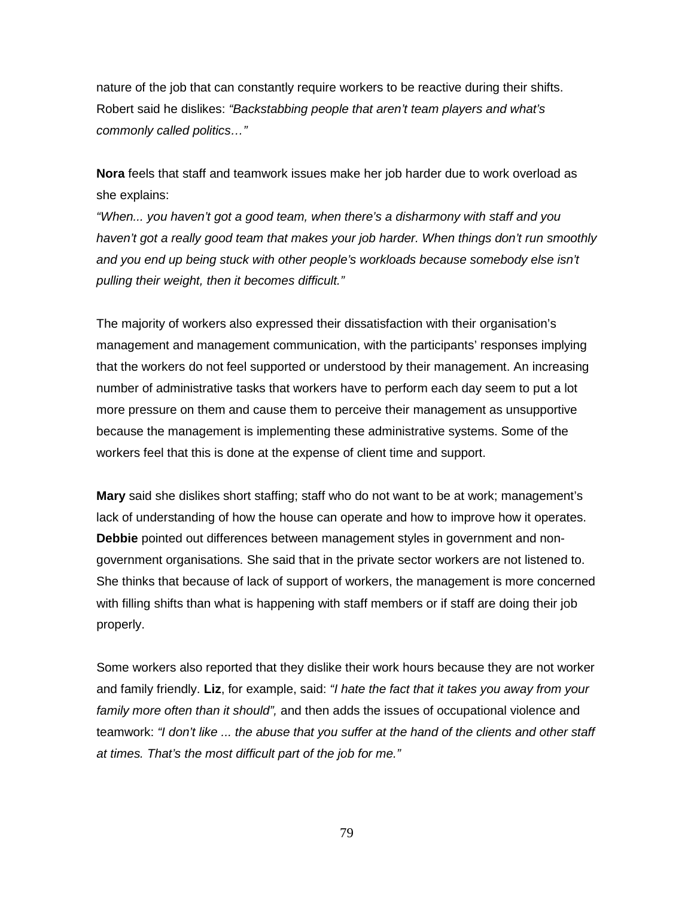nature of the job that can constantly require workers to be reactive during their shifts. Robert said he dislikes: *"Backstabbing people that aren't team players and what's commonly called politics…"*

**Nora** feels that staff and teamwork issues make her job harder due to work overload as she explains:
*"When... you haven't got a good team, when there's a disharmony with staff and you haven't got a really good team that makes your job harder. When things don't run smoothly and you end up being stuck with other people's workloads because somebody else isn't pulling their weight, then it becomes difficult."*

The majority of workers also expressed their dissatisfaction with their organisation's management and management communication, with the participants' responses implying that the workers do not feel supported or understood by their management. An increasing number of administrative tasks that workers have to perform each day seem to put a lot more pressure on them and cause them to perceive their management as unsupportive because the management is implementing these administrative systems. Some of the workers feel that this is done at the expense of client time and support.

**Mary** said she dislikes short staffing; staff who do not want to be at work; management's lack of understanding of how the house can operate and how to improve how it operates. **Debbie** pointed out differences between management styles in government and non-government organisations. She said that in the private sector workers are not listened to. She thinks that because of lack of support of workers, the management is more concerned with filling shifts than what is happening with staff members or if staff are doing their job properly.

Some workers also reported that they dislike their work hours because they are not worker and family friendly. **Liz**, for example, said: *"I hate the fact that it takes you away from your family more often than it should",* and then adds the issues of occupational violence and teamwork: *"I don't like ... the abuse that you suffer at the hand of the clients and other staff at times. That's the most difficult part of the job for me."*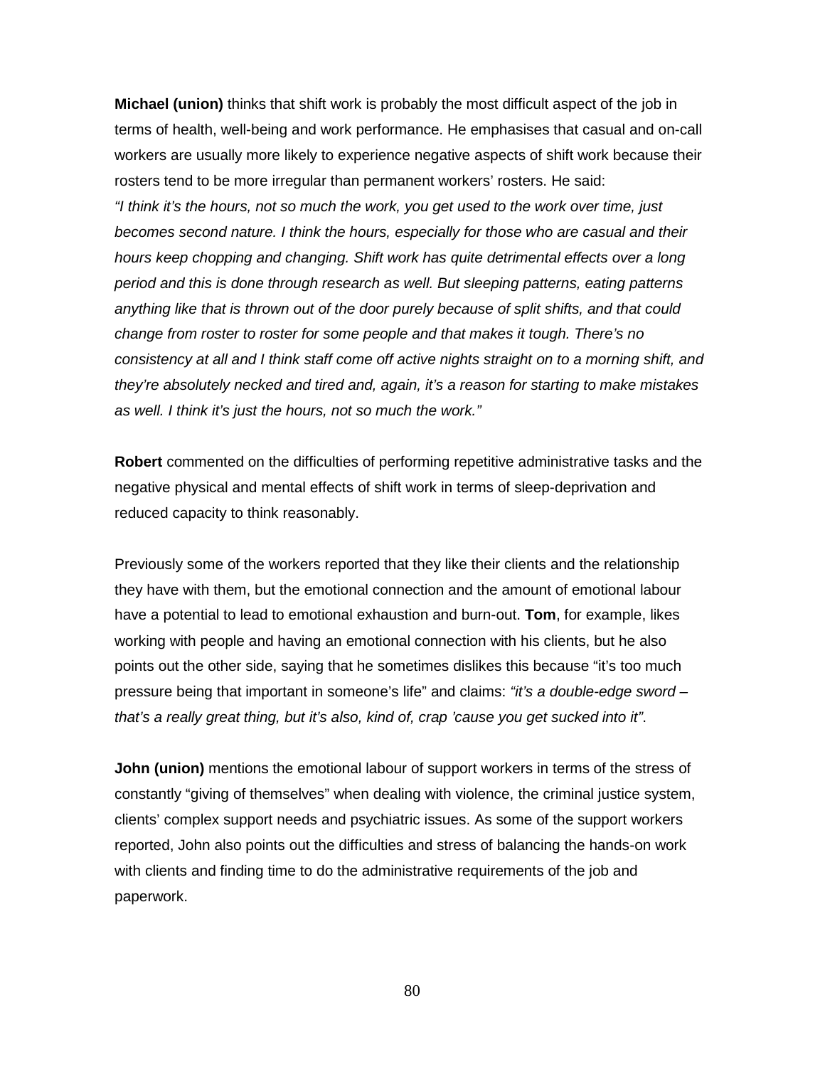**Michael (union)** thinks that shift work is probably the most difficult aspect of the job in terms of health, well-being and work performance. He emphasises that casual and on-call workers are usually more likely to experience negative aspects of shift work because their rosters tend to be more irregular than permanent workers' rosters. He said:
*"I think it's the hours, not so much the work, you get used to the work over time, just becomes second nature. I think the hours, especially for those who are casual and their hours keep chopping and changing. Shift work has quite detrimental effects over a long period and this is done through research as well. But sleeping patterns, eating patterns anything like that is thrown out of the door purely because of split shifts, and that could change from roster to roster for some people and that makes it tough. There's no consistency at all and I think staff come off active nights straight on to a morning shift, and they're absolutely necked and tired and, again, it's a reason for starting to make mistakes as well. I think it's just the hours, not so much the work."*

**Robert** commented on the difficulties of performing repetitive administrative tasks and the negative physical and mental effects of shift work in terms of sleep-deprivation and reduced capacity to think reasonably.

Previously some of the workers reported that they like their clients and the relationship they have with them, but the emotional connection and the amount of emotional labour have a potential to lead to emotional exhaustion and burn-out. **Tom**, for example, likes working with people and having an emotional connection with his clients, but he also points out the other side, saying that he sometimes dislikes this because "it's too much pressure being that important in someone's life" and claims: *"it's a double-edge sword – that's a really great thing, but it's also, kind of, crap 'cause you get sucked into it"*.

**John (union)** mentions the emotional labour of support workers in terms of the stress of constantly "giving of themselves" when dealing with violence, the criminal justice system, clients' complex support needs and psychiatric issues. As some of the support workers reported, John also points out the difficulties and stress of balancing the hands-on work with clients and finding time to do the administrative requirements of the job and paperwork.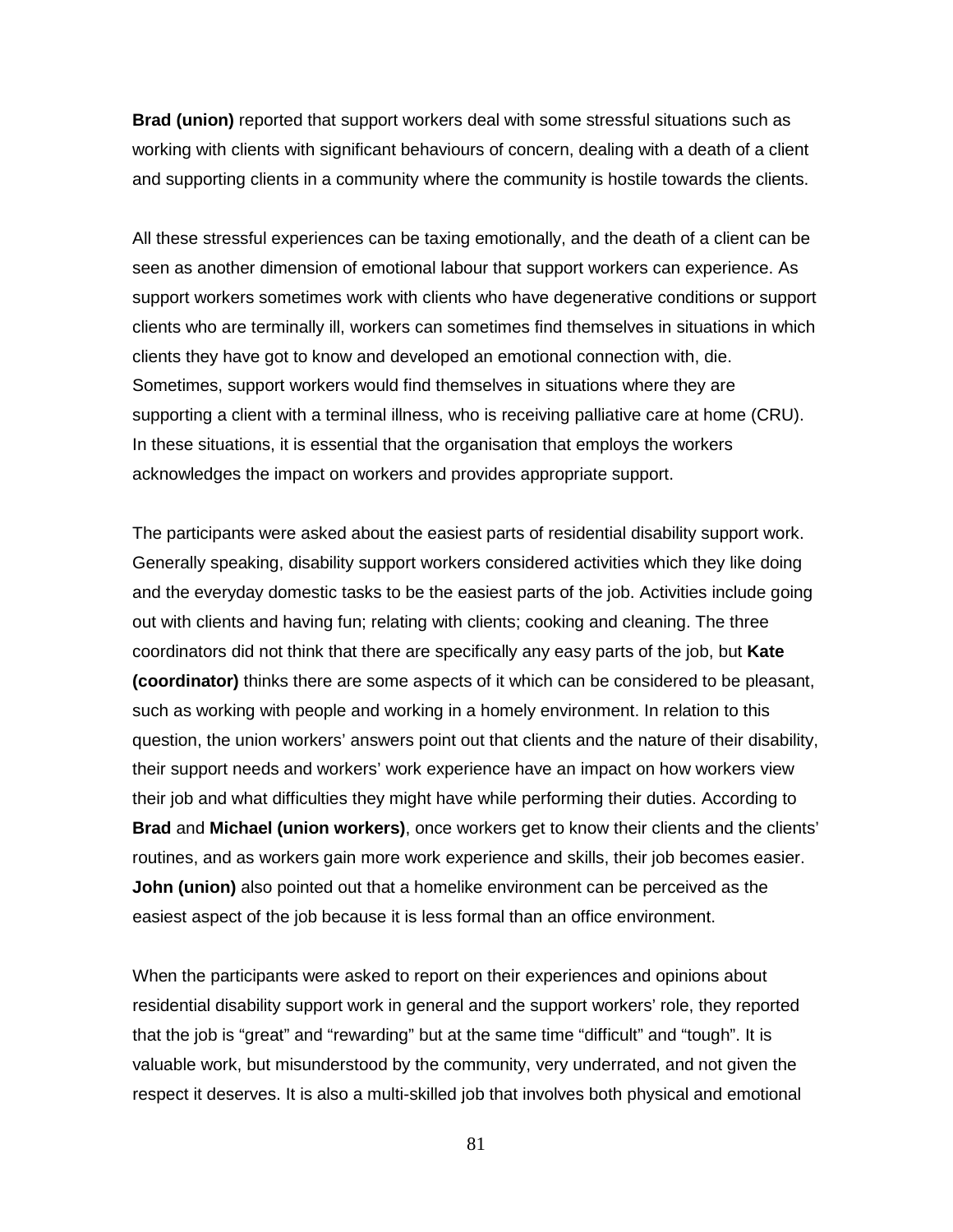**Brad (union)** reported that support workers deal with some stressful situations such as working with clients with significant behaviours of concern, dealing with a death of a client and supporting clients in a community where the community is hostile towards the clients.

All these stressful experiences can be taxing emotionally, and the death of a client can be seen as another dimension of emotional labour that support workers can experience. As support workers sometimes work with clients who have degenerative conditions or support clients who are terminally ill, workers can sometimes find themselves in situations in which clients they have got to know and developed an emotional connection with, die. Sometimes, support workers would find themselves in situations where they are supporting a client with a terminal illness, who is receiving palliative care at home (CRU). In these situations, it is essential that the organisation that employs the workers acknowledges the impact on workers and provides appropriate support.

The participants were asked about the easiest parts of residential disability support work. Generally speaking, disability support workers considered activities which they like doing and the everyday domestic tasks to be the easiest parts of the job. Activities include going out with clients and having fun; relating with clients; cooking and cleaning. The three coordinators did not think that there are specifically any easy parts of the job, but **Kate (coordinator)** thinks there are some aspects of it which can be considered to be pleasant, such as working with people and working in a homely environment. In relation to this question, the union workers' answers point out that clients and the nature of their disability, their support needs and workers' work experience have an impact on how workers view their job and what difficulties they might have while performing their duties. According to **Brad** and **Michael (union workers)**, once workers get to know their clients and the clients' routines, and as workers gain more work experience and skills, their job becomes easier. **John (union)** also pointed out that a homelike environment can be perceived as the easiest aspect of the job because it is less formal than an office environment.

When the participants were asked to report on their experiences and opinions about residential disability support work in general and the support workers' role, they reported that the job is "great" and "rewarding" but at the same time "difficult" and "tough". It is valuable work, but misunderstood by the community, very underrated, and not given the respect it deserves. It is also a multi-skilled job that involves both physical and emotional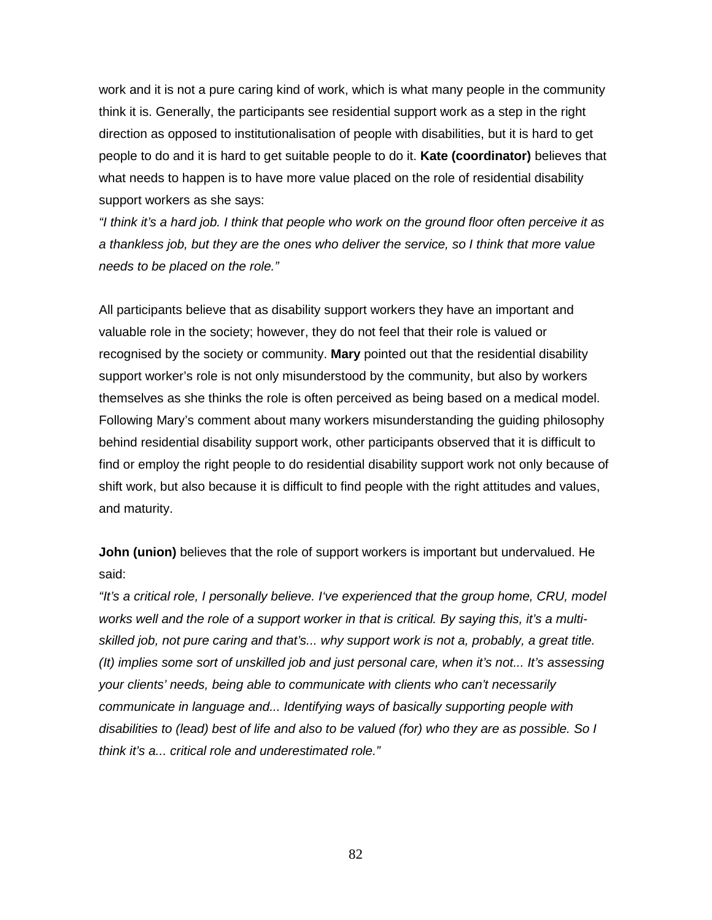work and it is not a pure caring kind of work, which is what many people in the community think it is. Generally, the participants see residential support work as a step in the right direction as opposed to institutionalisation of people with disabilities, but it is hard to get people to do and it is hard to get suitable people to do it. **Kate (coordinator)** believes that what needs to happen is to have more value placed on the role of residential disability support workers as she says:

*"I think it's a hard job. I think that people who work on the ground floor often perceive it as a thankless job, but they are the ones who deliver the service, so I think that more value needs to be placed on the role."*

All participants believe that as disability support workers they have an important and valuable role in the society; however, they do not feel that their role is valued or recognised by the society or community. **Mary** pointed out that the residential disability support worker's role is not only misunderstood by the community, but also by workers themselves as she thinks the role is often perceived as being based on a medical model. Following Mary's comment about many workers misunderstanding the guiding philosophy behind residential disability support work, other participants observed that it is difficult to find or employ the right people to do residential disability support work not only because of shift work, but also because it is difficult to find people with the right attitudes and values, and maturity.

**John (union)** believes that the role of support workers is important but undervalued. He said:

*"It's a critical role, I personally believe. I've experienced that the group home, CRU, model works well and the role of a support worker in that is critical. By saying this, it's a multi-skilled job, not pure caring and that's... why support work is not a, probably, a great title. (It) implies some sort of unskilled job and just personal care, when it's not... It's assessing your clients' needs, being able to communicate with clients who can't necessarily communicate in language and... Identifying ways of basically supporting people with disabilities to (lead) best of life and also to be valued (for) who they are as possible. So I think it's a... critical role and underestimated role."*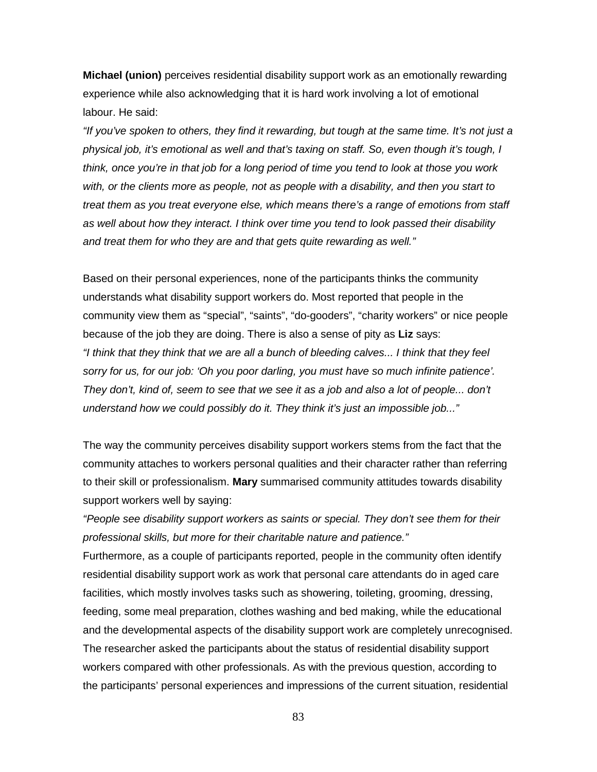**Michael (union)** perceives residential disability support work as an emotionally rewarding experience while also acknowledging that it is hard work involving a lot of emotional labour. He said:

*"If you've spoken to others, they find it rewarding, but tough at the same time. It's not just a physical job, it's emotional as well and that's taxing on staff. So, even though it's tough, I think, once you're in that job for a long period of time you tend to look at those you work with, or the clients more as people, not as people with a disability, and then you start to treat them as you treat everyone else, which means there's a range of emotions from staff as well about how they interact. I think over time you tend to look passed their disability and treat them for who they are and that gets quite rewarding as well."*

Based on their personal experiences, none of the participants thinks the community understands what disability support workers do. Most reported that people in the community view them as "special", "saints", "do-gooders", "charity workers" or nice people because of the job they are doing. There is also a sense of pity as **Liz** says:

*"I think that they think that we are all a bunch of bleeding calves... I think that they feel sorry for us, for our job: 'Oh you poor darling, you must have so much infinite patience'. They don't, kind of, seem to see that we see it as a job and also a lot of people... don't understand how we could possibly do it. They think it's just an impossible job..."*

The way the community perceives disability support workers stems from the fact that the community attaches to workers personal qualities and their character rather than referring to their skill or professionalism. **Mary** summarised community attitudes towards disability support workers well by saying:

*"People see disability support workers as saints or special. They don't see them for their professional skills, but more for their charitable nature and patience."*

Furthermore, as a couple of participants reported, people in the community often identify residential disability support work as work that personal care attendants do in aged care facilities, which mostly involves tasks such as showering, toileting, grooming, dressing, feeding, some meal preparation, clothes washing and bed making, while the educational and the developmental aspects of the disability support work are completely unrecognised. The researcher asked the participants about the status of residential disability support workers compared with other professionals. As with the previous question, according to the participants' personal experiences and impressions of the current situation, residential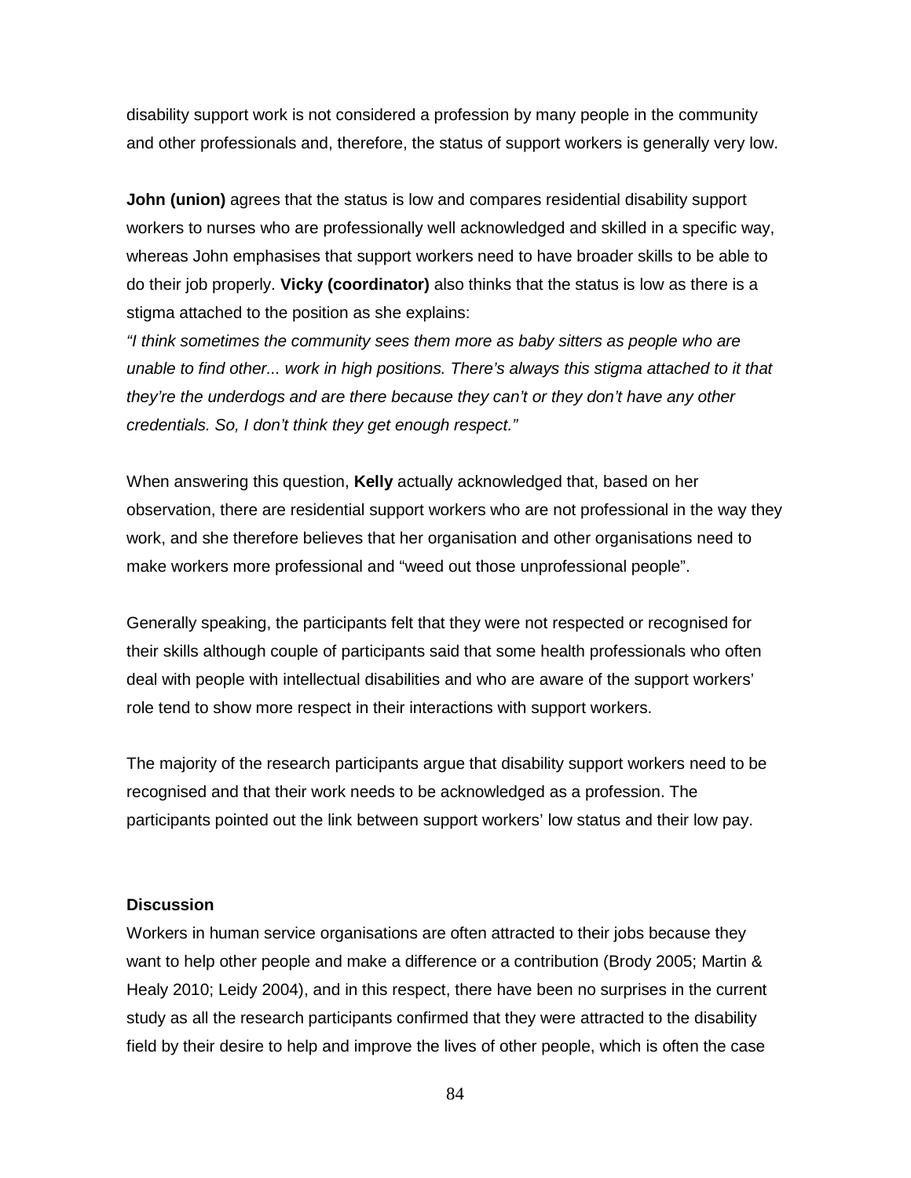disability support work is not considered a profession by many people in the community and other professionals and, therefore, the status of support workers is generally very low.

**John (union)** agrees that the status is low and compares residential disability support workers to nurses who are professionally well acknowledged and skilled in a specific way, whereas John emphasises that support workers need to have broader skills to be able to do their job properly. **Vicky (coordinator)** also thinks that the status is low as there is a stigma attached to the position as she explains:

*"I think sometimes the community sees them more as baby sitters as people who are unable to find other... work in high positions. There's always this stigma attached to it that they're the underdogs and are there because they can't or they don't have any other credentials. So, I don't think they get enough respect."*

When answering this question, **Kelly** actually acknowledged that, based on her observation, there are residential support workers who are not professional in the way they work, and she therefore believes that her organisation and other organisations need to make workers more professional and "weed out those unprofessional people".

Generally speaking, the participants felt that they were not respected or recognised for their skills although couple of participants said that some health professionals who often deal with people with intellectual disabilities and who are aware of the support workers' role tend to show more respect in their interactions with support workers.

The majority of the research participants argue that disability support workers need to be recognised and that their work needs to be acknowledged as a profession. The participants pointed out the link between support workers' low status and their low pay.

### Discussion

Workers in human service organisations are often attracted to their jobs because they want to help other people and make a difference or a contribution (Brody 2005; Martin & Healy 2010; Leidy 2004), and in this respect, there have been no surprises in the current study as all the research participants confirmed that they were attracted to the disability field by their desire to help and improve the lives of other people, which is often the case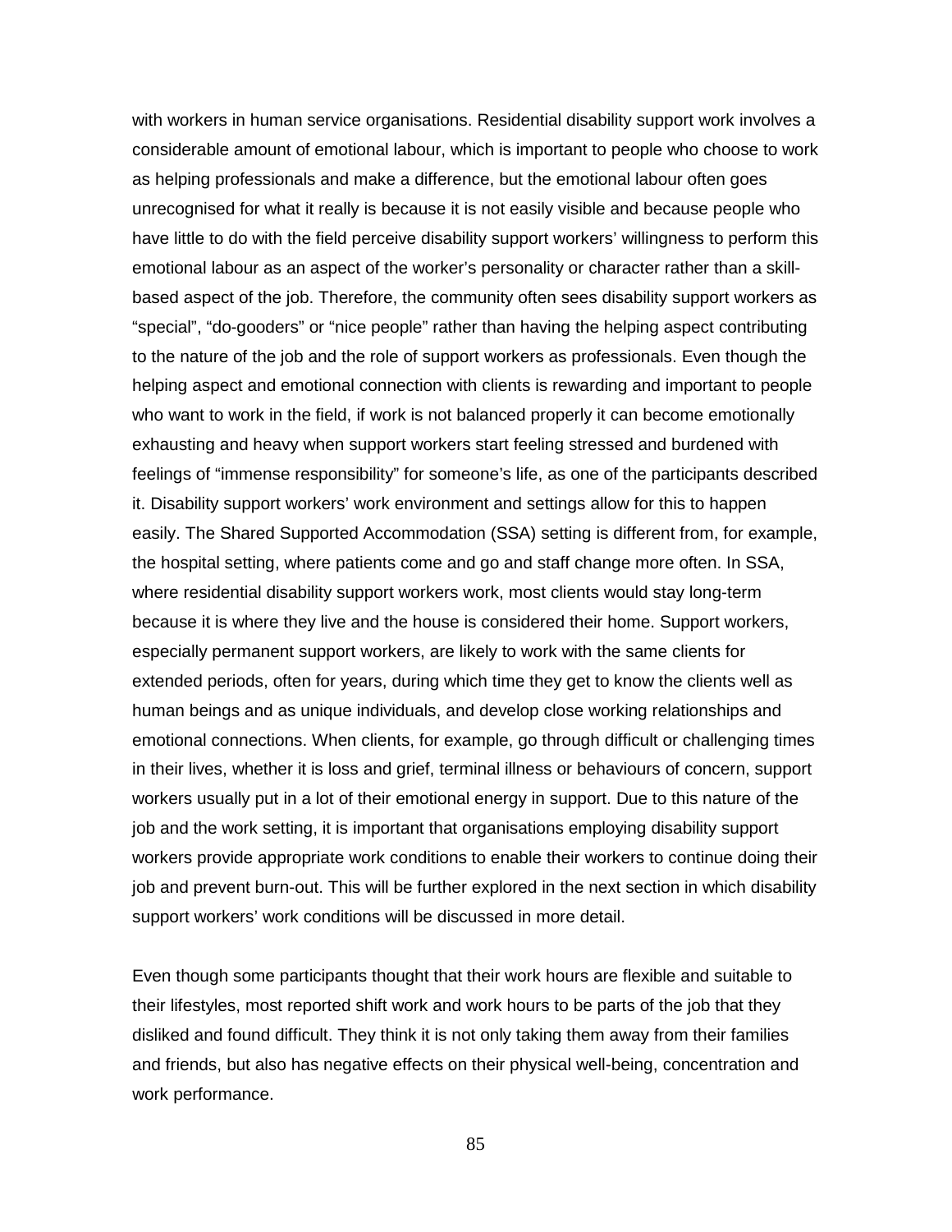with workers in human service organisations. Residential disability support work involves a considerable amount of emotional labour, which is important to people who choose to work as helping professionals and make a difference, but the emotional labour often goes unrecognised for what it really is because it is not easily visible and because people who have little to do with the field perceive disability support workers' willingness to perform this emotional labour as an aspect of the worker's personality or character rather than a skill-based aspect of the job. Therefore, the community often sees disability support workers as "special", "do-gooders" or "nice people" rather than having the helping aspect contributing to the nature of the job and the role of support workers as professionals. Even though the helping aspect and emotional connection with clients is rewarding and important to people who want to work in the field, if work is not balanced properly it can become emotionally exhausting and heavy when support workers start feeling stressed and burdened with feelings of "immense responsibility" for someone's life, as one of the participants described it. Disability support workers' work environment and settings allow for this to happen easily. The Shared Supported Accommodation (SSA) setting is different from, for example, the hospital setting, where patients come and go and staff change more often. In SSA, where residential disability support workers work, most clients would stay long-term because it is where they live and the house is considered their home. Support workers, especially permanent support workers, are likely to work with the same clients for extended periods, often for years, during which time they get to know the clients well as human beings and as unique individuals, and develop close working relationships and emotional connections. When clients, for example, go through difficult or challenging times in their lives, whether it is loss and grief, terminal illness or behaviours of concern, support workers usually put in a lot of their emotional energy in support. Due to this nature of the job and the work setting, it is important that organisations employing disability support workers provide appropriate work conditions to enable their workers to continue doing their job and prevent burn-out. This will be further explored in the next section in which disability support workers' work conditions will be discussed in more detail.

Even though some participants thought that their work hours are flexible and suitable to their lifestyles, most reported shift work and work hours to be parts of the job that they disliked and found difficult. They think it is not only taking them away from their families and friends, but also has negative effects on their physical well-being, concentration and work performance.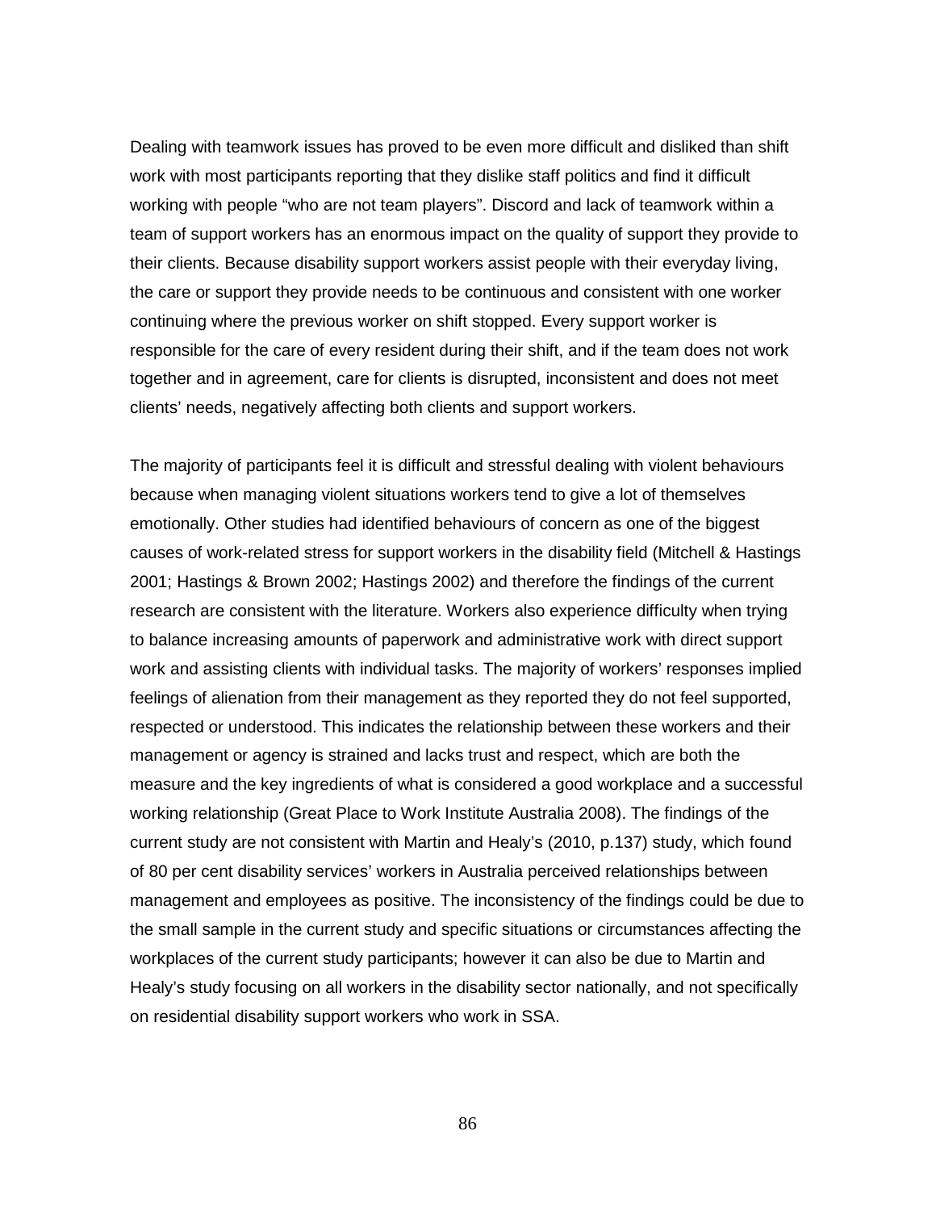Dealing with teamwork issues has proved to be even more difficult and disliked than shift work with most participants reporting that they dislike staff politics and find it difficult working with people "who are not team players". Discord and lack of teamwork within a team of support workers has an enormous impact on the quality of support they provide to their clients. Because disability support workers assist people with their everyday living, the care or support they provide needs to be continuous and consistent with one worker continuing where the previous worker on shift stopped. Every support worker is responsible for the care of every resident during their shift, and if the team does not work together and in agreement, care for clients is disrupted, inconsistent and does not meet clients' needs, negatively affecting both clients and support workers.

The majority of participants feel it is difficult and stressful dealing with violent behaviours because when managing violent situations workers tend to give a lot of themselves emotionally. Other studies had identified behaviours of concern as one of the biggest causes of work-related stress for support workers in the disability field (Mitchell & Hastings 2001; Hastings & Brown 2002; Hastings 2002) and therefore the findings of the current research are consistent with the literature. Workers also experience difficulty when trying to balance increasing amounts of paperwork and administrative work with direct support work and assisting clients with individual tasks. The majority of workers' responses implied feelings of alienation from their management as they reported they do not feel supported, respected or understood. This indicates the relationship between these workers and their management or agency is strained and lacks trust and respect, which are both the measure and the key ingredients of what is considered a good workplace and a successful working relationship (Great Place to Work Institute Australia 2008). The findings of the current study are not consistent with Martin and Healy's (2010, p.137) study, which found of 80 per cent disability services' workers in Australia perceived relationships between management and employees as positive. The inconsistency of the findings could be due to the small sample in the current study and specific situations or circumstances affecting the workplaces of the current study participants; however it can also be due to Martin and Healy's study focusing on all workers in the disability sector nationally, and not specifically on residential disability support workers who work in SSA.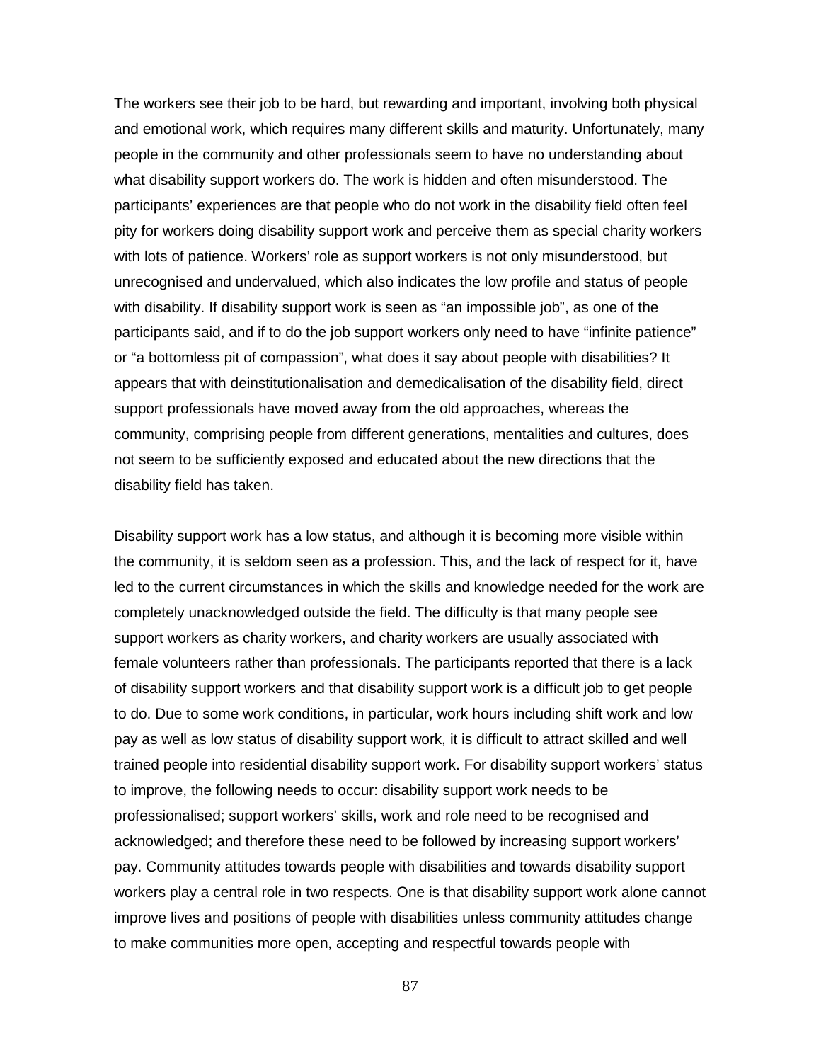The workers see their job to be hard, but rewarding and important, involving both physical and emotional work, which requires many different skills and maturity. Unfortunately, many people in the community and other professionals seem to have no understanding about what disability support workers do. The work is hidden and often misunderstood. The participants' experiences are that people who do not work in the disability field often feel pity for workers doing disability support work and perceive them as special charity workers with lots of patience. Workers' role as support workers is not only misunderstood, but unrecognised and undervalued, which also indicates the low profile and status of people with disability. If disability support work is seen as "an impossible job", as one of the participants said, and if to do the job support workers only need to have "infinite patience" or "a bottomless pit of compassion", what does it say about people with disabilities? It appears that with deinstitutionalisation and demedicalisation of the disability field, direct support professionals have moved away from the old approaches, whereas the community, comprising people from different generations, mentalities and cultures, does not seem to be sufficiently exposed and educated about the new directions that the disability field has taken.

Disability support work has a low status, and although it is becoming more visible within the community, it is seldom seen as a profession. This, and the lack of respect for it, have led to the current circumstances in which the skills and knowledge needed for the work are completely unacknowledged outside the field. The difficulty is that many people see support workers as charity workers, and charity workers are usually associated with female volunteers rather than professionals. The participants reported that there is a lack of disability support workers and that disability support work is a difficult job to get people to do. Due to some work conditions, in particular, work hours including shift work and low pay as well as low status of disability support work, it is difficult to attract skilled and well trained people into residential disability support work. For disability support workers' status to improve, the following needs to occur: disability support work needs to be professionalised; support workers' skills, work and role need to be recognised and acknowledged; and therefore these need to be followed by increasing support workers' pay. Community attitudes towards people with disabilities and towards disability support workers play a central role in two respects. One is that disability support work alone cannot improve lives and positions of people with disabilities unless community attitudes change to make communities more open, accepting and respectful towards people with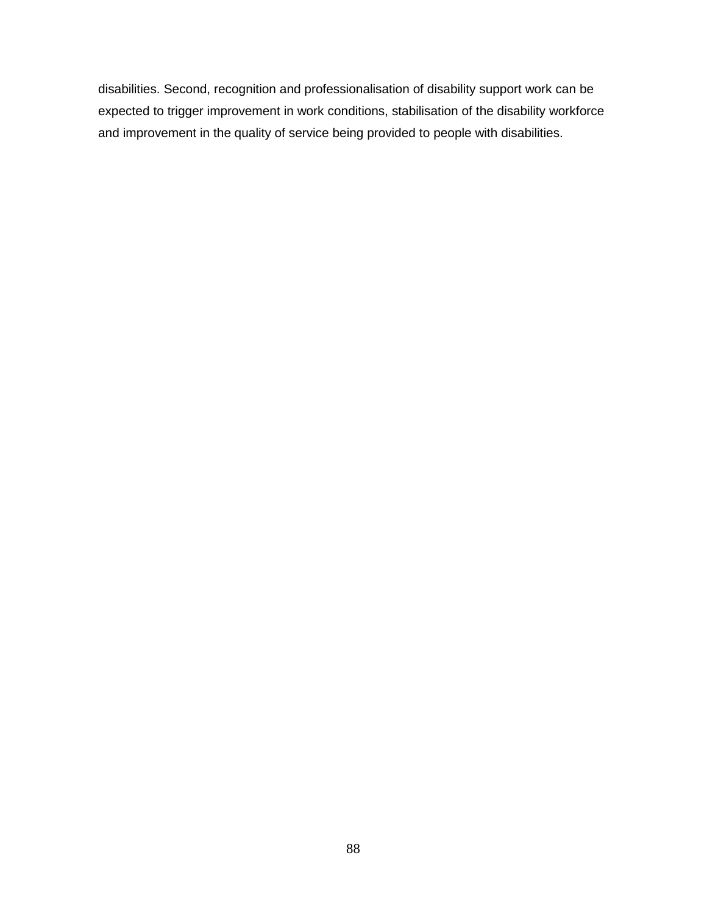disabilities. Second, recognition and professionalisation of disability support work can be expected to trigger improvement in work conditions, stabilisation of the disability workforce and improvement in the quality of service being provided to people with disabilities.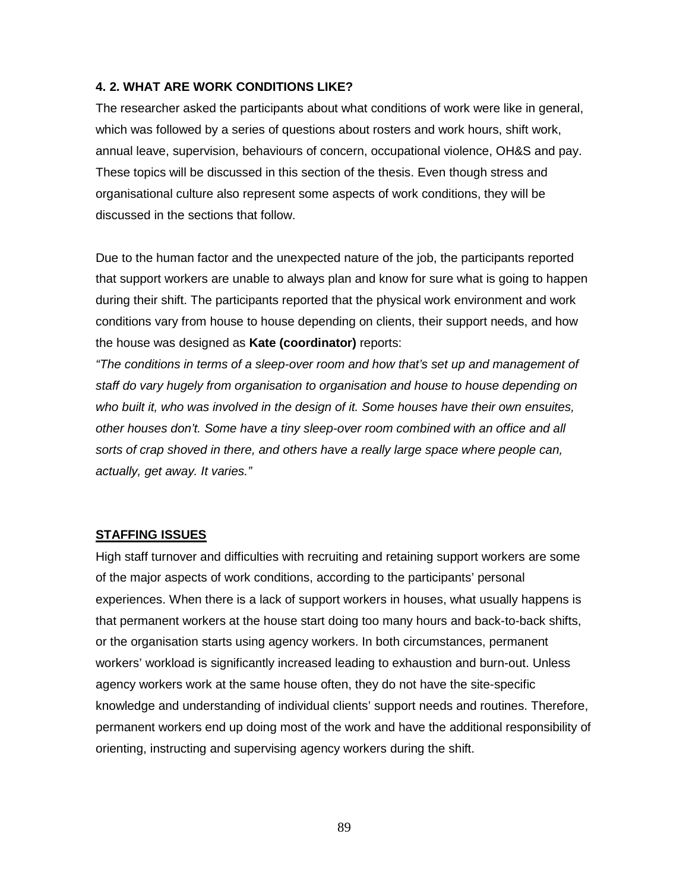### 4. 2. WHAT ARE WORK CONDITIONS LIKE?

The researcher asked the participants about what conditions of work were like in general, which was followed by a series of questions about rosters and work hours, shift work, annual leave, supervision, behaviours of concern, occupational violence, OH&S and pay. These topics will be discussed in this section of the thesis. Even though stress and organisational culture also represent some aspects of work conditions, they will be discussed in the sections that follow.

Due to the human factor and the unexpected nature of the job, the participants reported that support workers are unable to always plan and know for sure what is going to happen during their shift. The participants reported that the physical work environment and work conditions vary from house to house depending on clients, their support needs, and how the house was designed as **Kate (coordinator)** reports:

*"The conditions in terms of a sleep-over room and how that's set up and management of staff do vary hugely from organisation to organisation and house to house depending on who built it, who was involved in the design of it. Some houses have their own ensuites, other houses don't. Some have a tiny sleep-over room combined with an office and all sorts of crap shoved in there, and others have a really large space where people can, actually, get away. It varies."*

#### STAFFING ISSUES

High staff turnover and difficulties with recruiting and retaining support workers are some of the major aspects of work conditions, according to the participants' personal experiences. When there is a lack of support workers in houses, what usually happens is that permanent workers at the house start doing too many hours and back-to-back shifts, or the organisation starts using agency workers. In both circumstances, permanent workers' workload is significantly increased leading to exhaustion and burn-out. Unless agency workers work at the same house often, they do not have the site-specific knowledge and understanding of individual clients' support needs and routines. Therefore, permanent workers end up doing most of the work and have the additional responsibility of orienting, instructing and supervising agency workers during the shift.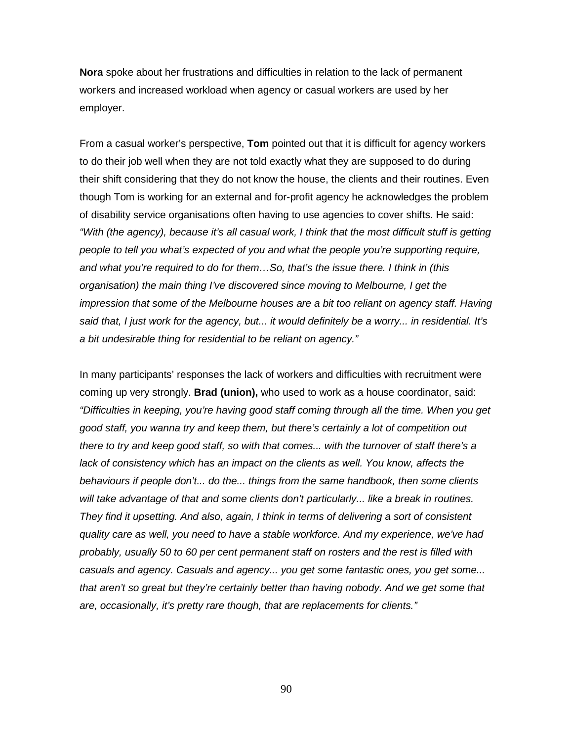**Nora** spoke about her frustrations and difficulties in relation to the lack of permanent workers and increased workload when agency or casual workers are used by her employer.

From a casual worker's perspective, **Tom** pointed out that it is difficult for agency workers to do their job well when they are not told exactly what they are supposed to do during their shift considering that they do not know the house, the clients and their routines. Even though Tom is working for an external and for-profit agency he acknowledges the problem of disability service organisations often having to use agencies to cover shifts. He said: *"With (the agency), because it's all casual work, I think that the most difficult stuff is getting people to tell you what's expected of you and what the people you're supporting require, and what you're required to do for them…So, that's the issue there. I think in (this organisation) the main thing I've discovered since moving to Melbourne, I get the impression that some of the Melbourne houses are a bit too reliant on agency staff. Having said that, I just work for the agency, but... it would definitely be a worry... in residential. It's a bit undesirable thing for residential to be reliant on agency."*

In many participants' responses the lack of workers and difficulties with recruitment were coming up very strongly. **Brad (union),** who used to work as a house coordinator, said: *"Difficulties in keeping, you're having good staff coming through all the time. When you get good staff, you wanna try and keep them, but there's certainly a lot of competition out there to try and keep good staff, so with that comes... with the turnover of staff there's a lack of consistency which has an impact on the clients as well. You know, affects the behaviours if people don't... do the... things from the same handbook, then some clients will take advantage of that and some clients don't particularly... like a break in routines. They find it upsetting. And also, again, I think in terms of delivering a sort of consistent quality care as well, you need to have a stable workforce. And my experience, we've had probably, usually 50 to 60 per cent permanent staff on rosters and the rest is filled with casuals and agency. Casuals and agency... you get some fantastic ones, you get some... that aren't so great but they're certainly better than having nobody. And we get some that are, occasionally, it's pretty rare though, that are replacements for clients."*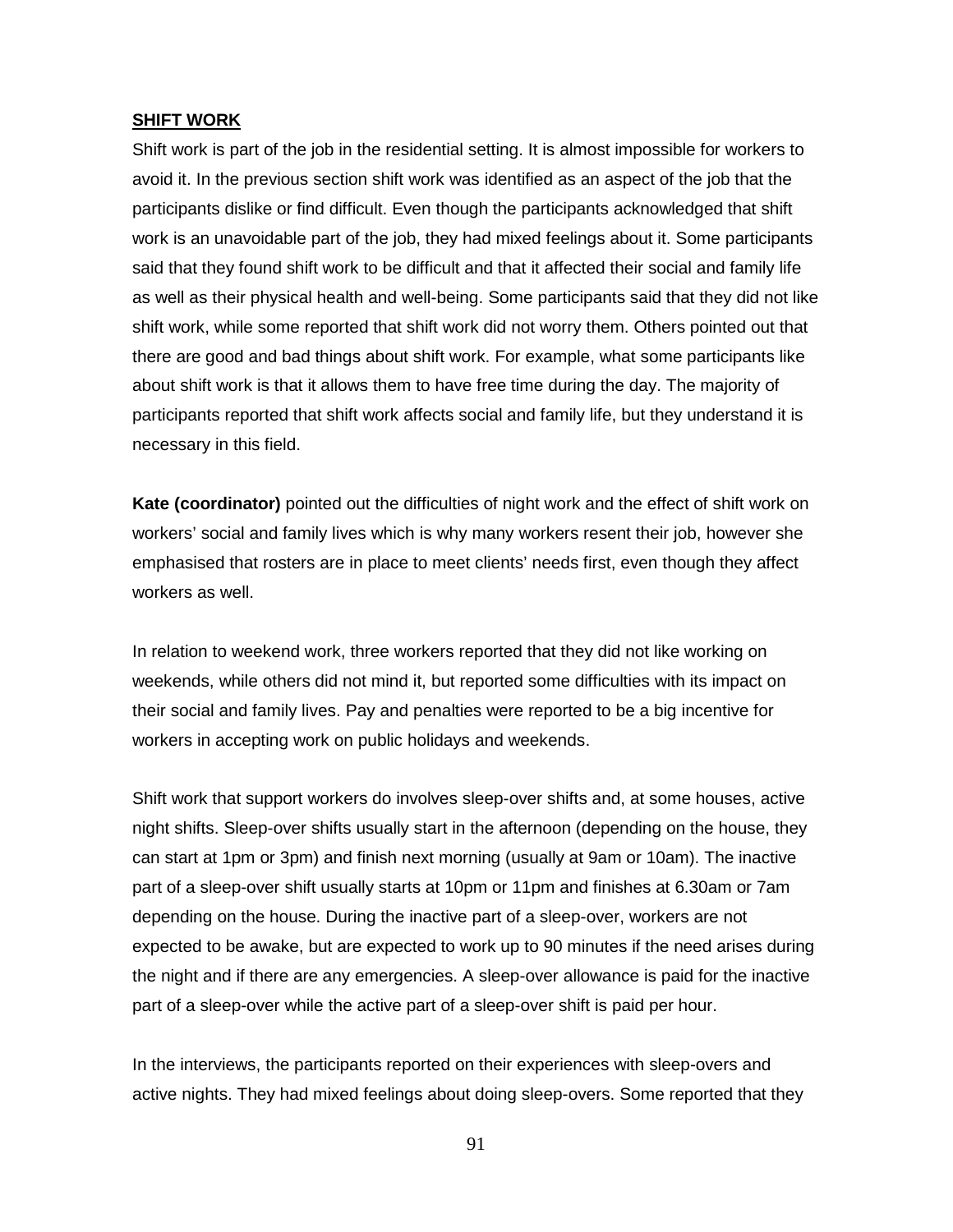**SHIFT WORK**

Shift work is part of the job in the residential setting. It is almost impossible for workers to avoid it. In the previous section shift work was identified as an aspect of the job that the participants dislike or find difficult. Even though the participants acknowledged that shift work is an unavoidable part of the job, they had mixed feelings about it. Some participants said that they found shift work to be difficult and that it affected their social and family life as well as their physical health and well-being. Some participants said that they did not like shift work, while some reported that shift work did not worry them. Others pointed out that there are good and bad things about shift work. For example, what some participants like about shift work is that it allows them to have free time during the day. The majority of participants reported that shift work affects social and family life, but they understand it is necessary in this field.

**Kate (coordinator)** pointed out the difficulties of night work and the effect of shift work on workers' social and family lives which is why many workers resent their job, however she emphasised that rosters are in place to meet clients' needs first, even though they affect workers as well.

In relation to weekend work, three workers reported that they did not like working on weekends, while others did not mind it, but reported some difficulties with its impact on their social and family lives. Pay and penalties were reported to be a big incentive for workers in accepting work on public holidays and weekends.

Shift work that support workers do involves sleep-over shifts and, at some houses, active night shifts. Sleep-over shifts usually start in the afternoon (depending on the house, they can start at 1pm or 3pm) and finish next morning (usually at 9am or 10am). The inactive part of a sleep-over shift usually starts at 10pm or 11pm and finishes at 6.30am or 7am depending on the house. During the inactive part of a sleep-over, workers are not expected to be awake, but are expected to work up to 90 minutes if the need arises during the night and if there are any emergencies. A sleep-over allowance is paid for the inactive part of a sleep-over while the active part of a sleep-over shift is paid per hour.

In the interviews, the participants reported on their experiences with sleep-overs and active nights. They had mixed feelings about doing sleep-overs. Some reported that they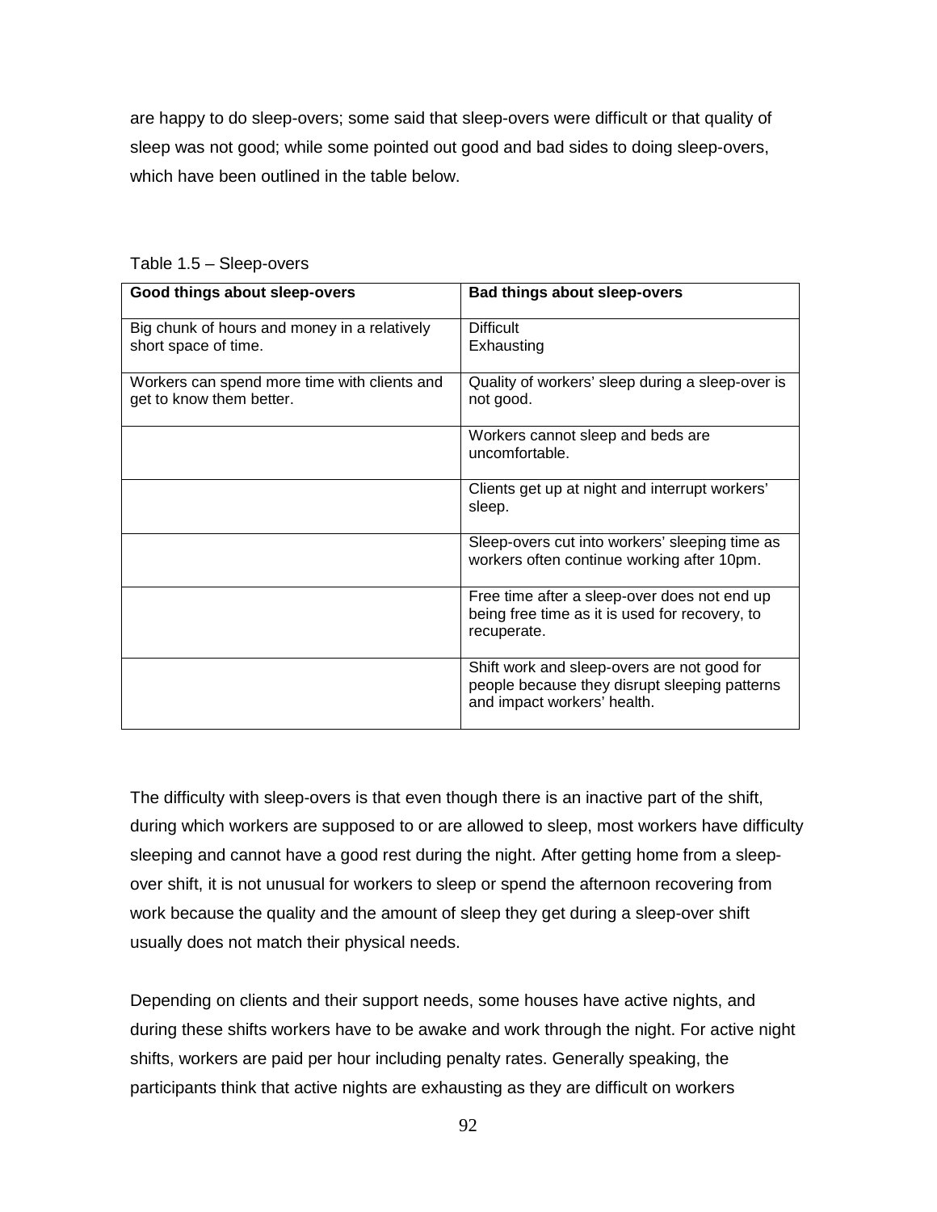are happy to do sleep-overs; some said that sleep-overs were difficult or that quality of sleep was not good; while some pointed out good and bad sides to doing sleep-overs, which have been outlined in the table below.

Table 1.5 – Sleep-overs

| **Good things about sleep-overs** | **Bad things about sleep-overs** |
|---|---|
| Big chunk of hours and money in a relatively short space of time. | Difficult<br>Exhausting |
| Workers can spend more time with clients and get to know them better. | Quality of workers' sleep during a sleep-over is not good. |
| | Workers cannot sleep and beds are uncomfortable. |
| | Clients get up at night and interrupt workers' sleep. |
| | Sleep-overs cut into workers' sleeping time as workers often continue working after 10pm. |
| | Free time after a sleep-over does not end up being free time as it is used for recovery, to recuperate. |
| | Shift work and sleep-overs are not good for people because they disrupt sleeping patterns and impact workers' health. |

The difficulty with sleep-overs is that even though there is an inactive part of the shift, during which workers are supposed to or are allowed to sleep, most workers have difficulty sleeping and cannot have a good rest during the night. After getting home from a sleep-over shift, it is not unusual for workers to sleep or spend the afternoon recovering from work because the quality and the amount of sleep they get during a sleep-over shift usually does not match their physical needs.

Depending on clients and their support needs, some houses have active nights, and during these shifts workers have to be awake and work through the night. For active night shifts, workers are paid per hour including penalty rates. Generally speaking, the participants think that active nights are exhausting as they are difficult on workers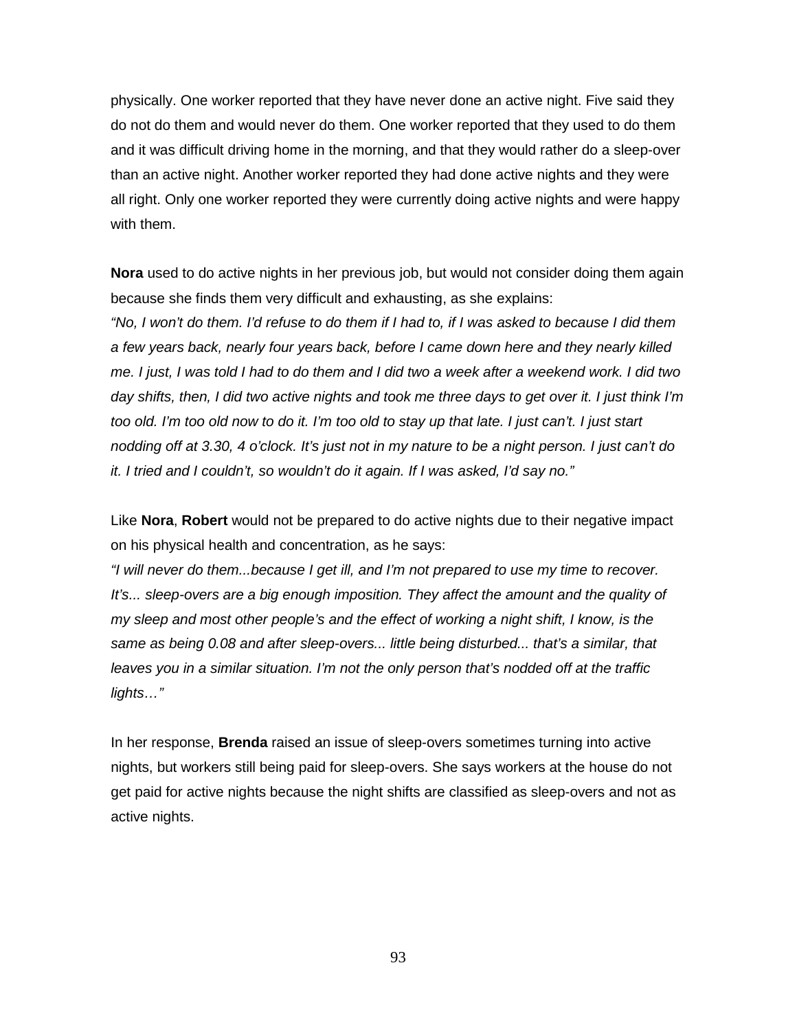physically. One worker reported that they have never done an active night. Five said they do not do them and would never do them. One worker reported that they used to do them and it was difficult driving home in the morning, and that they would rather do a sleep-over than an active night. Another worker reported they had done active nights and they were all right. Only one worker reported they were currently doing active nights and were happy with them.

**Nora** used to do active nights in her previous job, but would not consider doing them again because she finds them very difficult and exhausting, as she explains:
*"No, I won't do them. I'd refuse to do them if I had to, if I was asked to because I did them a few years back, nearly four years back, before I came down here and they nearly killed me. I just, I was told I had to do them and I did two a week after a weekend work. I did two day shifts, then, I did two active nights and took me three days to get over it. I just think I'm too old. I'm too old now to do it. I'm too old to stay up that late. I just can't. I just start nodding off at 3.30, 4 o'clock. It's just not in my nature to be a night person. I just can't do it. I tried and I couldn't, so wouldn't do it again. If I was asked, I'd say no."*

Like **Nora**, **Robert** would not be prepared to do active nights due to their negative impact on his physical health and concentration, as he says:
*"I will never do them...because I get ill, and I'm not prepared to use my time to recover. It's... sleep-overs are a big enough imposition. They affect the amount and the quality of my sleep and most other people's and the effect of working a night shift, I know, is the same as being 0.08 and after sleep-overs... little being disturbed... that's a similar, that leaves you in a similar situation. I'm not the only person that's nodded off at the traffic lights…"*

In her response, **Brenda** raised an issue of sleep-overs sometimes turning into active nights, but workers still being paid for sleep-overs. She says workers at the house do not get paid for active nights because the night shifts are classified as sleep-overs and not as active nights.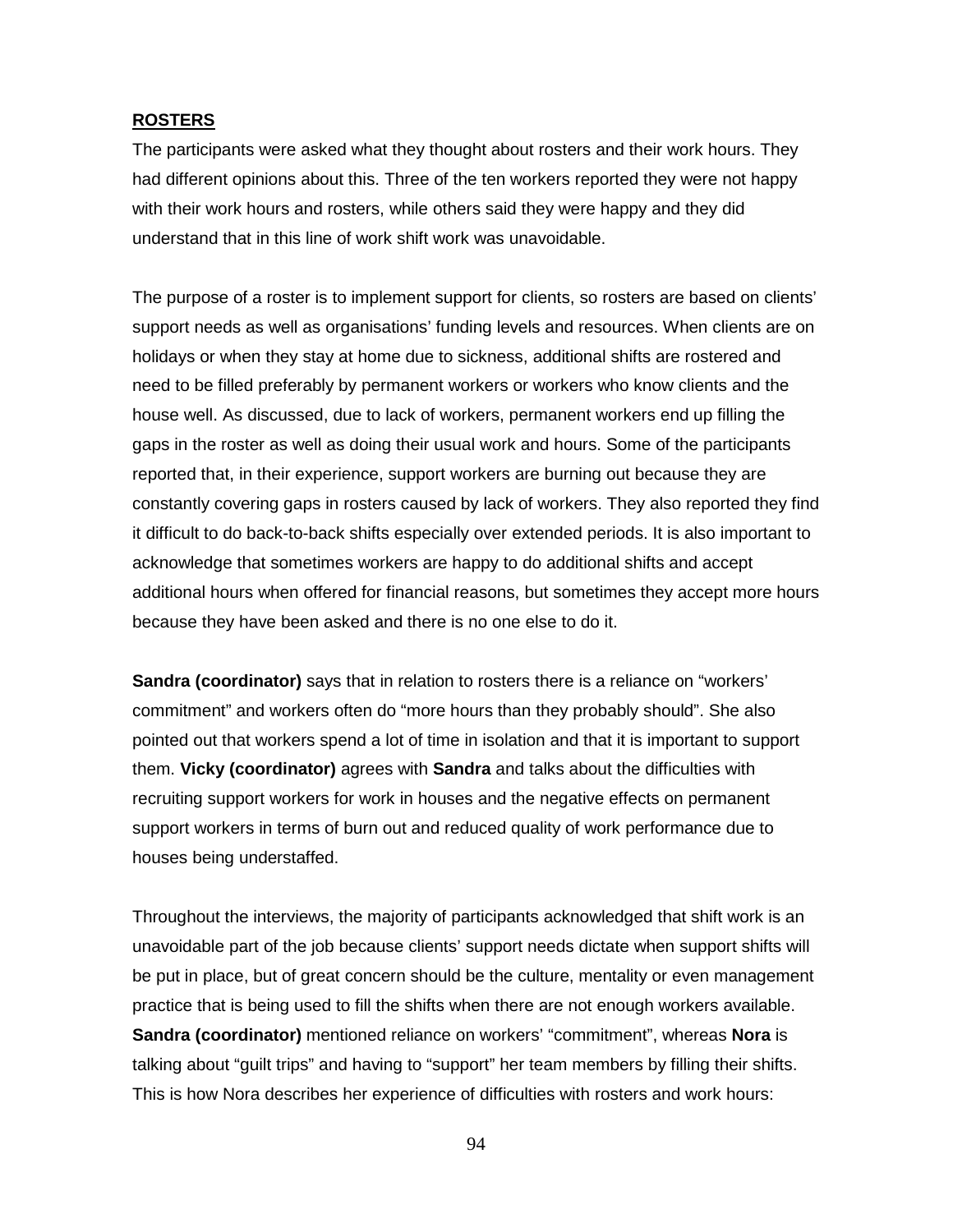## ROSTERS

The participants were asked what they thought about rosters and their work hours. They had different opinions about this. Three of the ten workers reported they were not happy with their work hours and rosters, while others said they were happy and they did understand that in this line of work shift work was unavoidable.

The purpose of a roster is to implement support for clients, so rosters are based on clients' support needs as well as organisations' funding levels and resources. When clients are on holidays or when they stay at home due to sickness, additional shifts are rostered and need to be filled preferably by permanent workers or workers who know clients and the house well. As discussed, due to lack of workers, permanent workers end up filling the gaps in the roster as well as doing their usual work and hours. Some of the participants reported that, in their experience, support workers are burning out because they are constantly covering gaps in rosters caused by lack of workers. They also reported they find it difficult to do back-to-back shifts especially over extended periods. It is also important to acknowledge that sometimes workers are happy to do additional shifts and accept additional hours when offered for financial reasons, but sometimes they accept more hours because they have been asked and there is no one else to do it.

**Sandra (coordinator)** says that in relation to rosters there is a reliance on "workers' commitment" and workers often do "more hours than they probably should". She also pointed out that workers spend a lot of time in isolation and that it is important to support them. **Vicky (coordinator)** agrees with **Sandra** and talks about the difficulties with recruiting support workers for work in houses and the negative effects on permanent support workers in terms of burn out and reduced quality of work performance due to houses being understaffed.

Throughout the interviews, the majority of participants acknowledged that shift work is an unavoidable part of the job because clients' support needs dictate when support shifts will be put in place, but of great concern should be the culture, mentality or even management practice that is being used to fill the shifts when there are not enough workers available. **Sandra (coordinator)** mentioned reliance on workers' "commitment", whereas **Nora** is talking about "guilt trips" and having to "support" her team members by filling their shifts. This is how Nora describes her experience of difficulties with rosters and work hours: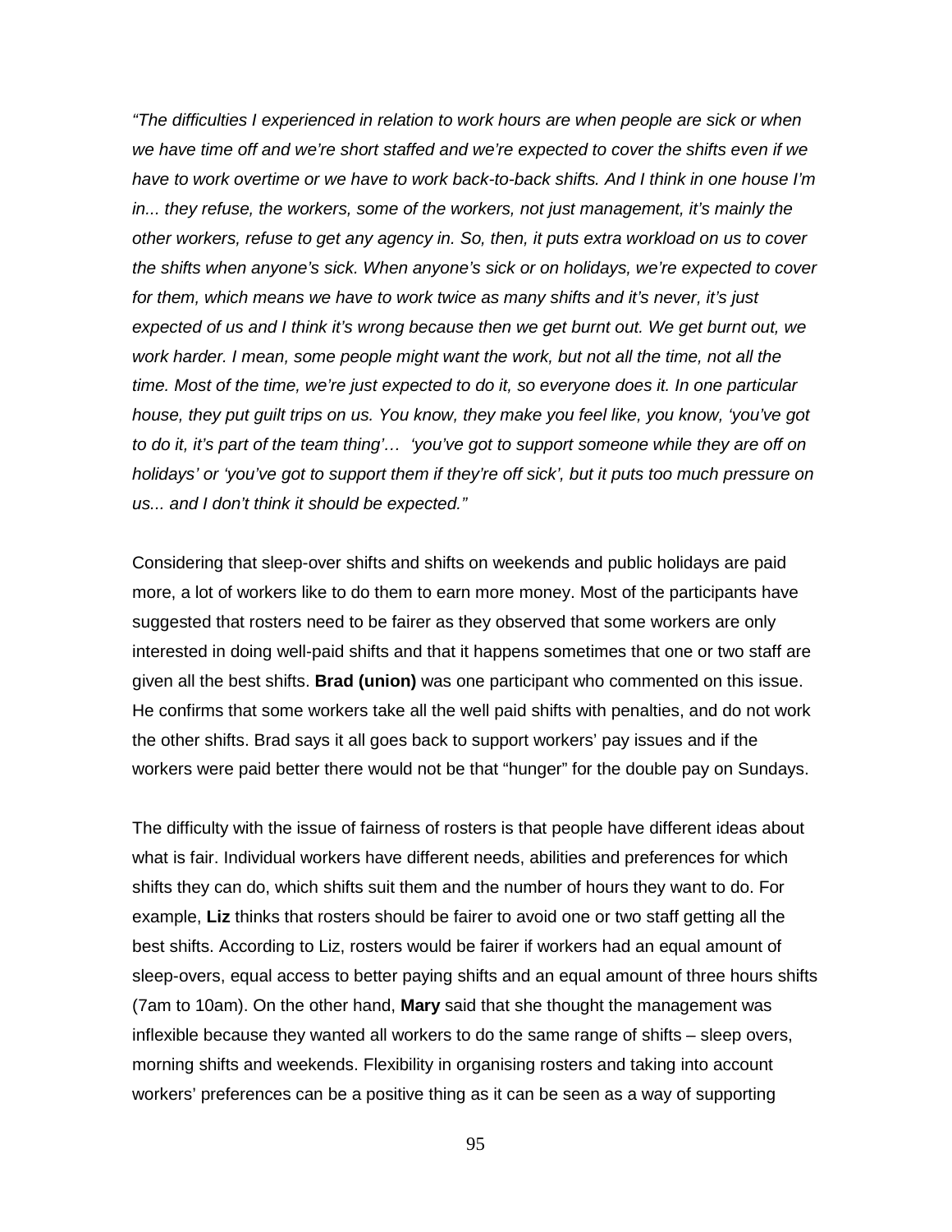*"The difficulties I experienced in relation to work hours are when people are sick or when we have time off and we're short staffed and we're expected to cover the shifts even if we have to work overtime or we have to work back-to-back shifts. And I think in one house I'm in... they refuse, the workers, some of the workers, not just management, it's mainly the other workers, refuse to get any agency in. So, then, it puts extra workload on us to cover the shifts when anyone's sick. When anyone's sick or on holidays, we're expected to cover for them, which means we have to work twice as many shifts and it's never, it's just expected of us and I think it's wrong because then we get burnt out. We get burnt out, we work harder. I mean, some people might want the work, but not all the time, not all the time. Most of the time, we're just expected to do it, so everyone does it. In one particular house, they put guilt trips on us. You know, they make you feel like, you know, 'you've got to do it, it's part of the team thing'… 'you've got to support someone while they are off on holidays' or 'you've got to support them if they're off sick', but it puts too much pressure on us... and I don't think it should be expected."*

Considering that sleep-over shifts and shifts on weekends and public holidays are paid more, a lot of workers like to do them to earn more money. Most of the participants have suggested that rosters need to be fairer as they observed that some workers are only interested in doing well-paid shifts and that it happens sometimes that one or two staff are given all the best shifts. **Brad (union)** was one participant who commented on this issue. He confirms that some workers take all the well paid shifts with penalties, and do not work the other shifts. Brad says it all goes back to support workers' pay issues and if the workers were paid better there would not be that "hunger" for the double pay on Sundays.

The difficulty with the issue of fairness of rosters is that people have different ideas about what is fair. Individual workers have different needs, abilities and preferences for which shifts they can do, which shifts suit them and the number of hours they want to do. For example, **Liz** thinks that rosters should be fairer to avoid one or two staff getting all the best shifts. According to Liz, rosters would be fairer if workers had an equal amount of sleep-overs, equal access to better paying shifts and an equal amount of three hours shifts (7am to 10am). On the other hand, **Mary** said that she thought the management was inflexible because they wanted all workers to do the same range of shifts – sleep overs, morning shifts and weekends. Flexibility in organising rosters and taking into account workers' preferences can be a positive thing as it can be seen as a way of supporting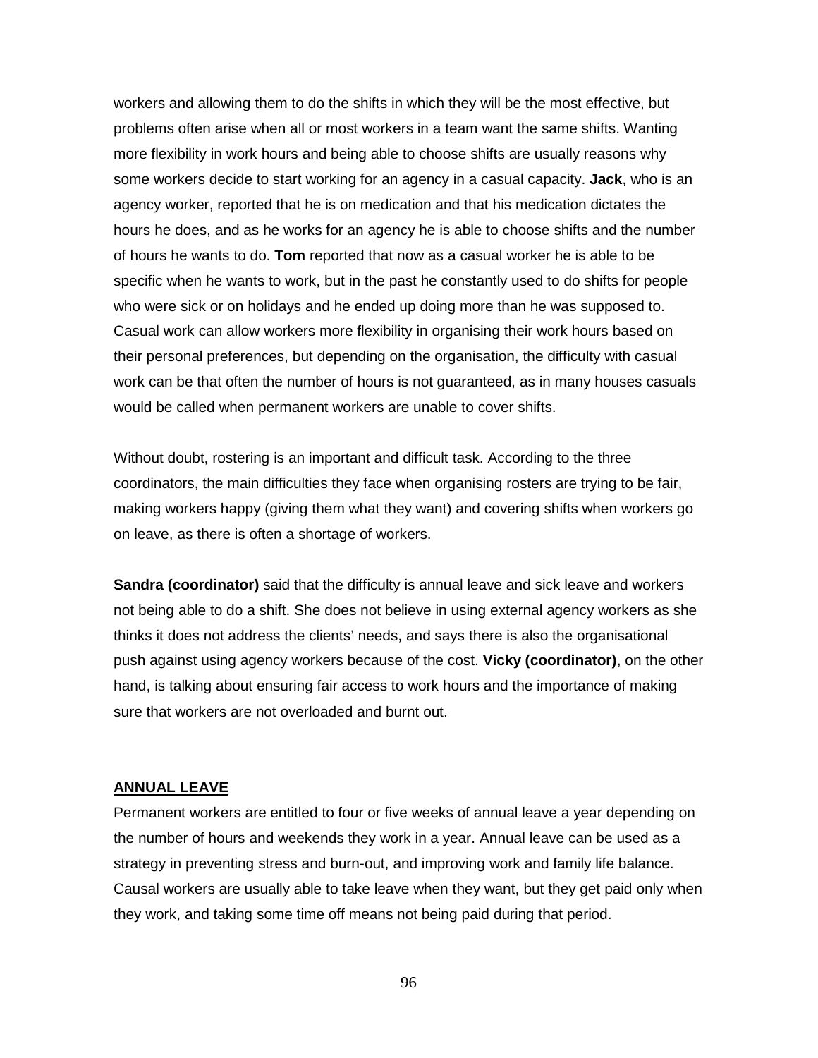workers and allowing them to do the shifts in which they will be the most effective, but problems often arise when all or most workers in a team want the same shifts. Wanting more flexibility in work hours and being able to choose shifts are usually reasons why some workers decide to start working for an agency in a casual capacity. **Jack**, who is an agency worker, reported that he is on medication and that his medication dictates the hours he does, and as he works for an agency he is able to choose shifts and the number of hours he wants to do. **Tom** reported that now as a casual worker he is able to be specific when he wants to work, but in the past he constantly used to do shifts for people who were sick or on holidays and he ended up doing more than he was supposed to. Casual work can allow workers more flexibility in organising their work hours based on their personal preferences, but depending on the organisation, the difficulty with casual work can be that often the number of hours is not guaranteed, as in many houses casuals would be called when permanent workers are unable to cover shifts.

Without doubt, rostering is an important and difficult task. According to the three coordinators, the main difficulties they face when organising rosters are trying to be fair, making workers happy (giving them what they want) and covering shifts when workers go on leave, as there is often a shortage of workers.

**Sandra (coordinator)** said that the difficulty is annual leave and sick leave and workers not being able to do a shift. She does not believe in using external agency workers as she thinks it does not address the clients' needs, and says there is also the organisational push against using agency workers because of the cost. **Vicky (coordinator)**, on the other hand, is talking about ensuring fair access to work hours and the importance of making sure that workers are not overloaded and burnt out.

## ANNUAL LEAVE

Permanent workers are entitled to four or five weeks of annual leave a year depending on the number of hours and weekends they work in a year. Annual leave can be used as a strategy in preventing stress and burn-out, and improving work and family life balance. Causal workers are usually able to take leave when they want, but they get paid only when they work, and taking some time off means not being paid during that period.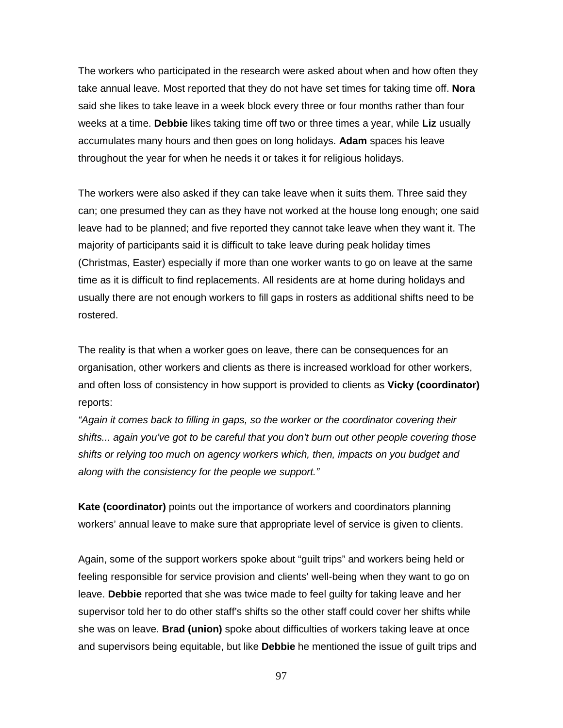The workers who participated in the research were asked about when and how often they take annual leave. Most reported that they do not have set times for taking time off. **Nora** said she likes to take leave in a week block every three or four months rather than four weeks at a time. **Debbie** likes taking time off two or three times a year, while **Liz** usually accumulates many hours and then goes on long holidays. **Adam** spaces his leave throughout the year for when he needs it or takes it for religious holidays.

The workers were also asked if they can take leave when it suits them. Three said they can; one presumed they can as they have not worked at the house long enough; one said leave had to be planned; and five reported they cannot take leave when they want it. The majority of participants said it is difficult to take leave during peak holiday times (Christmas, Easter) especially if more than one worker wants to go on leave at the same time as it is difficult to find replacements. All residents are at home during holidays and usually there are not enough workers to fill gaps in rosters as additional shifts need to be rostered.

The reality is that when a worker goes on leave, there can be consequences for an organisation, other workers and clients as there is increased workload for other workers, and often loss of consistency in how support is provided to clients as **Vicky (coordinator)** reports:

*"Again it comes back to filling in gaps, so the worker or the coordinator covering their shifts... again you've got to be careful that you don't burn out other people covering those shifts or relying too much on agency workers which, then, impacts on you budget and along with the consistency for the people we support."*

**Kate (coordinator)** points out the importance of workers and coordinators planning workers' annual leave to make sure that appropriate level of service is given to clients.

Again, some of the support workers spoke about "guilt trips" and workers being held or feeling responsible for service provision and clients' well-being when they want to go on leave. **Debbie** reported that she was twice made to feel guilty for taking leave and her supervisor told her to do other staff's shifts so the other staff could cover her shifts while she was on leave. **Brad (union)** spoke about difficulties of workers taking leave at once and supervisors being equitable, but like **Debbie** he mentioned the issue of guilt trips and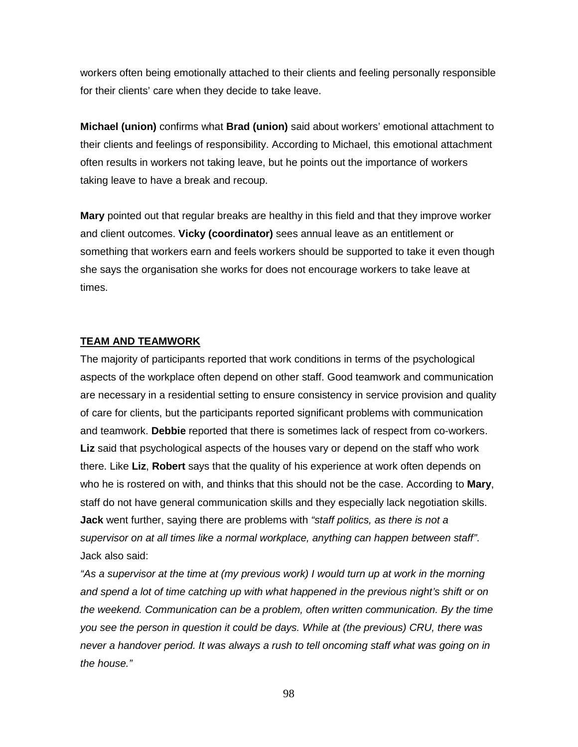workers often being emotionally attached to their clients and feeling personally responsible for their clients' care when they decide to take leave.

**Michael (union)** confirms what **Brad (union)** said about workers' emotional attachment to their clients and feelings of responsibility. According to Michael, this emotional attachment often results in workers not taking leave, but he points out the importance of workers taking leave to have a break and recoup.

**Mary** pointed out that regular breaks are healthy in this field and that they improve worker and client outcomes. **Vicky (coordinator)** sees annual leave as an entitlement or something that workers earn and feels workers should be supported to take it even though she says the organisation she works for does not encourage workers to take leave at times.

## TEAM AND TEAMWORK

The majority of participants reported that work conditions in terms of the psychological aspects of the workplace often depend on other staff. Good teamwork and communication are necessary in a residential setting to ensure consistency in service provision and quality of care for clients, but the participants reported significant problems with communication and teamwork. **Debbie** reported that there is sometimes lack of respect from co-workers. **Liz** said that psychological aspects of the houses vary or depend on the staff who work there. Like **Liz**, **Robert** says that the quality of his experience at work often depends on who he is rostered on with, and thinks that this should not be the case. According to **Mary**, staff do not have general communication skills and they especially lack negotiation skills. **Jack** went further, saying there are problems with *"staff politics, as there is not a supervisor on at all times like a normal workplace, anything can happen between staff"*. Jack also said:

*"As a supervisor at the time at (my previous work) I would turn up at work in the morning and spend a lot of time catching up with what happened in the previous night's shift or on the weekend. Communication can be a problem, often written communication. By the time you see the person in question it could be days. While at (the previous) CRU, there was never a handover period. It was always a rush to tell oncoming staff what was going on in the house."*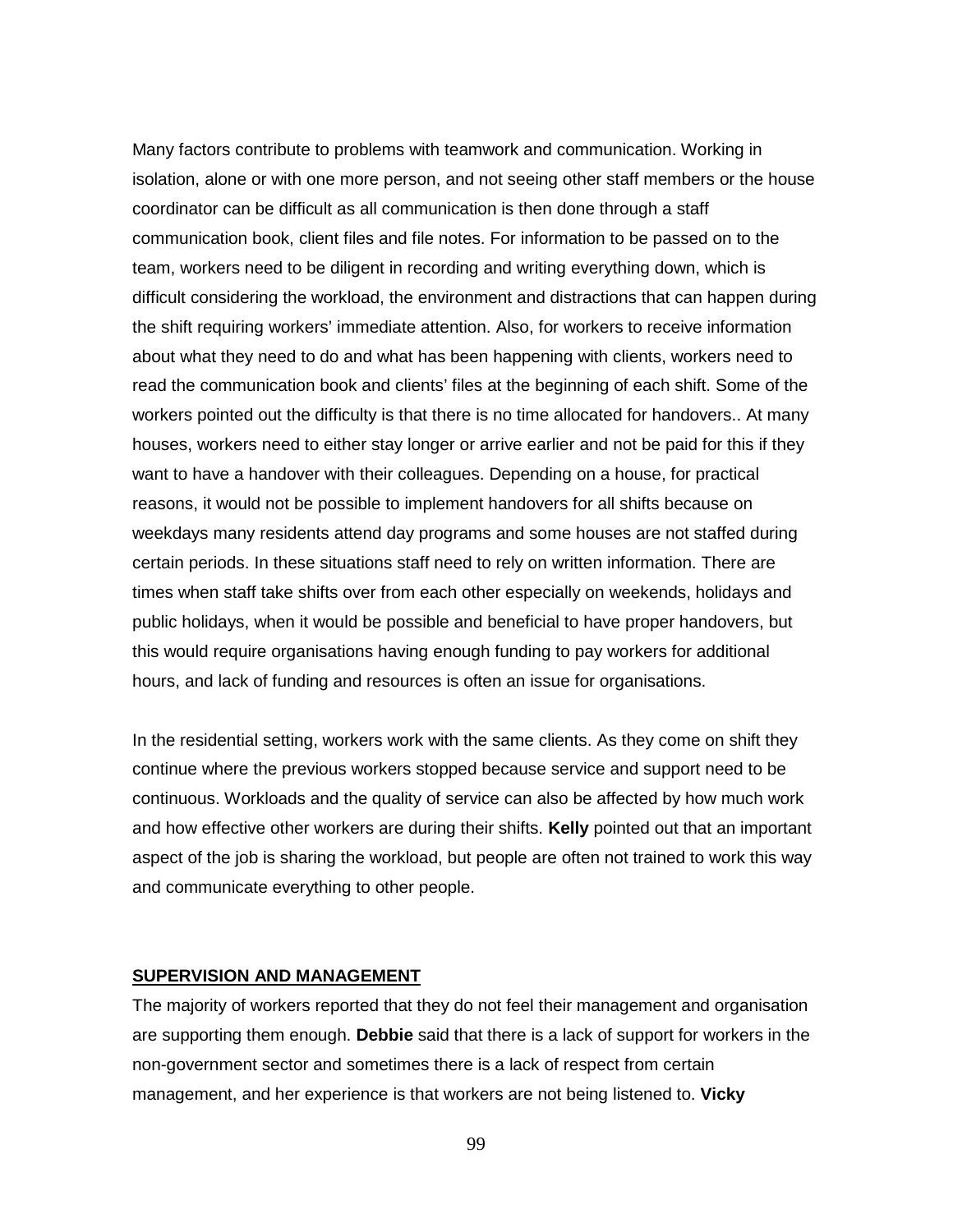Many factors contribute to problems with teamwork and communication. Working in isolation, alone or with one more person, and not seeing other staff members or the house coordinator can be difficult as all communication is then done through a staff communication book, client files and file notes. For information to be passed on to the team, workers need to be diligent in recording and writing everything down, which is difficult considering the workload, the environment and distractions that can happen during the shift requiring workers' immediate attention. Also, for workers to receive information about what they need to do and what has been happening with clients, workers need to read the communication book and clients' files at the beginning of each shift. Some of the workers pointed out the difficulty is that there is no time allocated for handovers.. At many houses, workers need to either stay longer or arrive earlier and not be paid for this if they want to have a handover with their colleagues. Depending on a house, for practical reasons, it would not be possible to implement handovers for all shifts because on weekdays many residents attend day programs and some houses are not staffed during certain periods. In these situations staff need to rely on written information. There are times when staff take shifts over from each other especially on weekends, holidays and public holidays, when it would be possible and beneficial to have proper handovers, but this would require organisations having enough funding to pay workers for additional hours, and lack of funding and resources is often an issue for organisations.

In the residential setting, workers work with the same clients. As they come on shift they continue where the previous workers stopped because service and support need to be continuous. Workloads and the quality of service can also be affected by how much work and how effective other workers are during their shifts. **Kelly** pointed out that an important aspect of the job is sharing the workload, but people are often not trained to work this way and communicate everything to other people.

## SUPERVISION AND MANAGEMENT

The majority of workers reported that they do not feel their management and organisation are supporting them enough. **Debbie** said that there is a lack of support for workers in the non-government sector and sometimes there is a lack of respect from certain management, and her experience is that workers are not being listened to. **Vicky**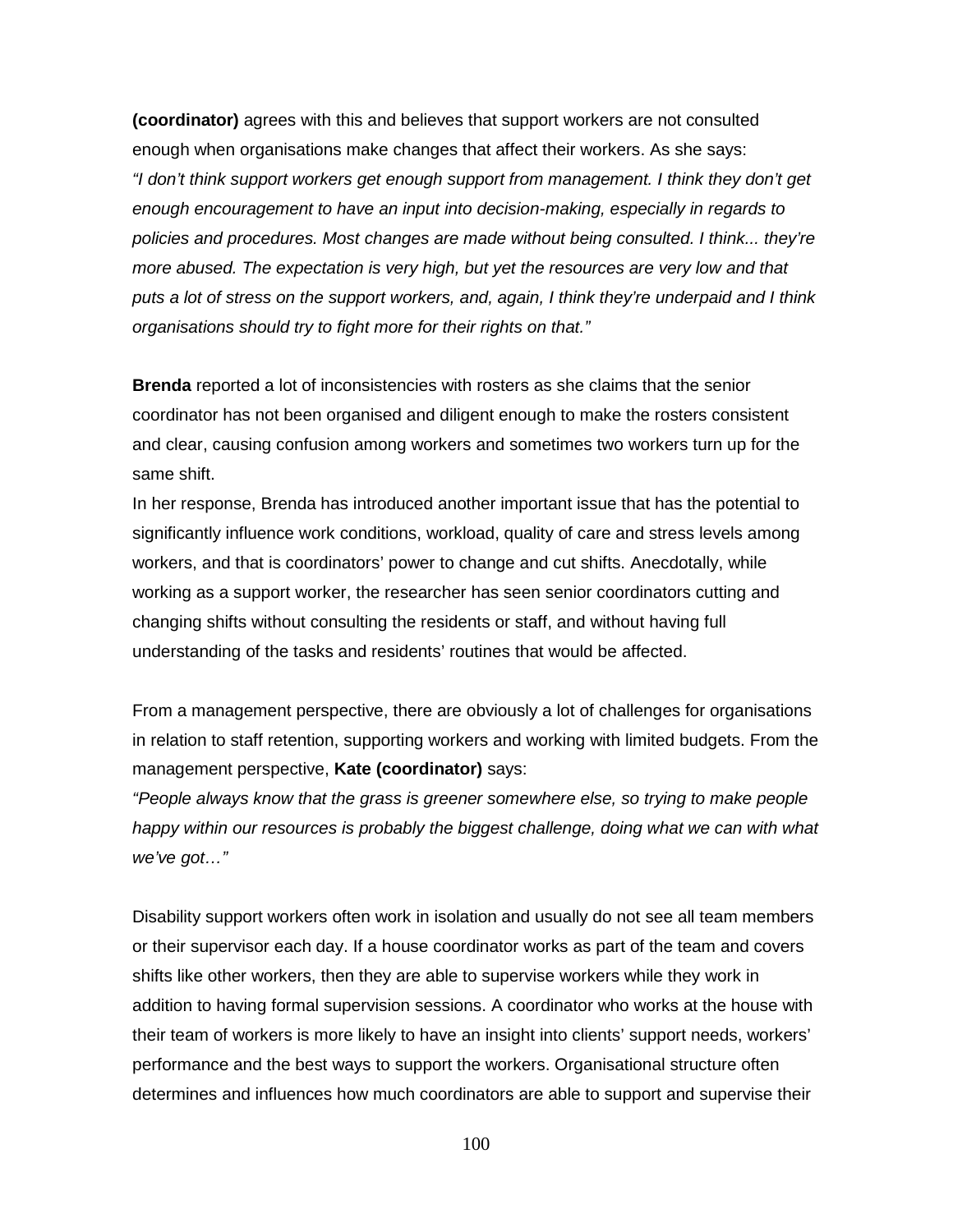**(coordinator)** agrees with this and believes that support workers are not consulted enough when organisations make changes that affect their workers. As she says:
*"I don't think support workers get enough support from management. I think they don't get enough encouragement to have an input into decision-making, especially in regards to policies and procedures. Most changes are made without being consulted. I think... they're more abused. The expectation is very high, but yet the resources are very low and that puts a lot of stress on the support workers, and, again, I think they're underpaid and I think organisations should try to fight more for their rights on that."*

**Brenda** reported a lot of inconsistencies with rosters as she claims that the senior coordinator has not been organised and diligent enough to make the rosters consistent and clear, causing confusion among workers and sometimes two workers turn up for the same shift.
In her response, Brenda has introduced another important issue that has the potential to significantly influence work conditions, workload, quality of care and stress levels among workers, and that is coordinators' power to change and cut shifts. Anecdotally, while working as a support worker, the researcher has seen senior coordinators cutting and changing shifts without consulting the residents or staff, and without having full understanding of the tasks and residents' routines that would be affected.

From a management perspective, there are obviously a lot of challenges for organisations in relation to staff retention, supporting workers and working with limited budgets. From the management perspective, **Kate (coordinator)** says:
*"People always know that the grass is greener somewhere else, so trying to make people happy within our resources is probably the biggest challenge, doing what we can with what we've got…"*

Disability support workers often work in isolation and usually do not see all team members or their supervisor each day. If a house coordinator works as part of the team and covers shifts like other workers, then they are able to supervise workers while they work in addition to having formal supervision sessions. A coordinator who works at the house with their team of workers is more likely to have an insight into clients' support needs, workers' performance and the best ways to support the workers. Organisational structure often determines and influences how much coordinators are able to support and supervise their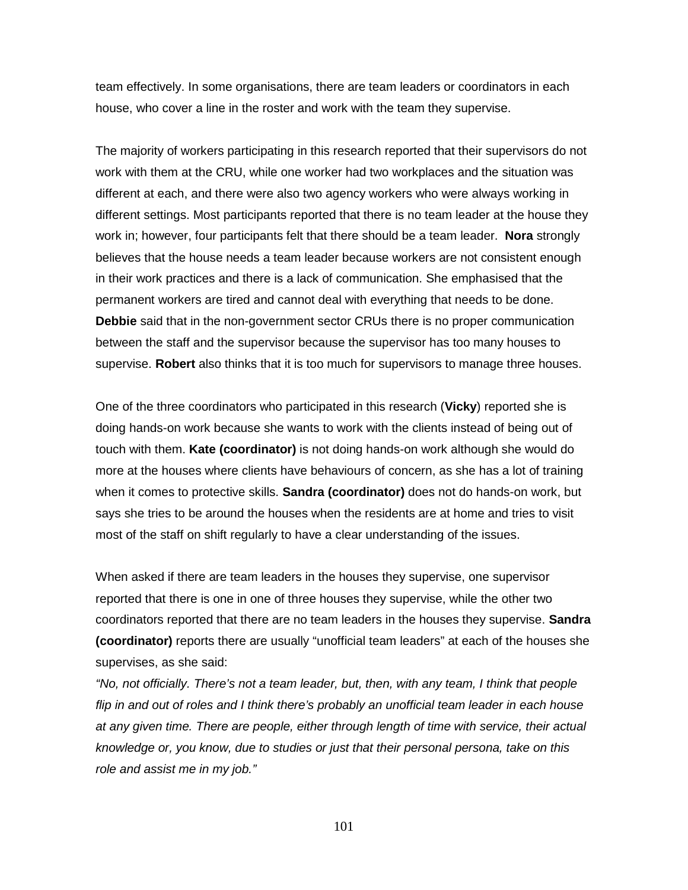team effectively. In some organisations, there are team leaders or coordinators in each house, who cover a line in the roster and work with the team they supervise.

The majority of workers participating in this research reported that their supervisors do not work with them at the CRU, while one worker had two workplaces and the situation was different at each, and there were also two agency workers who were always working in different settings. Most participants reported that there is no team leader at the house they work in; however, four participants felt that there should be a team leader. **Nora** strongly believes that the house needs a team leader because workers are not consistent enough in their work practices and there is a lack of communication. She emphasised that the permanent workers are tired and cannot deal with everything that needs to be done. **Debbie** said that in the non-government sector CRUs there is no proper communication between the staff and the supervisor because the supervisor has too many houses to supervise. **Robert** also thinks that it is too much for supervisors to manage three houses.

One of the three coordinators who participated in this research (**Vicky**) reported she is doing hands-on work because she wants to work with the clients instead of being out of touch with them. **Kate (coordinator)** is not doing hands-on work although she would do more at the houses where clients have behaviours of concern, as she has a lot of training when it comes to protective skills. **Sandra (coordinator)** does not do hands-on work, but says she tries to be around the houses when the residents are at home and tries to visit most of the staff on shift regularly to have a clear understanding of the issues.

When asked if there are team leaders in the houses they supervise, one supervisor reported that there is one in one of three houses they supervise, while the other two coordinators reported that there are no team leaders in the houses they supervise. **Sandra (coordinator)** reports there are usually "unofficial team leaders" at each of the houses she supervises, as she said:

*"No, not officially. There's not a team leader, but, then, with any team, I think that people flip in and out of roles and I think there's probably an unofficial team leader in each house at any given time. There are people, either through length of time with service, their actual knowledge or, you know, due to studies or just that their personal persona, take on this role and assist me in my job."*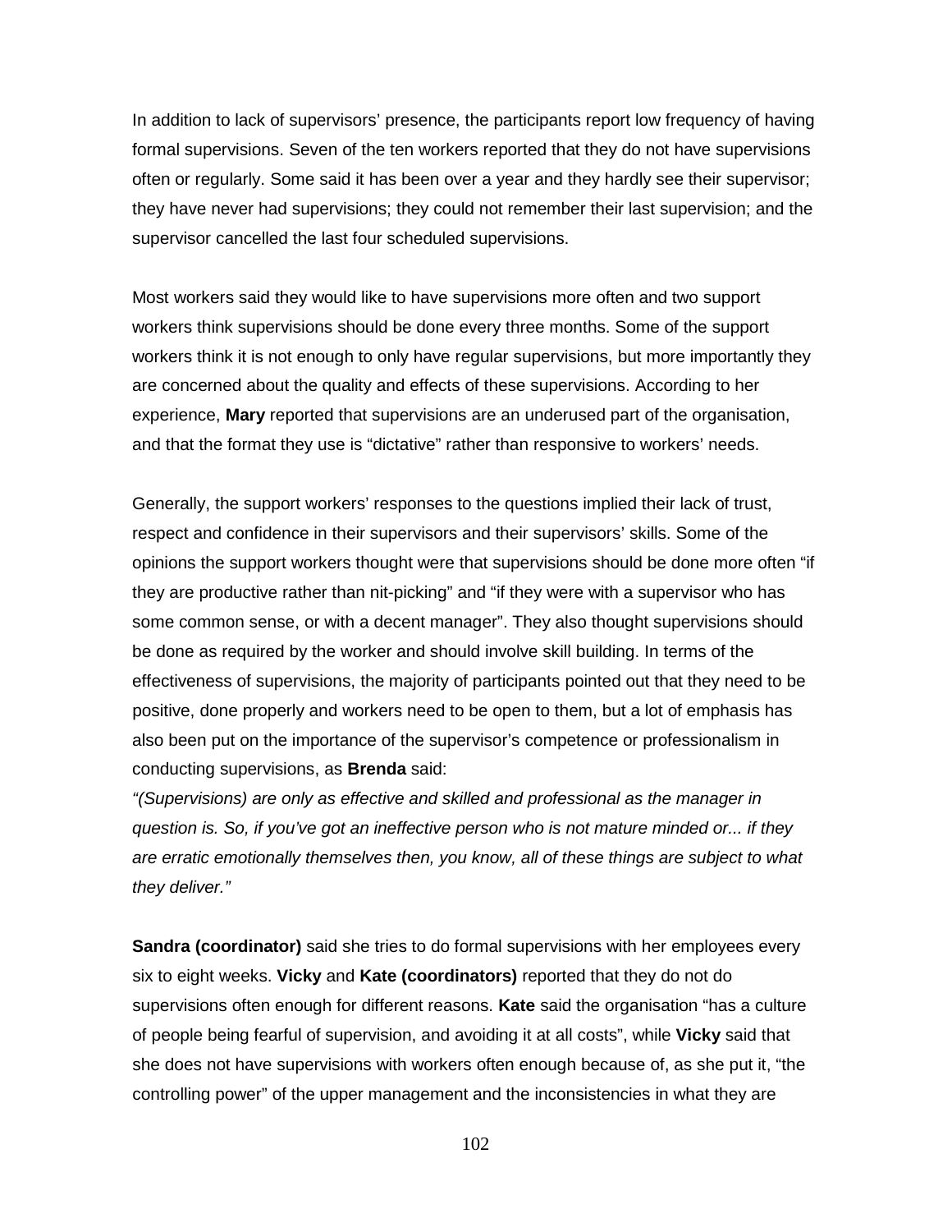In addition to lack of supervisors' presence, the participants report low frequency of having formal supervisions. Seven of the ten workers reported that they do not have supervisions often or regularly. Some said it has been over a year and they hardly see their supervisor; they have never had supervisions; they could not remember their last supervision; and the supervisor cancelled the last four scheduled supervisions.

Most workers said they would like to have supervisions more often and two support workers think supervisions should be done every three months. Some of the support workers think it is not enough to only have regular supervisions, but more importantly they are concerned about the quality and effects of these supervisions. According to her experience, **Mary** reported that supervisions are an underused part of the organisation, and that the format they use is "dictative" rather than responsive to workers' needs.

Generally, the support workers' responses to the questions implied their lack of trust, respect and confidence in their supervisors and their supervisors' skills. Some of the opinions the support workers thought were that supervisions should be done more often "if they are productive rather than nit-picking" and "if they were with a supervisor who has some common sense, or with a decent manager". They also thought supervisions should be done as required by the worker and should involve skill building. In terms of the effectiveness of supervisions, the majority of participants pointed out that they need to be positive, done properly and workers need to be open to them, but a lot of emphasis has also been put on the importance of the supervisor's competence or professionalism in conducting supervisions, as **Brenda** said:
*"(Supervisions) are only as effective and skilled and professional as the manager in question is. So, if you've got an ineffective person who is not mature minded or... if they are erratic emotionally themselves then, you know, all of these things are subject to what they deliver."*

**Sandra (coordinator)** said she tries to do formal supervisions with her employees every six to eight weeks. **Vicky** and **Kate (coordinators)** reported that they do not do supervisions often enough for different reasons. **Kate** said the organisation "has a culture of people being fearful of supervision, and avoiding it at all costs", while **Vicky** said that she does not have supervisions with workers often enough because of, as she put it, "the controlling power" of the upper management and the inconsistencies in what they are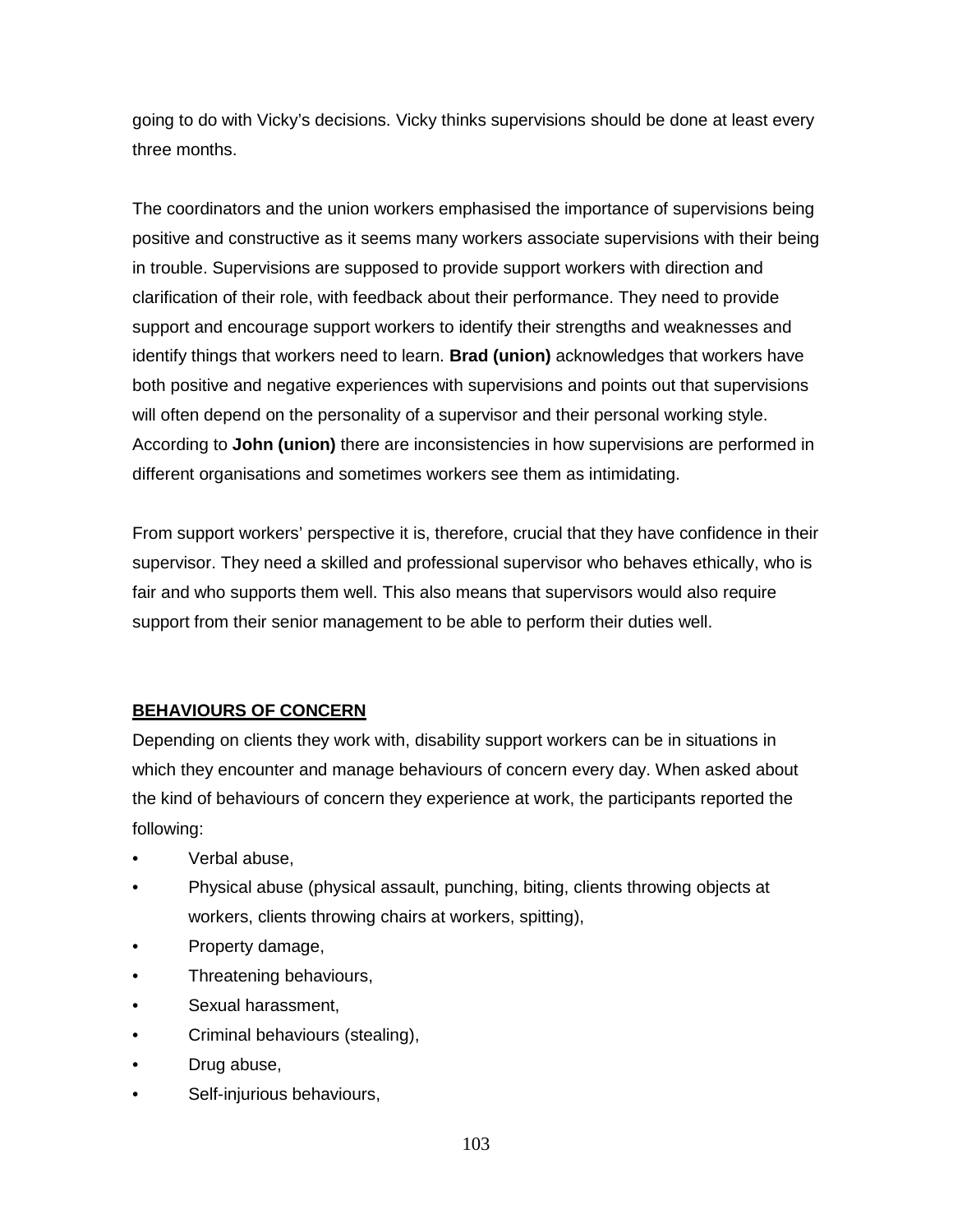going to do with Vicky's decisions. Vicky thinks supervisions should be done at least every three months.

The coordinators and the union workers emphasised the importance of supervisions being positive and constructive as it seems many workers associate supervisions with their being in trouble. Supervisions are supposed to provide support workers with direction and clarification of their role, with feedback about their performance. They need to provide support and encourage support workers to identify their strengths and weaknesses and identify things that workers need to learn. **Brad (union)** acknowledges that workers have both positive and negative experiences with supervisions and points out that supervisions will often depend on the personality of a supervisor and their personal working style. According to **John (union)** there are inconsistencies in how supervisions are performed in different organisations and sometimes workers see them as intimidating.

From support workers' perspective it is, therefore, crucial that they have confidence in their supervisor. They need a skilled and professional supervisor who behaves ethically, who is fair and who supports them well. This also means that supervisors would also require support from their senior management to be able to perform their duties well.

## BEHAVIOURS OF CONCERN

Depending on clients they work with, disability support workers can be in situations in which they encounter and manage behaviours of concern every day. When asked about the kind of behaviours of concern they experience at work, the participants reported the following:

- Verbal abuse,
- Physical abuse (physical assault, punching, biting, clients throwing objects at workers, clients throwing chairs at workers, spitting),
- Property damage,
- Threatening behaviours,
- Sexual harassment,
- Criminal behaviours (stealing),
- Drug abuse,
- Self-injurious behaviours,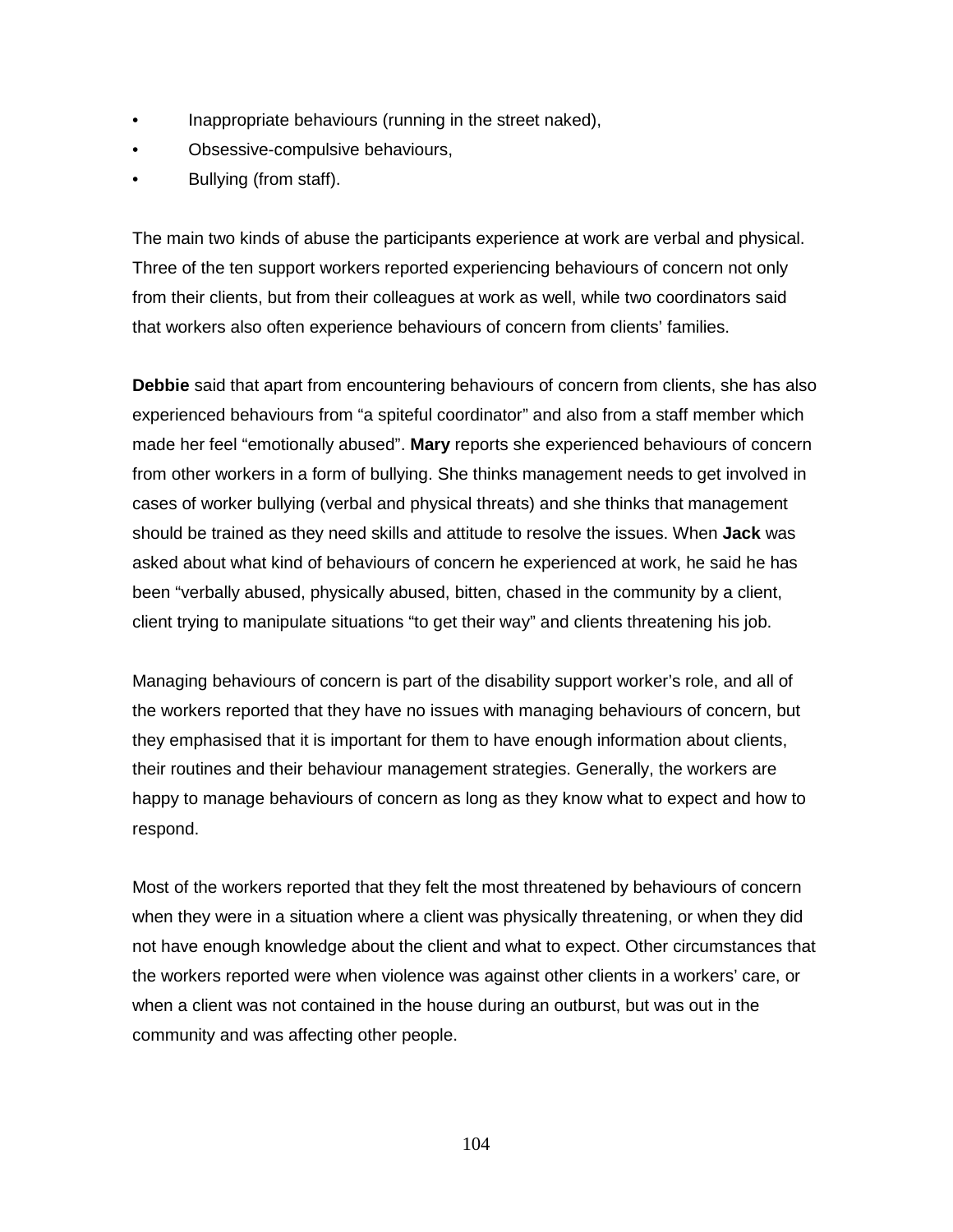- Inappropriate behaviours (running in the street naked),
- Obsessive-compulsive behaviours,
- Bullying (from staff).

The main two kinds of abuse the participants experience at work are verbal and physical. Three of the ten support workers reported experiencing behaviours of concern not only from their clients, but from their colleagues at work as well, while two coordinators said that workers also often experience behaviours of concern from clients' families.

**Debbie** said that apart from encountering behaviours of concern from clients, she has also experienced behaviours from "a spiteful coordinator" and also from a staff member which made her feel "emotionally abused". **Mary** reports she experienced behaviours of concern from other workers in a form of bullying. She thinks management needs to get involved in cases of worker bullying (verbal and physical threats) and she thinks that management should be trained as they need skills and attitude to resolve the issues. When **Jack** was asked about what kind of behaviours of concern he experienced at work, he said he has been "verbally abused, physically abused, bitten, chased in the community by a client, client trying to manipulate situations "to get their way" and clients threatening his job.

Managing behaviours of concern is part of the disability support worker's role, and all of the workers reported that they have no issues with managing behaviours of concern, but they emphasised that it is important for them to have enough information about clients, their routines and their behaviour management strategies. Generally, the workers are happy to manage behaviours of concern as long as they know what to expect and how to respond.

Most of the workers reported that they felt the most threatened by behaviours of concern when they were in a situation where a client was physically threatening, or when they did not have enough knowledge about the client and what to expect. Other circumstances that the workers reported were when violence was against other clients in a workers' care, or when a client was not contained in the house during an outburst, but was out in the community and was affecting other people.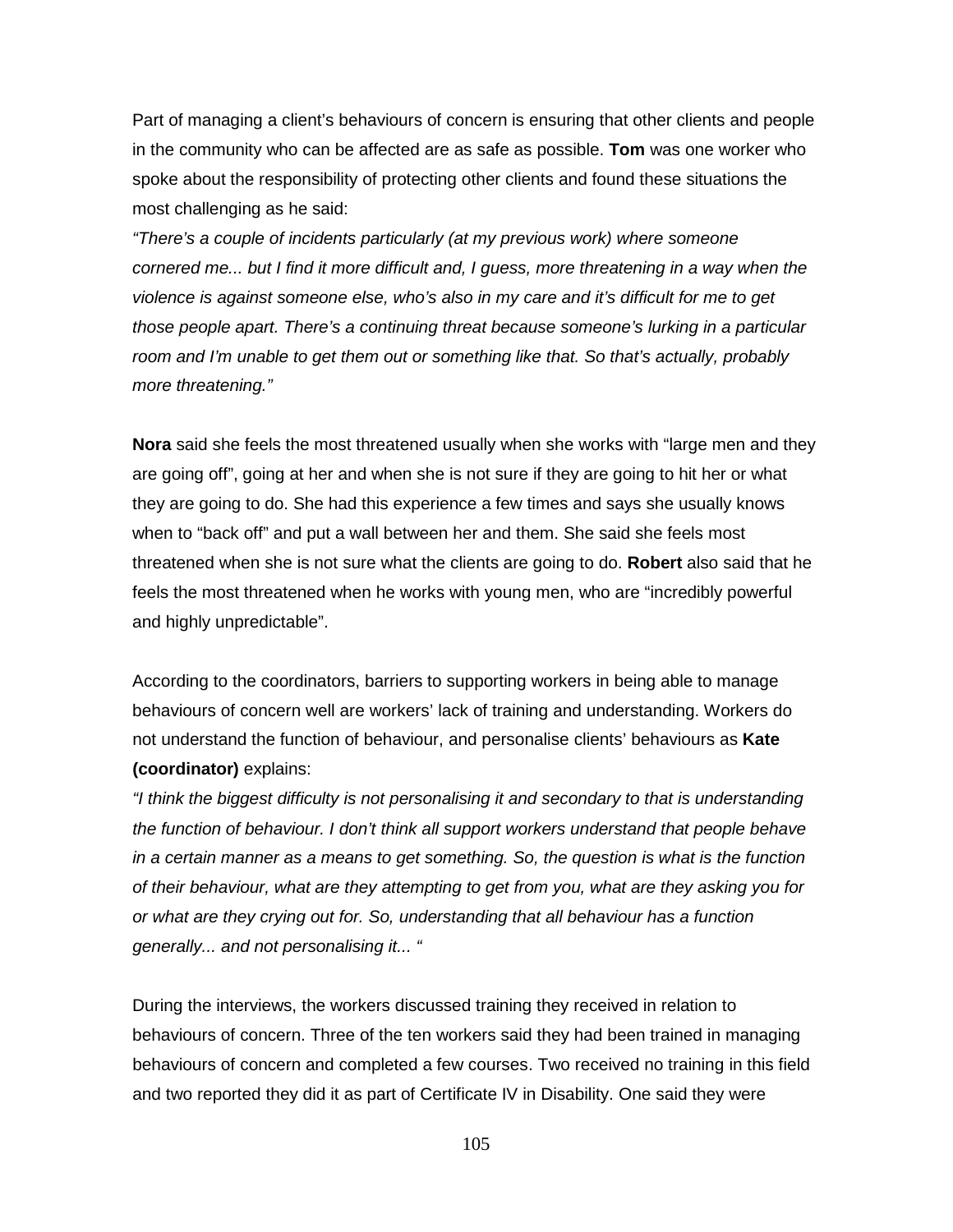Part of managing a client's behaviours of concern is ensuring that other clients and people in the community who can be affected are as safe as possible. **Tom** was one worker who spoke about the responsibility of protecting other clients and found these situations the most challenging as he said:

*"There's a couple of incidents particularly (at my previous work) where someone cornered me... but I find it more difficult and, I guess, more threatening in a way when the violence is against someone else, who's also in my care and it's difficult for me to get those people apart. There's a continuing threat because someone's lurking in a particular room and I'm unable to get them out or something like that. So that's actually, probably more threatening."*

**Nora** said she feels the most threatened usually when she works with "large men and they are going off", going at her and when she is not sure if they are going to hit her or what they are going to do. She had this experience a few times and says she usually knows when to "back off" and put a wall between her and them. She said she feels most threatened when she is not sure what the clients are going to do. **Robert** also said that he feels the most threatened when he works with young men, who are "incredibly powerful and highly unpredictable".

According to the coordinators, barriers to supporting workers in being able to manage behaviours of concern well are workers' lack of training and understanding. Workers do not understand the function of behaviour, and personalise clients' behaviours as **Kate (coordinator)** explains:

*"I think the biggest difficulty is not personalising it and secondary to that is understanding the function of behaviour. I don't think all support workers understand that people behave in a certain manner as a means to get something. So, the question is what is the function of their behaviour, what are they attempting to get from you, what are they asking you for or what are they crying out for. So, understanding that all behaviour has a function generally... and not personalising it... "*

During the interviews, the workers discussed training they received in relation to behaviours of concern. Three of the ten workers said they had been trained in managing behaviours of concern and completed a few courses. Two received no training in this field and two reported they did it as part of Certificate IV in Disability. One said they were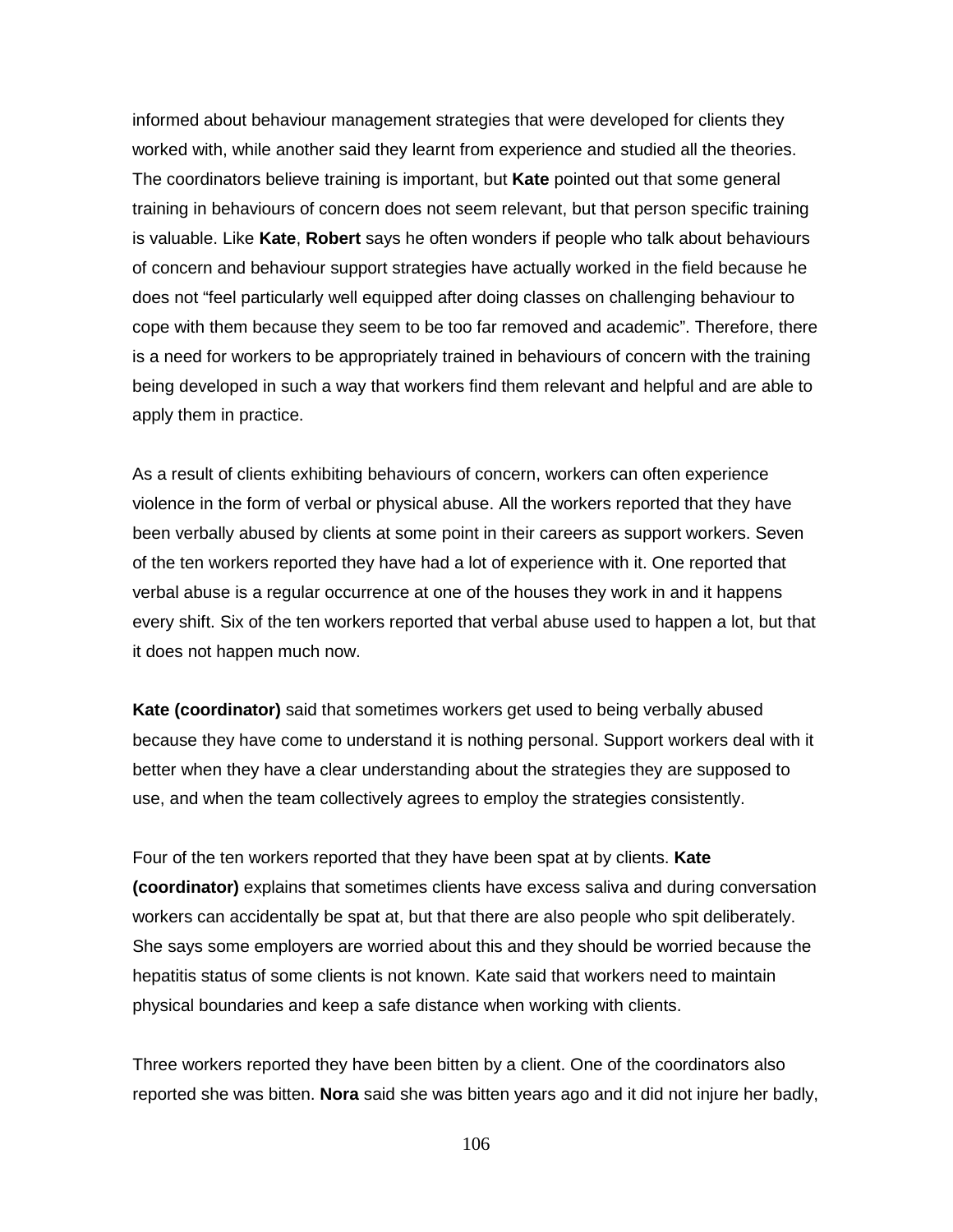informed about behaviour management strategies that were developed for clients they worked with, while another said they learnt from experience and studied all the theories. The coordinators believe training is important, but **Kate** pointed out that some general training in behaviours of concern does not seem relevant, but that person specific training is valuable. Like **Kate**, **Robert** says he often wonders if people who talk about behaviours of concern and behaviour support strategies have actually worked in the field because he does not "feel particularly well equipped after doing classes on challenging behaviour to cope with them because they seem to be too far removed and academic". Therefore, there is a need for workers to be appropriately trained in behaviours of concern with the training being developed in such a way that workers find them relevant and helpful and are able to apply them in practice.

As a result of clients exhibiting behaviours of concern, workers can often experience violence in the form of verbal or physical abuse. All the workers reported that they have been verbally abused by clients at some point in their careers as support workers. Seven of the ten workers reported they have had a lot of experience with it. One reported that verbal abuse is a regular occurrence at one of the houses they work in and it happens every shift. Six of the ten workers reported that verbal abuse used to happen a lot, but that it does not happen much now.

**Kate (coordinator)** said that sometimes workers get used to being verbally abused because they have come to understand it is nothing personal. Support workers deal with it better when they have a clear understanding about the strategies they are supposed to use, and when the team collectively agrees to employ the strategies consistently.

Four of the ten workers reported that they have been spat at by clients. **Kate (coordinator)** explains that sometimes clients have excess saliva and during conversation workers can accidentally be spat at, but that there are also people who spit deliberately. She says some employers are worried about this and they should be worried because the hepatitis status of some clients is not known. Kate said that workers need to maintain physical boundaries and keep a safe distance when working with clients.

Three workers reported they have been bitten by a client. One of the coordinators also reported she was bitten. **Nora** said she was bitten years ago and it did not injure her badly,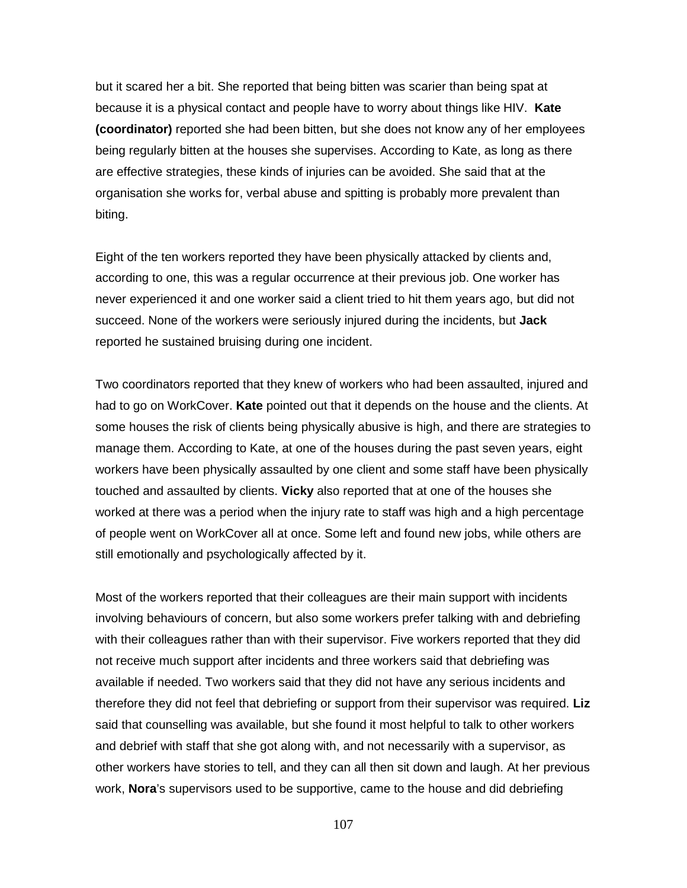but it scared her a bit. She reported that being bitten was scarier than being spat at because it is a physical contact and people have to worry about things like HIV. **Kate (coordinator)** reported she had been bitten, but she does not know any of her employees being regularly bitten at the houses she supervises. According to Kate, as long as there are effective strategies, these kinds of injuries can be avoided. She said that at the organisation she works for, verbal abuse and spitting is probably more prevalent than biting.

Eight of the ten workers reported they have been physically attacked by clients and, according to one, this was a regular occurrence at their previous job. One worker has never experienced it and one worker said a client tried to hit them years ago, but did not succeed. None of the workers were seriously injured during the incidents, but **Jack** reported he sustained bruising during one incident.

Two coordinators reported that they knew of workers who had been assaulted, injured and had to go on WorkCover. **Kate** pointed out that it depends on the house and the clients. At some houses the risk of clients being physically abusive is high, and there are strategies to manage them. According to Kate, at one of the houses during the past seven years, eight workers have been physically assaulted by one client and some staff have been physically touched and assaulted by clients. **Vicky** also reported that at one of the houses she worked at there was a period when the injury rate to staff was high and a high percentage of people went on WorkCover all at once. Some left and found new jobs, while others are still emotionally and psychologically affected by it.

Most of the workers reported that their colleagues are their main support with incidents involving behaviours of concern, but also some workers prefer talking with and debriefing with their colleagues rather than with their supervisor. Five workers reported that they did not receive much support after incidents and three workers said that debriefing was available if needed. Two workers said that they did not have any serious incidents and therefore they did not feel that debriefing or support from their supervisor was required. **Liz** said that counselling was available, but she found it most helpful to talk to other workers and debrief with staff that she got along with, and not necessarily with a supervisor, as other workers have stories to tell, and they can all then sit down and laugh. At her previous work, **Nora**'s supervisors used to be supportive, came to the house and did debriefing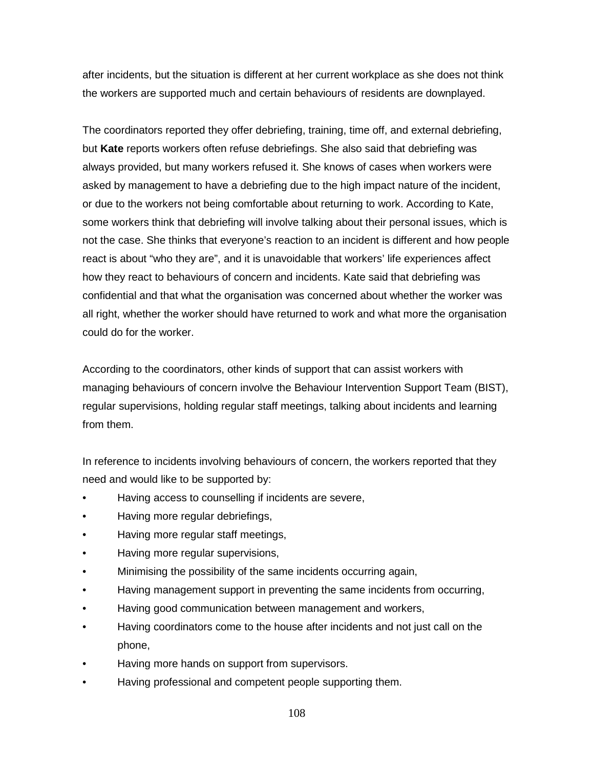after incidents, but the situation is different at her current workplace as she does not think the workers are supported much and certain behaviours of residents are downplayed.

The coordinators reported they offer debriefing, training, time off, and external debriefing, but **Kate** reports workers often refuse debriefings. She also said that debriefing was always provided, but many workers refused it. She knows of cases when workers were asked by management to have a debriefing due to the high impact nature of the incident, or due to the workers not being comfortable about returning to work. According to Kate, some workers think that debriefing will involve talking about their personal issues, which is not the case. She thinks that everyone's reaction to an incident is different and how people react is about "who they are", and it is unavoidable that workers' life experiences affect how they react to behaviours of concern and incidents. Kate said that debriefing was confidential and that what the organisation was concerned about whether the worker was all right, whether the worker should have returned to work and what more the organisation could do for the worker.

According to the coordinators, other kinds of support that can assist workers with managing behaviours of concern involve the Behaviour Intervention Support Team (BIST), regular supervisions, holding regular staff meetings, talking about incidents and learning from them.

In reference to incidents involving behaviours of concern, the workers reported that they need and would like to be supported by:

- Having access to counselling if incidents are severe,
- Having more regular debriefings,
- Having more regular staff meetings,
- Having more regular supervisions,
- Minimising the possibility of the same incidents occurring again,
- Having management support in preventing the same incidents from occurring,
- Having good communication between management and workers,
- Having coordinators come to the house after incidents and not just call on the phone,
- Having more hands on support from supervisors.
- Having professional and competent people supporting them.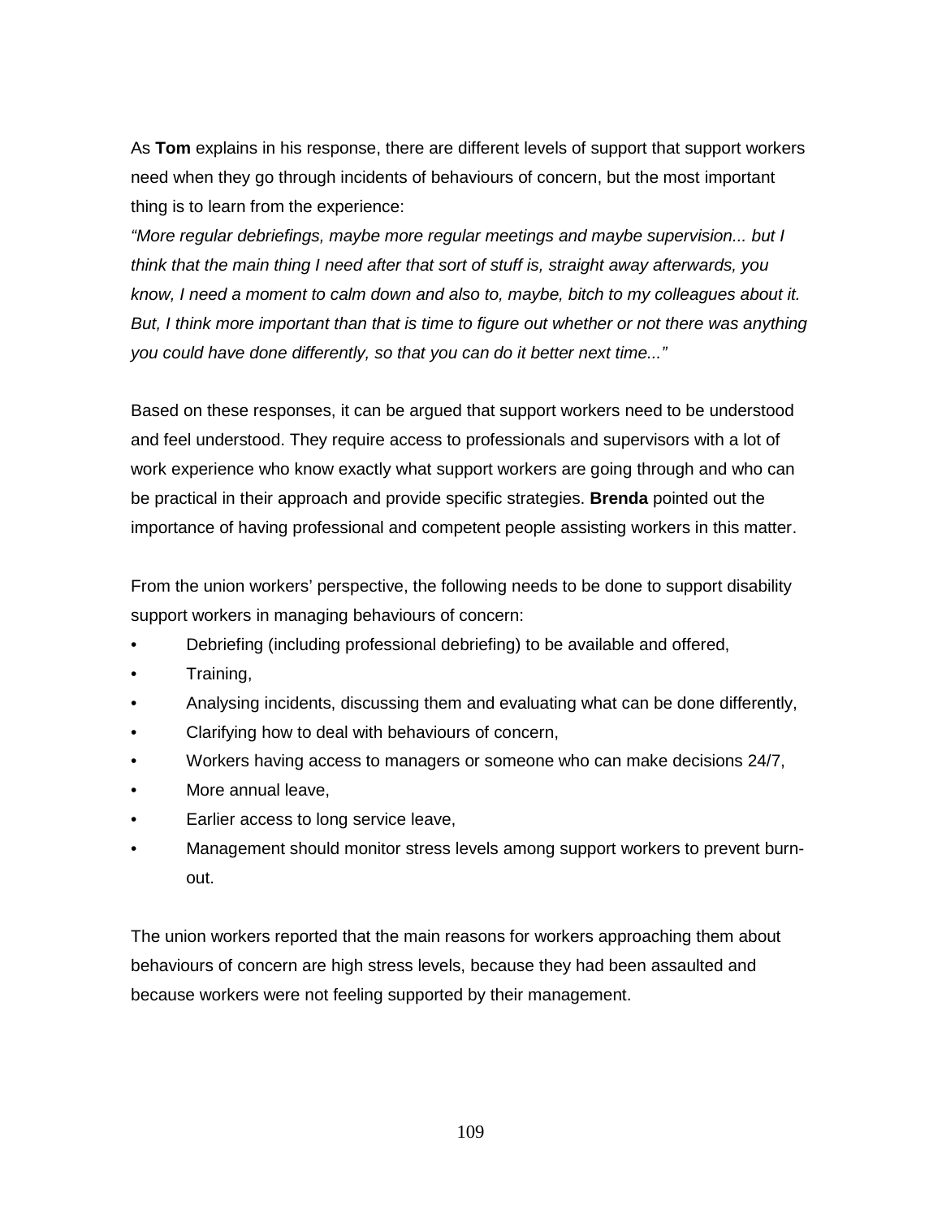As **Tom** explains in his response, there are different levels of support that support workers need when they go through incidents of behaviours of concern, but the most important thing is to learn from the experience:

*"More regular debriefings, maybe more regular meetings and maybe supervision... but I think that the main thing I need after that sort of stuff is, straight away afterwards, you know, I need a moment to calm down and also to, maybe, bitch to my colleagues about it. But, I think more important than that is time to figure out whether or not there was anything you could have done differently, so that you can do it better next time..."*

Based on these responses, it can be argued that support workers need to be understood and feel understood. They require access to professionals and supervisors with a lot of work experience who know exactly what support workers are going through and who can be practical in their approach and provide specific strategies. **Brenda** pointed out the importance of having professional and competent people assisting workers in this matter.

From the union workers' perspective, the following needs to be done to support disability support workers in managing behaviours of concern:

- Debriefing (including professional debriefing) to be available and offered,
- Training,
- Analysing incidents, discussing them and evaluating what can be done differently,
- Clarifying how to deal with behaviours of concern,
- Workers having access to managers or someone who can make decisions 24/7,
- More annual leave,
- Earlier access to long service leave,
- Management should monitor stress levels among support workers to prevent burn-out.

The union workers reported that the main reasons for workers approaching them about behaviours of concern are high stress levels, because they had been assaulted and because workers were not feeling supported by their management.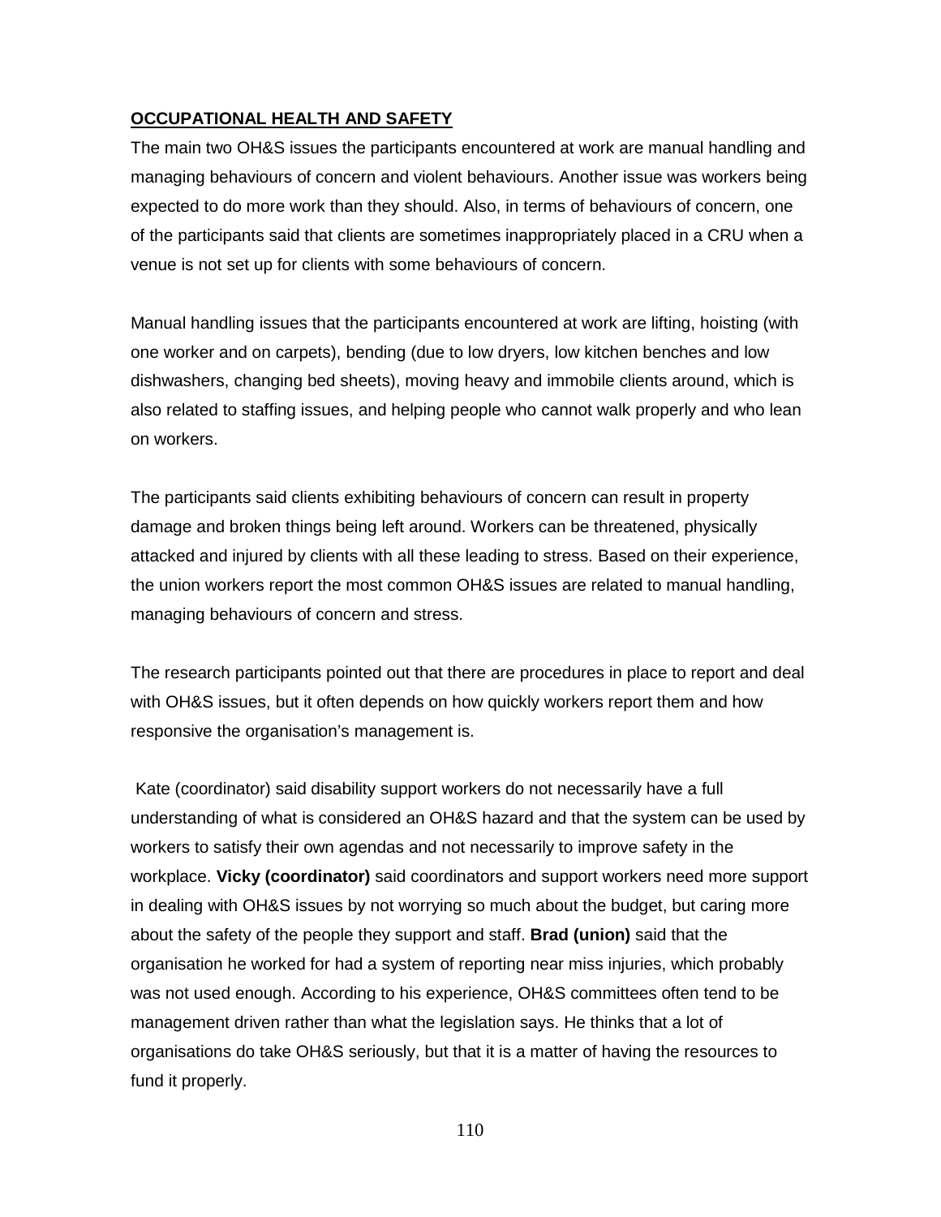## <u>OCCUPATIONAL HEALTH AND SAFETY</u>

The main two OH&S issues the participants encountered at work are manual handling and managing behaviours of concern and violent behaviours. Another issue was workers being expected to do more work than they should. Also, in terms of behaviours of concern, one of the participants said that clients are sometimes inappropriately placed in a CRU when a venue is not set up for clients with some behaviours of concern.

Manual handling issues that the participants encountered at work are lifting, hoisting (with one worker and on carpets), bending (due to low dryers, low kitchen benches and low dishwashers, changing bed sheets), moving heavy and immobile clients around, which is also related to staffing issues, and helping people who cannot walk properly and who lean on workers.

The participants said clients exhibiting behaviours of concern can result in property damage and broken things being left around. Workers can be threatened, physically attacked and injured by clients with all these leading to stress. Based on their experience, the union workers report the most common OH&S issues are related to manual handling, managing behaviours of concern and stress.

The research participants pointed out that there are procedures in place to report and deal with OH&S issues, but it often depends on how quickly workers report them and how responsive the organisation's management is.

Kate (coordinator) said disability support workers do not necessarily have a full understanding of what is considered an OH&S hazard and that the system can be used by workers to satisfy their own agendas and not necessarily to improve safety in the workplace. **Vicky (coordinator)** said coordinators and support workers need more support in dealing with OH&S issues by not worrying so much about the budget, but caring more about the safety of the people they support and staff. **Brad (union)** said that the organisation he worked for had a system of reporting near miss injuries, which probably was not used enough. According to his experience, OH&S committees often tend to be management driven rather than what the legislation says. He thinks that a lot of organisations do take OH&S seriously, but that it is a matter of having the resources to fund it properly.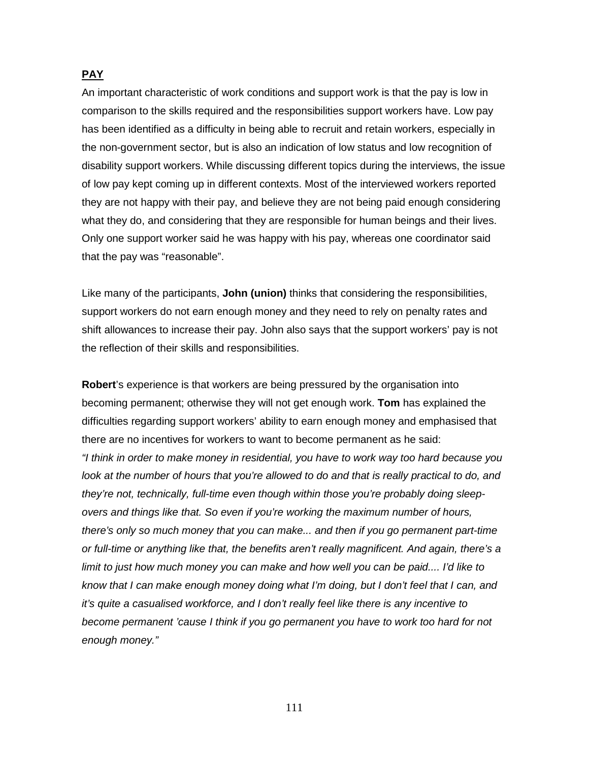## PAY

An important characteristic of work conditions and support work is that the pay is low in comparison to the skills required and the responsibilities support workers have. Low pay has been identified as a difficulty in being able to recruit and retain workers, especially in the non-government sector, but is also an indication of low status and low recognition of disability support workers. While discussing different topics during the interviews, the issue of low pay kept coming up in different contexts. Most of the interviewed workers reported they are not happy with their pay, and believe they are not being paid enough considering what they do, and considering that they are responsible for human beings and their lives. Only one support worker said he was happy with his pay, whereas one coordinator said that the pay was "reasonable".

Like many of the participants, **John (union)** thinks that considering the responsibilities, support workers do not earn enough money and they need to rely on penalty rates and shift allowances to increase their pay. John also says that the support workers' pay is not the reflection of their skills and responsibilities.

**Robert**'s experience is that workers are being pressured by the organisation into becoming permanent; otherwise they will not get enough work. **Tom** has explained the difficulties regarding support workers' ability to earn enough money and emphasised that there are no incentives for workers to want to become permanent as he said:
*"I think in order to make money in residential, you have to work way too hard because you look at the number of hours that you're allowed to do and that is really practical to do, and they're not, technically, full-time even though within those you're probably doing sleep-overs and things like that. So even if you're working the maximum number of hours, there's only so much money that you can make... and then if you go permanent part-time or full-time or anything like that, the benefits aren't really magnificent. And again, there's a limit to just how much money you can make and how well you can be paid.... I'd like to know that I can make enough money doing what I'm doing, but I don't feel that I can, and it's quite a casualised workforce, and I don't really feel like there is any incentive to become permanent 'cause I think if you go permanent you have to work too hard for not enough money."*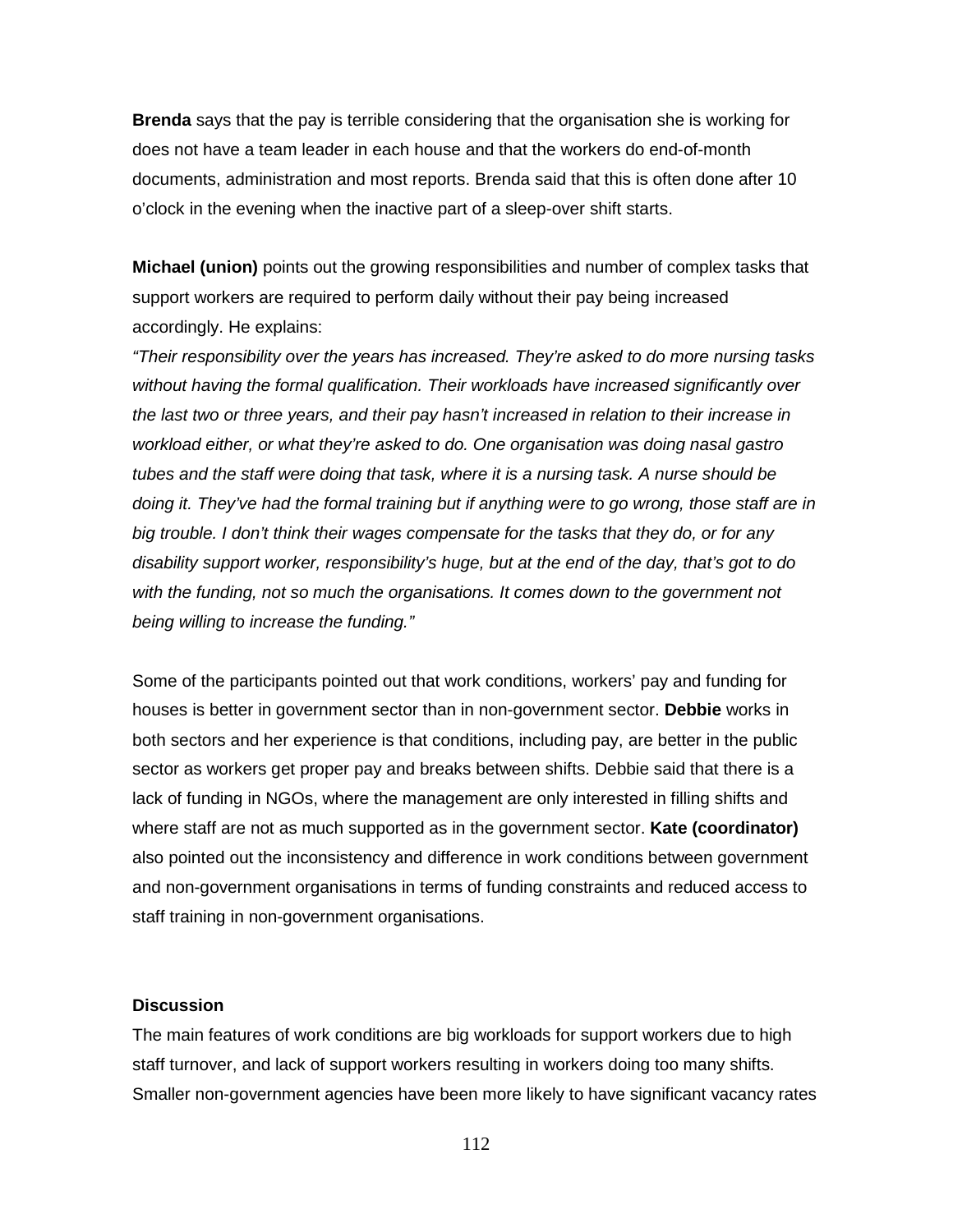**Brenda** says that the pay is terrible considering that the organisation she is working for does not have a team leader in each house and that the workers do end-of-month documents, administration and most reports. Brenda said that this is often done after 10 o'clock in the evening when the inactive part of a sleep-over shift starts.

**Michael (union)** points out the growing responsibilities and number of complex tasks that support workers are required to perform daily without their pay being increased accordingly. He explains:

*"Their responsibility over the years has increased. They're asked to do more nursing tasks without having the formal qualification. Their workloads have increased significantly over the last two or three years, and their pay hasn't increased in relation to their increase in workload either, or what they're asked to do. One organisation was doing nasal gastro tubes and the staff were doing that task, where it is a nursing task. A nurse should be doing it. They've had the formal training but if anything were to go wrong, those staff are in big trouble. I don't think their wages compensate for the tasks that they do, or for any disability support worker, responsibility's huge, but at the end of the day, that's got to do with the funding, not so much the organisations. It comes down to the government not being willing to increase the funding."*

Some of the participants pointed out that work conditions, workers' pay and funding for houses is better in government sector than in non-government sector. **Debbie** works in both sectors and her experience is that conditions, including pay, are better in the public sector as workers get proper pay and breaks between shifts. Debbie said that there is a lack of funding in NGOs, where the management are only interested in filling shifts and where staff are not as much supported as in the government sector. **Kate (coordinator)** also pointed out the inconsistency and difference in work conditions between government and non-government organisations in terms of funding constraints and reduced access to staff training in non-government organisations.

#### Discussion

The main features of work conditions are big workloads for support workers due to high staff turnover, and lack of support workers resulting in workers doing too many shifts. Smaller non-government agencies have been more likely to have significant vacancy rates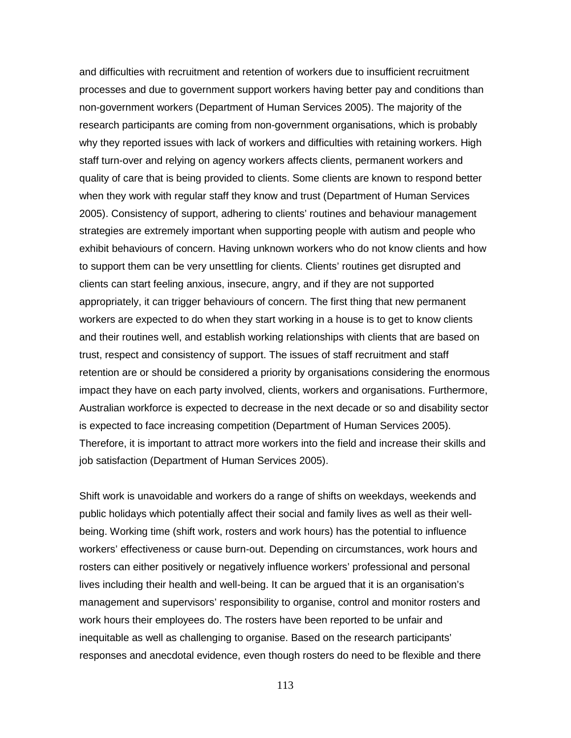and difficulties with recruitment and retention of workers due to insufficient recruitment processes and due to government support workers having better pay and conditions than non-government workers (Department of Human Services 2005). The majority of the research participants are coming from non-government organisations, which is probably why they reported issues with lack of workers and difficulties with retaining workers. High staff turn-over and relying on agency workers affects clients, permanent workers and quality of care that is being provided to clients. Some clients are known to respond better when they work with regular staff they know and trust (Department of Human Services 2005). Consistency of support, adhering to clients' routines and behaviour management strategies are extremely important when supporting people with autism and people who exhibit behaviours of concern. Having unknown workers who do not know clients and how to support them can be very unsettling for clients. Clients' routines get disrupted and clients can start feeling anxious, insecure, angry, and if they are not supported appropriately, it can trigger behaviours of concern. The first thing that new permanent workers are expected to do when they start working in a house is to get to know clients and their routines well, and establish working relationships with clients that are based on trust, respect and consistency of support. The issues of staff recruitment and staff retention are or should be considered a priority by organisations considering the enormous impact they have on each party involved, clients, workers and organisations. Furthermore, Australian workforce is expected to decrease in the next decade or so and disability sector is expected to face increasing competition (Department of Human Services 2005). Therefore, it is important to attract more workers into the field and increase their skills and job satisfaction (Department of Human Services 2005).

Shift work is unavoidable and workers do a range of shifts on weekdays, weekends and public holidays which potentially affect their social and family lives as well as their well-being. Working time (shift work, rosters and work hours) has the potential to influence workers' effectiveness or cause burn-out. Depending on circumstances, work hours and rosters can either positively or negatively influence workers' professional and personal lives including their health and well-being. It can be argued that it is an organisation's management and supervisors' responsibility to organise, control and monitor rosters and work hours their employees do. The rosters have been reported to be unfair and inequitable as well as challenging to organise. Based on the research participants' responses and anecdotal evidence, even though rosters do need to be flexible and there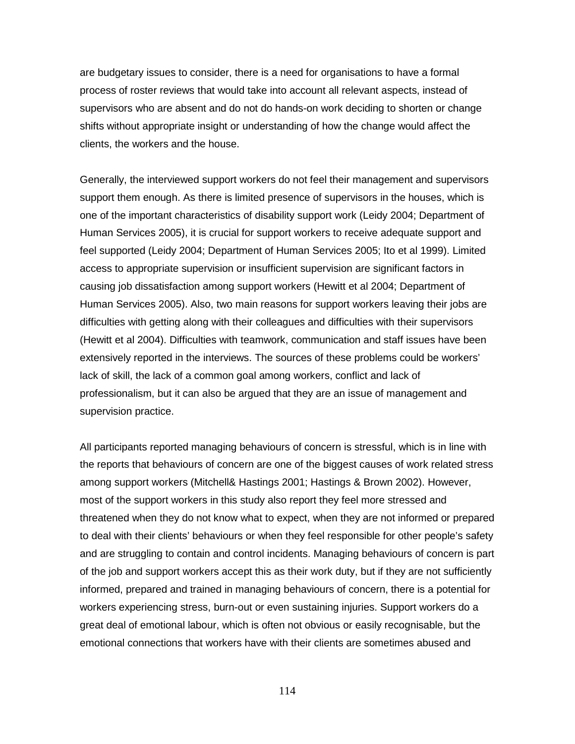are budgetary issues to consider, there is a need for organisations to have a formal process of roster reviews that would take into account all relevant aspects, instead of supervisors who are absent and do not do hands-on work deciding to shorten or change shifts without appropriate insight or understanding of how the change would affect the clients, the workers and the house.

Generally, the interviewed support workers do not feel their management and supervisors support them enough. As there is limited presence of supervisors in the houses, which is one of the important characteristics of disability support work (Leidy 2004; Department of Human Services 2005), it is crucial for support workers to receive adequate support and feel supported (Leidy 2004; Department of Human Services 2005; Ito et al 1999). Limited access to appropriate supervision or insufficient supervision are significant factors in causing job dissatisfaction among support workers (Hewitt et al 2004; Department of Human Services 2005). Also, two main reasons for support workers leaving their jobs are difficulties with getting along with their colleagues and difficulties with their supervisors (Hewitt et al 2004). Difficulties with teamwork, communication and staff issues have been extensively reported in the interviews. The sources of these problems could be workers' lack of skill, the lack of a common goal among workers, conflict and lack of professionalism, but it can also be argued that they are an issue of management and supervision practice.

All participants reported managing behaviours of concern is stressful, which is in line with the reports that behaviours of concern are one of the biggest causes of work related stress among support workers (Mitchell& Hastings 2001; Hastings & Brown 2002). However, most of the support workers in this study also report they feel more stressed and threatened when they do not know what to expect, when they are not informed or prepared to deal with their clients' behaviours or when they feel responsible for other people's safety and are struggling to contain and control incidents. Managing behaviours of concern is part of the job and support workers accept this as their work duty, but if they are not sufficiently informed, prepared and trained in managing behaviours of concern, there is a potential for workers experiencing stress, burn-out or even sustaining injuries. Support workers do a great deal of emotional labour, which is often not obvious or easily recognisable, but the emotional connections that workers have with their clients are sometimes abused and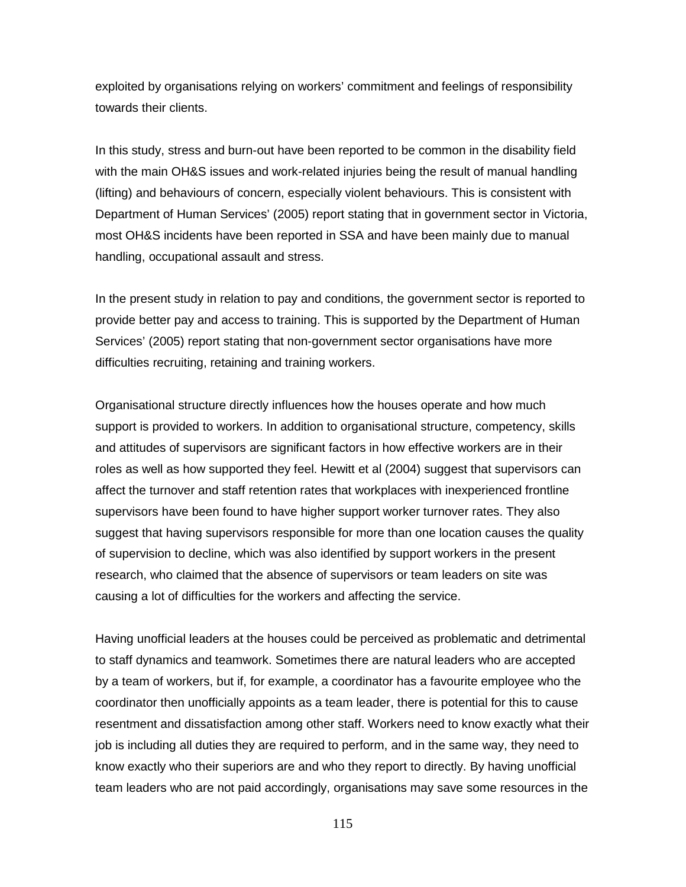exploited by organisations relying on workers' commitment and feelings of responsibility towards their clients.

In this study, stress and burn-out have been reported to be common in the disability field with the main OH&S issues and work-related injuries being the result of manual handling (lifting) and behaviours of concern, especially violent behaviours. This is consistent with Department of Human Services' (2005) report stating that in government sector in Victoria, most OH&S incidents have been reported in SSA and have been mainly due to manual handling, occupational assault and stress.

In the present study in relation to pay and conditions, the government sector is reported to provide better pay and access to training. This is supported by the Department of Human Services' (2005) report stating that non-government sector organisations have more difficulties recruiting, retaining and training workers.

Organisational structure directly influences how the houses operate and how much support is provided to workers. In addition to organisational structure, competency, skills and attitudes of supervisors are significant factors in how effective workers are in their roles as well as how supported they feel. Hewitt et al (2004) suggest that supervisors can affect the turnover and staff retention rates that workplaces with inexperienced frontline supervisors have been found to have higher support worker turnover rates. They also suggest that having supervisors responsible for more than one location causes the quality of supervision to decline, which was also identified by support workers in the present research, who claimed that the absence of supervisors or team leaders on site was causing a lot of difficulties for the workers and affecting the service.

Having unofficial leaders at the houses could be perceived as problematic and detrimental to staff dynamics and teamwork. Sometimes there are natural leaders who are accepted by a team of workers, but if, for example, a coordinator has a favourite employee who the coordinator then unofficially appoints as a team leader, there is potential for this to cause resentment and dissatisfaction among other staff. Workers need to know exactly what their job is including all duties they are required to perform, and in the same way, they need to know exactly who their superiors are and who they report to directly. By having unofficial team leaders who are not paid accordingly, organisations may save some resources in the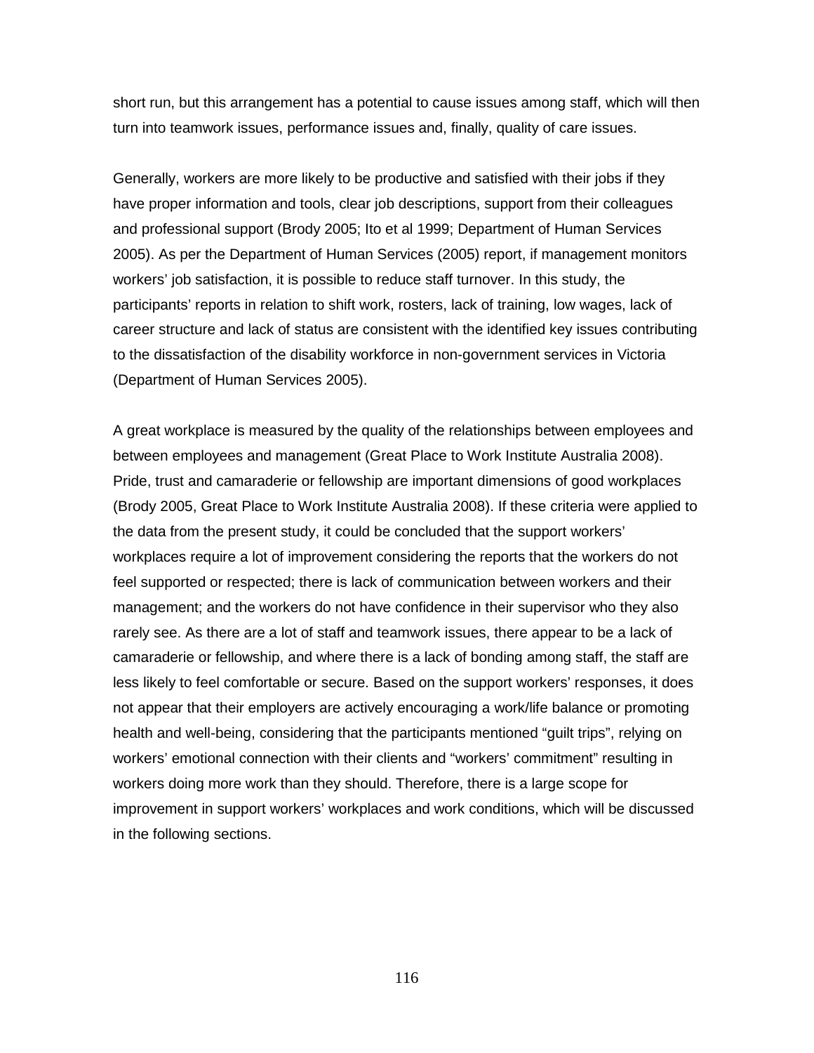short run, but this arrangement has a potential to cause issues among staff, which will then turn into teamwork issues, performance issues and, finally, quality of care issues.

Generally, workers are more likely to be productive and satisfied with their jobs if they have proper information and tools, clear job descriptions, support from their colleagues and professional support (Brody 2005; Ito et al 1999; Department of Human Services 2005). As per the Department of Human Services (2005) report, if management monitors workers' job satisfaction, it is possible to reduce staff turnover. In this study, the participants' reports in relation to shift work, rosters, lack of training, low wages, lack of career structure and lack of status are consistent with the identified key issues contributing to the dissatisfaction of the disability workforce in non-government services in Victoria (Department of Human Services 2005).

A great workplace is measured by the quality of the relationships between employees and between employees and management (Great Place to Work Institute Australia 2008). Pride, trust and camaraderie or fellowship are important dimensions of good workplaces (Brody 2005, Great Place to Work Institute Australia 2008). If these criteria were applied to the data from the present study, it could be concluded that the support workers' workplaces require a lot of improvement considering the reports that the workers do not feel supported or respected; there is lack of communication between workers and their management; and the workers do not have confidence in their supervisor who they also rarely see. As there are a lot of staff and teamwork issues, there appear to be a lack of camaraderie or fellowship, and where there is a lack of bonding among staff, the staff are less likely to feel comfortable or secure. Based on the support workers' responses, it does not appear that their employers are actively encouraging a work/life balance or promoting health and well-being, considering that the participants mentioned "guilt trips", relying on workers' emotional connection with their clients and "workers' commitment" resulting in workers doing more work than they should. Therefore, there is a large scope for improvement in support workers' workplaces and work conditions, which will be discussed in the following sections.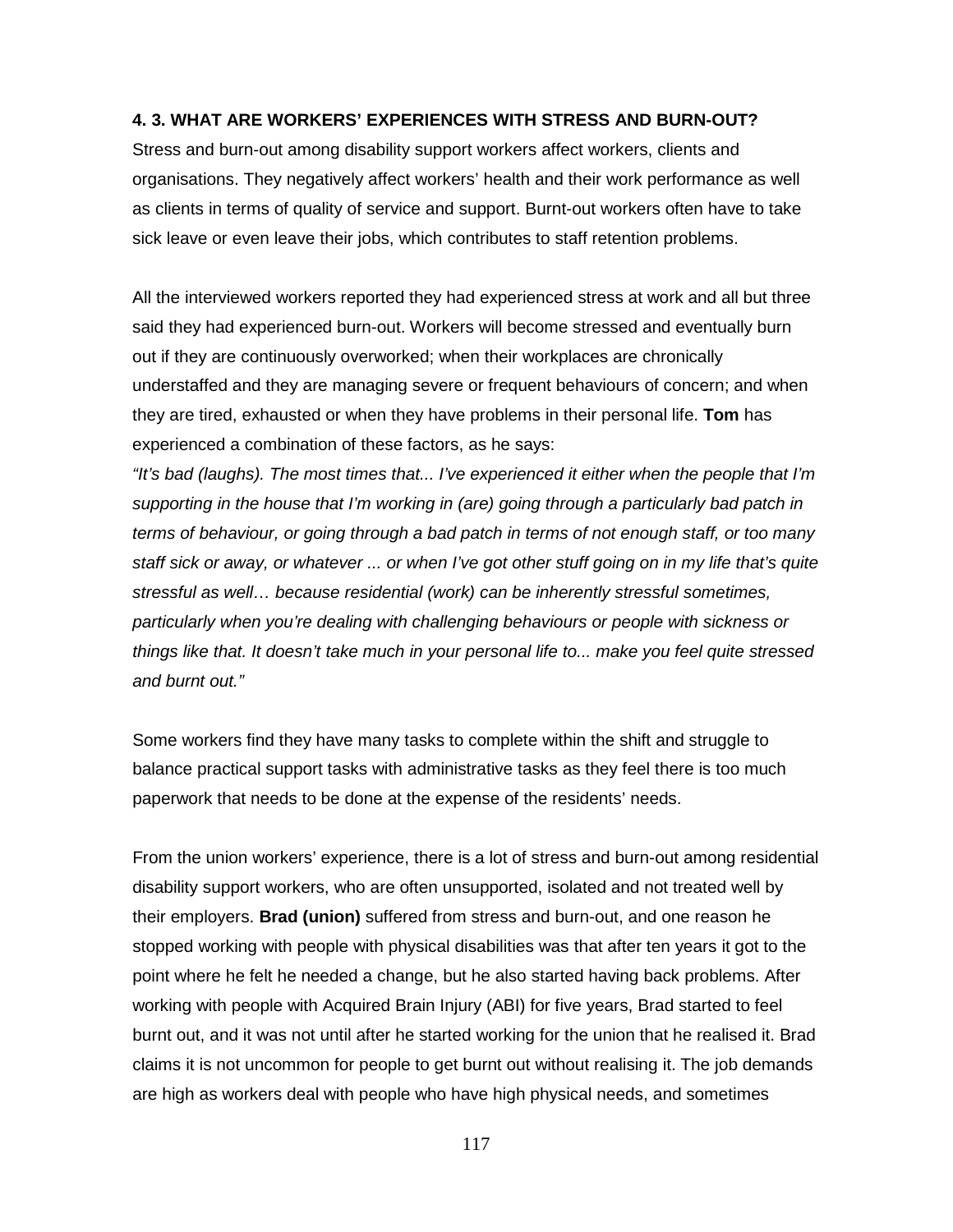### 4. 3. WHAT ARE WORKERS' EXPERIENCES WITH STRESS AND BURN-OUT?

Stress and burn-out among disability support workers affect workers, clients and organisations. They negatively affect workers' health and their work performance as well as clients in terms of quality of service and support. Burnt-out workers often have to take sick leave or even leave their jobs, which contributes to staff retention problems.

All the interviewed workers reported they had experienced stress at work and all but three said they had experienced burn-out. Workers will become stressed and eventually burn out if they are continuously overworked; when their workplaces are chronically understaffed and they are managing severe or frequent behaviours of concern; and when they are tired, exhausted or when they have problems in their personal life. **Tom** has experienced a combination of these factors, as he says:

*"It's bad (laughs). The most times that... I've experienced it either when the people that I'm supporting in the house that I'm working in (are) going through a particularly bad patch in terms of behaviour, or going through a bad patch in terms of not enough staff, or too many staff sick or away, or whatever ... or when I've got other stuff going on in my life that's quite stressful as well… because residential (work) can be inherently stressful sometimes, particularly when you're dealing with challenging behaviours or people with sickness or things like that. It doesn't take much in your personal life to... make you feel quite stressed and burnt out."*

Some workers find they have many tasks to complete within the shift and struggle to balance practical support tasks with administrative tasks as they feel there is too much paperwork that needs to be done at the expense of the residents' needs.

From the union workers' experience, there is a lot of stress and burn-out among residential disability support workers, who are often unsupported, isolated and not treated well by their employers. **Brad (union)** suffered from stress and burn-out, and one reason he stopped working with people with physical disabilities was that after ten years it got to the point where he felt he needed a change, but he also started having back problems. After working with people with Acquired Brain Injury (ABI) for five years, Brad started to feel burnt out, and it was not until after he started working for the union that he realised it. Brad claims it is not uncommon for people to get burnt out without realising it. The job demands are high as workers deal with people who have high physical needs, and sometimes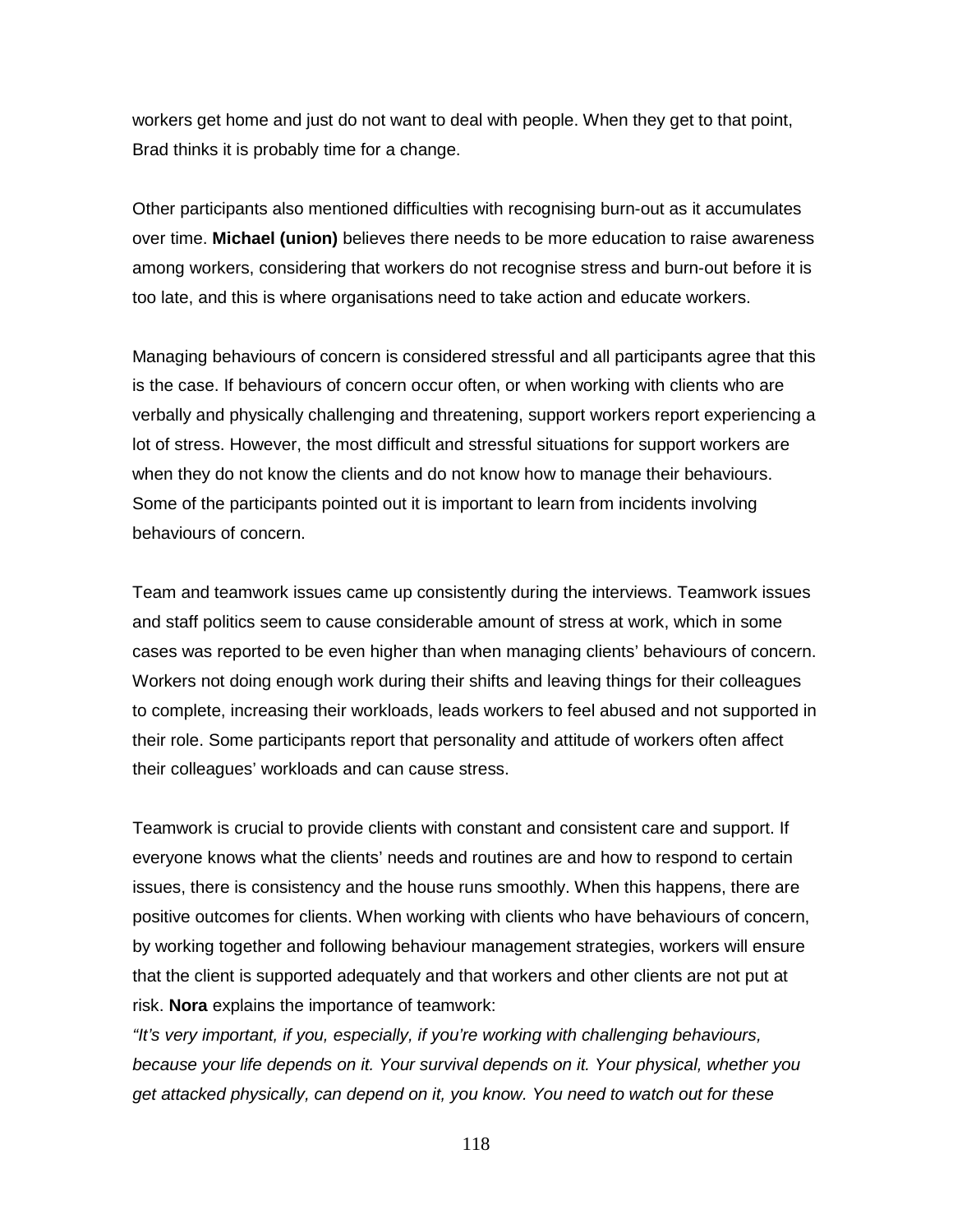workers get home and just do not want to deal with people. When they get to that point, Brad thinks it is probably time for a change.

Other participants also mentioned difficulties with recognising burn-out as it accumulates over time. **Michael (union)** believes there needs to be more education to raise awareness among workers, considering that workers do not recognise stress and burn-out before it is too late, and this is where organisations need to take action and educate workers.

Managing behaviours of concern is considered stressful and all participants agree that this is the case. If behaviours of concern occur often, or when working with clients who are verbally and physically challenging and threatening, support workers report experiencing a lot of stress. However, the most difficult and stressful situations for support workers are when they do not know the clients and do not know how to manage their behaviours. Some of the participants pointed out it is important to learn from incidents involving behaviours of concern.

Team and teamwork issues came up consistently during the interviews. Teamwork issues and staff politics seem to cause considerable amount of stress at work, which in some cases was reported to be even higher than when managing clients' behaviours of concern. Workers not doing enough work during their shifts and leaving things for their colleagues to complete, increasing their workloads, leads workers to feel abused and not supported in their role. Some participants report that personality and attitude of workers often affect their colleagues' workloads and can cause stress.

Teamwork is crucial to provide clients with constant and consistent care and support. If everyone knows what the clients' needs and routines are and how to respond to certain issues, there is consistency and the house runs smoothly. When this happens, there are positive outcomes for clients. When working with clients who have behaviours of concern, by working together and following behaviour management strategies, workers will ensure that the client is supported adequately and that workers and other clients are not put at risk. **Nora** explains the importance of teamwork:

*"It's very important, if you, especially, if you're working with challenging behaviours, because your life depends on it. Your survival depends on it. Your physical, whether you get attacked physically, can depend on it, you know. You need to watch out for these*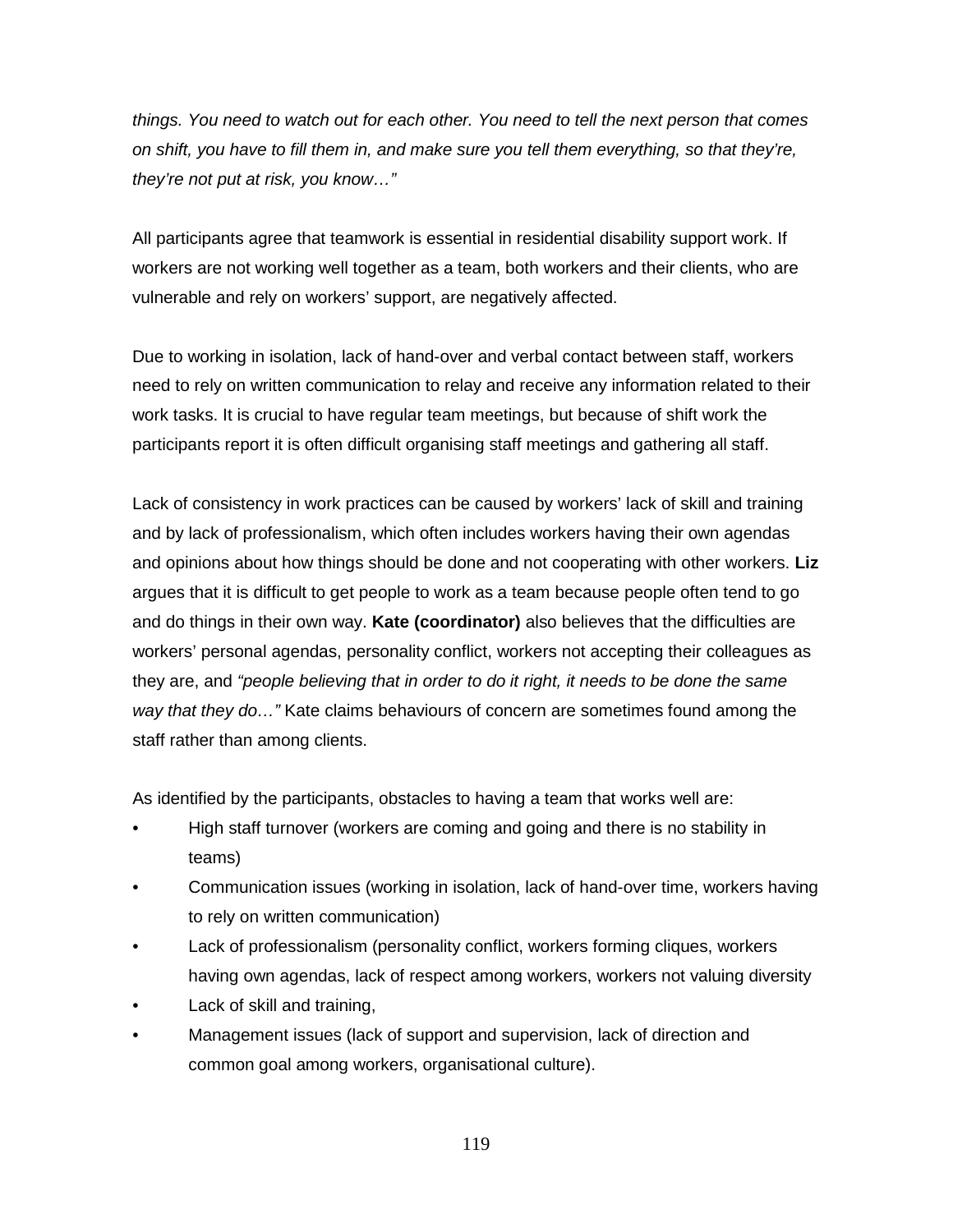*things. You need to watch out for each other. You need to tell the next person that comes on shift, you have to fill them in, and make sure you tell them everything, so that they're, they're not put at risk, you know…"*

All participants agree that teamwork is essential in residential disability support work. If workers are not working well together as a team, both workers and their clients, who are vulnerable and rely on workers' support, are negatively affected.

Due to working in isolation, lack of hand-over and verbal contact between staff, workers need to rely on written communication to relay and receive any information related to their work tasks. It is crucial to have regular team meetings, but because of shift work the participants report it is often difficult organising staff meetings and gathering all staff.

Lack of consistency in work practices can be caused by workers' lack of skill and training and by lack of professionalism, which often includes workers having their own agendas and opinions about how things should be done and not cooperating with other workers. **Liz** argues that it is difficult to get people to work as a team because people often tend to go and do things in their own way. **Kate (coordinator)** also believes that the difficulties are workers' personal agendas, personality conflict, workers not accepting their colleagues as they are, and *"people believing that in order to do it right, it needs to be done the same way that they do…"* Kate claims behaviours of concern are sometimes found among the staff rather than among clients.

As identified by the participants, obstacles to having a team that works well are:

- High staff turnover (workers are coming and going and there is no stability in teams)
- Communication issues (working in isolation, lack of hand-over time, workers having to rely on written communication)
- Lack of professionalism (personality conflict, workers forming cliques, workers having own agendas, lack of respect among workers, workers not valuing diversity
- Lack of skill and training,
- Management issues (lack of support and supervision, lack of direction and common goal among workers, organisational culture).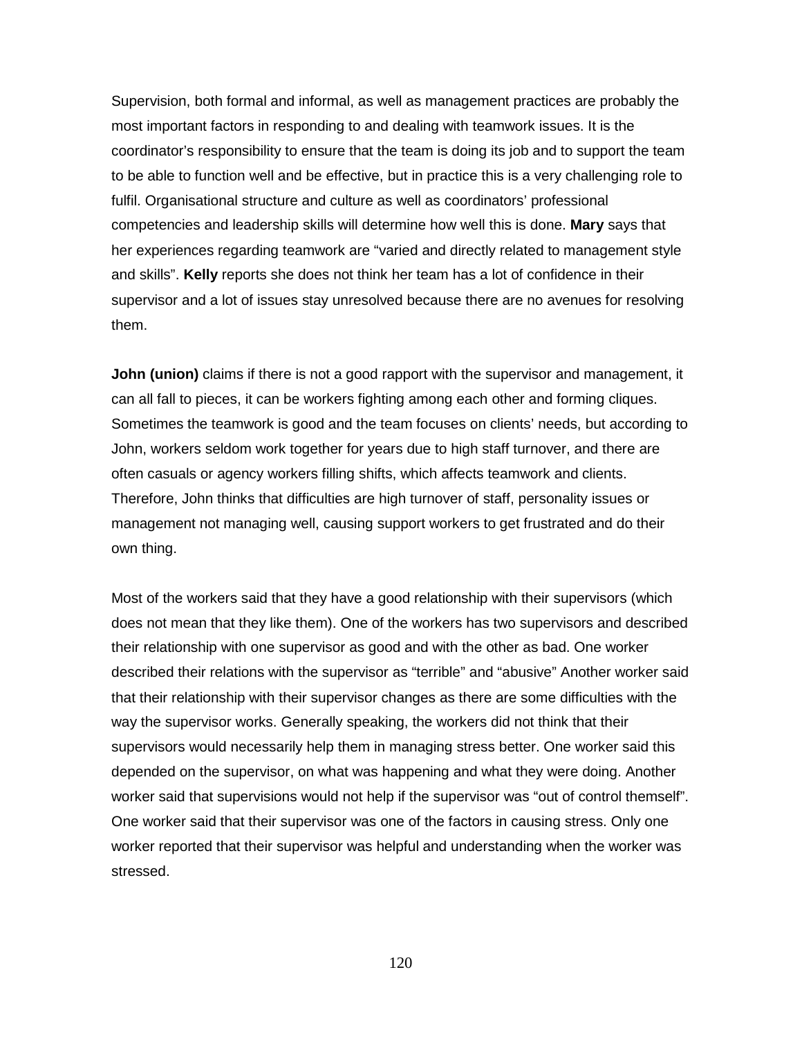Supervision, both formal and informal, as well as management practices are probably the most important factors in responding to and dealing with teamwork issues. It is the coordinator's responsibility to ensure that the team is doing its job and to support the team to be able to function well and be effective, but in practice this is a very challenging role to fulfil. Organisational structure and culture as well as coordinators' professional competencies and leadership skills will determine how well this is done. **Mary** says that her experiences regarding teamwork are "varied and directly related to management style and skills". **Kelly** reports she does not think her team has a lot of confidence in their supervisor and a lot of issues stay unresolved because there are no avenues for resolving them.

**John (union)** claims if there is not a good rapport with the supervisor and management, it can all fall to pieces, it can be workers fighting among each other and forming cliques. Sometimes the teamwork is good and the team focuses on clients' needs, but according to John, workers seldom work together for years due to high staff turnover, and there are often casuals or agency workers filling shifts, which affects teamwork and clients. Therefore, John thinks that difficulties are high turnover of staff, personality issues or management not managing well, causing support workers to get frustrated and do their own thing.

Most of the workers said that they have a good relationship with their supervisors (which does not mean that they like them). One of the workers has two supervisors and described their relationship with one supervisor as good and with the other as bad. One worker described their relations with the supervisor as "terrible" and "abusive" Another worker said that their relationship with their supervisor changes as there are some difficulties with the way the supervisor works. Generally speaking, the workers did not think that their supervisors would necessarily help them in managing stress better. One worker said this depended on the supervisor, on what was happening and what they were doing. Another worker said that supervisions would not help if the supervisor was "out of control themself". One worker said that their supervisor was one of the factors in causing stress. Only one worker reported that their supervisor was helpful and understanding when the worker was stressed.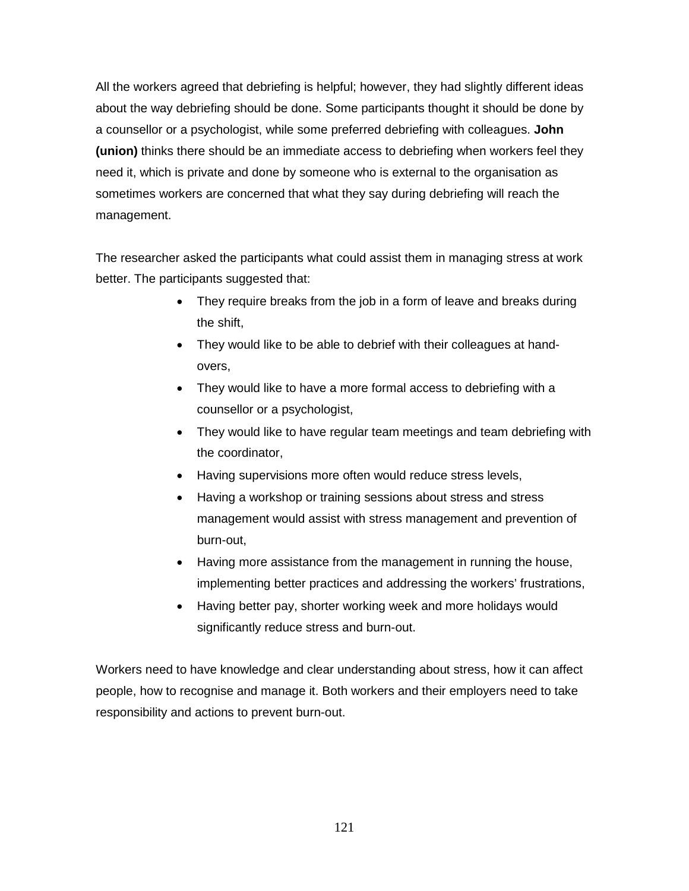All the workers agreed that debriefing is helpful; however, they had slightly different ideas about the way debriefing should be done. Some participants thought it should be done by a counsellor or a psychologist, while some preferred debriefing with colleagues. **John (union)** thinks there should be an immediate access to debriefing when workers feel they need it, which is private and done by someone who is external to the organisation as sometimes workers are concerned that what they say during debriefing will reach the management.

The researcher asked the participants what could assist them in managing stress at work better. The participants suggested that:

- They require breaks from the job in a form of leave and breaks during the shift,
- They would like to be able to debrief with their colleagues at hand-overs,
- They would like to have a more formal access to debriefing with a counsellor or a psychologist,
- They would like to have regular team meetings and team debriefing with the coordinator,
- Having supervisions more often would reduce stress levels,
- Having a workshop or training sessions about stress and stress management would assist with stress management and prevention of burn-out,
- Having more assistance from the management in running the house, implementing better practices and addressing the workers' frustrations,
- Having better pay, shorter working week and more holidays would significantly reduce stress and burn-out.

Workers need to have knowledge and clear understanding about stress, how it can affect people, how to recognise and manage it. Both workers and their employers need to take responsibility and actions to prevent burn-out.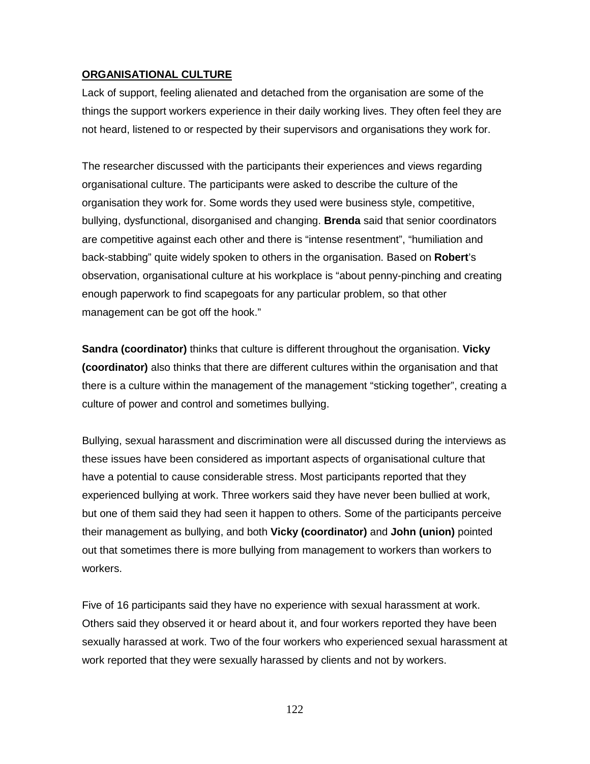**ORGANISATIONAL CULTURE**

Lack of support, feeling alienated and detached from the organisation are some of the things the support workers experience in their daily working lives. They often feel they are not heard, listened to or respected by their supervisors and organisations they work for.

The researcher discussed with the participants their experiences and views regarding organisational culture. The participants were asked to describe the culture of the organisation they work for. Some words they used were business style, competitive, bullying, dysfunctional, disorganised and changing. **Brenda** said that senior coordinators are competitive against each other and there is "intense resentment", "humiliation and back-stabbing" quite widely spoken to others in the organisation. Based on **Robert**'s observation, organisational culture at his workplace is "about penny-pinching and creating enough paperwork to find scapegoats for any particular problem, so that other management can be got off the hook."

**Sandra (coordinator)** thinks that culture is different throughout the organisation. **Vicky (coordinator)** also thinks that there are different cultures within the organisation and that there is a culture within the management of the management "sticking together", creating a culture of power and control and sometimes bullying.

Bullying, sexual harassment and discrimination were all discussed during the interviews as these issues have been considered as important aspects of organisational culture that have a potential to cause considerable stress. Most participants reported that they experienced bullying at work. Three workers said they have never been bullied at work, but one of them said they had seen it happen to others. Some of the participants perceive their management as bullying, and both **Vicky (coordinator)** and **John (union)** pointed out that sometimes there is more bullying from management to workers than workers to workers.

Five of 16 participants said they have no experience with sexual harassment at work. Others said they observed it or heard about it, and four workers reported they have been sexually harassed at work. Two of the four workers who experienced sexual harassment at work reported that they were sexually harassed by clients and not by workers.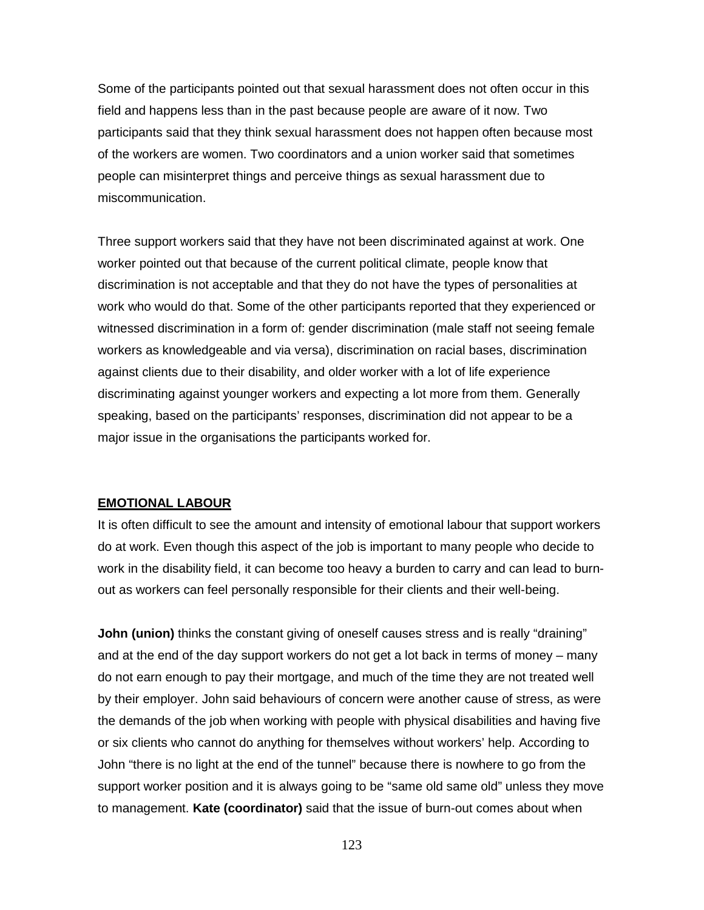Some of the participants pointed out that sexual harassment does not often occur in this field and happens less than in the past because people are aware of it now. Two participants said that they think sexual harassment does not happen often because most of the workers are women. Two coordinators and a union worker said that sometimes people can misinterpret things and perceive things as sexual harassment due to miscommunication.

Three support workers said that they have not been discriminated against at work. One worker pointed out that because of the current political climate, people know that discrimination is not acceptable and that they do not have the types of personalities at work who would do that. Some of the other participants reported that they experienced or witnessed discrimination in a form of: gender discrimination (male staff not seeing female workers as knowledgeable and via versa), discrimination on racial bases, discrimination against clients due to their disability, and older worker with a lot of life experience discriminating against younger workers and expecting a lot more from them. Generally speaking, based on the participants' responses, discrimination did not appear to be a major issue in the organisations the participants worked for.

## EMOTIONAL LABOUR

It is often difficult to see the amount and intensity of emotional labour that support workers do at work. Even though this aspect of the job is important to many people who decide to work in the disability field, it can become too heavy a burden to carry and can lead to burn-out as workers can feel personally responsible for their clients and their well-being.

**John (union)** thinks the constant giving of oneself causes stress and is really "draining" and at the end of the day support workers do not get a lot back in terms of money – many do not earn enough to pay their mortgage, and much of the time they are not treated well by their employer. John said behaviours of concern were another cause of stress, as were the demands of the job when working with people with physical disabilities and having five or six clients who cannot do anything for themselves without workers' help. According to John "there is no light at the end of the tunnel" because there is nowhere to go from the support worker position and it is always going to be "same old same old" unless they move to management. **Kate (coordinator)** said that the issue of burn-out comes about when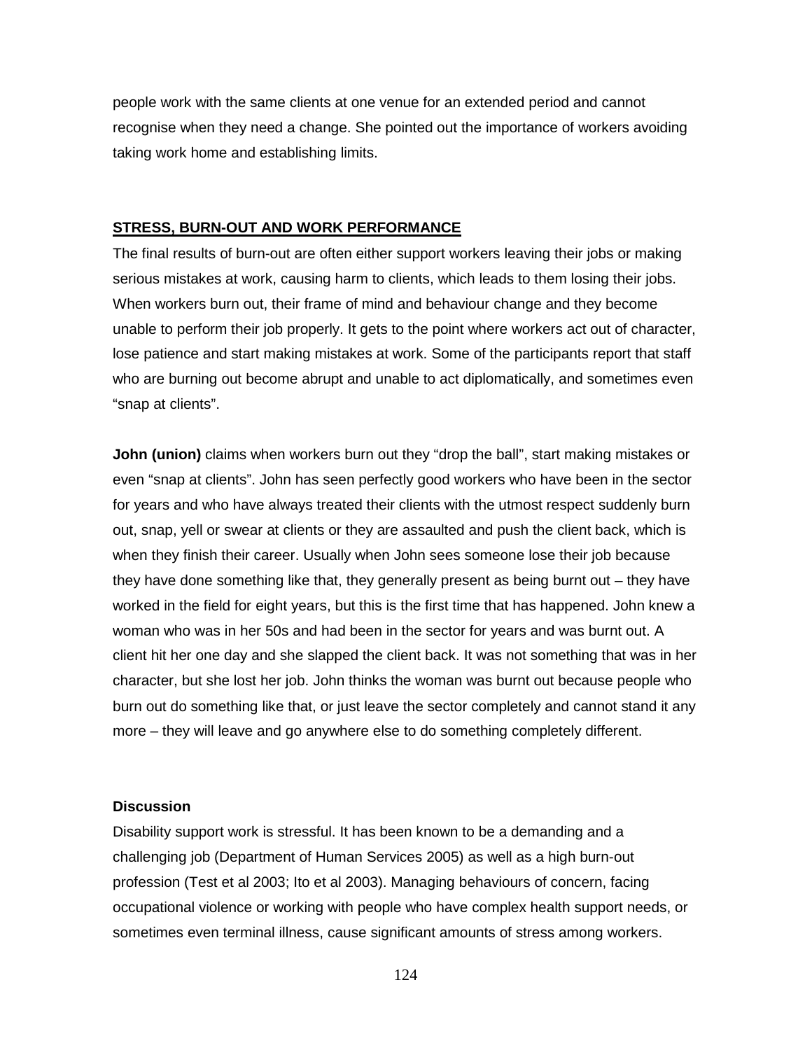people work with the same clients at one venue for an extended period and cannot recognise when they need a change. She pointed out the importance of workers avoiding taking work home and establishing limits.

## STRESS, BURN-OUT AND WORK PERFORMANCE

The final results of burn-out are often either support workers leaving their jobs or making serious mistakes at work, causing harm to clients, which leads to them losing their jobs. When workers burn out, their frame of mind and behaviour change and they become unable to perform their job properly. It gets to the point where workers act out of character, lose patience and start making mistakes at work. Some of the participants report that staff who are burning out become abrupt and unable to act diplomatically, and sometimes even "snap at clients".

**John (union)** claims when workers burn out they "drop the ball", start making mistakes or even "snap at clients". John has seen perfectly good workers who have been in the sector for years and who have always treated their clients with the utmost respect suddenly burn out, snap, yell or swear at clients or they are assaulted and push the client back, which is when they finish their career. Usually when John sees someone lose their job because they have done something like that, they generally present as being burnt out – they have worked in the field for eight years, but this is the first time that has happened. John knew a woman who was in her 50s and had been in the sector for years and was burnt out. A client hit her one day and she slapped the client back. It was not something that was in her character, but she lost her job. John thinks the woman was burnt out because people who burn out do something like that, or just leave the sector completely and cannot stand it any more – they will leave and go anywhere else to do something completely different.

### Discussion

Disability support work is stressful. It has been known to be a demanding and a challenging job (Department of Human Services 2005) as well as a high burn-out profession (Test et al 2003; Ito et al 2003). Managing behaviours of concern, facing occupational violence or working with people who have complex health support needs, or sometimes even terminal illness, cause significant amounts of stress among workers.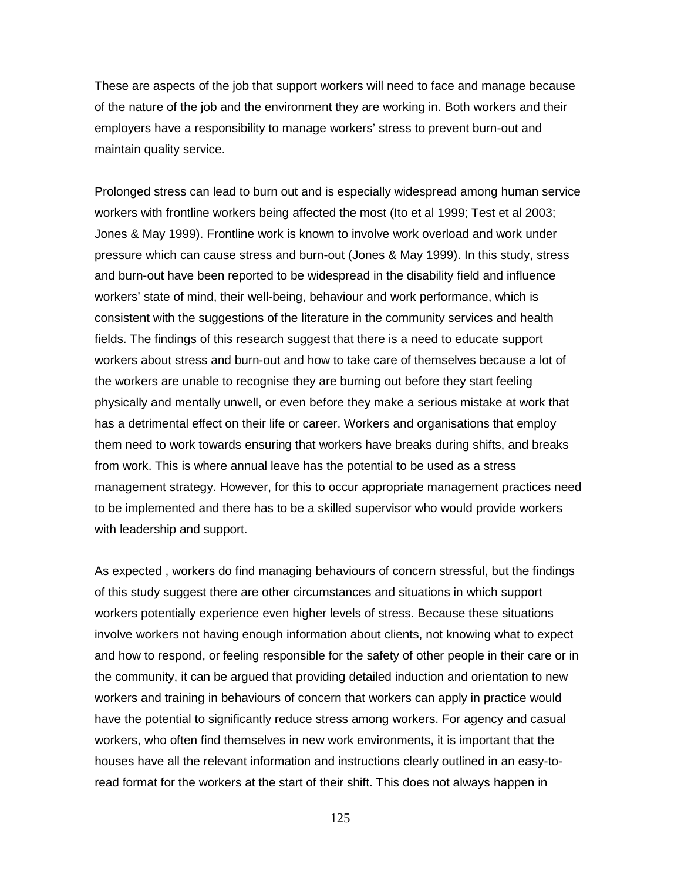These are aspects of the job that support workers will need to face and manage because of the nature of the job and the environment they are working in. Both workers and their employers have a responsibility to manage workers' stress to prevent burn-out and maintain quality service.

Prolonged stress can lead to burn out and is especially widespread among human service workers with frontline workers being affected the most (Ito et al 1999; Test et al 2003; Jones & May 1999). Frontline work is known to involve work overload and work under pressure which can cause stress and burn-out (Jones & May 1999). In this study, stress and burn-out have been reported to be widespread in the disability field and influence workers' state of mind, their well-being, behaviour and work performance, which is consistent with the suggestions of the literature in the community services and health fields. The findings of this research suggest that there is a need to educate support workers about stress and burn-out and how to take care of themselves because a lot of the workers are unable to recognise they are burning out before they start feeling physically and mentally unwell, or even before they make a serious mistake at work that has a detrimental effect on their life or career. Workers and organisations that employ them need to work towards ensuring that workers have breaks during shifts, and breaks from work. This is where annual leave has the potential to be used as a stress management strategy. However, for this to occur appropriate management practices need to be implemented and there has to be a skilled supervisor who would provide workers with leadership and support.

As expected , workers do find managing behaviours of concern stressful, but the findings of this study suggest there are other circumstances and situations in which support workers potentially experience even higher levels of stress. Because these situations involve workers not having enough information about clients, not knowing what to expect and how to respond, or feeling responsible for the safety of other people in their care or in the community, it can be argued that providing detailed induction and orientation to new workers and training in behaviours of concern that workers can apply in practice would have the potential to significantly reduce stress among workers. For agency and casual workers, who often find themselves in new work environments, it is important that the houses have all the relevant information and instructions clearly outlined in an easy-to-read format for the workers at the start of their shift. This does not always happen in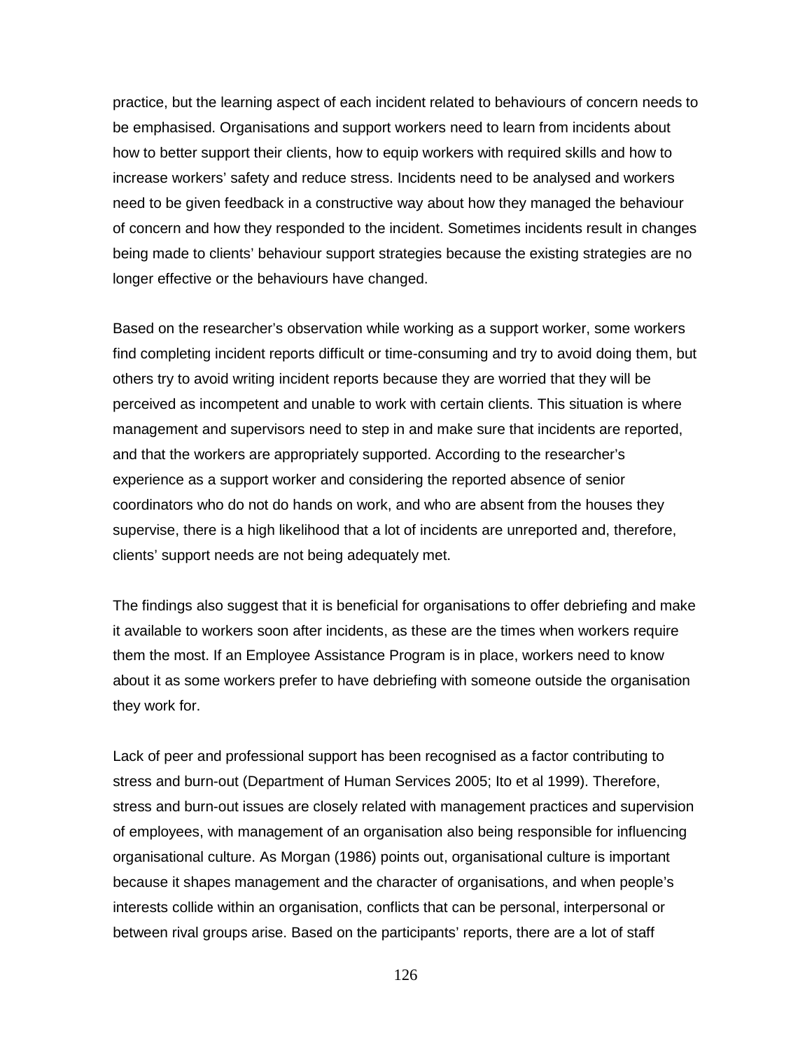practice, but the learning aspect of each incident related to behaviours of concern needs to be emphasised. Organisations and support workers need to learn from incidents about how to better support their clients, how to equip workers with required skills and how to increase workers' safety and reduce stress. Incidents need to be analysed and workers need to be given feedback in a constructive way about how they managed the behaviour of concern and how they responded to the incident. Sometimes incidents result in changes being made to clients' behaviour support strategies because the existing strategies are no longer effective or the behaviours have changed.

Based on the researcher's observation while working as a support worker, some workers find completing incident reports difficult or time-consuming and try to avoid doing them, but others try to avoid writing incident reports because they are worried that they will be perceived as incompetent and unable to work with certain clients. This situation is where management and supervisors need to step in and make sure that incidents are reported, and that the workers are appropriately supported. According to the researcher's experience as a support worker and considering the reported absence of senior coordinators who do not do hands on work, and who are absent from the houses they supervise, there is a high likelihood that a lot of incidents are unreported and, therefore, clients' support needs are not being adequately met.

The findings also suggest that it is beneficial for organisations to offer debriefing and make it available to workers soon after incidents, as these are the times when workers require them the most. If an Employee Assistance Program is in place, workers need to know about it as some workers prefer to have debriefing with someone outside the organisation they work for.

Lack of peer and professional support has been recognised as a factor contributing to stress and burn-out (Department of Human Services 2005; Ito et al 1999). Therefore, stress and burn-out issues are closely related with management practices and supervision of employees, with management of an organisation also being responsible for influencing organisational culture. As Morgan (1986) points out, organisational culture is important because it shapes management and the character of organisations, and when people's interests collide within an organisation, conflicts that can be personal, interpersonal or between rival groups arise. Based on the participants' reports, there are a lot of staff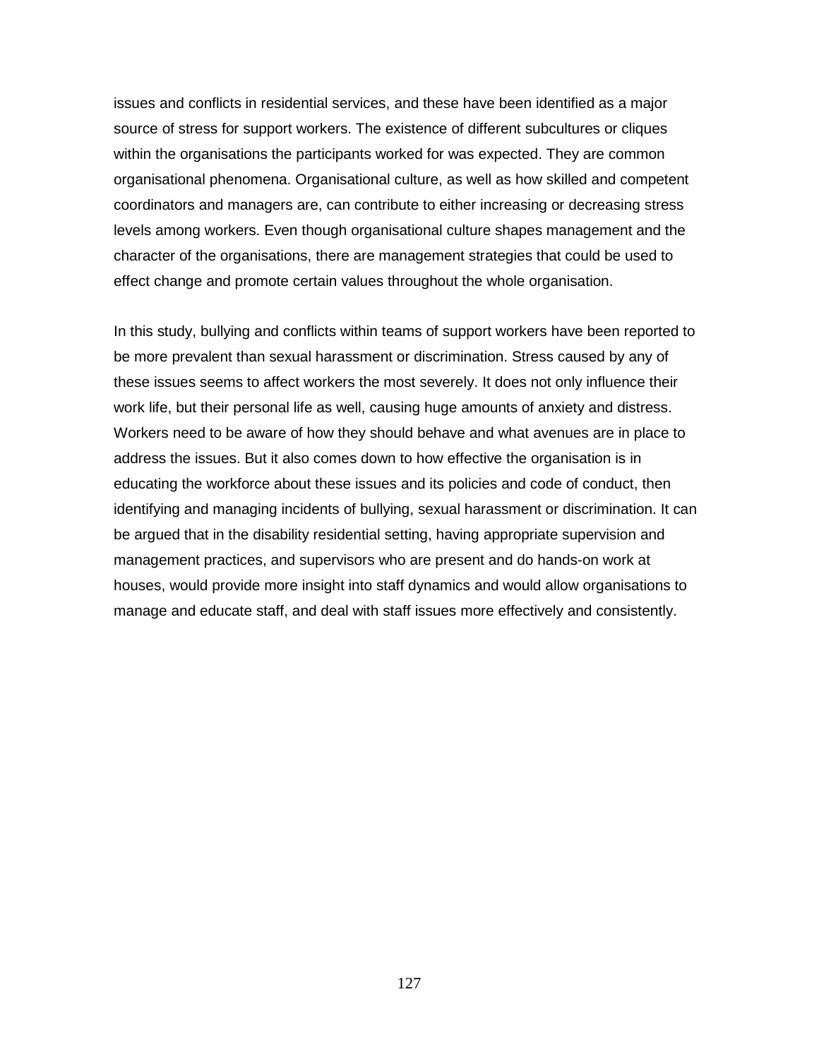issues and conflicts in residential services, and these have been identified as a major source of stress for support workers. The existence of different subcultures or cliques within the organisations the participants worked for was expected. They are common organisational phenomena. Organisational culture, as well as how skilled and competent coordinators and managers are, can contribute to either increasing or decreasing stress levels among workers. Even though organisational culture shapes management and the character of the organisations, there are management strategies that could be used to effect change and promote certain values throughout the whole organisation.

In this study, bullying and conflicts within teams of support workers have been reported to be more prevalent than sexual harassment or discrimination. Stress caused by any of these issues seems to affect workers the most severely. It does not only influence their work life, but their personal life as well, causing huge amounts of anxiety and distress. Workers need to be aware of how they should behave and what avenues are in place to address the issues. But it also comes down to how effective the organisation is in educating the workforce about these issues and its policies and code of conduct, then identifying and managing incidents of bullying, sexual harassment or discrimination. It can be argued that in the disability residential setting, having appropriate supervision and management practices, and supervisors who are present and do hands-on work at houses, would provide more insight into staff dynamics and would allow organisations to manage and educate staff, and deal with staff issues more effectively and consistently.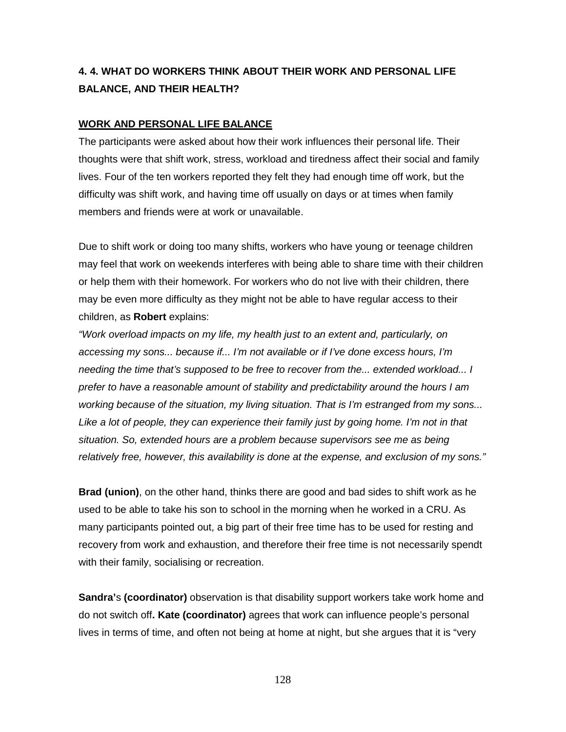## 4. 4. WHAT DO WORKERS THINK ABOUT THEIR WORK AND PERSONAL LIFE BALANCE, AND THEIR HEALTH?

### WORK AND PERSONAL LIFE BALANCE

The participants were asked about how their work influences their personal life. Their thoughts were that shift work, stress, workload and tiredness affect their social and family lives. Four of the ten workers reported they felt they had enough time off work, but the difficulty was shift work, and having time off usually on days or at times when family members and friends were at work or unavailable.

Due to shift work or doing too many shifts, workers who have young or teenage children may feel that work on weekends interferes with being able to share time with their children or help them with their homework. For workers who do not live with their children, there may be even more difficulty as they might not be able to have regular access to their children, as **Robert** explains:

*"Work overload impacts on my life, my health just to an extent and, particularly, on accessing my sons... because if... I'm not available or if I've done excess hours, I'm needing the time that's supposed to be free to recover from the... extended workload... I prefer to have a reasonable amount of stability and predictability around the hours I am working because of the situation, my living situation. That is I'm estranged from my sons... Like a lot of people, they can experience their family just by going home. I'm not in that situation. So, extended hours are a problem because supervisors see me as being relatively free, however, this availability is done at the expense, and exclusion of my sons."*

**Brad (union)**, on the other hand, thinks there are good and bad sides to shift work as he used to be able to take his son to school in the morning when he worked in a CRU. As many participants pointed out, a big part of their free time has to be used for resting and recovery from work and exhaustion, and therefore their free time is not necessarily spendt with their family, socialising or recreation.

**Sandra'**s **(coordinator)** observation is that disability support workers take work home and do not switch off**. Kate (coordinator)** agrees that work can influence people's personal lives in terms of time, and often not being at home at night, but she argues that it is "very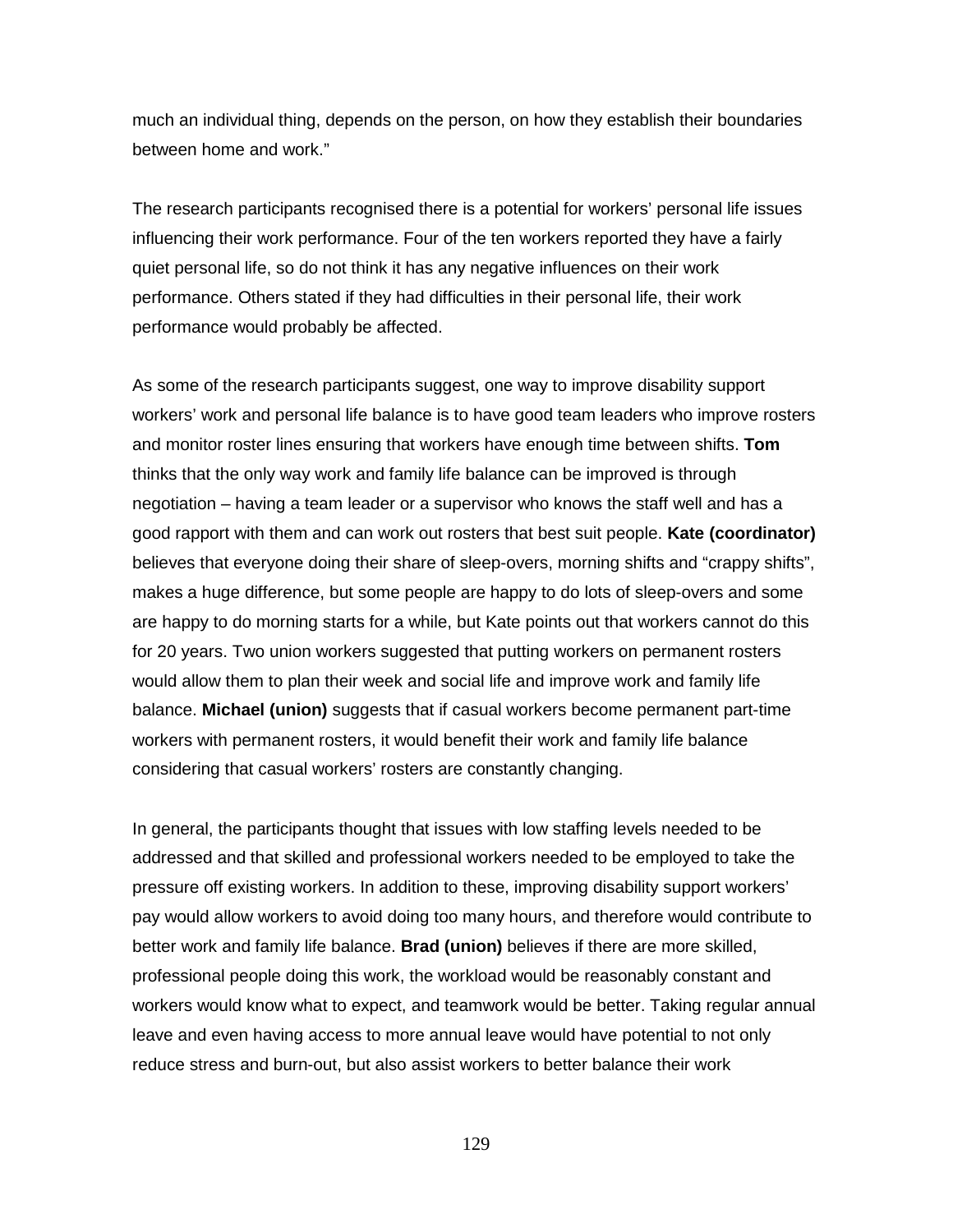much an individual thing, depends on the person, on how they establish their boundaries between home and work."

The research participants recognised there is a potential for workers' personal life issues influencing their work performance. Four of the ten workers reported they have a fairly quiet personal life, so do not think it has any negative influences on their work performance. Others stated if they had difficulties in their personal life, their work performance would probably be affected.

As some of the research participants suggest, one way to improve disability support workers' work and personal life balance is to have good team leaders who improve rosters and monitor roster lines ensuring that workers have enough time between shifts. **Tom** thinks that the only way work and family life balance can be improved is through negotiation – having a team leader or a supervisor who knows the staff well and has a good rapport with them and can work out rosters that best suit people. **Kate (coordinator)** believes that everyone doing their share of sleep-overs, morning shifts and "crappy shifts", makes a huge difference, but some people are happy to do lots of sleep-overs and some are happy to do morning starts for a while, but Kate points out that workers cannot do this for 20 years. Two union workers suggested that putting workers on permanent rosters would allow them to plan their week and social life and improve work and family life balance. **Michael (union)** suggests that if casual workers become permanent part-time workers with permanent rosters, it would benefit their work and family life balance considering that casual workers' rosters are constantly changing.

In general, the participants thought that issues with low staffing levels needed to be addressed and that skilled and professional workers needed to be employed to take the pressure off existing workers. In addition to these, improving disability support workers' pay would allow workers to avoid doing too many hours, and therefore would contribute to better work and family life balance. **Brad (union)** believes if there are more skilled, professional people doing this work, the workload would be reasonably constant and workers would know what to expect, and teamwork would be better. Taking regular annual leave and even having access to more annual leave would have potential to not only reduce stress and burn-out, but also assist workers to better balance their work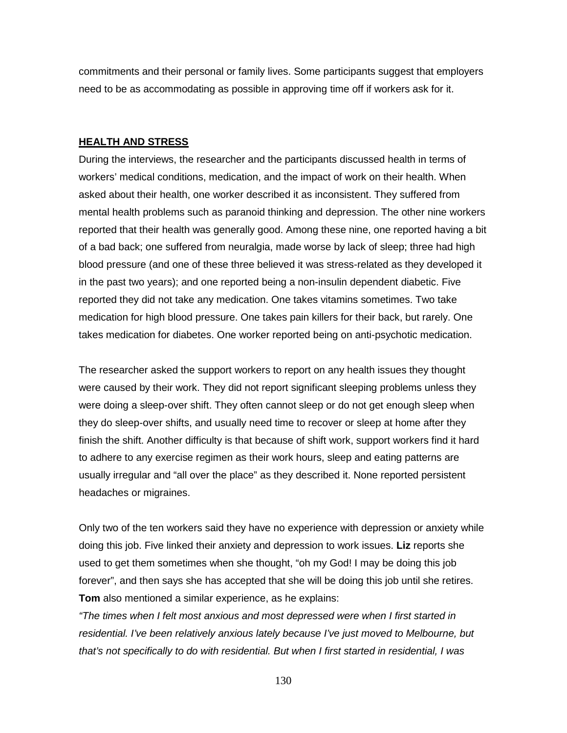commitments and their personal or family lives. Some participants suggest that employers need to be as accommodating as possible in approving time off if workers ask for it.

## HEALTH AND STRESS

During the interviews, the researcher and the participants discussed health in terms of workers' medical conditions, medication, and the impact of work on their health. When asked about their health, one worker described it as inconsistent. They suffered from mental health problems such as paranoid thinking and depression. The other nine workers reported that their health was generally good. Among these nine, one reported having a bit of a bad back; one suffered from neuralgia, made worse by lack of sleep; three had high blood pressure (and one of these three believed it was stress-related as they developed it in the past two years); and one reported being a non-insulin dependent diabetic. Five reported they did not take any medication. One takes vitamins sometimes. Two take medication for high blood pressure. One takes pain killers for their back, but rarely. One takes medication for diabetes. One worker reported being on anti-psychotic medication.

The researcher asked the support workers to report on any health issues they thought were caused by their work. They did not report significant sleeping problems unless they were doing a sleep-over shift. They often cannot sleep or do not get enough sleep when they do sleep-over shifts, and usually need time to recover or sleep at home after they finish the shift. Another difficulty is that because of shift work, support workers find it hard to adhere to any exercise regimen as their work hours, sleep and eating patterns are usually irregular and "all over the place" as they described it. None reported persistent headaches or migraines.

Only two of the ten workers said they have no experience with depression or anxiety while doing this job. Five linked their anxiety and depression to work issues. **Liz** reports she used to get them sometimes when she thought, "oh my God! I may be doing this job forever", and then says she has accepted that she will be doing this job until she retires. **Tom** also mentioned a similar experience, as he explains:

*"The times when I felt most anxious and most depressed were when I first started in residential. I've been relatively anxious lately because I've just moved to Melbourne, but that's not specifically to do with residential. But when I first started in residential, I was*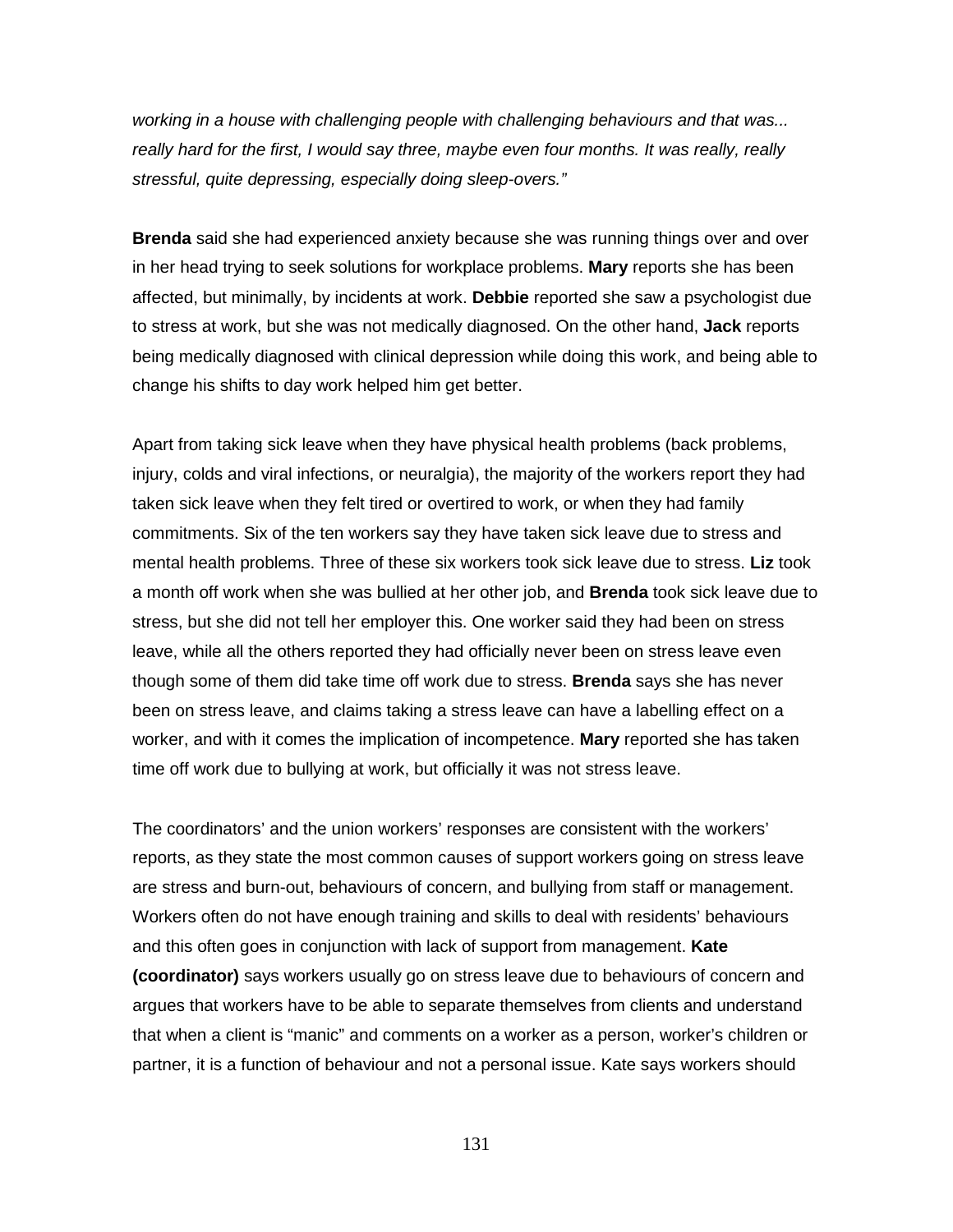*working in a house with challenging people with challenging behaviours and that was... really hard for the first, I would say three, maybe even four months. It was really, really stressful, quite depressing, especially doing sleep-overs."*

**Brenda** said she had experienced anxiety because she was running things over and over in her head trying to seek solutions for workplace problems. **Mary** reports she has been affected, but minimally, by incidents at work. **Debbie** reported she saw a psychologist due to stress at work, but she was not medically diagnosed. On the other hand, **Jack** reports being medically diagnosed with clinical depression while doing this work, and being able to change his shifts to day work helped him get better.

Apart from taking sick leave when they have physical health problems (back problems, injury, colds and viral infections, or neuralgia), the majority of the workers report they had taken sick leave when they felt tired or overtired to work, or when they had family commitments. Six of the ten workers say they have taken sick leave due to stress and mental health problems. Three of these six workers took sick leave due to stress. **Liz** took a month off work when she was bullied at her other job, and **Brenda** took sick leave due to stress, but she did not tell her employer this. One worker said they had been on stress leave, while all the others reported they had officially never been on stress leave even though some of them did take time off work due to stress. **Brenda** says she has never been on stress leave, and claims taking a stress leave can have a labelling effect on a worker, and with it comes the implication of incompetence. **Mary** reported she has taken time off work due to bullying at work, but officially it was not stress leave.

The coordinators' and the union workers' responses are consistent with the workers' reports, as they state the most common causes of support workers going on stress leave are stress and burn-out, behaviours of concern, and bullying from staff or management. Workers often do not have enough training and skills to deal with residents' behaviours and this often goes in conjunction with lack of support from management. **Kate (coordinator)** says workers usually go on stress leave due to behaviours of concern and argues that workers have to be able to separate themselves from clients and understand that when a client is "manic" and comments on a worker as a person, worker's children or partner, it is a function of behaviour and not a personal issue. Kate says workers should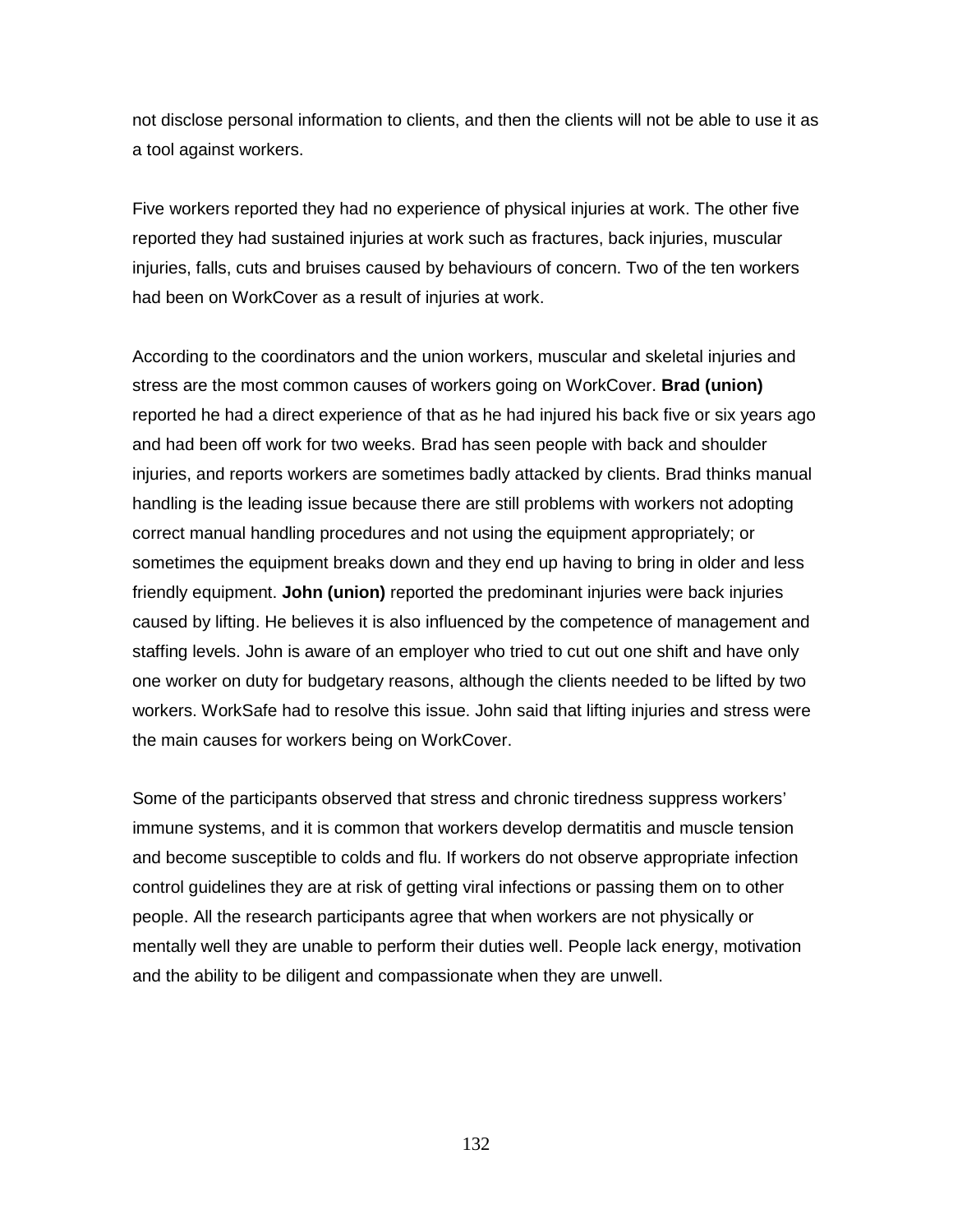not disclose personal information to clients, and then the clients will not be able to use it as a tool against workers.

Five workers reported they had no experience of physical injuries at work. The other five reported they had sustained injuries at work such as fractures, back injuries, muscular injuries, falls, cuts and bruises caused by behaviours of concern. Two of the ten workers had been on WorkCover as a result of injuries at work.

According to the coordinators and the union workers, muscular and skeletal injuries and stress are the most common causes of workers going on WorkCover. **Brad (union)** reported he had a direct experience of that as he had injured his back five or six years ago and had been off work for two weeks. Brad has seen people with back and shoulder injuries, and reports workers are sometimes badly attacked by clients. Brad thinks manual handling is the leading issue because there are still problems with workers not adopting correct manual handling procedures and not using the equipment appropriately; or sometimes the equipment breaks down and they end up having to bring in older and less friendly equipment. **John (union)** reported the predominant injuries were back injuries caused by lifting. He believes it is also influenced by the competence of management and staffing levels. John is aware of an employer who tried to cut out one shift and have only one worker on duty for budgetary reasons, although the clients needed to be lifted by two workers. WorkSafe had to resolve this issue. John said that lifting injuries and stress were the main causes for workers being on WorkCover.

Some of the participants observed that stress and chronic tiredness suppress workers' immune systems, and it is common that workers develop dermatitis and muscle tension and become susceptible to colds and flu. If workers do not observe appropriate infection control guidelines they are at risk of getting viral infections or passing them on to other people. All the research participants agree that when workers are not physically or mentally well they are unable to perform their duties well. People lack energy, motivation and the ability to be diligent and compassionate when they are unwell.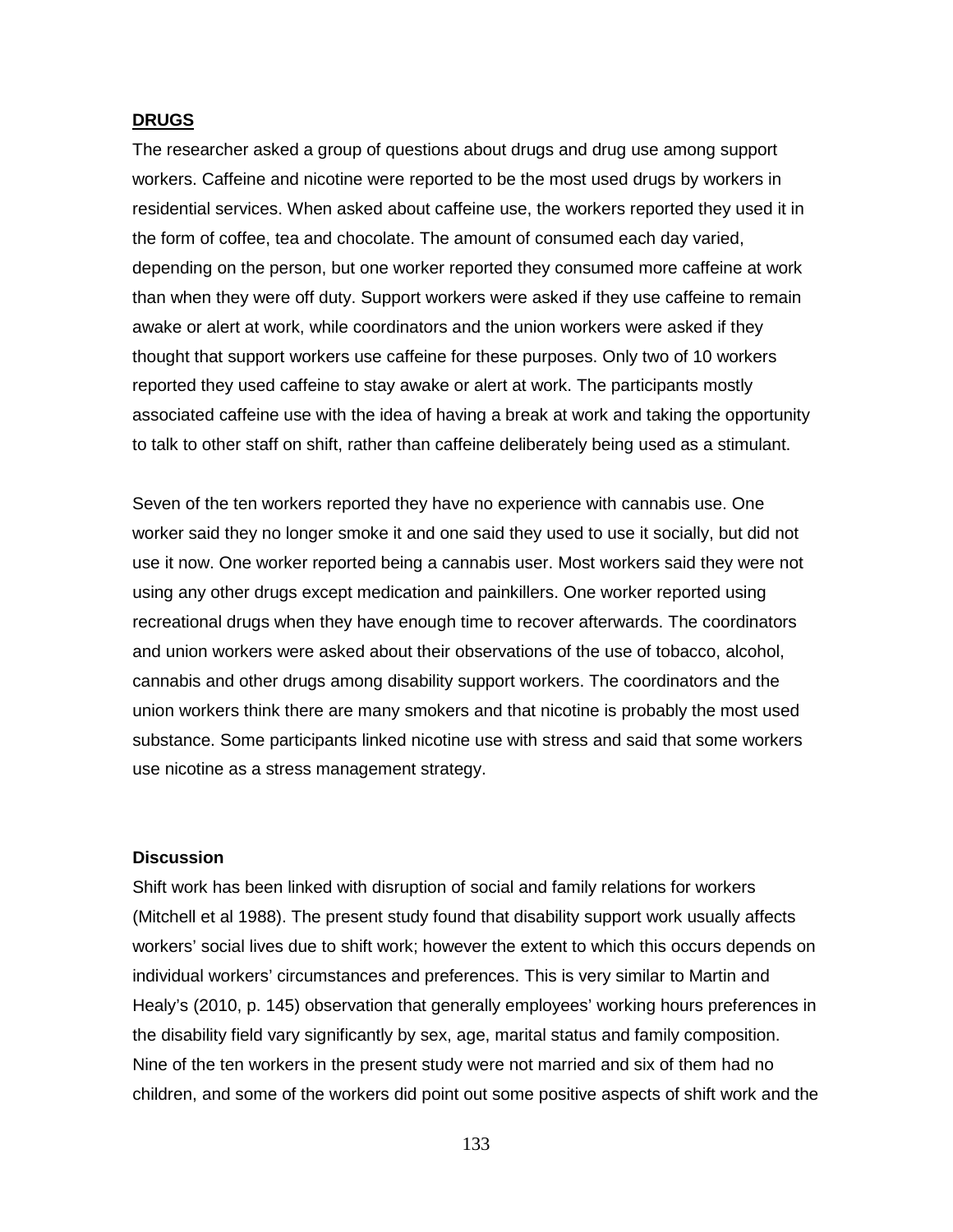## **DRUGS**

The researcher asked a group of questions about drugs and drug use among support workers. Caffeine and nicotine were reported to be the most used drugs by workers in residential services. When asked about caffeine use, the workers reported they used it in the form of coffee, tea and chocolate. The amount of consumed each day varied, depending on the person, but one worker reported they consumed more caffeine at work than when they were off duty. Support workers were asked if they use caffeine to remain awake or alert at work, while coordinators and the union workers were asked if they thought that support workers use caffeine for these purposes. Only two of 10 workers reported they used caffeine to stay awake or alert at work. The participants mostly associated caffeine use with the idea of having a break at work and taking the opportunity to talk to other staff on shift, rather than caffeine deliberately being used as a stimulant.

Seven of the ten workers reported they have no experience with cannabis use. One worker said they no longer smoke it and one said they used to use it socially, but did not use it now. One worker reported being a cannabis user. Most workers said they were not using any other drugs except medication and painkillers. One worker reported using recreational drugs when they have enough time to recover afterwards. The coordinators and union workers were asked about their observations of the use of tobacco, alcohol, cannabis and other drugs among disability support workers. The coordinators and the union workers think there are many smokers and that nicotine is probably the most used substance. Some participants linked nicotine use with stress and said that some workers use nicotine as a stress management strategy.

### Discussion

Shift work has been linked with disruption of social and family relations for workers (Mitchell et al 1988). The present study found that disability support work usually affects workers' social lives due to shift work; however the extent to which this occurs depends on individual workers' circumstances and preferences. This is very similar to Martin and Healy's (2010, p. 145) observation that generally employees' working hours preferences in the disability field vary significantly by sex, age, marital status and family composition. Nine of the ten workers in the present study were not married and six of them had no children, and some of the workers did point out some positive aspects of shift work and the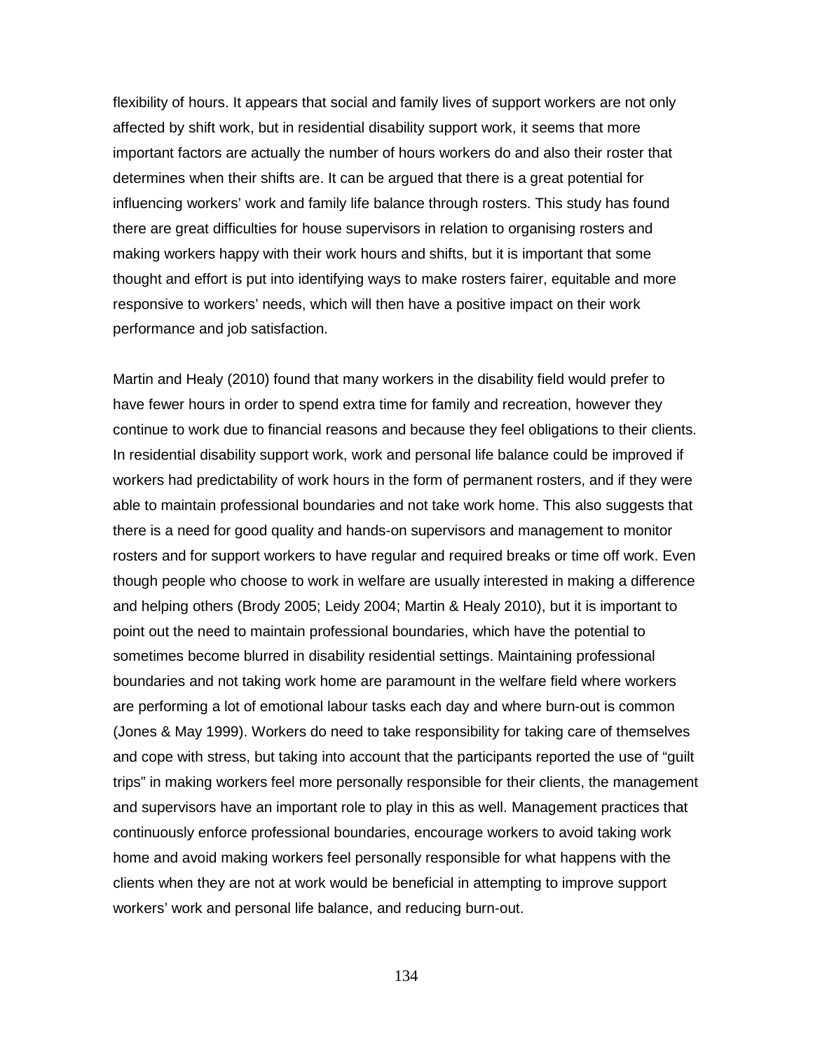flexibility of hours. It appears that social and family lives of support workers are not only affected by shift work, but in residential disability support work, it seems that more important factors are actually the number of hours workers do and also their roster that determines when their shifts are. It can be argued that there is a great potential for influencing workers' work and family life balance through rosters. This study has found there are great difficulties for house supervisors in relation to organising rosters and making workers happy with their work hours and shifts, but it is important that some thought and effort is put into identifying ways to make rosters fairer, equitable and more responsive to workers' needs, which will then have a positive impact on their work performance and job satisfaction.

Martin and Healy (2010) found that many workers in the disability field would prefer to have fewer hours in order to spend extra time for family and recreation, however they continue to work due to financial reasons and because they feel obligations to their clients. In residential disability support work, work and personal life balance could be improved if workers had predictability of work hours in the form of permanent rosters, and if they were able to maintain professional boundaries and not take work home. This also suggests that there is a need for good quality and hands-on supervisors and management to monitor rosters and for support workers to have regular and required breaks or time off work. Even though people who choose to work in welfare are usually interested in making a difference and helping others (Brody 2005; Leidy 2004; Martin & Healy 2010), but it is important to point out the need to maintain professional boundaries, which have the potential to sometimes become blurred in disability residential settings. Maintaining professional boundaries and not taking work home are paramount in the welfare field where workers are performing a lot of emotional labour tasks each day and where burn-out is common (Jones & May 1999). Workers do need to take responsibility for taking care of themselves and cope with stress, but taking into account that the participants reported the use of "guilt trips" in making workers feel more personally responsible for their clients, the management and supervisors have an important role to play in this as well. Management practices that continuously enforce professional boundaries, encourage workers to avoid taking work home and avoid making workers feel personally responsible for what happens with the clients when they are not at work would be beneficial in attempting to improve support workers' work and personal life balance, and reducing burn-out.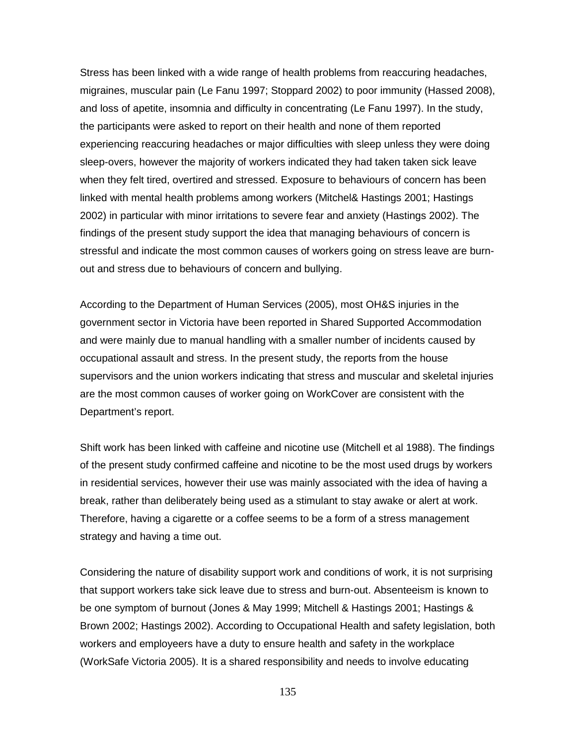Stress has been linked with a wide range of health problems from reaccuring headaches, migraines, muscular pain (Le Fanu 1997; Stoppard 2002) to poor immunity (Hassed 2008), and loss of apetite, insomnia and difficulty in concentrating (Le Fanu 1997). In the study, the participants were asked to report on their health and none of them reported experiencing reaccuring headaches or major difficulties with sleep unless they were doing sleep-overs, however the majority of workers indicated they had taken taken sick leave when they felt tired, overtired and stressed. Exposure to behaviours of concern has been linked with mental health problems among workers (Mitchel& Hastings 2001; Hastings 2002) in particular with minor irritations to severe fear and anxiety (Hastings 2002). The findings of the present study support the idea that managing behaviours of concern is stressful and indicate the most common causes of workers going on stress leave are burn-out and stress due to behaviours of concern and bullying.

According to the Department of Human Services (2005), most OH&S injuries in the government sector in Victoria have been reported in Shared Supported Accommodation and were mainly due to manual handling with a smaller number of incidents caused by occupational assault and stress. In the present study, the reports from the house supervisors and the union workers indicating that stress and muscular and skeletal injuries are the most common causes of worker going on WorkCover are consistent with the Department's report.

Shift work has been linked with caffeine and nicotine use (Mitchell et al 1988). The findings of the present study confirmed caffeine and nicotine to be the most used drugs by workers in residential services, however their use was mainly associated with the idea of having a break, rather than deliberately being used as a stimulant to stay awake or alert at work. Therefore, having a cigarette or a coffee seems to be a form of a stress management strategy and having a time out.

Considering the nature of disability support work and conditions of work, it is not surprising that support workers take sick leave due to stress and burn-out. Absenteeism is known to be one symptom of burnout (Jones & May 1999; Mitchell & Hastings 2001; Hastings & Brown 2002; Hastings 2002). According to Occupational Health and safety legislation, both workers and employeers have a duty to ensure health and safety in the workplace (WorkSafe Victoria 2005). It is a shared responsibility and needs to involve educating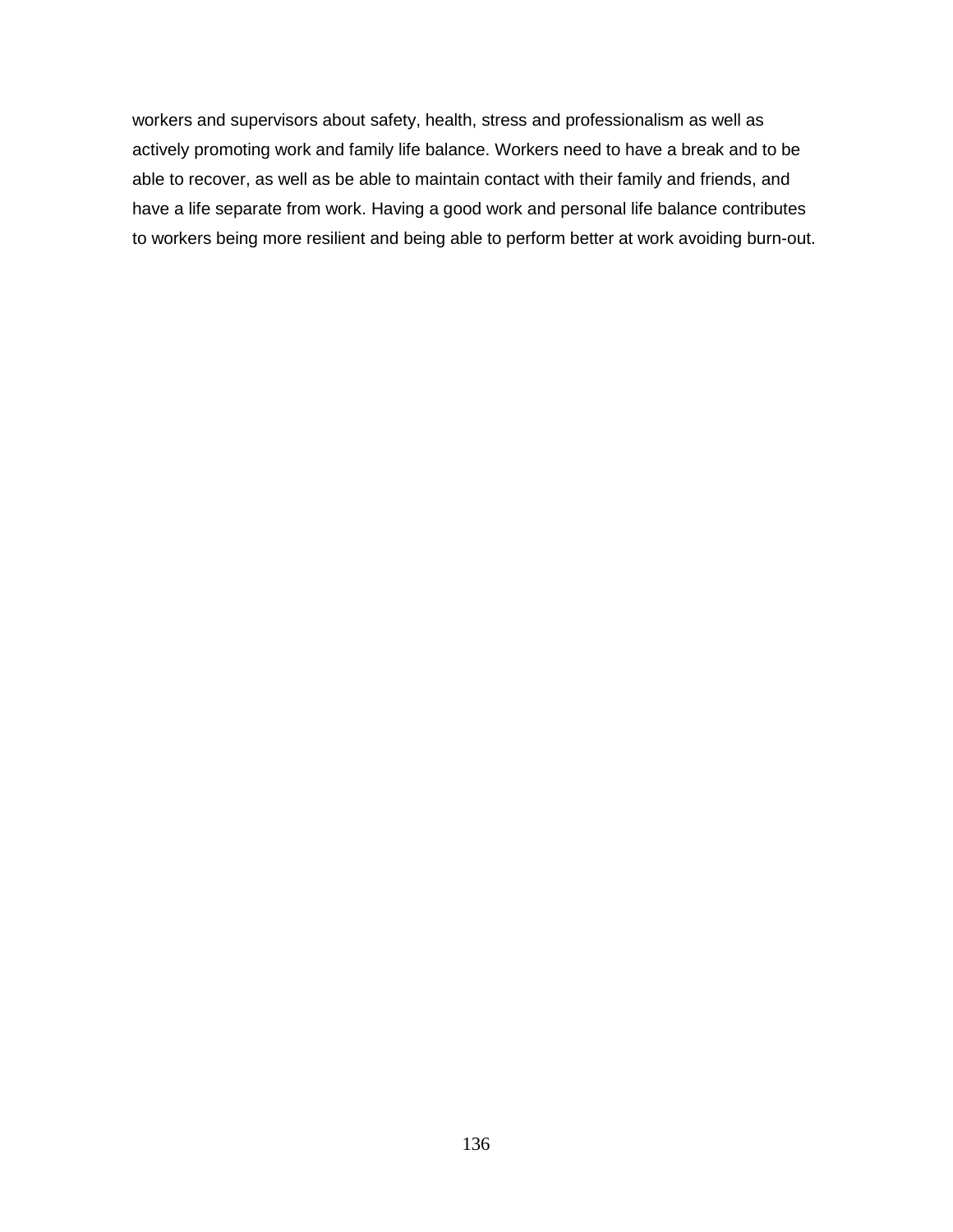workers and supervisors about safety, health, stress and professionalism as well as actively promoting work and family life balance. Workers need to have a break and to be able to recover, as well as be able to maintain contact with their family and friends, and have a life separate from work. Having a good work and personal life balance contributes to workers being more resilient and being able to perform better at work avoiding burn-out.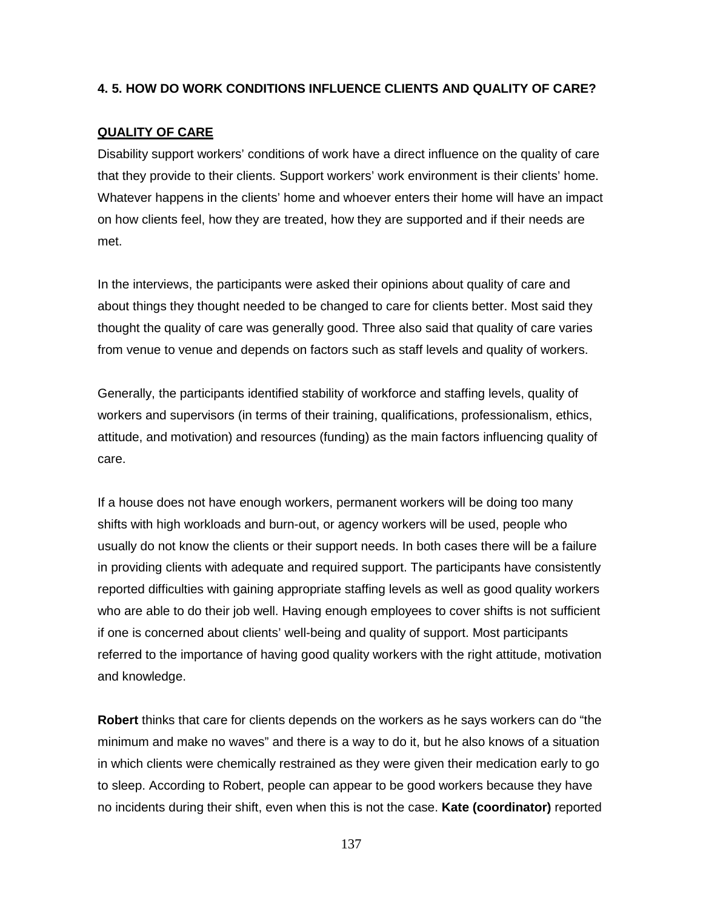### 4. 5. HOW DO WORK CONDITIONS INFLUENCE CLIENTS AND QUALITY OF CARE?

**QUALITY OF CARE**

Disability support workers' conditions of work have a direct influence on the quality of care that they provide to their clients. Support workers' work environment is their clients' home. Whatever happens in the clients' home and whoever enters their home will have an impact on how clients feel, how they are treated, how they are supported and if their needs are met.

In the interviews, the participants were asked their opinions about quality of care and about things they thought needed to be changed to care for clients better. Most said they thought the quality of care was generally good. Three also said that quality of care varies from venue to venue and depends on factors such as staff levels and quality of workers.

Generally, the participants identified stability of workforce and staffing levels, quality of workers and supervisors (in terms of their training, qualifications, professionalism, ethics, attitude, and motivation) and resources (funding) as the main factors influencing quality of care.

If a house does not have enough workers, permanent workers will be doing too many shifts with high workloads and burn-out, or agency workers will be used, people who usually do not know the clients or their support needs. In both cases there will be a failure in providing clients with adequate and required support. The participants have consistently reported difficulties with gaining appropriate staffing levels as well as good quality workers who are able to do their job well. Having enough employees to cover shifts is not sufficient if one is concerned about clients' well-being and quality of support. Most participants referred to the importance of having good quality workers with the right attitude, motivation and knowledge.

**Robert** thinks that care for clients depends on the workers as he says workers can do "the minimum and make no waves" and there is a way to do it, but he also knows of a situation in which clients were chemically restrained as they were given their medication early to go to sleep. According to Robert, people can appear to be good workers because they have no incidents during their shift, even when this is not the case. **Kate (coordinator)** reported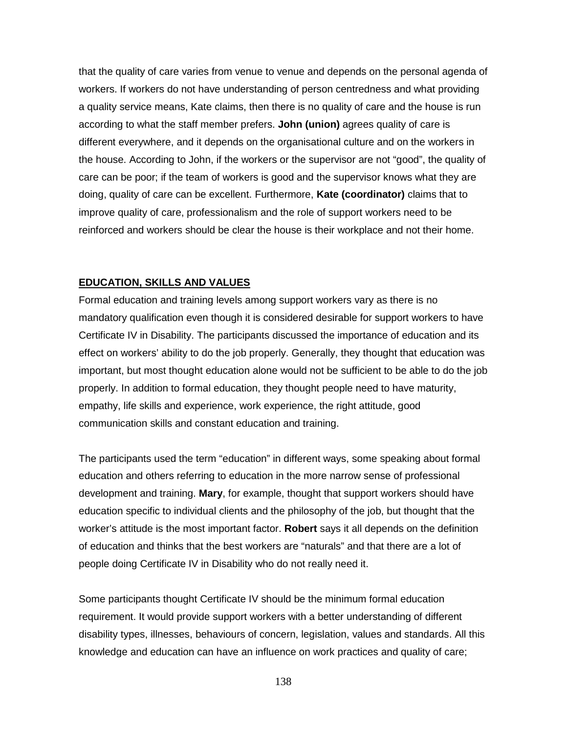that the quality of care varies from venue to venue and depends on the personal agenda of workers. If workers do not have understanding of person centredness and what providing a quality service means, Kate claims, then there is no quality of care and the house is run according to what the staff member prefers. **John (union)** agrees quality of care is different everywhere, and it depends on the organisational culture and on the workers in the house. According to John, if the workers or the supervisor are not "good", the quality of care can be poor; if the team of workers is good and the supervisor knows what they are doing, quality of care can be excellent. Furthermore, **Kate (coordinator)** claims that to improve quality of care, professionalism and the role of support workers need to be reinforced and workers should be clear the house is their workplace and not their home.

## EDUCATION, SKILLS AND VALUES

Formal education and training levels among support workers vary as there is no mandatory qualification even though it is considered desirable for support workers to have Certificate IV in Disability. The participants discussed the importance of education and its effect on workers' ability to do the job properly. Generally, they thought that education was important, but most thought education alone would not be sufficient to be able to do the job properly. In addition to formal education, they thought people need to have maturity, empathy, life skills and experience, work experience, the right attitude, good communication skills and constant education and training.

The participants used the term "education" in different ways, some speaking about formal education and others referring to education in the more narrow sense of professional development and training. **Mary**, for example, thought that support workers should have education specific to individual clients and the philosophy of the job, but thought that the worker's attitude is the most important factor. **Robert** says it all depends on the definition of education and thinks that the best workers are "naturals" and that there are a lot of people doing Certificate IV in Disability who do not really need it.

Some participants thought Certificate IV should be the minimum formal education requirement. It would provide support workers with a better understanding of different disability types, illnesses, behaviours of concern, legislation, values and standards. All this knowledge and education can have an influence on work practices and quality of care;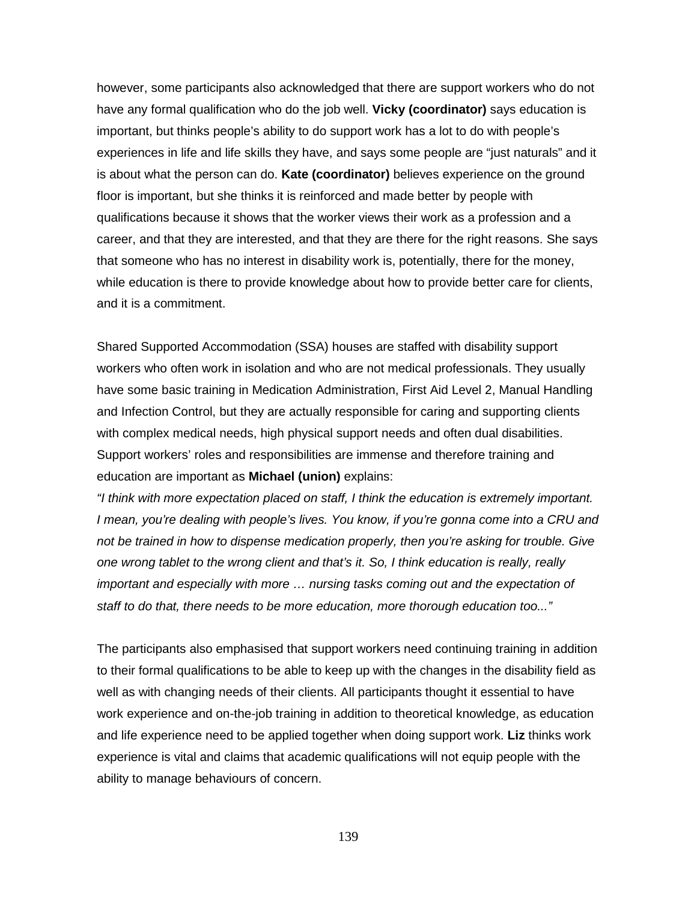however, some participants also acknowledged that there are support workers who do not have any formal qualification who do the job well. **Vicky (coordinator)** says education is important, but thinks people's ability to do support work has a lot to do with people's experiences in life and life skills they have, and says some people are "just naturals" and it is about what the person can do. **Kate (coordinator)** believes experience on the ground floor is important, but she thinks it is reinforced and made better by people with qualifications because it shows that the worker views their work as a profession and a career, and that they are interested, and that they are there for the right reasons. She says that someone who has no interest in disability work is, potentially, there for the money, while education is there to provide knowledge about how to provide better care for clients, and it is a commitment.

Shared Supported Accommodation (SSA) houses are staffed with disability support workers who often work in isolation and who are not medical professionals. They usually have some basic training in Medication Administration, First Aid Level 2, Manual Handling and Infection Control, but they are actually responsible for caring and supporting clients with complex medical needs, high physical support needs and often dual disabilities. Support workers' roles and responsibilities are immense and therefore training and education are important as **Michael (union)** explains:

*"I think with more expectation placed on staff, I think the education is extremely important. I mean, you're dealing with people's lives. You know, if you're gonna come into a CRU and not be trained in how to dispense medication properly, then you're asking for trouble. Give one wrong tablet to the wrong client and that's it. So, I think education is really, really important and especially with more … nursing tasks coming out and the expectation of staff to do that, there needs to be more education, more thorough education too..."*

The participants also emphasised that support workers need continuing training in addition to their formal qualifications to be able to keep up with the changes in the disability field as well as with changing needs of their clients. All participants thought it essential to have work experience and on-the-job training in addition to theoretical knowledge, as education and life experience need to be applied together when doing support work. **Liz** thinks work experience is vital and claims that academic qualifications will not equip people with the ability to manage behaviours of concern.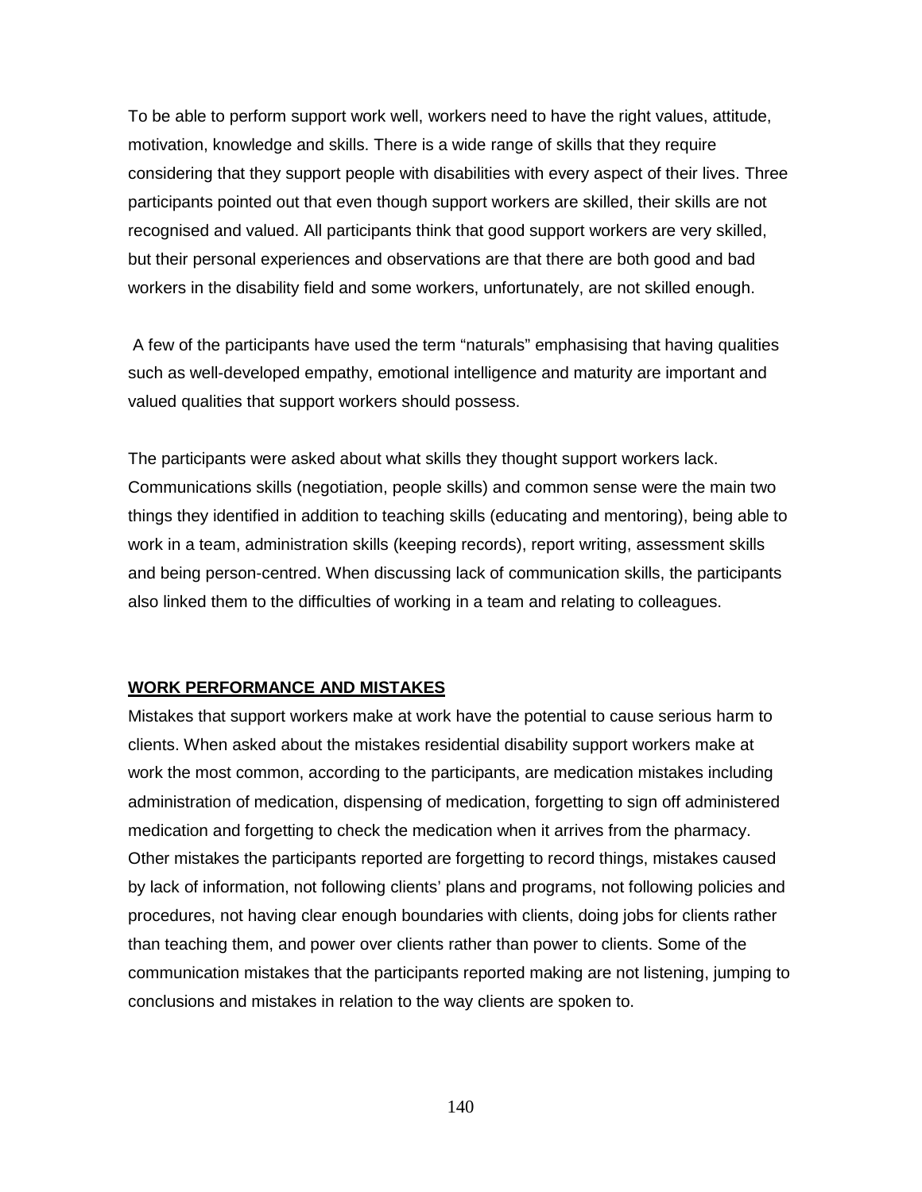To be able to perform support work well, workers need to have the right values, attitude, motivation, knowledge and skills. There is a wide range of skills that they require considering that they support people with disabilities with every aspect of their lives. Three participants pointed out that even though support workers are skilled, their skills are not recognised and valued. All participants think that good support workers are very skilled, but their personal experiences and observations are that there are both good and bad workers in the disability field and some workers, unfortunately, are not skilled enough.

A few of the participants have used the term "naturals" emphasising that having qualities such as well-developed empathy, emotional intelligence and maturity are important and valued qualities that support workers should possess.

The participants were asked about what skills they thought support workers lack. Communications skills (negotiation, people skills) and common sense were the main two things they identified in addition to teaching skills (educating and mentoring), being able to work in a team, administration skills (keeping records), report writing, assessment skills and being person-centred. When discussing lack of communication skills, the participants also linked them to the difficulties of working in a team and relating to colleagues.

## WORK PERFORMANCE AND MISTAKES

Mistakes that support workers make at work have the potential to cause serious harm to clients. When asked about the mistakes residential disability support workers make at work the most common, according to the participants, are medication mistakes including administration of medication, dispensing of medication, forgetting to sign off administered medication and forgetting to check the medication when it arrives from the pharmacy. Other mistakes the participants reported are forgetting to record things, mistakes caused by lack of information, not following clients' plans and programs, not following policies and procedures, not having clear enough boundaries with clients, doing jobs for clients rather than teaching them, and power over clients rather than power to clients. Some of the communication mistakes that the participants reported making are not listening, jumping to conclusions and mistakes in relation to the way clients are spoken to.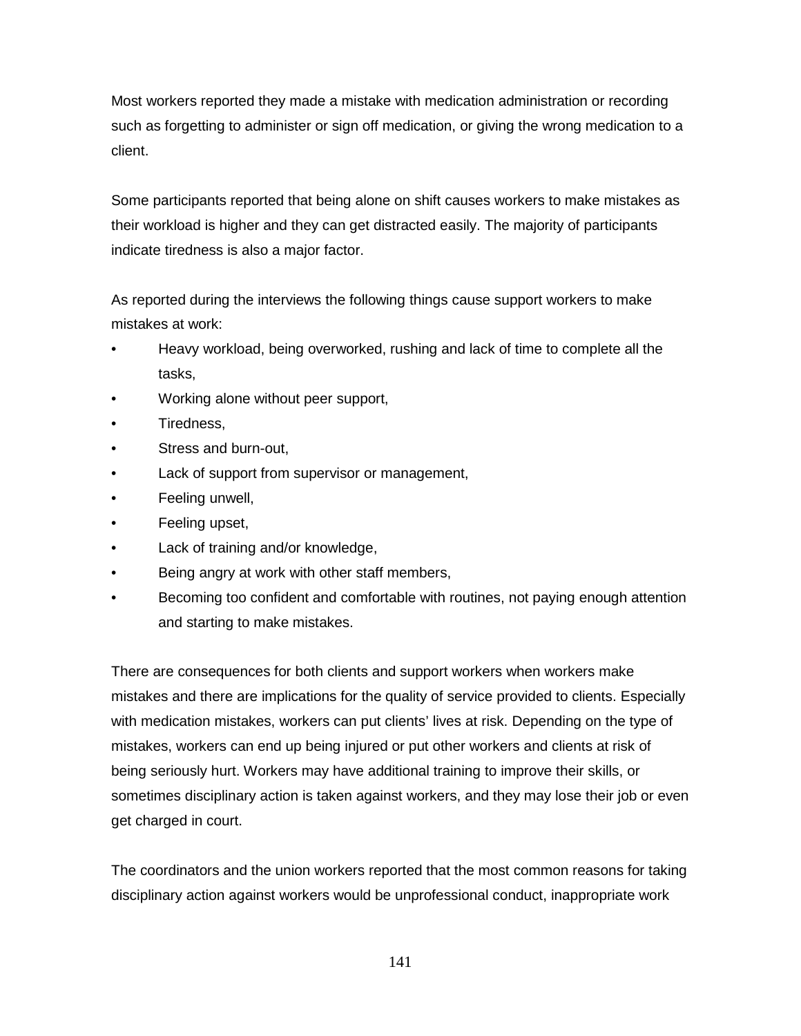Most workers reported they made a mistake with medication administration or recording such as forgetting to administer or sign off medication, or giving the wrong medication to a client.

Some participants reported that being alone on shift causes workers to make mistakes as their workload is higher and they can get distracted easily. The majority of participants indicate tiredness is also a major factor.

As reported during the interviews the following things cause support workers to make mistakes at work:

- Heavy workload, being overworked, rushing and lack of time to complete all the tasks,
- Working alone without peer support,
- Tiredness,
- Stress and burn-out,
- Lack of support from supervisor or management,
- Feeling unwell,
- Feeling upset,
- Lack of training and/or knowledge,
- Being angry at work with other staff members,
- Becoming too confident and comfortable with routines, not paying enough attention and starting to make mistakes.

There are consequences for both clients and support workers when workers make mistakes and there are implications for the quality of service provided to clients. Especially with medication mistakes, workers can put clients' lives at risk. Depending on the type of mistakes, workers can end up being injured or put other workers and clients at risk of being seriously hurt. Workers may have additional training to improve their skills, or sometimes disciplinary action is taken against workers, and they may lose their job or even get charged in court.

The coordinators and the union workers reported that the most common reasons for taking disciplinary action against workers would be unprofessional conduct, inappropriate work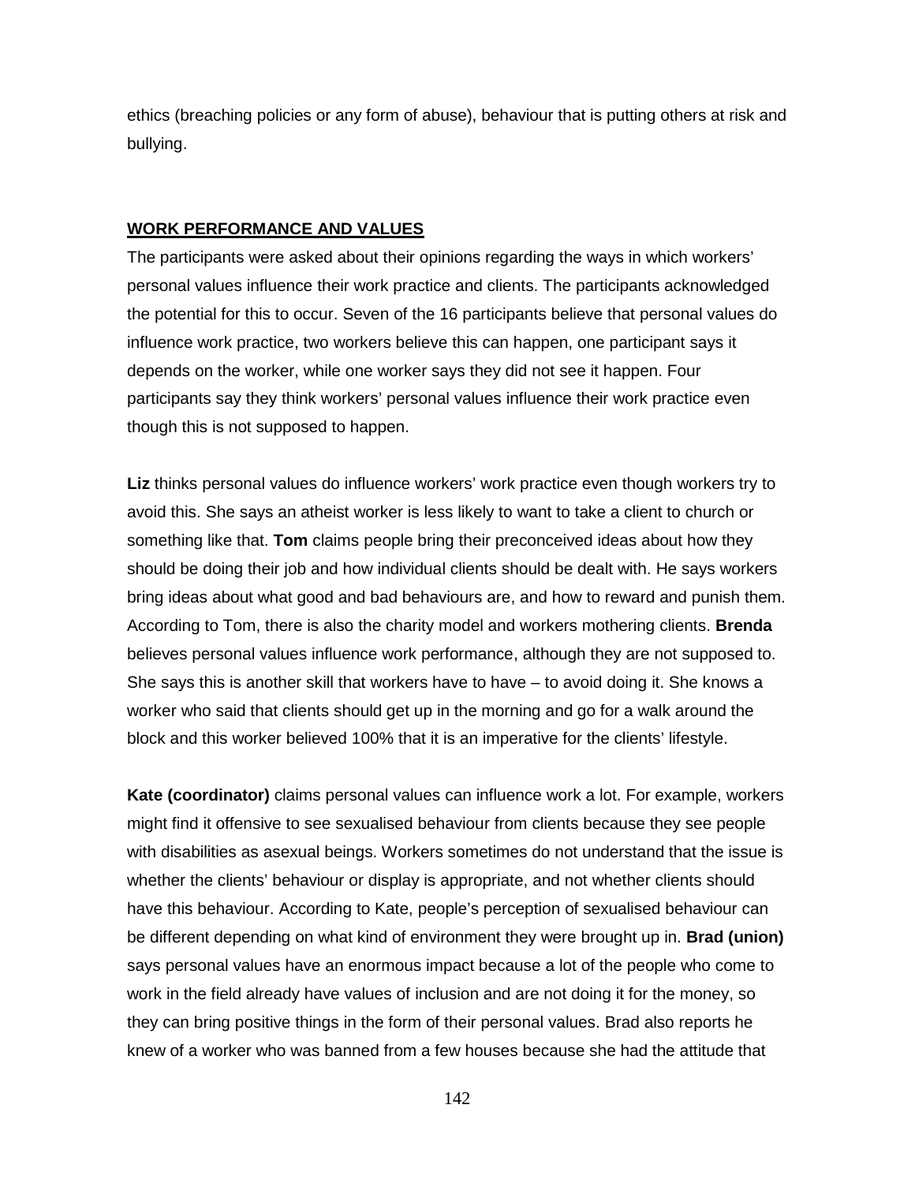ethics (breaching policies or any form of abuse), behaviour that is putting others at risk and bullying.

## WORK PERFORMANCE AND VALUES

The participants were asked about their opinions regarding the ways in which workers' personal values influence their work practice and clients. The participants acknowledged the potential for this to occur. Seven of the 16 participants believe that personal values do influence work practice, two workers believe this can happen, one participant says it depends on the worker, while one worker says they did not see it happen. Four participants say they think workers' personal values influence their work practice even though this is not supposed to happen.

**Liz** thinks personal values do influence workers' work practice even though workers try to avoid this. She says an atheist worker is less likely to want to take a client to church or something like that. **Tom** claims people bring their preconceived ideas about how they should be doing their job and how individual clients should be dealt with. He says workers bring ideas about what good and bad behaviours are, and how to reward and punish them. According to Tom, there is also the charity model and workers mothering clients. **Brenda** believes personal values influence work performance, although they are not supposed to. She says this is another skill that workers have to have – to avoid doing it. She knows a worker who said that clients should get up in the morning and go for a walk around the block and this worker believed 100% that it is an imperative for the clients' lifestyle.

**Kate (coordinator)** claims personal values can influence work a lot. For example, workers might find it offensive to see sexualised behaviour from clients because they see people with disabilities as asexual beings. Workers sometimes do not understand that the issue is whether the clients' behaviour or display is appropriate, and not whether clients should have this behaviour. According to Kate, people's perception of sexualised behaviour can be different depending on what kind of environment they were brought up in. **Brad (union)** says personal values have an enormous impact because a lot of the people who come to work in the field already have values of inclusion and are not doing it for the money, so they can bring positive things in the form of their personal values. Brad also reports he knew of a worker who was banned from a few houses because she had the attitude that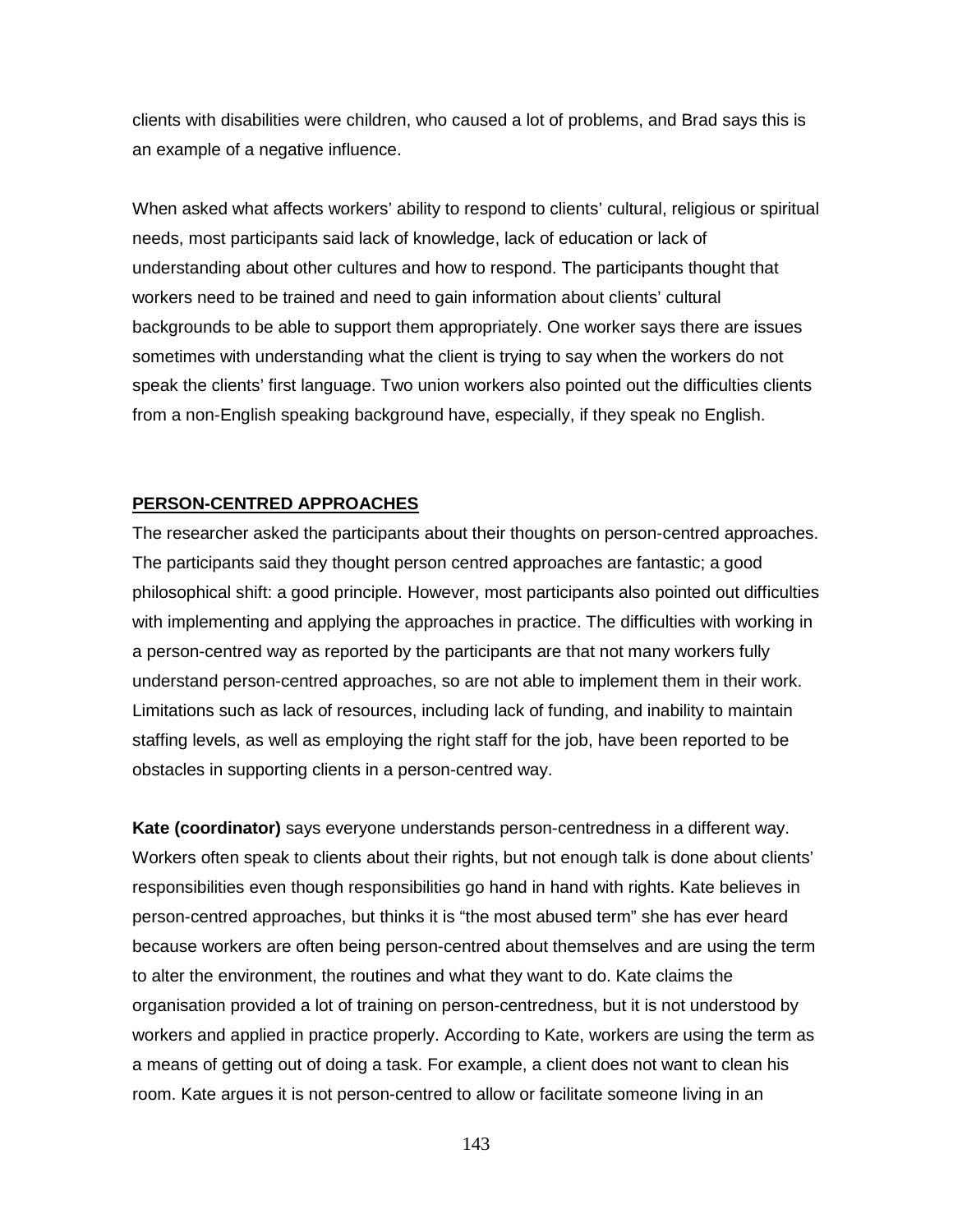clients with disabilities were children, who caused a lot of problems, and Brad says this is an example of a negative influence.

When asked what affects workers' ability to respond to clients' cultural, religious or spiritual needs, most participants said lack of knowledge, lack of education or lack of understanding about other cultures and how to respond. The participants thought that workers need to be trained and need to gain information about clients' cultural backgrounds to be able to support them appropriately. One worker says there are issues sometimes with understanding what the client is trying to say when the workers do not speak the clients' first language. Two union workers also pointed out the difficulties clients from a non-English speaking background have, especially, if they speak no English.

## PERSON-CENTRED APPROACHES

The researcher asked the participants about their thoughts on person-centred approaches. The participants said they thought person centred approaches are fantastic; a good philosophical shift: a good principle. However, most participants also pointed out difficulties with implementing and applying the approaches in practice. The difficulties with working in a person-centred way as reported by the participants are that not many workers fully understand person-centred approaches, so are not able to implement them in their work. Limitations such as lack of resources, including lack of funding, and inability to maintain staffing levels, as well as employing the right staff for the job, have been reported to be obstacles in supporting clients in a person-centred way.

**Kate (coordinator)** says everyone understands person-centredness in a different way. Workers often speak to clients about their rights, but not enough talk is done about clients' responsibilities even though responsibilities go hand in hand with rights. Kate believes in person-centred approaches, but thinks it is "the most abused term" she has ever heard because workers are often being person-centred about themselves and are using the term to alter the environment, the routines and what they want to do. Kate claims the organisation provided a lot of training on person-centredness, but it is not understood by workers and applied in practice properly. According to Kate, workers are using the term as a means of getting out of doing a task. For example, a client does not want to clean his room. Kate argues it is not person-centred to allow or facilitate someone living in an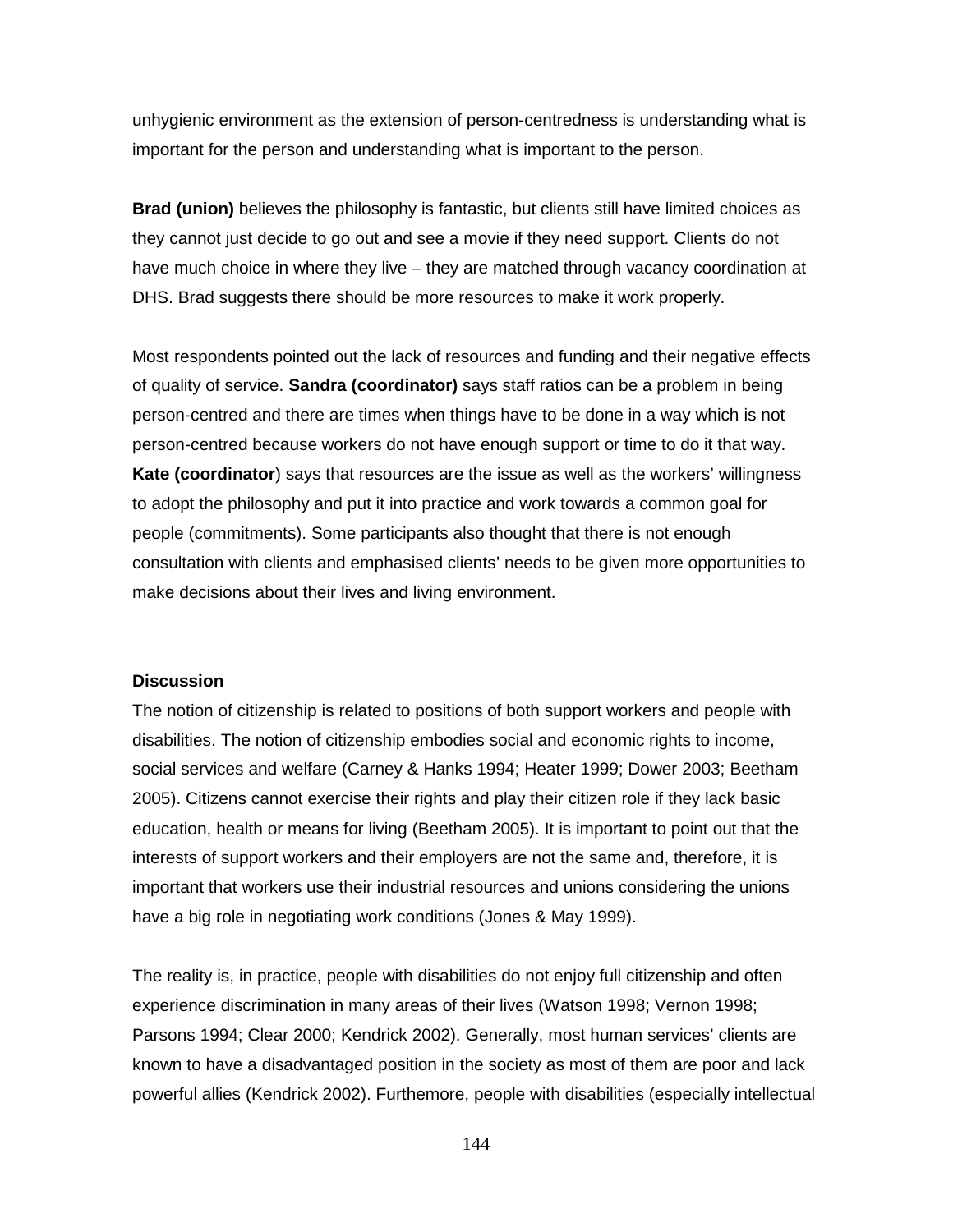unhygienic environment as the extension of person-centredness is understanding what is important for the person and understanding what is important to the person.

**Brad (union)** believes the philosophy is fantastic, but clients still have limited choices as they cannot just decide to go out and see a movie if they need support. Clients do not have much choice in where they live – they are matched through vacancy coordination at DHS. Brad suggests there should be more resources to make it work properly.

Most respondents pointed out the lack of resources and funding and their negative effects of quality of service. **Sandra (coordinator)** says staff ratios can be a problem in being person-centred and there are times when things have to be done in a way which is not person-centred because workers do not have enough support or time to do it that way. **Kate (coordinator**) says that resources are the issue as well as the workers' willingness to adopt the philosophy and put it into practice and work towards a common goal for people (commitments). Some participants also thought that there is not enough consultation with clients and emphasised clients' needs to be given more opportunities to make decisions about their lives and living environment.

### Discussion

The notion of citizenship is related to positions of both support workers and people with disabilities. The notion of citizenship embodies social and economic rights to income, social services and welfare (Carney & Hanks 1994; Heater 1999; Dower 2003; Beetham 2005). Citizens cannot exercise their rights and play their citizen role if they lack basic education, health or means for living (Beetham 2005). It is important to point out that the interests of support workers and their employers are not the same and, therefore, it is important that workers use their industrial resources and unions considering the unions have a big role in negotiating work conditions (Jones & May 1999).

The reality is, in practice, people with disabilities do not enjoy full citizenship and often experience discrimination in many areas of their lives (Watson 1998; Vernon 1998; Parsons 1994; Clear 2000; Kendrick 2002). Generally, most human services' clients are known to have a disadvantaged position in the society as most of them are poor and lack powerful allies (Kendrick 2002). Furthemore, people with disabilities (especially intellectual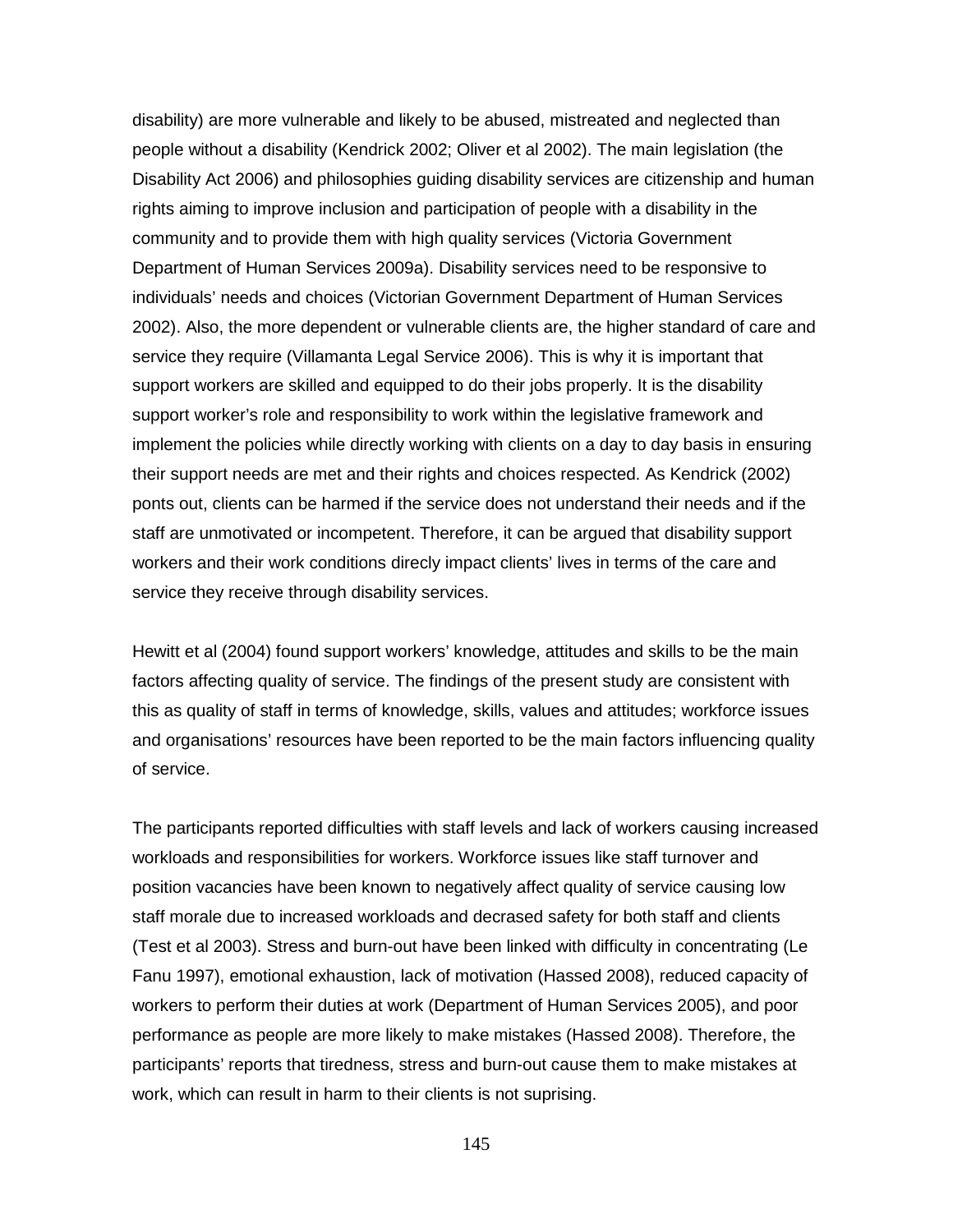disability) are more vulnerable and likely to be abused, mistreated and neglected than people without a disability (Kendrick 2002; Oliver et al 2002). The main legislation (the Disability Act 2006) and philosophies guiding disability services are citizenship and human rights aiming to improve inclusion and participation of people with a disability in the community and to provide them with high quality services (Victoria Government Department of Human Services 2009a). Disability services need to be responsive to individuals' needs and choices (Victorian Government Department of Human Services 2002). Also, the more dependent or vulnerable clients are, the higher standard of care and service they require (Villamanta Legal Service 2006). This is why it is important that support workers are skilled and equipped to do their jobs properly. It is the disability support worker's role and responsibility to work within the legislative framework and implement the policies while directly working with clients on a day to day basis in ensuring their support needs are met and their rights and choices respected. As Kendrick (2002) ponts out, clients can be harmed if the service does not understand their needs and if the staff are unmotivated or incompetent. Therefore, it can be argued that disability support workers and their work conditions direcly impact clients' lives in terms of the care and service they receive through disability services.

Hewitt et al (2004) found support workers' knowledge, attitudes and skills to be the main factors affecting quality of service. The findings of the present study are consistent with this as quality of staff in terms of knowledge, skills, values and attitudes; workforce issues and organisations' resources have been reported to be the main factors influencing quality of service.

The participants reported difficulties with staff levels and lack of workers causing increased workloads and responsibilities for workers. Workforce issues like staff turnover and position vacancies have been known to negatively affect quality of service causing low staff morale due to increased workloads and decrased safety for both staff and clients (Test et al 2003). Stress and burn-out have been linked with difficulty in concentrating (Le Fanu 1997), emotional exhaustion, lack of motivation (Hassed 2008), reduced capacity of workers to perform their duties at work (Department of Human Services 2005), and poor performance as people are more likely to make mistakes (Hassed 2008). Therefore, the participants' reports that tiredness, stress and burn-out cause them to make mistakes at work, which can result in harm to their clients is not suprising.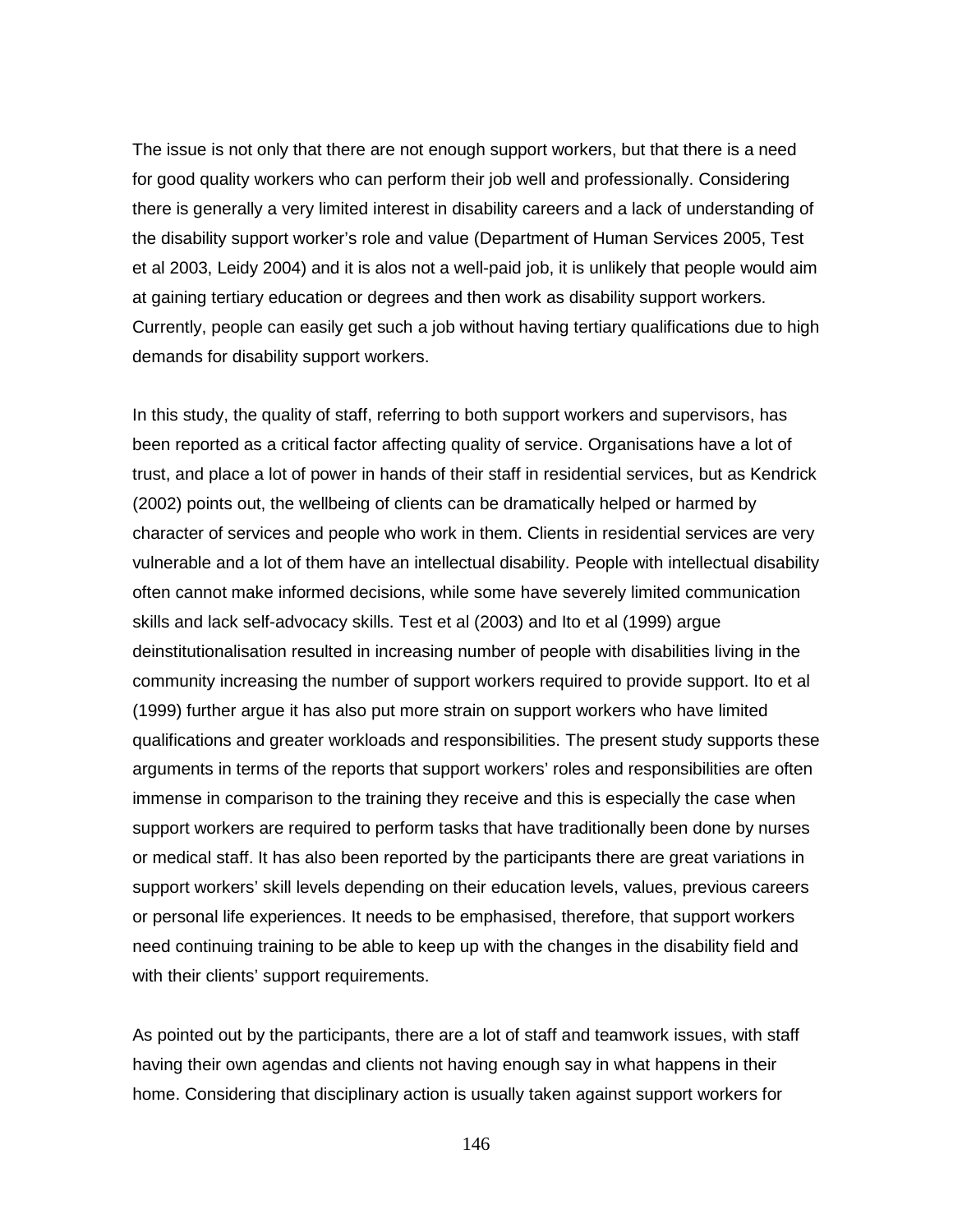The issue is not only that there are not enough support workers, but that there is a need for good quality workers who can perform their job well and professionally. Considering there is generally a very limited interest in disability careers and a lack of understanding of the disability support worker's role and value (Department of Human Services 2005, Test et al 2003, Leidy 2004) and it is alos not a well-paid job, it is unlikely that people would aim at gaining tertiary education or degrees and then work as disability support workers. Currently, people can easily get such a job without having tertiary qualifications due to high demands for disability support workers.

In this study, the quality of staff, referring to both support workers and supervisors, has been reported as a critical factor affecting quality of service. Organisations have a lot of trust, and place a lot of power in hands of their staff in residential services, but as Kendrick (2002) points out, the wellbeing of clients can be dramatically helped or harmed by character of services and people who work in them. Clients in residential services are very vulnerable and a lot of them have an intellectual disability. People with intellectual disability often cannot make informed decisions, while some have severely limited communication skills and lack self-advocacy skills. Test et al (2003) and Ito et al (1999) argue deinstitutionalisation resulted in increasing number of people with disabilities living in the community increasing the number of support workers required to provide support. Ito et al (1999) further argue it has also put more strain on support workers who have limited qualifications and greater workloads and responsibilities. The present study supports these arguments in terms of the reports that support workers' roles and responsibilities are often immense in comparison to the training they receive and this is especially the case when support workers are required to perform tasks that have traditionally been done by nurses or medical staff. It has also been reported by the participants there are great variations in support workers' skill levels depending on their education levels, values, previous careers or personal life experiences. It needs to be emphasised, therefore, that support workers need continuing training to be able to keep up with the changes in the disability field and with their clients' support requirements.

As pointed out by the participants, there are a lot of staff and teamwork issues, with staff having their own agendas and clients not having enough say in what happens in their home. Considering that disciplinary action is usually taken against support workers for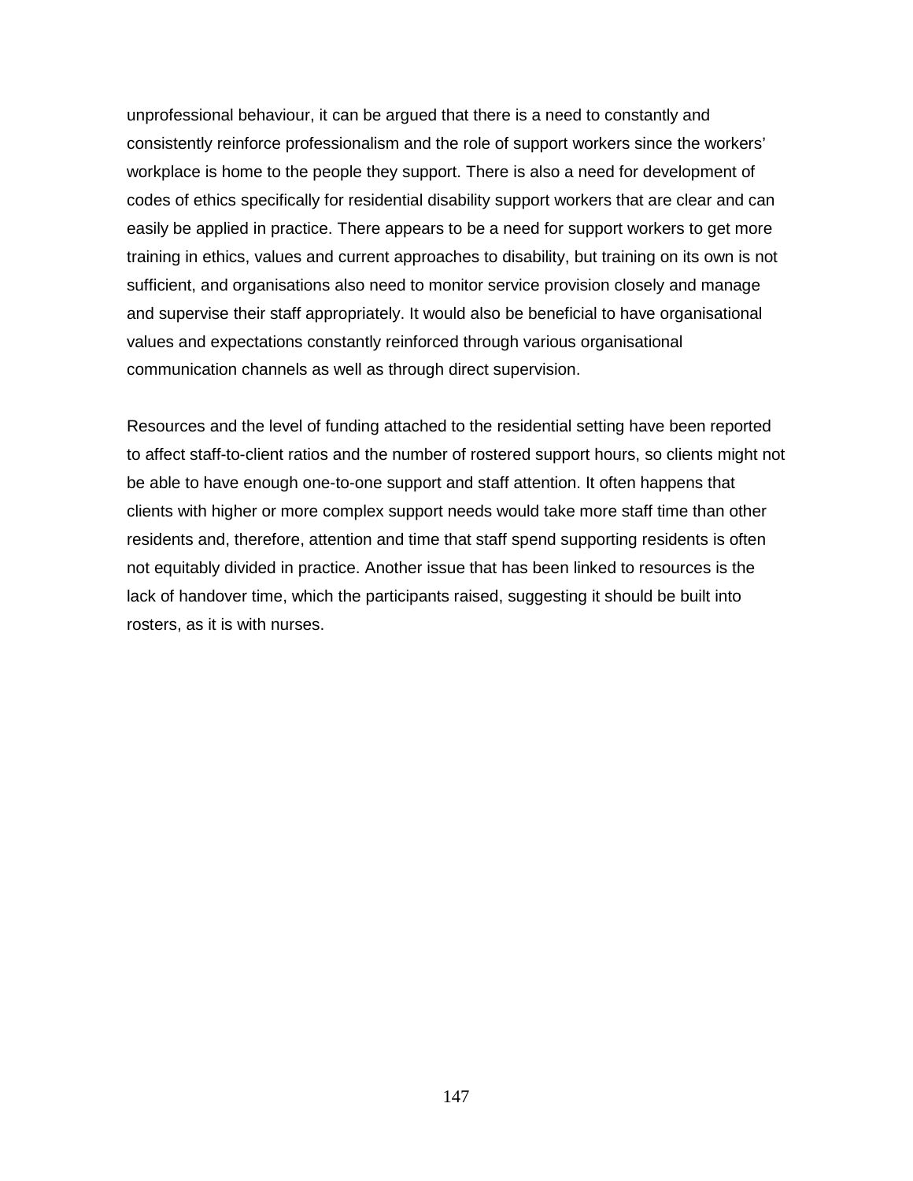unprofessional behaviour, it can be argued that there is a need to constantly and consistently reinforce professionalism and the role of support workers since the workers' workplace is home to the people they support. There is also a need for development of codes of ethics specifically for residential disability support workers that are clear and can easily be applied in practice. There appears to be a need for support workers to get more training in ethics, values and current approaches to disability, but training on its own is not sufficient, and organisations also need to monitor service provision closely and manage and supervise their staff appropriately. It would also be beneficial to have organisational values and expectations constantly reinforced through various organisational communication channels as well as through direct supervision.

Resources and the level of funding attached to the residential setting have been reported to affect staff-to-client ratios and the number of rostered support hours, so clients might not be able to have enough one-to-one support and staff attention. It often happens that clients with higher or more complex support needs would take more staff time than other residents and, therefore, attention and time that staff spend supporting residents is often not equitably divided in practice. Another issue that has been linked to resources is the lack of handover time, which the participants raised, suggesting it should be built into rosters, as it is with nurses.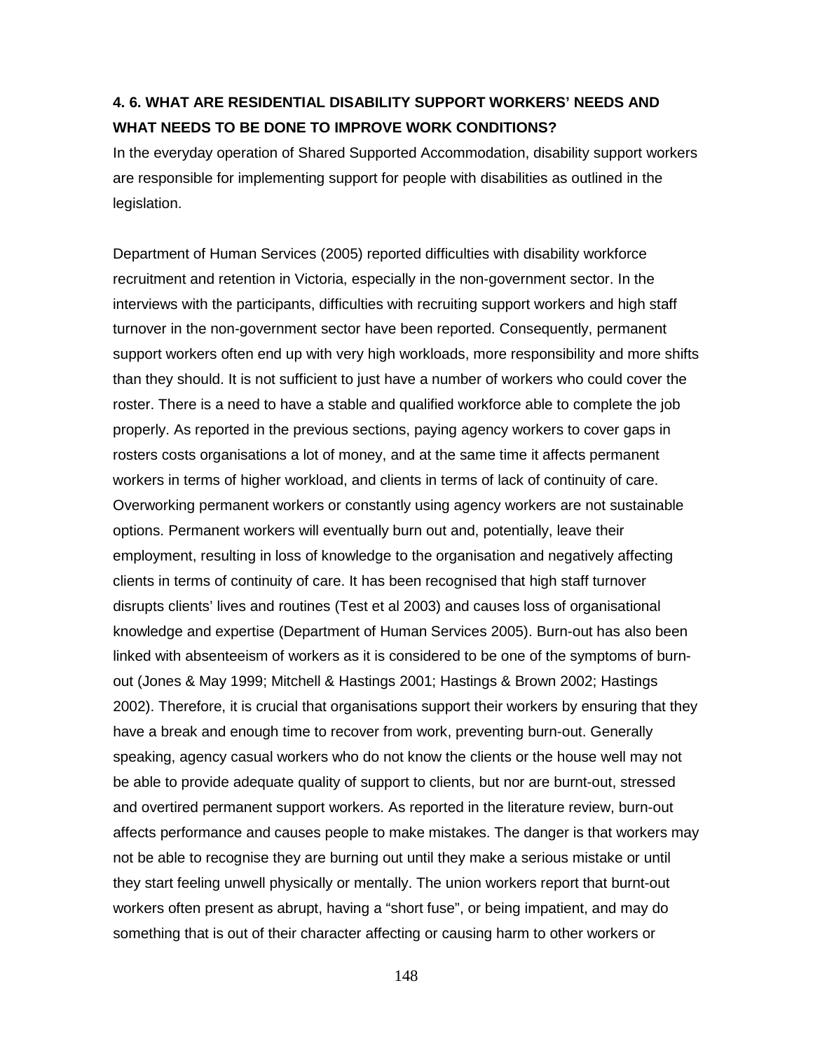## 4. 6. WHAT ARE RESIDENTIAL DISABILITY SUPPORT WORKERS' NEEDS AND WHAT NEEDS TO BE DONE TO IMPROVE WORK CONDITIONS?

In the everyday operation of Shared Supported Accommodation, disability support workers are responsible for implementing support for people with disabilities as outlined in the legislation.

Department of Human Services (2005) reported difficulties with disability workforce recruitment and retention in Victoria, especially in the non-government sector. In the interviews with the participants, difficulties with recruiting support workers and high staff turnover in the non-government sector have been reported. Consequently, permanent support workers often end up with very high workloads, more responsibility and more shifts than they should. It is not sufficient to just have a number of workers who could cover the roster. There is a need to have a stable and qualified workforce able to complete the job properly. As reported in the previous sections, paying agency workers to cover gaps in rosters costs organisations a lot of money, and at the same time it affects permanent workers in terms of higher workload, and clients in terms of lack of continuity of care. Overworking permanent workers or constantly using agency workers are not sustainable options. Permanent workers will eventually burn out and, potentially, leave their employment, resulting in loss of knowledge to the organisation and negatively affecting clients in terms of continuity of care. It has been recognised that high staff turnover disrupts clients' lives and routines (Test et al 2003) and causes loss of organisational knowledge and expertise (Department of Human Services 2005). Burn-out has also been linked with absenteeism of workers as it is considered to be one of the symptoms of burn-out (Jones & May 1999; Mitchell & Hastings 2001; Hastings & Brown 2002; Hastings 2002). Therefore, it is crucial that organisations support their workers by ensuring that they have a break and enough time to recover from work, preventing burn-out. Generally speaking, agency casual workers who do not know the clients or the house well may not be able to provide adequate quality of support to clients, but nor are burnt-out, stressed and overtired permanent support workers. As reported in the literature review, burn-out affects performance and causes people to make mistakes. The danger is that workers may not be able to recognise they are burning out until they make a serious mistake or until they start feeling unwell physically or mentally. The union workers report that burnt-out workers often present as abrupt, having a "short fuse", or being impatient, and may do something that is out of their character affecting or causing harm to other workers or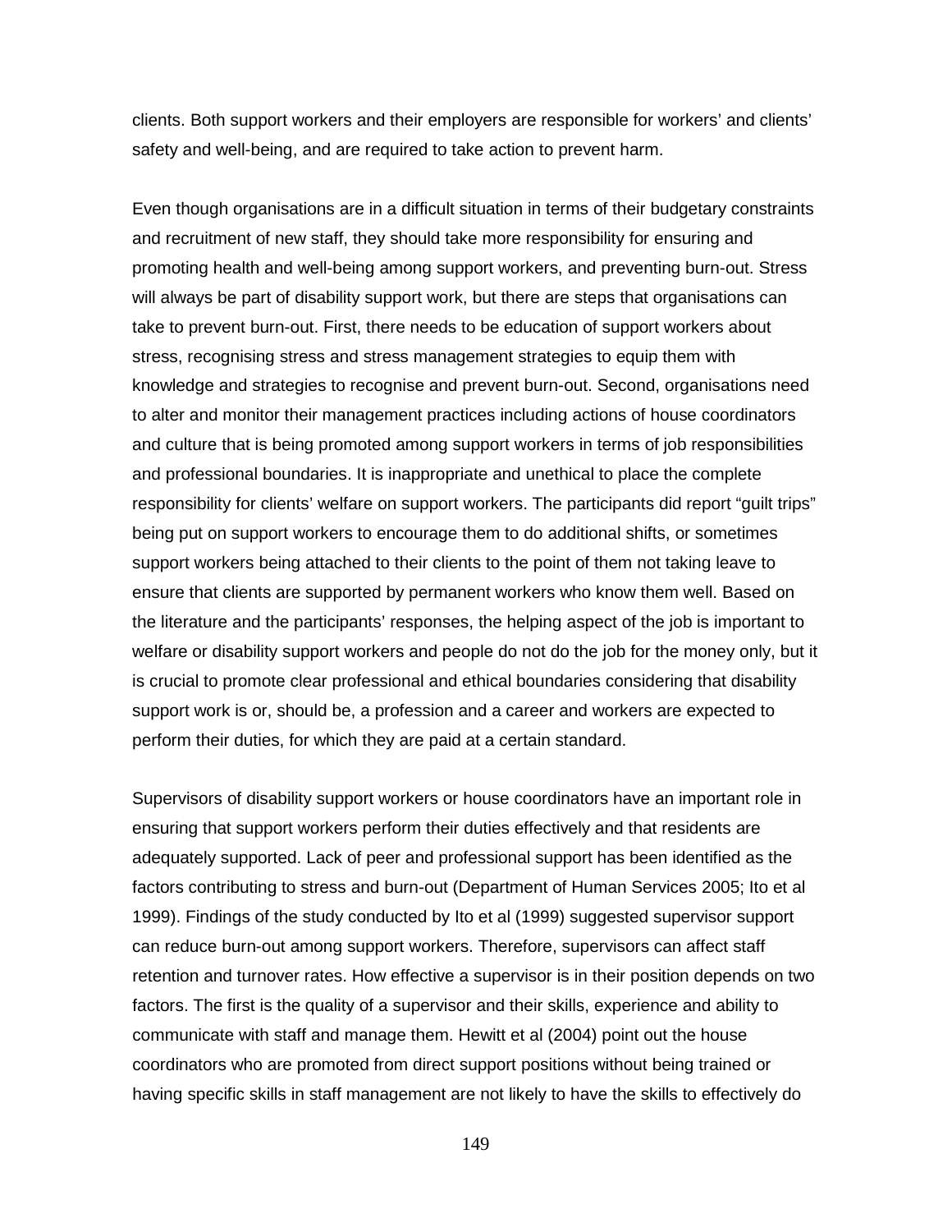clients. Both support workers and their employers are responsible for workers' and clients' safety and well-being, and are required to take action to prevent harm.

Even though organisations are in a difficult situation in terms of their budgetary constraints and recruitment of new staff, they should take more responsibility for ensuring and promoting health and well-being among support workers, and preventing burn-out. Stress will always be part of disability support work, but there are steps that organisations can take to prevent burn-out. First, there needs to be education of support workers about stress, recognising stress and stress management strategies to equip them with knowledge and strategies to recognise and prevent burn-out. Second, organisations need to alter and monitor their management practices including actions of house coordinators and culture that is being promoted among support workers in terms of job responsibilities and professional boundaries. It is inappropriate and unethical to place the complete responsibility for clients' welfare on support workers. The participants did report "guilt trips" being put on support workers to encourage them to do additional shifts, or sometimes support workers being attached to their clients to the point of them not taking leave to ensure that clients are supported by permanent workers who know them well. Based on the literature and the participants' responses, the helping aspect of the job is important to welfare or disability support workers and people do not do the job for the money only, but it is crucial to promote clear professional and ethical boundaries considering that disability support work is or, should be, a profession and a career and workers are expected to perform their duties, for which they are paid at a certain standard.

Supervisors of disability support workers or house coordinators have an important role in ensuring that support workers perform their duties effectively and that residents are adequately supported. Lack of peer and professional support has been identified as the factors contributing to stress and burn-out (Department of Human Services 2005; Ito et al 1999). Findings of the study conducted by Ito et al (1999) suggested supervisor support can reduce burn-out among support workers. Therefore, supervisors can affect staff retention and turnover rates. How effective a supervisor is in their position depends on two factors. The first is the quality of a supervisor and their skills, experience and ability to communicate with staff and manage them. Hewitt et al (2004) point out the house coordinators who are promoted from direct support positions without being trained or having specific skills in staff management are not likely to have the skills to effectively do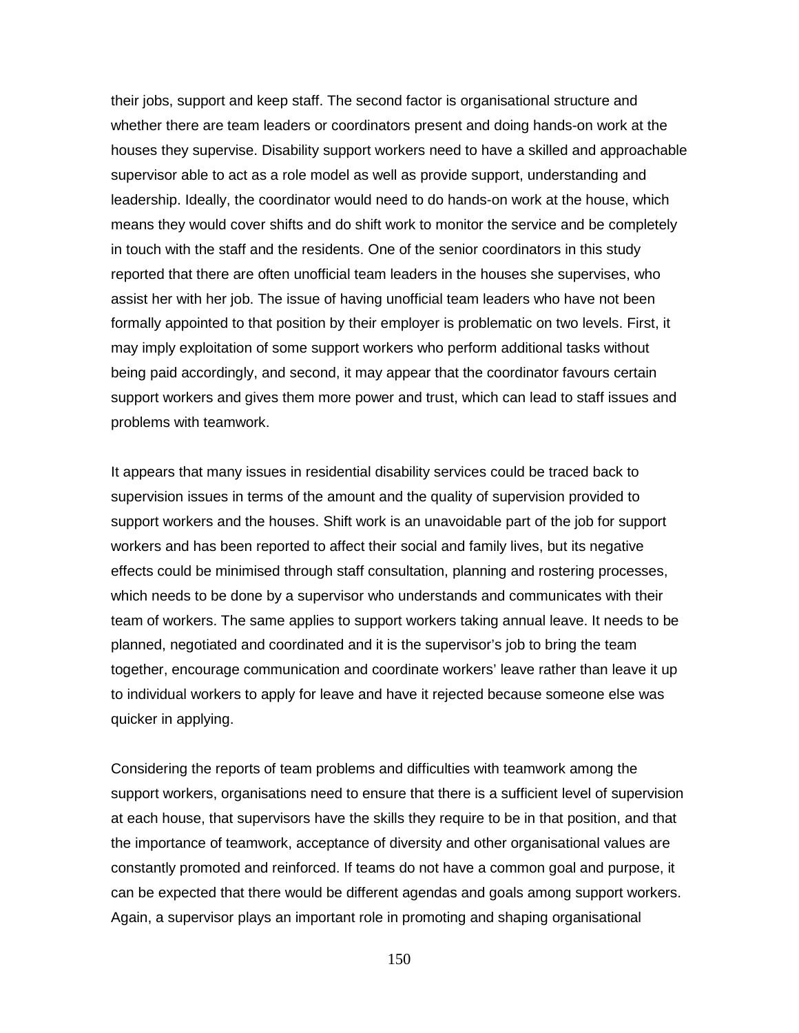their jobs, support and keep staff. The second factor is organisational structure and whether there are team leaders or coordinators present and doing hands-on work at the houses they supervise. Disability support workers need to have a skilled and approachable supervisor able to act as a role model as well as provide support, understanding and leadership. Ideally, the coordinator would need to do hands-on work at the house, which means they would cover shifts and do shift work to monitor the service and be completely in touch with the staff and the residents. One of the senior coordinators in this study reported that there are often unofficial team leaders in the houses she supervises, who assist her with her job. The issue of having unofficial team leaders who have not been formally appointed to that position by their employer is problematic on two levels. First, it may imply exploitation of some support workers who perform additional tasks without being paid accordingly, and second, it may appear that the coordinator favours certain support workers and gives them more power and trust, which can lead to staff issues and problems with teamwork.

It appears that many issues in residential disability services could be traced back to supervision issues in terms of the amount and the quality of supervision provided to support workers and the houses. Shift work is an unavoidable part of the job for support workers and has been reported to affect their social and family lives, but its negative effects could be minimised through staff consultation, planning and rostering processes, which needs to be done by a supervisor who understands and communicates with their team of workers. The same applies to support workers taking annual leave. It needs to be planned, negotiated and coordinated and it is the supervisor's job to bring the team together, encourage communication and coordinate workers' leave rather than leave it up to individual workers to apply for leave and have it rejected because someone else was quicker in applying.

Considering the reports of team problems and difficulties with teamwork among the support workers, organisations need to ensure that there is a sufficient level of supervision at each house, that supervisors have the skills they require to be in that position, and that the importance of teamwork, acceptance of diversity and other organisational values are constantly promoted and reinforced. If teams do not have a common goal and purpose, it can be expected that there would be different agendas and goals among support workers. Again, a supervisor plays an important role in promoting and shaping organisational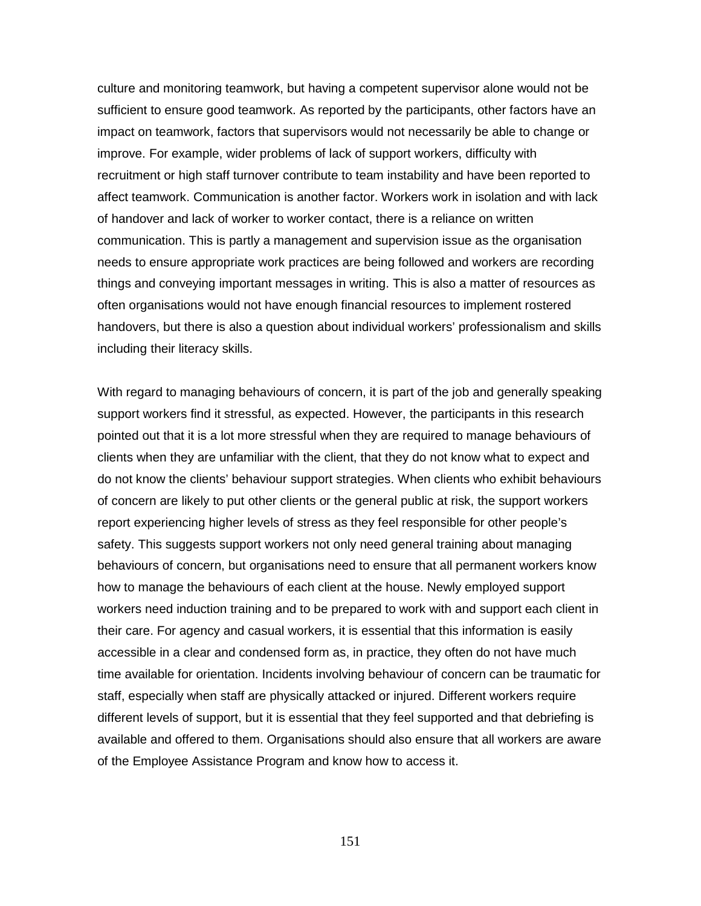culture and monitoring teamwork, but having a competent supervisor alone would not be sufficient to ensure good teamwork. As reported by the participants, other factors have an impact on teamwork, factors that supervisors would not necessarily be able to change or improve. For example, wider problems of lack of support workers, difficulty with recruitment or high staff turnover contribute to team instability and have been reported to affect teamwork. Communication is another factor. Workers work in isolation and with lack of handover and lack of worker to worker contact, there is a reliance on written communication. This is partly a management and supervision issue as the organisation needs to ensure appropriate work practices are being followed and workers are recording things and conveying important messages in writing. This is also a matter of resources as often organisations would not have enough financial resources to implement rostered handovers, but there is also a question about individual workers' professionalism and skills including their literacy skills.

With regard to managing behaviours of concern, it is part of the job and generally speaking support workers find it stressful, as expected. However, the participants in this research pointed out that it is a lot more stressful when they are required to manage behaviours of clients when they are unfamiliar with the client, that they do not know what to expect and do not know the clients' behaviour support strategies. When clients who exhibit behaviours of concern are likely to put other clients or the general public at risk, the support workers report experiencing higher levels of stress as they feel responsible for other people's safety. This suggests support workers not only need general training about managing behaviours of concern, but organisations need to ensure that all permanent workers know how to manage the behaviours of each client at the house. Newly employed support workers need induction training and to be prepared to work with and support each client in their care. For agency and casual workers, it is essential that this information is easily accessible in a clear and condensed form as, in practice, they often do not have much time available for orientation. Incidents involving behaviour of concern can be traumatic for staff, especially when staff are physically attacked or injured. Different workers require different levels of support, but it is essential that they feel supported and that debriefing is available and offered to them. Organisations should also ensure that all workers are aware of the Employee Assistance Program and know how to access it.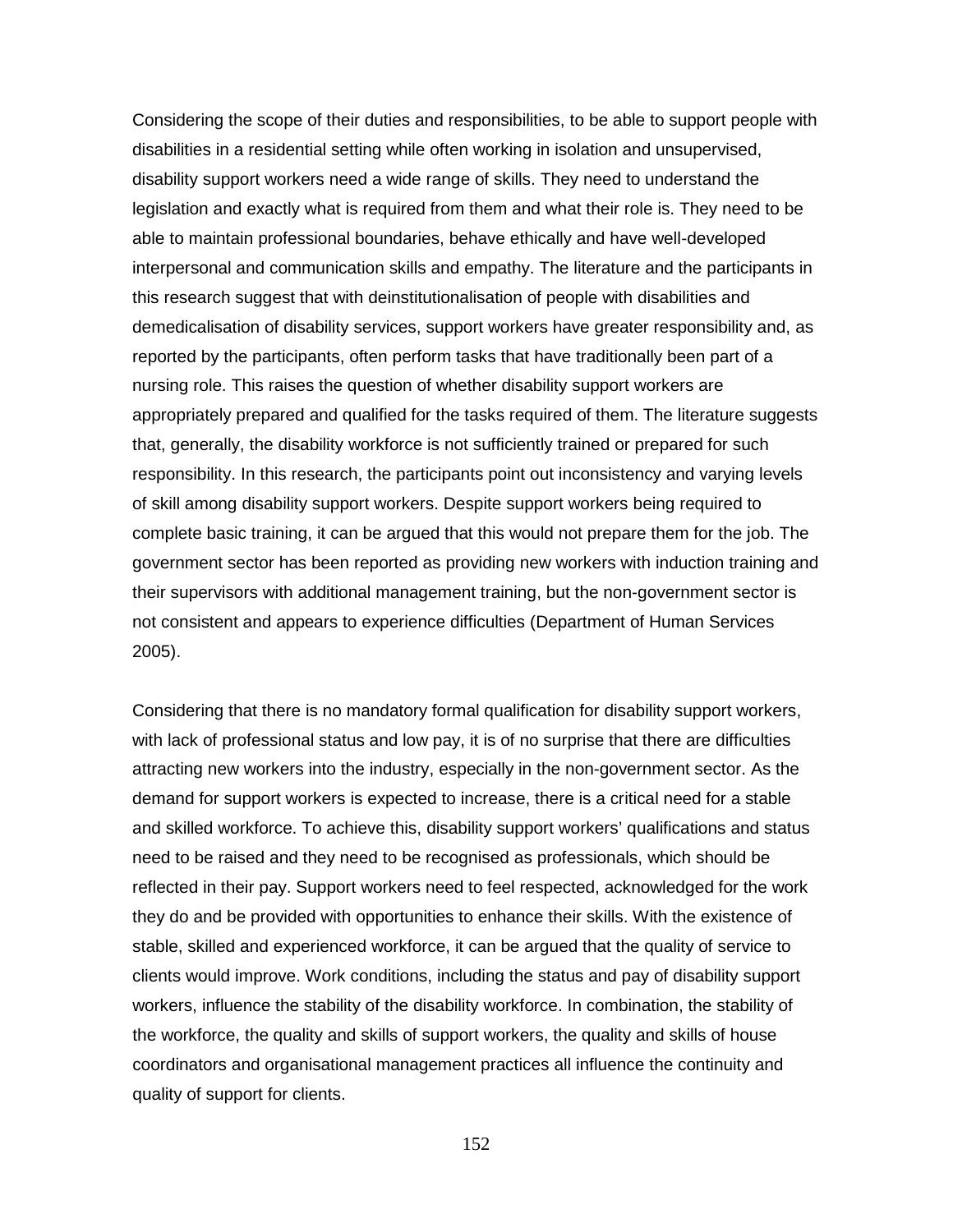Considering the scope of their duties and responsibilities, to be able to support people with disabilities in a residential setting while often working in isolation and unsupervised, disability support workers need a wide range of skills. They need to understand the legislation and exactly what is required from them and what their role is. They need to be able to maintain professional boundaries, behave ethically and have well-developed interpersonal and communication skills and empathy. The literature and the participants in this research suggest that with deinstitutionalisation of people with disabilities and demedicalisation of disability services, support workers have greater responsibility and, as reported by the participants, often perform tasks that have traditionally been part of a nursing role. This raises the question of whether disability support workers are appropriately prepared and qualified for the tasks required of them. The literature suggests that, generally, the disability workforce is not sufficiently trained or prepared for such responsibility. In this research, the participants point out inconsistency and varying levels of skill among disability support workers. Despite support workers being required to complete basic training, it can be argued that this would not prepare them for the job. The government sector has been reported as providing new workers with induction training and their supervisors with additional management training, but the non-government sector is not consistent and appears to experience difficulties (Department of Human Services 2005).

Considering that there is no mandatory formal qualification for disability support workers, with lack of professional status and low pay, it is of no surprise that there are difficulties attracting new workers into the industry, especially in the non-government sector. As the demand for support workers is expected to increase, there is a critical need for a stable and skilled workforce. To achieve this, disability support workers' qualifications and status need to be raised and they need to be recognised as professionals, which should be reflected in their pay. Support workers need to feel respected, acknowledged for the work they do and be provided with opportunities to enhance their skills. With the existence of stable, skilled and experienced workforce, it can be argued that the quality of service to clients would improve. Work conditions, including the status and pay of disability support workers, influence the stability of the disability workforce. In combination, the stability of the workforce, the quality and skills of support workers, the quality and skills of house coordinators and organisational management practices all influence the continuity and quality of support for clients.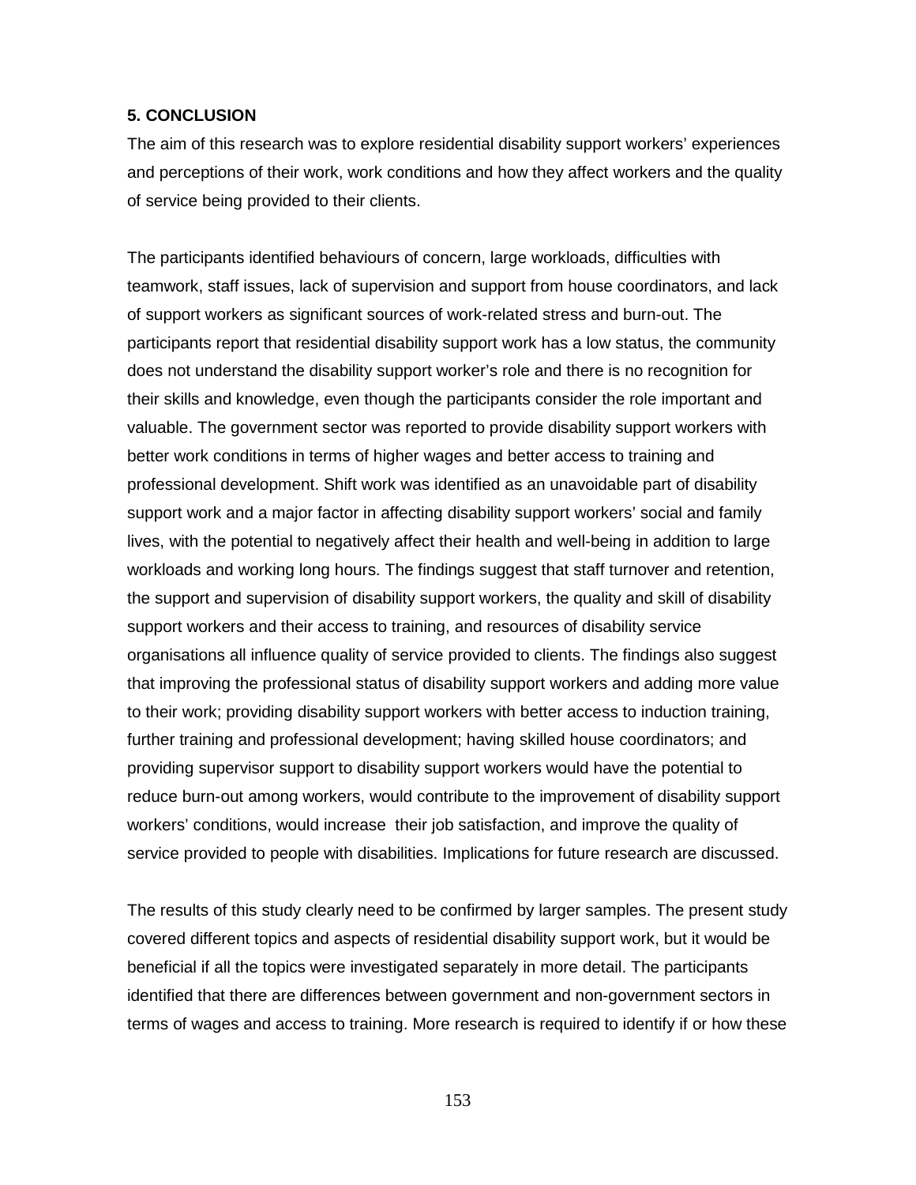## 5. CONCLUSION

The aim of this research was to explore residential disability support workers' experiences and perceptions of their work, work conditions and how they affect workers and the quality of service being provided to their clients.

The participants identified behaviours of concern, large workloads, difficulties with teamwork, staff issues, lack of supervision and support from house coordinators, and lack of support workers as significant sources of work-related stress and burn-out. The participants report that residential disability support work has a low status, the community does not understand the disability support worker's role and there is no recognition for their skills and knowledge, even though the participants consider the role important and valuable. The government sector was reported to provide disability support workers with better work conditions in terms of higher wages and better access to training and professional development. Shift work was identified as an unavoidable part of disability support work and a major factor in affecting disability support workers' social and family lives, with the potential to negatively affect their health and well-being in addition to large workloads and working long hours. The findings suggest that staff turnover and retention, the support and supervision of disability support workers, the quality and skill of disability support workers and their access to training, and resources of disability service organisations all influence quality of service provided to clients. The findings also suggest that improving the professional status of disability support workers and adding more value to their work; providing disability support workers with better access to induction training, further training and professional development; having skilled house coordinators; and providing supervisor support to disability support workers would have the potential to reduce burn-out among workers, would contribute to the improvement of disability support workers' conditions, would increase their job satisfaction, and improve the quality of service provided to people with disabilities. Implications for future research are discussed.

The results of this study clearly need to be confirmed by larger samples. The present study covered different topics and aspects of residential disability support work, but it would be beneficial if all the topics were investigated separately in more detail. The participants identified that there are differences between government and non-government sectors in terms of wages and access to training. More research is required to identify if or how these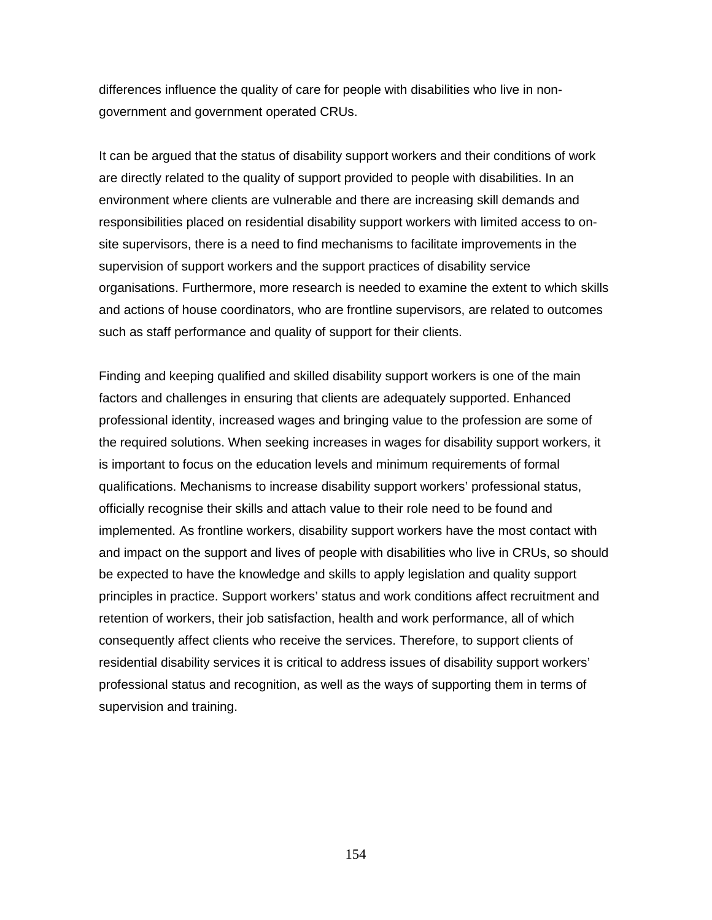differences influence the quality of care for people with disabilities who live in non-government and government operated CRUs.

It can be argued that the status of disability support workers and their conditions of work are directly related to the quality of support provided to people with disabilities. In an environment where clients are vulnerable and there are increasing skill demands and responsibilities placed on residential disability support workers with limited access to on-site supervisors, there is a need to find mechanisms to facilitate improvements in the supervision of support workers and the support practices of disability service organisations. Furthermore, more research is needed to examine the extent to which skills and actions of house coordinators, who are frontline supervisors, are related to outcomes such as staff performance and quality of support for their clients.

Finding and keeping qualified and skilled disability support workers is one of the main factors and challenges in ensuring that clients are adequately supported. Enhanced professional identity, increased wages and bringing value to the profession are some of the required solutions. When seeking increases in wages for disability support workers, it is important to focus on the education levels and minimum requirements of formal qualifications. Mechanisms to increase disability support workers' professional status, officially recognise their skills and attach value to their role need to be found and implemented. As frontline workers, disability support workers have the most contact with and impact on the support and lives of people with disabilities who live in CRUs, so should be expected to have the knowledge and skills to apply legislation and quality support principles in practice. Support workers' status and work conditions affect recruitment and retention of workers, their job satisfaction, health and work performance, all of which consequently affect clients who receive the services. Therefore, to support clients of residential disability services it is critical to address issues of disability support workers' professional status and recognition, as well as the ways of supporting them in terms of supervision and training.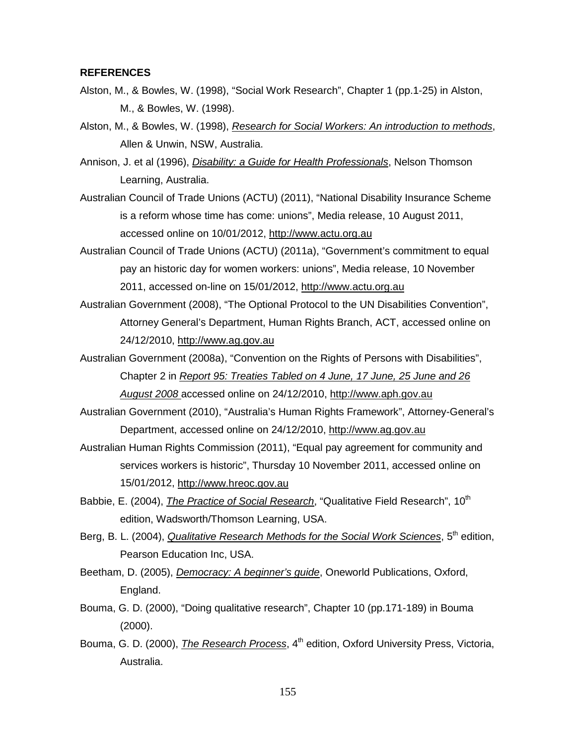**REFERENCES**

Alston, M., & Bowles, W. (1998), "Social Work Research", Chapter 1 (pp.1-25) in Alston, M., & Bowles, W. (1998).

Alston, M., & Bowles, W. (1998), *Research for Social Workers: An introduction to methods*, Allen & Unwin, NSW, Australia.

Annison, J. et al (1996), *Disability: a Guide for Health Professionals*, Nelson Thomson Learning, Australia.

Australian Council of Trade Unions (ACTU) (2011), "National Disability Insurance Scheme is a reform whose time has come: unions", Media release, 10 August 2011, accessed online on 10/01/2012, http://www.actu.org.au

Australian Council of Trade Unions (ACTU) (2011a), "Government's commitment to equal pay an historic day for women workers: unions", Media release, 10 November 2011, accessed on-line on 15/01/2012, http://www.actu.org.au

Australian Government (2008), "The Optional Protocol to the UN Disabilities Convention", Attorney General's Department, Human Rights Branch, ACT, accessed online on 24/12/2010, http://www.ag.gov.au

Australian Government (2008a), "Convention on the Rights of Persons with Disabilities", Chapter 2 in *Report 95: Treaties Tabled on 4 June, 17 June, 25 June and 26 August 2008* accessed online on 24/12/2010, http://www.aph.gov.au

Australian Government (2010), "Australia's Human Rights Framework", Attorney-General's Department, accessed online on 24/12/2010, http://www.ag.gov.au

Australian Human Rights Commission (2011), "Equal pay agreement for community and services workers is historic", Thursday 10 November 2011, accessed online on 15/01/2012, http://www.hreoc.gov.au

Babbie, E. (2004), *The Practice of Social Research*, "Qualitative Field Research", 10th edition, Wadsworth/Thomson Learning, USA.

Berg, B. L. (2004), *Qualitative Research Methods for the Social Work Sciences*, 5th edition, Pearson Education Inc, USA.

Beetham, D. (2005), *Democracy: A beginner's guide*, Oneworld Publications, Oxford, England.

Bouma, G. D. (2000), "Doing qualitative research", Chapter 10 (pp.171-189) in Bouma (2000).

Bouma, G. D. (2000), *The Research Process*, 4th edition, Oxford University Press, Victoria, Australia.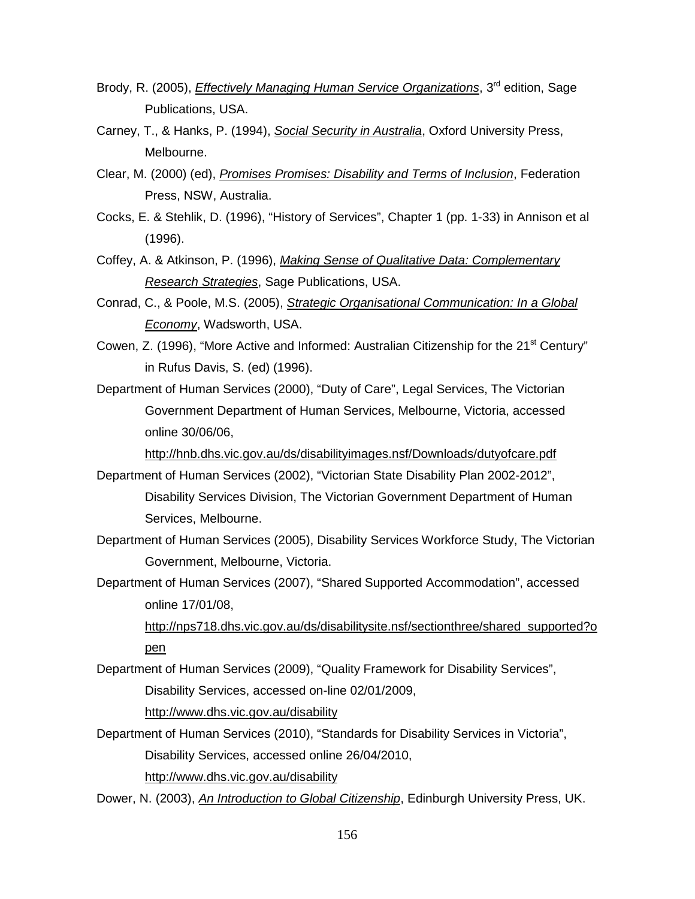Brody, R. (2005), *Effectively Managing Human Service Organizations*, 3rd edition, Sage Publications, USA.

Carney, T., & Hanks, P. (1994), *Social Security in Australia*, Oxford University Press, Melbourne.

Clear, M. (2000) (ed), *Promises Promises: Disability and Terms of Inclusion*, Federation Press, NSW, Australia.

Cocks, E. & Stehlik, D. (1996), "History of Services", Chapter 1 (pp. 1-33) in Annison et al (1996).

Coffey, A. & Atkinson, P. (1996), *Making Sense of Qualitative Data: Complementary Research Strategies*, Sage Publications, USA.

Conrad, C., & Poole, M.S. (2005), *Strategic Organisational Communication: In a Global Economy*, Wadsworth, USA.

Cowen, Z. (1996), "More Active and Informed: Australian Citizenship for the 21st Century" in Rufus Davis, S. (ed) (1996).

Department of Human Services (2000), "Duty of Care", Legal Services, The Victorian Government Department of Human Services, Melbourne, Victoria, accessed online 30/06/06, http://hnb.dhs.vic.gov.au/ds/disabilityimages.nsf/Downloads/dutyofcare.pdf

Department of Human Services (2002), "Victorian State Disability Plan 2002-2012", Disability Services Division, The Victorian Government Department of Human Services, Melbourne.

Department of Human Services (2005), Disability Services Workforce Study, The Victorian Government, Melbourne, Victoria.

Department of Human Services (2007), "Shared Supported Accommodation", accessed online 17/01/08, http://nps718.dhs.vic.gov.au/ds/disabilitysite.nsf/sectionthree/shared_supported?open

Department of Human Services (2009), "Quality Framework for Disability Services", Disability Services, accessed on-line 02/01/2009, http://www.dhs.vic.gov.au/disability

Department of Human Services (2010), "Standards for Disability Services in Victoria", Disability Services, accessed online 26/04/2010, http://www.dhs.vic.gov.au/disability

Dower, N. (2003), *An Introduction to Global Citizenship*, Edinburgh University Press, UK.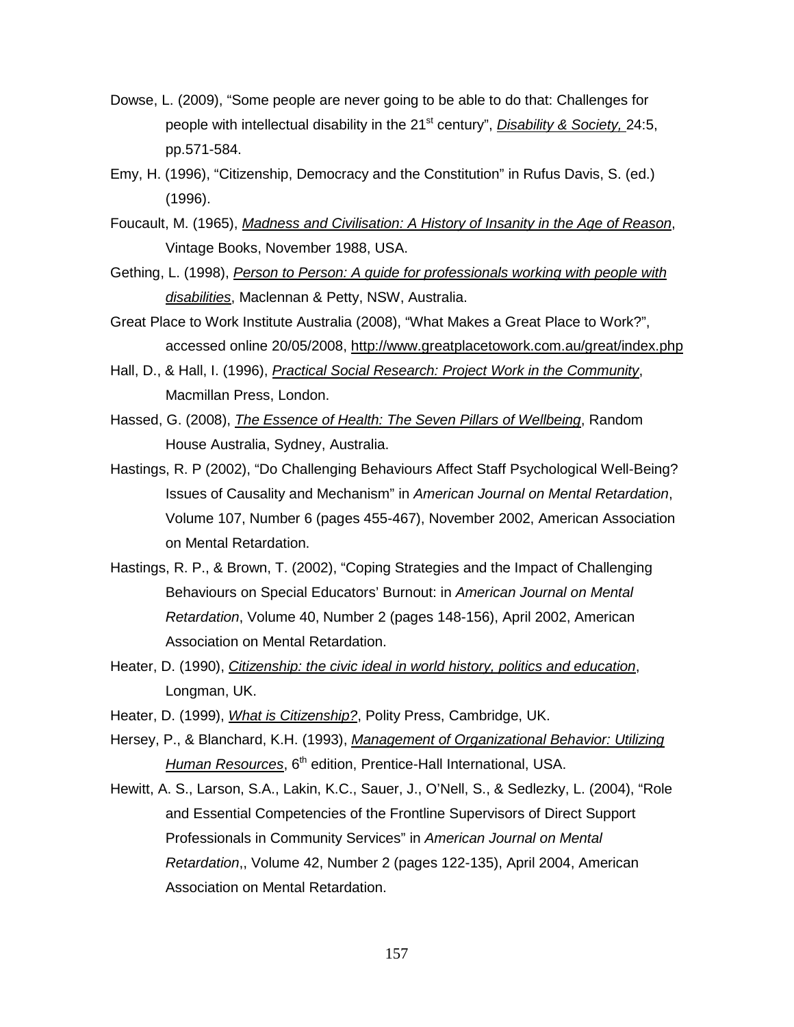Dowse, L. (2009), “Some people are never going to be able to do that: Challenges for people with intellectual disability in the 21st century”, Disability & Society, 24:5, pp.571-584.

Emy, H. (1996), “Citizenship, Democracy and the Constitution” in Rufus Davis, S. (ed.) (1996).

Foucault, M. (1965), Madness and Civilisation: A History of Insanity in the Age of Reason, Vintage Books, November 1988, USA.

Gething, L. (1998), Person to Person: A guide for professionals working with people with disabilities, Maclennan & Petty, NSW, Australia.

Great Place to Work Institute Australia (2008), “What Makes a Great Place to Work?”, accessed online 20/05/2008, http://www.greatplacetowork.com.au/great/index.php

Hall, D., & Hall, I. (1996), Practical Social Research: Project Work in the Community, Macmillan Press, London.

Hassed, G. (2008), The Essence of Health: The Seven Pillars of Wellbeing, Random House Australia, Sydney, Australia.

Hastings, R. P (2002), “Do Challenging Behaviours Affect Staff Psychological Well-Being? Issues of Causality and Mechanism” in *American Journal on Mental Retardation*, Volume 107, Number 6 (pages 455-467), November 2002, American Association on Mental Retardation.

Hastings, R. P., & Brown, T. (2002), “Coping Strategies and the Impact of Challenging Behaviours on Special Educators’ Burnout: in *American Journal on Mental Retardation*, Volume 40, Number 2 (pages 148-156), April 2002, American Association on Mental Retardation.

Heater, D. (1990), Citizenship: the civic ideal in world history, politics and education, Longman, UK.

Heater, D. (1999), What is Citizenship?, Polity Press, Cambridge, UK.

Hersey, P., & Blanchard, K.H. (1993), Management of Organizational Behavior: Utilizing Human Resources, 6th edition, Prentice-Hall International, USA.

Hewitt, A. S., Larson, S.A., Lakin, K.C., Sauer, J., O’Nell, S., & Sedlezky, L. (2004), “Role and Essential Competencies of the Frontline Supervisors of Direct Support Professionals in Community Services” in *American Journal on Mental Retardation*,, Volume 42, Number 2 (pages 122-135), April 2004, American Association on Mental Retardation.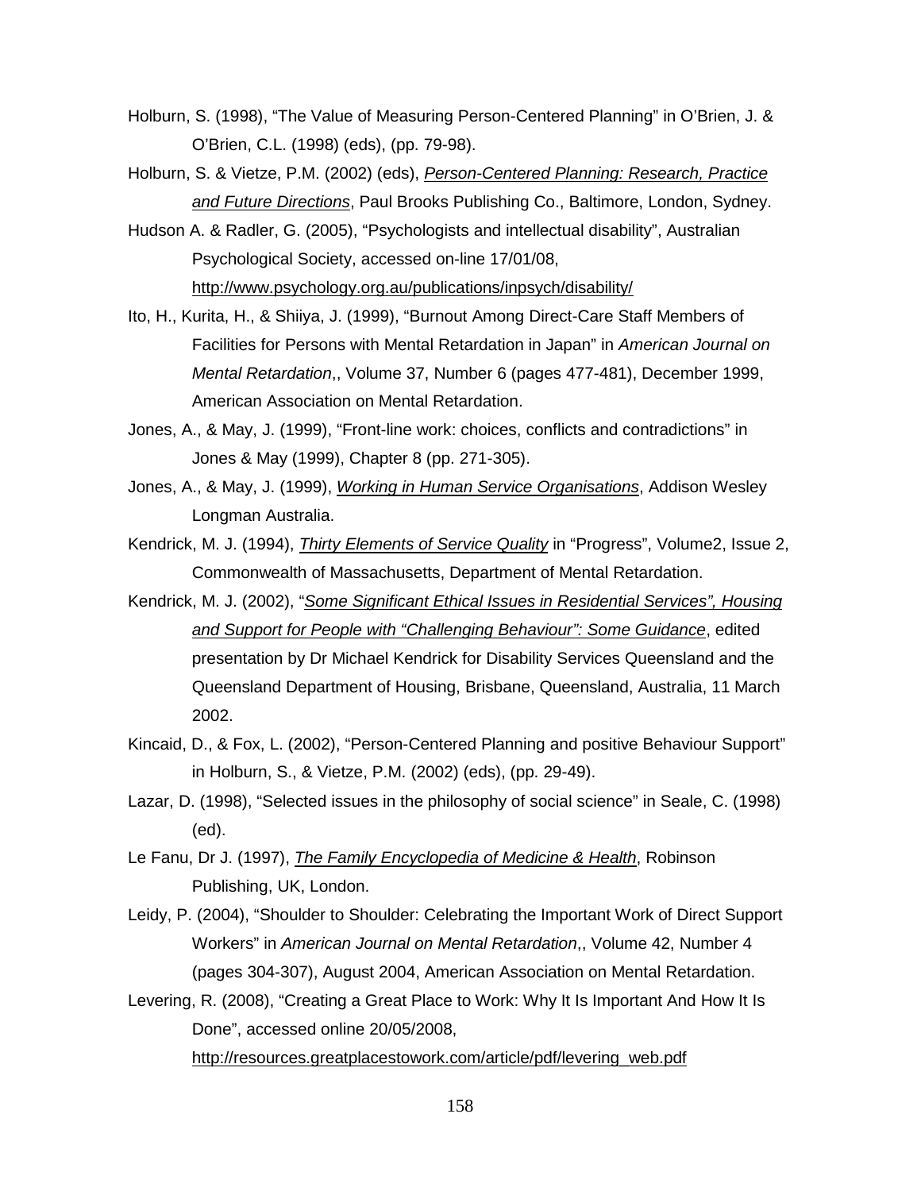Holburn, S. (1998), "The Value of Measuring Person-Centered Planning" in O'Brien, J. & O'Brien, C.L. (1998) (eds), (pp. 79-98).

Holburn, S. & Vietze, P.M. (2002) (eds), _Person-Centered Planning: Research, Practice and Future Directions_, Paul Brooks Publishing Co., Baltimore, London, Sydney.

Hudson A. & Radler, G. (2005), "Psychologists and intellectual disability", Australian Psychological Society, accessed on-line 17/01/08, http://www.psychology.org.au/publications/inpsych/disability/

Ito, H., Kurita, H., & Shiiya, J. (1999), "Burnout Among Direct-Care Staff Members of Facilities for Persons with Mental Retardation in Japan" in *American Journal on Mental Retardation*,, Volume 37, Number 6 (pages 477-481), December 1999, American Association on Mental Retardation.

Jones, A., & May, J. (1999), "Front-line work: choices, conflicts and contradictions" in Jones & May (1999), Chapter 8 (pp. 271-305).

Jones, A., & May, J. (1999), _Working in Human Service Organisations_, Addison Wesley Longman Australia.

Kendrick, M. J. (1994), _Thirty Elements of Service Quality_ in "Progress", Volume2, Issue 2, Commonwealth of Massachusetts, Department of Mental Retardation.

Kendrick, M. J. (2002), "_Some Significant Ethical Issues in Residential Services", Housing and Support for People with "Challenging Behaviour": Some Guidance_, edited presentation by Dr Michael Kendrick for Disability Services Queensland and the Queensland Department of Housing, Brisbane, Queensland, Australia, 11 March 2002.

Kincaid, D., & Fox, L. (2002), "Person-Centered Planning and positive Behaviour Support" in Holburn, S., & Vietze, P.M. (2002) (eds), (pp. 29-49).

Lazar, D. (1998), "Selected issues in the philosophy of social science" in Seale, C. (1998) (ed).

Le Fanu, Dr J. (1997), _The Family Encyclopedia of Medicine & Health_, Robinson Publishing, UK, London.

Leidy, P. (2004), "Shoulder to Shoulder: Celebrating the Important Work of Direct Support Workers" in *American Journal on Mental Retardation*,, Volume 42, Number 4 (pages 304-307), August 2004, American Association on Mental Retardation.

Levering, R. (2008), "Creating a Great Place to Work: Why It Is Important And How It Is Done", accessed online 20/05/2008, http://resources.greatplacestowork.com/article/pdf/levering_web.pdf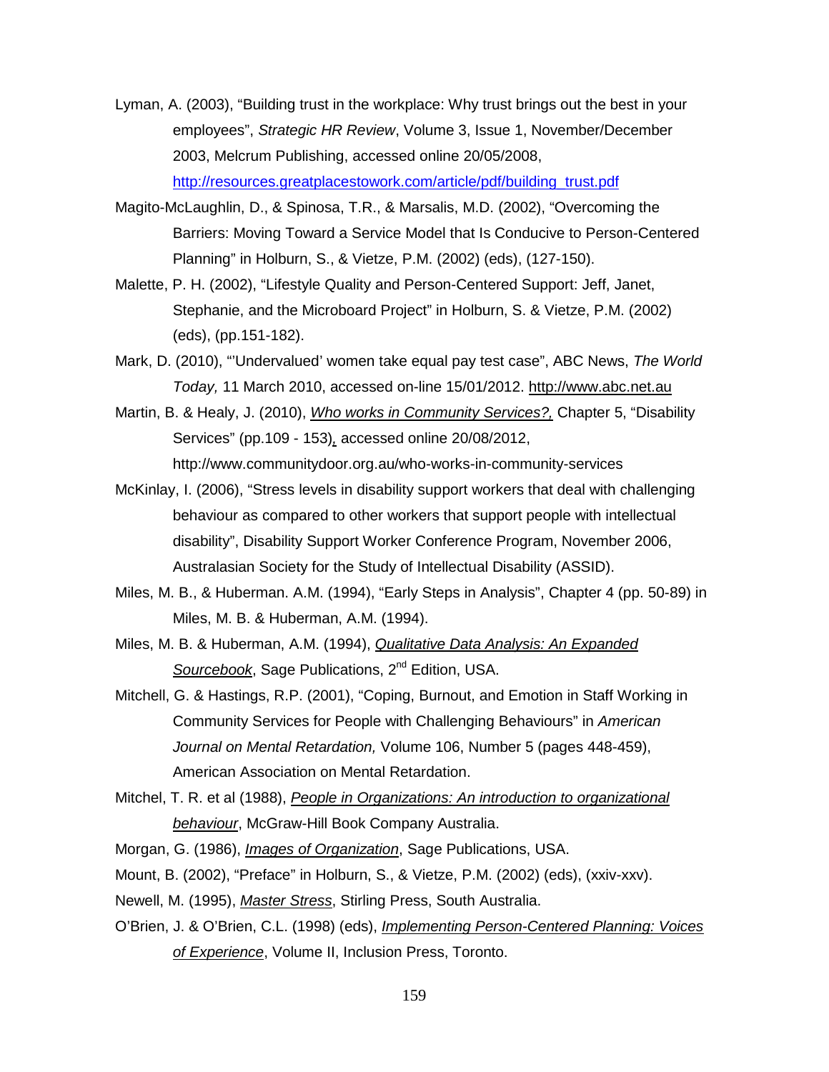Lyman, A. (2003), "Building trust in the workplace: Why trust brings out the best in your employees", *Strategic HR Review*, Volume 3, Issue 1, November/December 2003, Melcrum Publishing, accessed online 20/05/2008, http://resources.greatplacestowork.com/article/pdf/building_trust.pdf

Magito-McLaughlin, D., & Spinosa, T.R., & Marsalis, M.D. (2002), "Overcoming the Barriers: Moving Toward a Service Model that Is Conducive to Person-Centered Planning" in Holburn, S., & Vietze, P.M. (2002) (eds), (127-150).

Malette, P. H. (2002), "Lifestyle Quality and Person-Centered Support: Jeff, Janet, Stephanie, and the Microboard Project" in Holburn, S. & Vietze, P.M. (2002) (eds), (pp.151-182).

Mark, D. (2010), "'Undervalued' women take equal pay test case", ABC News, *The World Today,* 11 March 2010, accessed on-line 15/01/2012. http://www.abc.net.au

Martin, B. & Healy, J. (2010), *Who works in Community Services?,* Chapter 5, "Disability Services" (pp.109 - 153), accessed online 20/08/2012, http://www.communitydoor.org.au/who-works-in-community-services

McKinlay, I. (2006), "Stress levels in disability support workers that deal with challenging behaviour as compared to other workers that support people with intellectual disability", Disability Support Worker Conference Program, November 2006, Australasian Society for the Study of Intellectual Disability (ASSID).

Miles, M. B., & Huberman. A.M. (1994), "Early Steps in Analysis", Chapter 4 (pp. 50-89) in Miles, M. B. & Huberman, A.M. (1994).

Miles, M. B. & Huberman, A.M. (1994), *Qualitative Data Analysis: An Expanded Sourcebook*, Sage Publications, 2nd Edition, USA.

Mitchell, G. & Hastings, R.P. (2001), "Coping, Burnout, and Emotion in Staff Working in Community Services for People with Challenging Behaviours" in *American Journal on Mental Retardation,* Volume 106, Number 5 (pages 448-459), American Association on Mental Retardation.

Mitchel, T. R. et al (1988), *People in Organizations: An introduction to organizational behaviour*, McGraw-Hill Book Company Australia.

Morgan, G. (1986), *Images of Organization*, Sage Publications, USA.

Mount, B. (2002), "Preface" in Holburn, S., & Vietze, P.M. (2002) (eds), (xxiv-xxv).

Newell, M. (1995), *Master Stress*, Stirling Press, South Australia.

O'Brien, J. & O'Brien, C.L. (1998) (eds), *Implementing Person-Centered Planning: Voices of Experience*, Volume II, Inclusion Press, Toronto.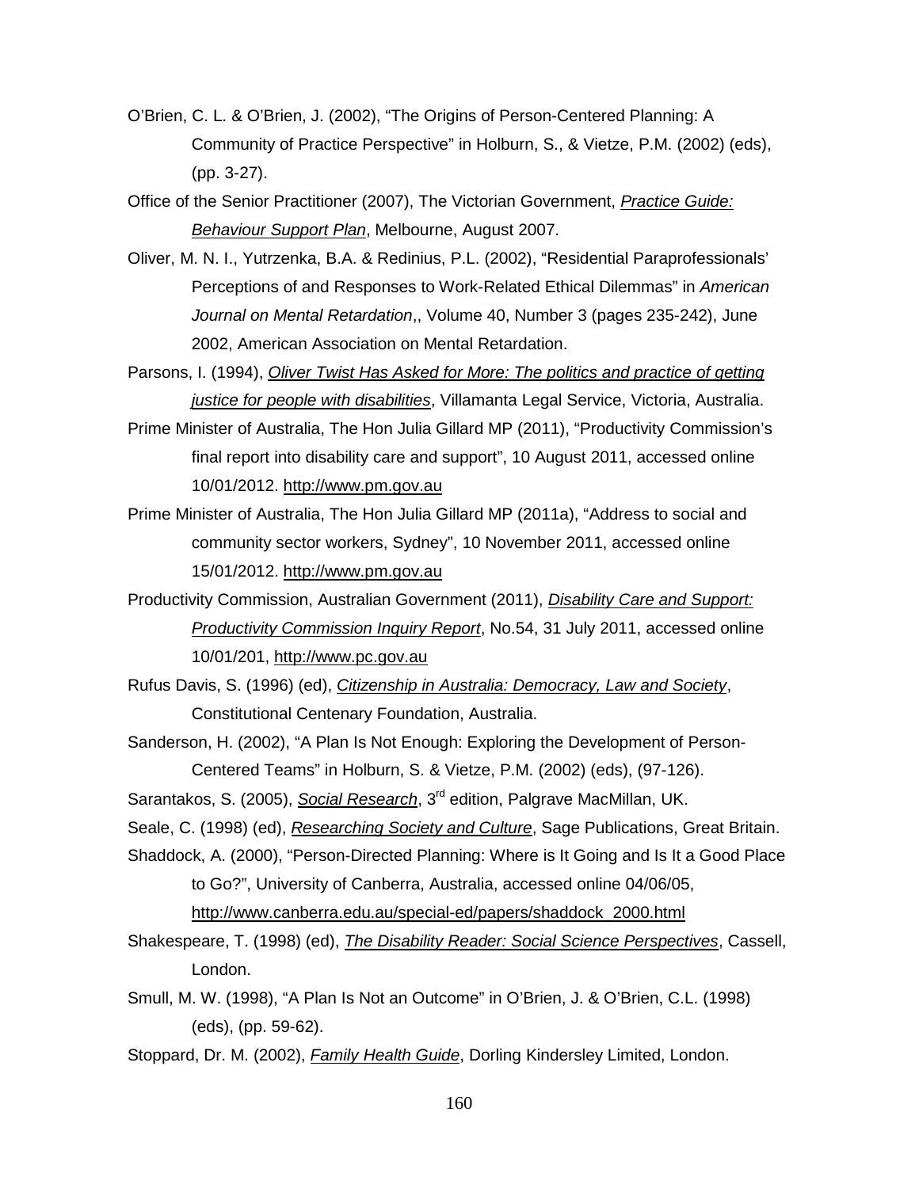O'Brien, C. L. & O'Brien, J. (2002), "The Origins of Person-Centered Planning: A Community of Practice Perspective" in Holburn, S., & Vietze, P.M. (2002) (eds), (pp. 3-27).

Office of the Senior Practitioner (2007), The Victorian Government, _Practice Guide: Behaviour Support Plan_, Melbourne, August 2007.

Oliver, M. N. I., Yutrzenka, B.A. & Redinius, P.L. (2002), "Residential Paraprofessionals' Perceptions of and Responses to Work-Related Ethical Dilemmas" in *American Journal on Mental Retardation*,, Volume 40, Number 3 (pages 235-242), June 2002, American Association on Mental Retardation.

Parsons, I. (1994), _Oliver Twist Has Asked for More: The politics and practice of getting justice for people with disabilities_, Villamanta Legal Service, Victoria, Australia.

Prime Minister of Australia, The Hon Julia Gillard MP (2011), "Productivity Commission's final report into disability care and support", 10 August 2011, accessed online 10/01/2012. http://www.pm.gov.au

Prime Minister of Australia, The Hon Julia Gillard MP (2011a), "Address to social and community sector workers, Sydney", 10 November 2011, accessed online 15/01/2012. http://www.pm.gov.au

Productivity Commission, Australian Government (2011), _Disability Care and Support: Productivity Commission Inquiry Report_, No.54, 31 July 2011, accessed online 10/01/201, http://www.pc.gov.au

Rufus Davis, S. (1996) (ed), _Citizenship in Australia: Democracy, Law and Society_, Constitutional Centenary Foundation, Australia.

Sanderson, H. (2002), "A Plan Is Not Enough: Exploring the Development of Person-Centered Teams" in Holburn, S. & Vietze, P.M. (2002) (eds), (97-126).

Sarantakos, S. (2005), _Social Research_, 3rd edition, Palgrave MacMillan, UK.

Seale, C. (1998) (ed), _Researching Society and Culture_, Sage Publications, Great Britain.

Shaddock, A. (2000), "Person-Directed Planning: Where is It Going and Is It a Good Place to Go?", University of Canberra, Australia, accessed online 04/06/05, http://www.canberra.edu.au/special-ed/papers/shaddock_2000.html

Shakespeare, T. (1998) (ed), _The Disability Reader: Social Science Perspectives_, Cassell, London.

Smull, M. W. (1998), "A Plan Is Not an Outcome" in O'Brien, J. & O'Brien, C.L. (1998) (eds), (pp. 59-62).

Stoppard, Dr. M. (2002), _Family Health Guide_, Dorling Kindersley Limited, London.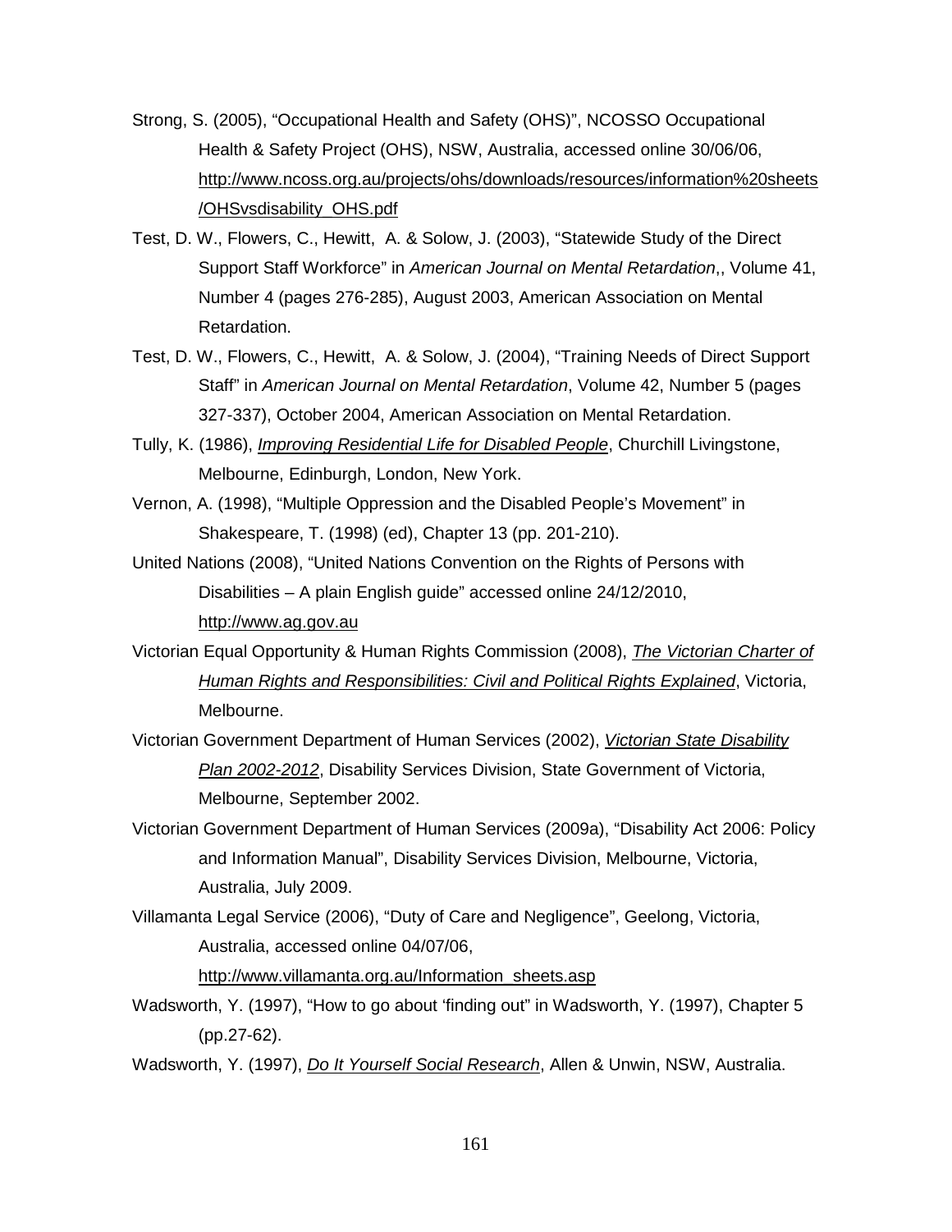Strong, S. (2005), "Occupational Health and Safety (OHS)", NCOSSO Occupational Health & Safety Project (OHS), NSW, Australia, accessed online 30/06/06, http://www.ncoss.org.au/projects/ohs/downloads/resources/information%20sheets/OHSvsdisability_OHS.pdf

Test, D. W., Flowers, C., Hewitt, A. & Solow, J. (2003), "Statewide Study of the Direct Support Staff Workforce" in *American Journal on Mental Retardation*,, Volume 41, Number 4 (pages 276-285), August 2003, American Association on Mental Retardation.

Test, D. W., Flowers, C., Hewitt, A. & Solow, J. (2004), "Training Needs of Direct Support Staff" in *American Journal on Mental Retardation*, Volume 42, Number 5 (pages 327-337), October 2004, American Association on Mental Retardation.

Tully, K. (1986), *Improving Residential Life for Disabled People*, Churchill Livingstone, Melbourne, Edinburgh, London, New York.

Vernon, A. (1998), "Multiple Oppression and the Disabled People's Movement" in Shakespeare, T. (1998) (ed), Chapter 13 (pp. 201-210).

United Nations (2008), "United Nations Convention on the Rights of Persons with Disabilities – A plain English guide" accessed online 24/12/2010, http://www.ag.gov.au

Victorian Equal Opportunity & Human Rights Commission (2008), *The Victorian Charter of Human Rights and Responsibilities: Civil and Political Rights Explained*, Victoria, Melbourne.

Victorian Government Department of Human Services (2002), *Victorian State Disability Plan 2002-2012*, Disability Services Division, State Government of Victoria, Melbourne, September 2002.

Victorian Government Department of Human Services (2009a), "Disability Act 2006: Policy and Information Manual", Disability Services Division, Melbourne, Victoria, Australia, July 2009.

Villamanta Legal Service (2006), "Duty of Care and Negligence", Geelong, Victoria, Australia, accessed online 04/07/06, http://www.villamanta.org.au/Information_sheets.asp

Wadsworth, Y. (1997), "How to go about 'finding out" in Wadsworth, Y. (1997), Chapter 5 (pp.27-62).

Wadsworth, Y. (1997), *Do It Yourself Social Research*, Allen & Unwin, NSW, Australia.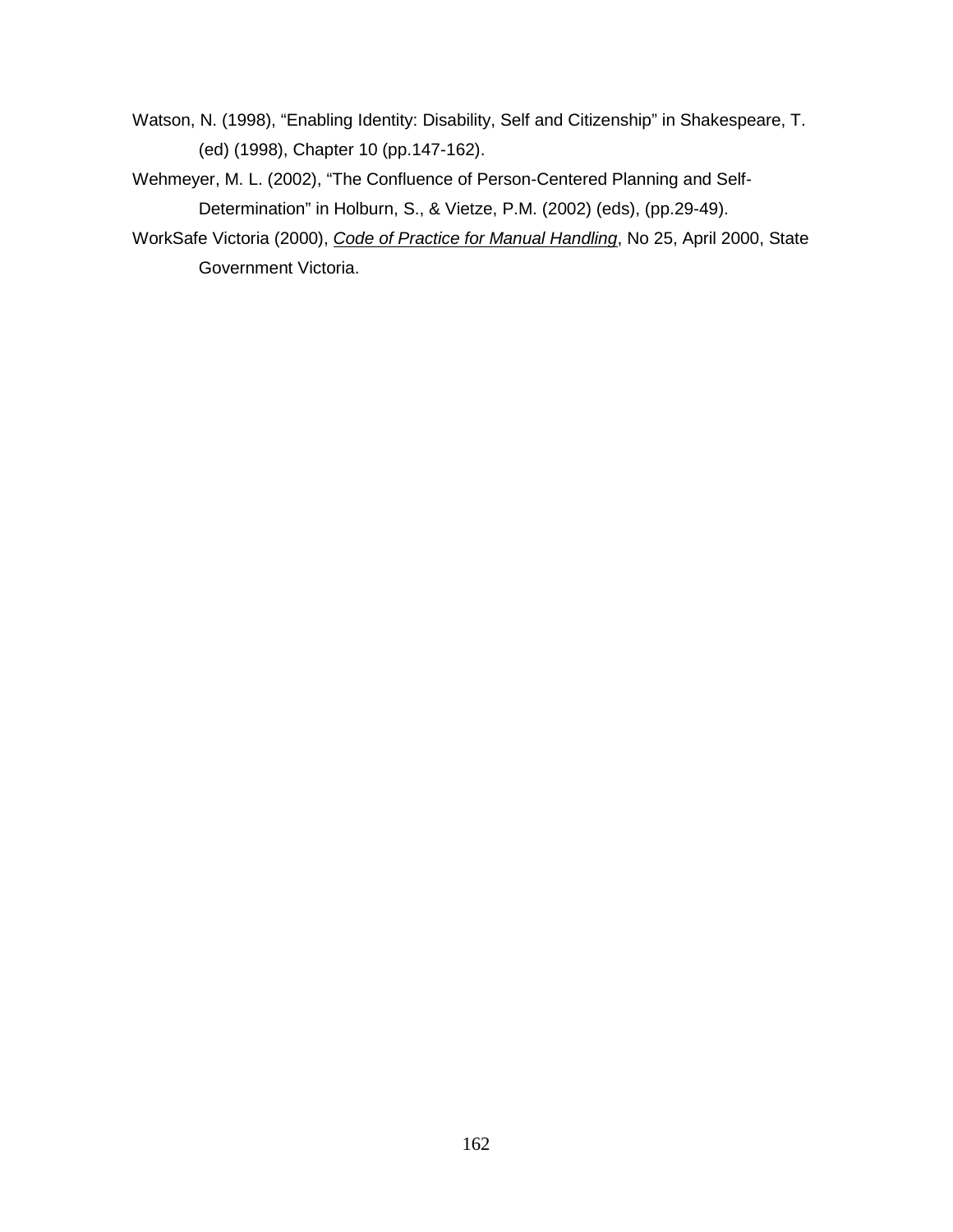Watson, N. (1998), “Enabling Identity: Disability, Self and Citizenship” in Shakespeare, T. (ed) (1998), Chapter 10 (pp.147-162).

Wehmeyer, M. L. (2002), “The Confluence of Person-Centered Planning and Self-Determination” in Holburn, S., & Vietze, P.M. (2002) (eds), (pp.29-49).

WorkSafe Victoria (2000), <u>*Code of Practice for Manual Handling*</u>, No 25, April 2000, State Government Victoria.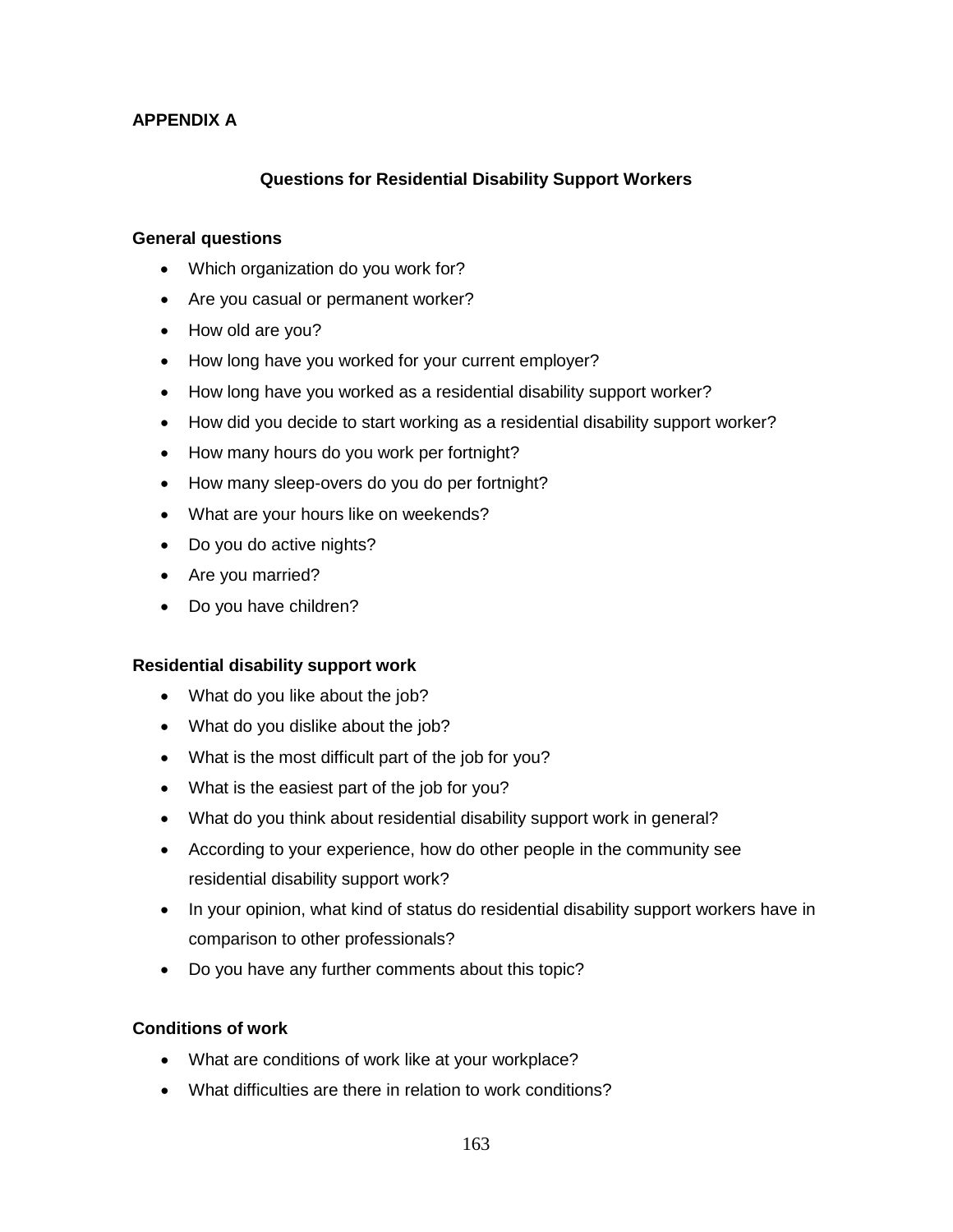**APPENDIX A**

## Questions for Residential Disability Support Workers

### General questions

- Which organization do you work for?
- Are you casual or permanent worker?
- How old are you?
- How long have you worked for your current employer?
- How long have you worked as a residential disability support worker?
- How did you decide to start working as a residential disability support worker?
- How many hours do you work per fortnight?
- How many sleep-overs do you do per fortnight?
- What are your hours like on weekends?
- Do you do active nights?
- Are you married?
- Do you have children?

### Residential disability support work

- What do you like about the job?
- What do you dislike about the job?
- What is the most difficult part of the job for you?
- What is the easiest part of the job for you?
- What do you think about residential disability support work in general?
- According to your experience, how do other people in the community see residential disability support work?
- In your opinion, what kind of status do residential disability support workers have in comparison to other professionals?
- Do you have any further comments about this topic?

### Conditions of work

- What are conditions of work like at your workplace?
- What difficulties are there in relation to work conditions?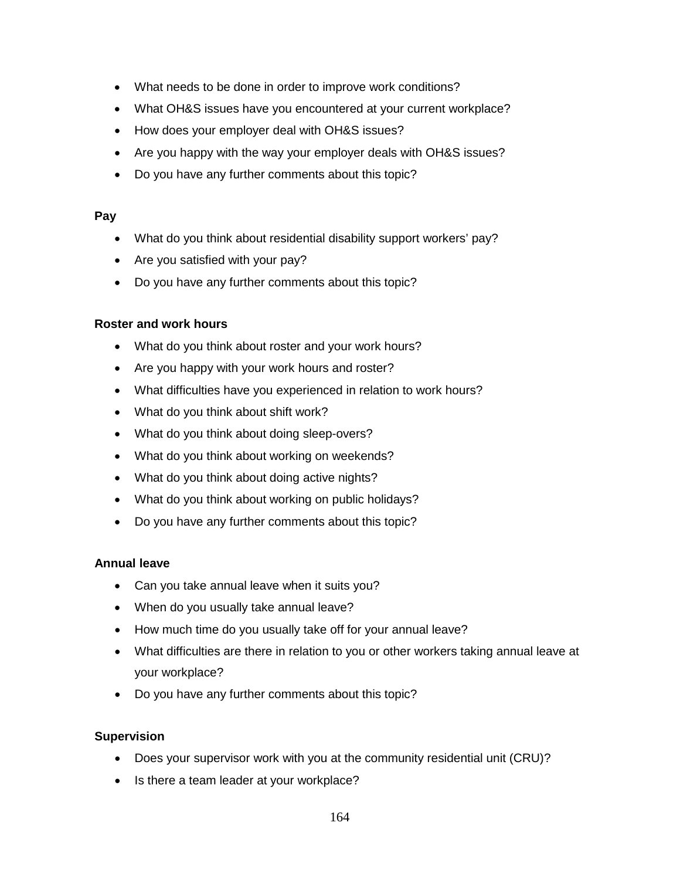- What needs to be done in order to improve work conditions?
- What OH&S issues have you encountered at your current workplace?
- How does your employer deal with OH&S issues?
- Are you happy with the way your employer deals with OH&S issues?
- Do you have any further comments about this topic?

**Pay**

- What do you think about residential disability support workers' pay?
- Are you satisfied with your pay?
- Do you have any further comments about this topic?

**Roster and work hours**

- What do you think about roster and your work hours?
- Are you happy with your work hours and roster?
- What difficulties have you experienced in relation to work hours?
- What do you think about shift work?
- What do you think about doing sleep-overs?
- What do you think about working on weekends?
- What do you think about doing active nights?
- What do you think about working on public holidays?
- Do you have any further comments about this topic?

**Annual leave**

- Can you take annual leave when it suits you?
- When do you usually take annual leave?
- How much time do you usually take off for your annual leave?
- What difficulties are there in relation to you or other workers taking annual leave at your workplace?
- Do you have any further comments about this topic?

**Supervision**

- Does your supervisor work with you at the community residential unit (CRU)?
- Is there a team leader at your workplace?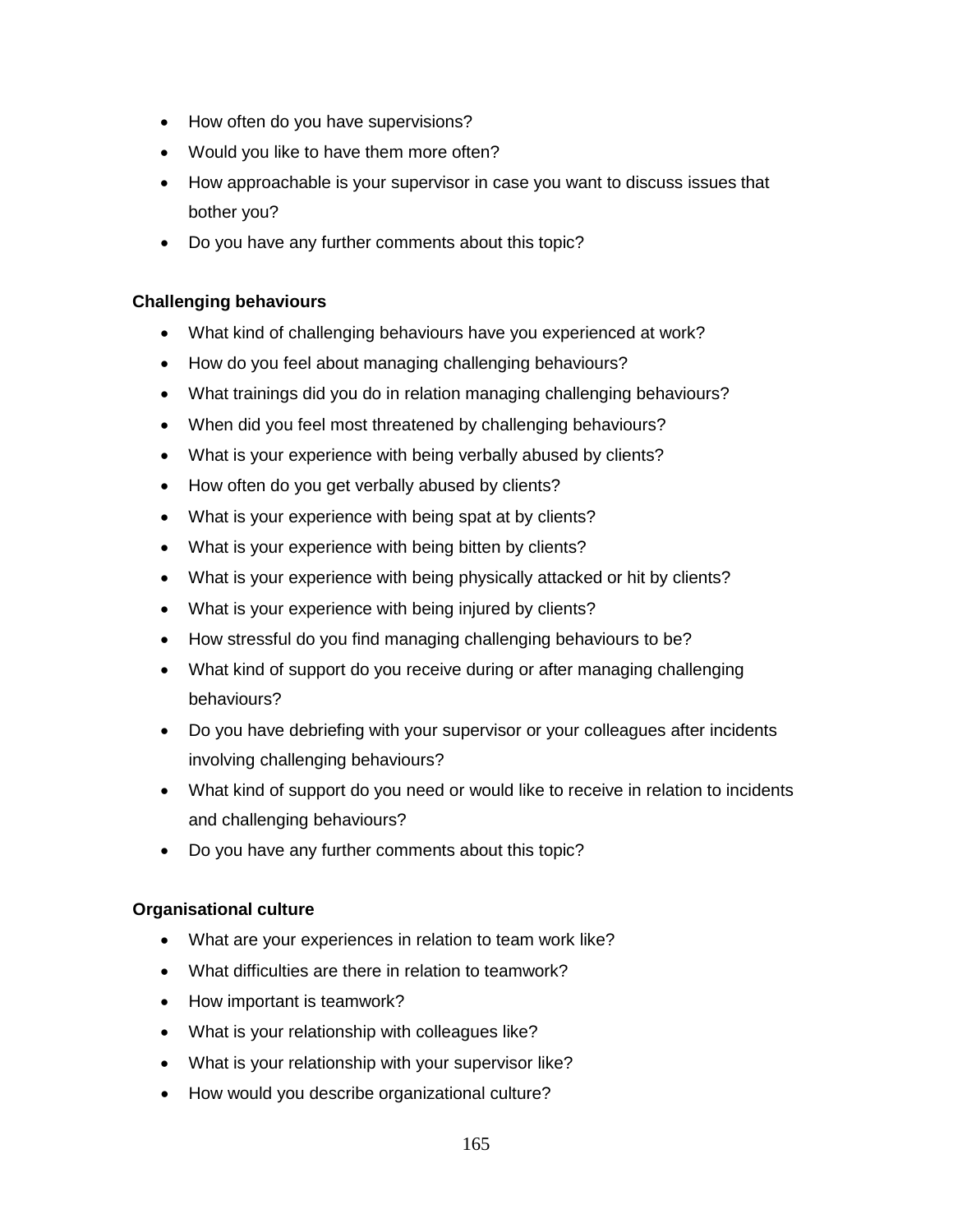- How often do you have supervisions?
- Would you like to have them more often?
- How approachable is your supervisor in case you want to discuss issues that bother you?
- Do you have any further comments about this topic?

**Challenging behaviours**

- What kind of challenging behaviours have you experienced at work?
- How do you feel about managing challenging behaviours?
- What trainings did you do in relation managing challenging behaviours?
- When did you feel most threatened by challenging behaviours?
- What is your experience with being verbally abused by clients?
- How often do you get verbally abused by clients?
- What is your experience with being spat at by clients?
- What is your experience with being bitten by clients?
- What is your experience with being physically attacked or hit by clients?
- What is your experience with being injured by clients?
- How stressful do you find managing challenging behaviours to be?
- What kind of support do you receive during or after managing challenging behaviours?
- Do you have debriefing with your supervisor or your colleagues after incidents involving challenging behaviours?
- What kind of support do you need or would like to receive in relation to incidents and challenging behaviours?
- Do you have any further comments about this topic?

**Organisational culture**

- What are your experiences in relation to team work like?
- What difficulties are there in relation to teamwork?
- How important is teamwork?
- What is your relationship with colleagues like?
- What is your relationship with your supervisor like?
- How would you describe organizational culture?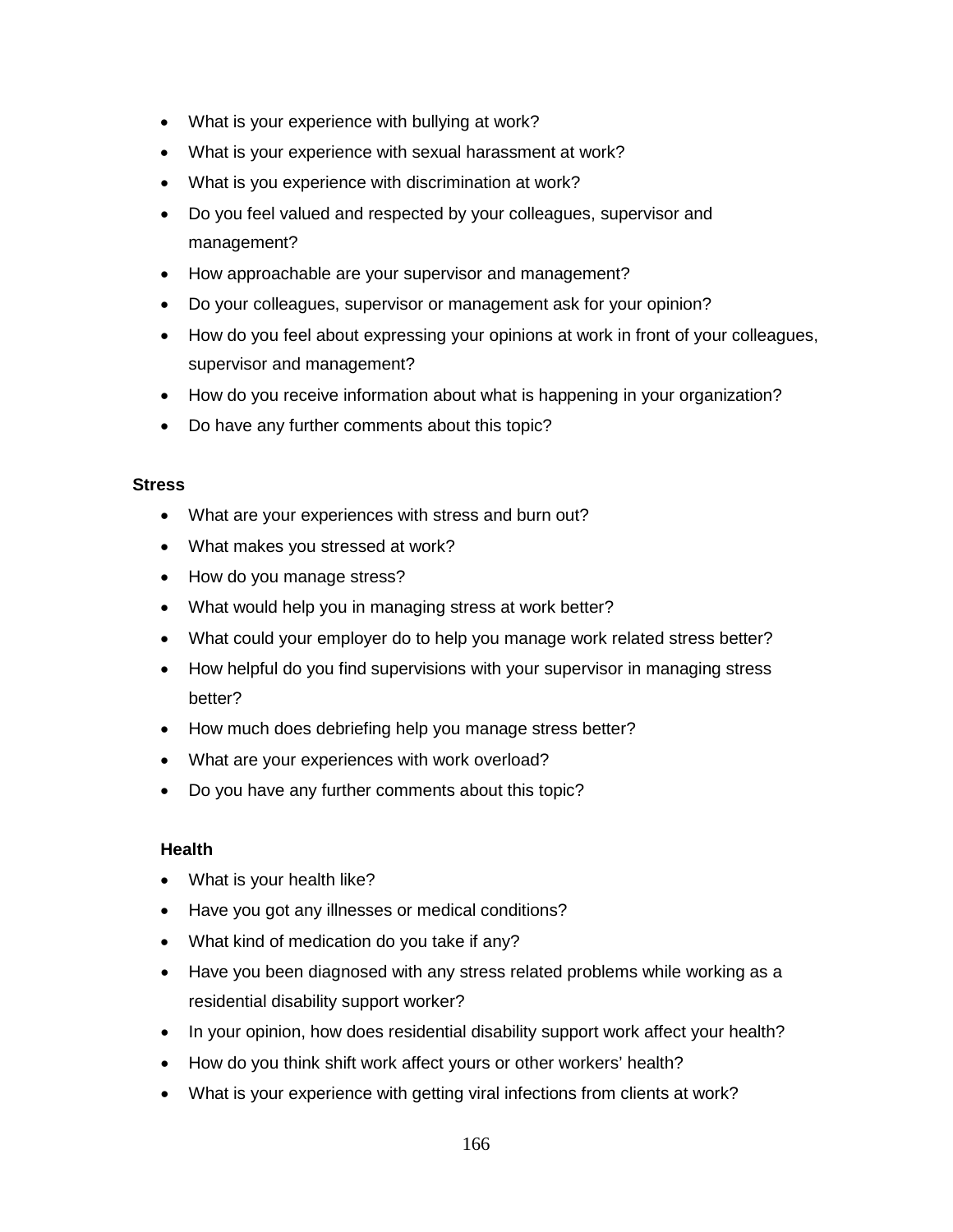- What is your experience with bullying at work?
- What is your experience with sexual harassment at work?
- What is you experience with discrimination at work?
- Do you feel valued and respected by your colleagues, supervisor and management?
- How approachable are your supervisor and management?
- Do your colleagues, supervisor or management ask for your opinion?
- How do you feel about expressing your opinions at work in front of your colleagues, supervisor and management?
- How do you receive information about what is happening in your organization?
- Do have any further comments about this topic?

**Stress**

- What are your experiences with stress and burn out?
- What makes you stressed at work?
- How do you manage stress?
- What would help you in managing stress at work better?
- What could your employer do to help you manage work related stress better?
- How helpful do you find supervisions with your supervisor in managing stress better?
- How much does debriefing help you manage stress better?
- What are your experiences with work overload?
- Do you have any further comments about this topic?

**Health**

- What is your health like?
- Have you got any illnesses or medical conditions?
- What kind of medication do you take if any?
- Have you been diagnosed with any stress related problems while working as a residential disability support worker?
- In your opinion, how does residential disability support work affect your health?
- How do you think shift work affect yours or other workers' health?
- What is your experience with getting viral infections from clients at work?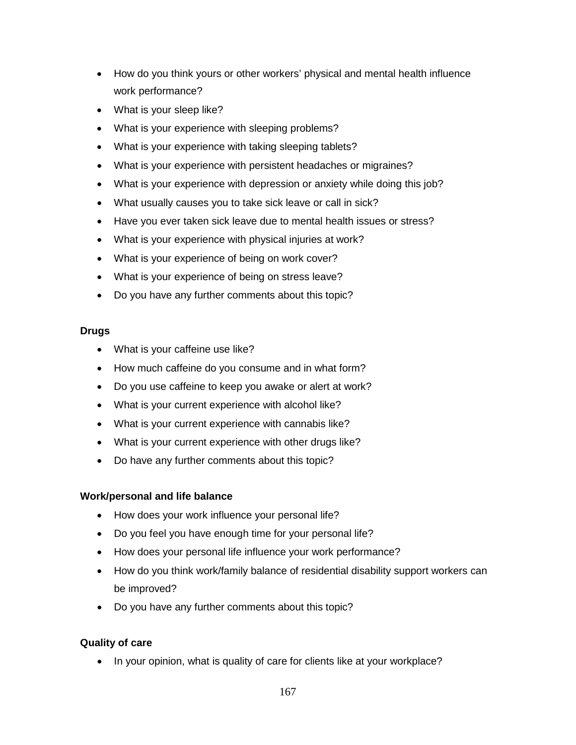- How do you think yours or other workers' physical and mental health influence work performance?
- What is your sleep like?
- What is your experience with sleeping problems?
- What is your experience with taking sleeping tablets?
- What is your experience with persistent headaches or migraines?
- What is your experience with depression or anxiety while doing this job?
- What usually causes you to take sick leave or call in sick?
- Have you ever taken sick leave due to mental health issues or stress?
- What is your experience with physical injuries at work?
- What is your experience of being on work cover?
- What is your experience of being on stress leave?
- Do you have any further comments about this topic?

**Drugs**

- What is your caffeine use like?
- How much caffeine do you consume and in what form?
- Do you use caffeine to keep you awake or alert at work?
- What is your current experience with alcohol like?
- What is your current experience with cannabis like?
- What is your current experience with other drugs like?
- Do have any further comments about this topic?

**Work/personal and life balance**

- How does your work influence your personal life?
- Do you feel you have enough time for your personal life?
- How does your personal life influence your work performance?
- How do you think work/family balance of residential disability support workers can be improved?
- Do you have any further comments about this topic?

**Quality of care**

- In your opinion, what is quality of care for clients like at your workplace?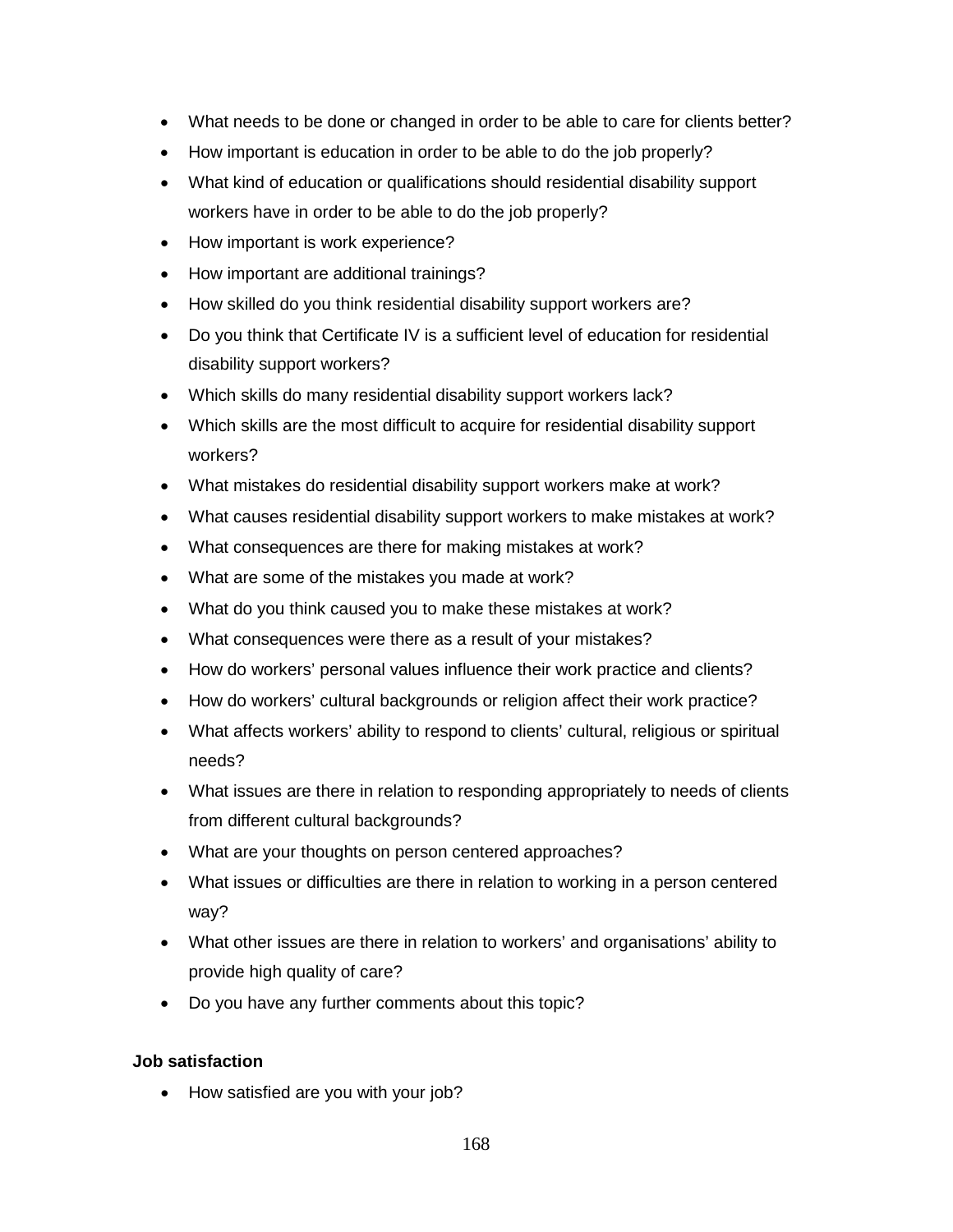- What needs to be done or changed in order to be able to care for clients better?
- How important is education in order to be able to do the job properly?
- What kind of education or qualifications should residential disability support workers have in order to be able to do the job properly?
- How important is work experience?
- How important are additional trainings?
- How skilled do you think residential disability support workers are?
- Do you think that Certificate IV is a sufficient level of education for residential disability support workers?
- Which skills do many residential disability support workers lack?
- Which skills are the most difficult to acquire for residential disability support workers?
- What mistakes do residential disability support workers make at work?
- What causes residential disability support workers to make mistakes at work?
- What consequences are there for making mistakes at work?
- What are some of the mistakes you made at work?
- What do you think caused you to make these mistakes at work?
- What consequences were there as a result of your mistakes?
- How do workers' personal values influence their work practice and clients?
- How do workers' cultural backgrounds or religion affect their work practice?
- What affects workers' ability to respond to clients' cultural, religious or spiritual needs?
- What issues are there in relation to responding appropriately to needs of clients from different cultural backgrounds?
- What are your thoughts on person centered approaches?
- What issues or difficulties are there in relation to working in a person centered way?
- What other issues are there in relation to workers' and organisations' ability to provide high quality of care?
- Do you have any further comments about this topic?

**Job satisfaction**

- How satisfied are you with your job?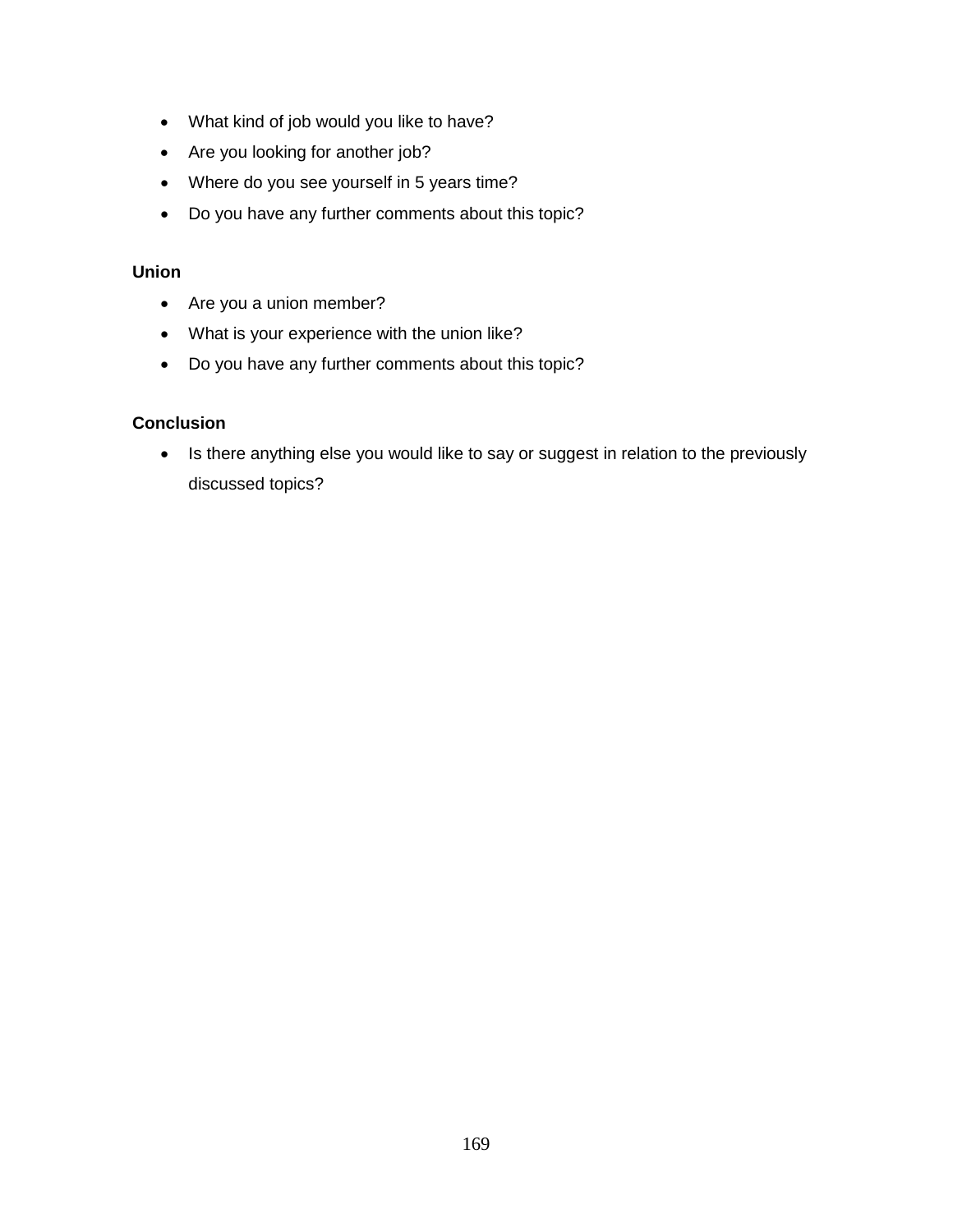- What kind of job would you like to have?
- Are you looking for another job?
- Where do you see yourself in 5 years time?
- Do you have any further comments about this topic?

**Union**

- Are you a union member?
- What is your experience with the union like?
- Do you have any further comments about this topic?

**Conclusion**

- Is there anything else you would like to say or suggest in relation to the previously discussed topics?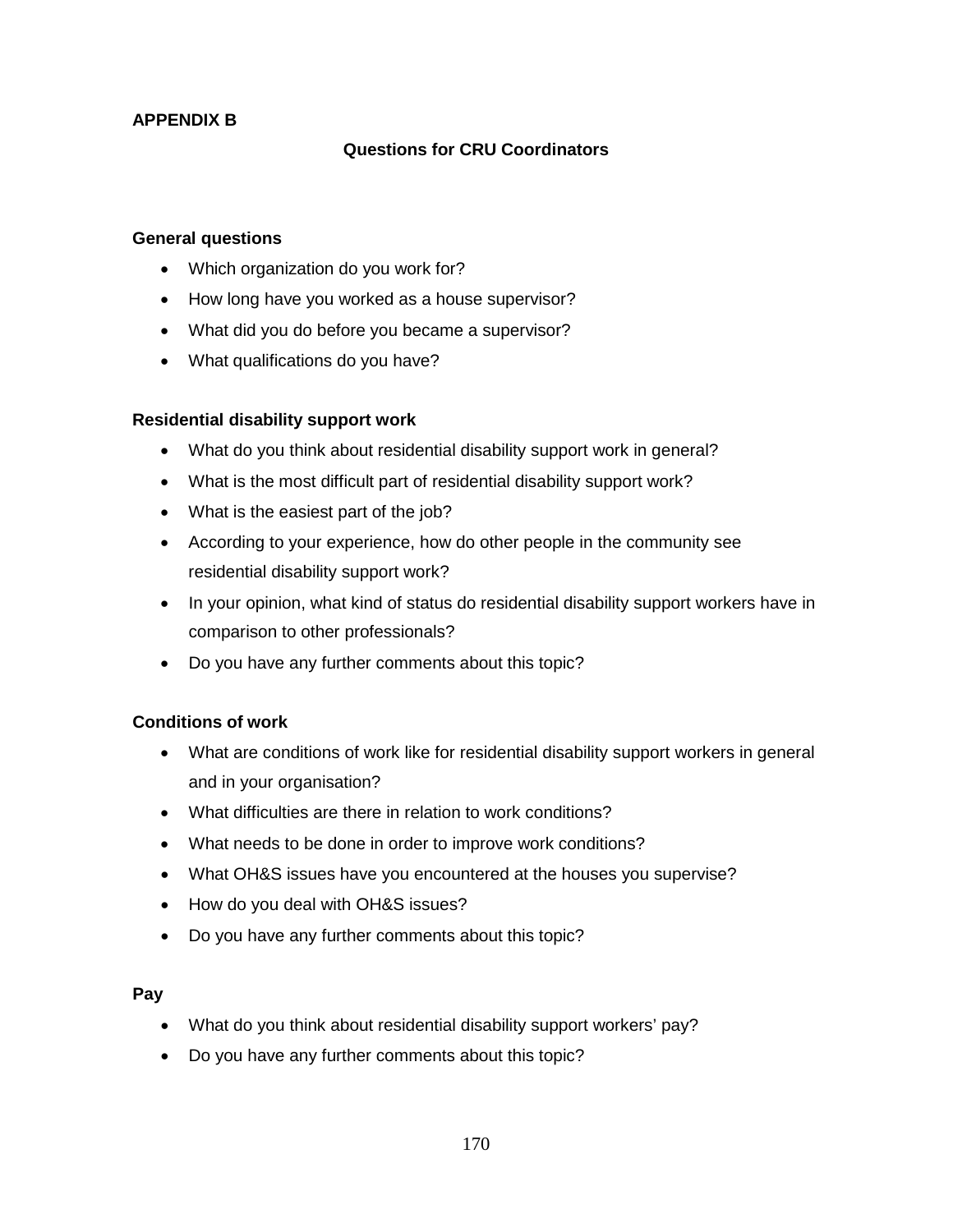## APPENDIX B

### Questions for CRU Coordinators

**General questions**

- Which organization do you work for?
- How long have you worked as a house supervisor?
- What did you do before you became a supervisor?
- What qualifications do you have?

**Residential disability support work**

- What do you think about residential disability support work in general?
- What is the most difficult part of residential disability support work?
- What is the easiest part of the job?
- According to your experience, how do other people in the community see residential disability support work?
- In your opinion, what kind of status do residential disability support workers have in comparison to other professionals?
- Do you have any further comments about this topic?

**Conditions of work**

- What are conditions of work like for residential disability support workers in general and in your organisation?
- What difficulties are there in relation to work conditions?
- What needs to be done in order to improve work conditions?
- What OH&S issues have you encountered at the houses you supervise?
- How do you deal with OH&S issues?
- Do you have any further comments about this topic?

**Pay**

- What do you think about residential disability support workers' pay?
- Do you have any further comments about this topic?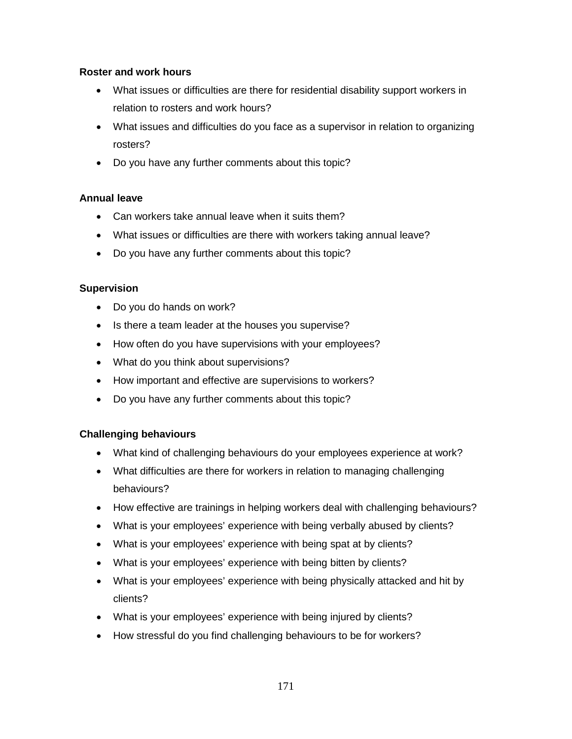**Roster and work hours**

- What issues or difficulties are there for residential disability support workers in relation to rosters and work hours?
- What issues and difficulties do you face as a supervisor in relation to organizing rosters?
- Do you have any further comments about this topic?

**Annual leave**

- Can workers take annual leave when it suits them?
- What issues or difficulties are there with workers taking annual leave?
- Do you have any further comments about this topic?

**Supervision**

- Do you do hands on work?
- Is there a team leader at the houses you supervise?
- How often do you have supervisions with your employees?
- What do you think about supervisions?
- How important and effective are supervisions to workers?
- Do you have any further comments about this topic?

**Challenging behaviours**

- What kind of challenging behaviours do your employees experience at work?
- What difficulties are there for workers in relation to managing challenging behaviours?
- How effective are trainings in helping workers deal with challenging behaviours?
- What is your employees' experience with being verbally abused by clients?
- What is your employees' experience with being spat at by clients?
- What is your employees' experience with being bitten by clients?
- What is your employees' experience with being physically attacked and hit by clients?
- What is your employees' experience with being injured by clients?
- How stressful do you find challenging behaviours to be for workers?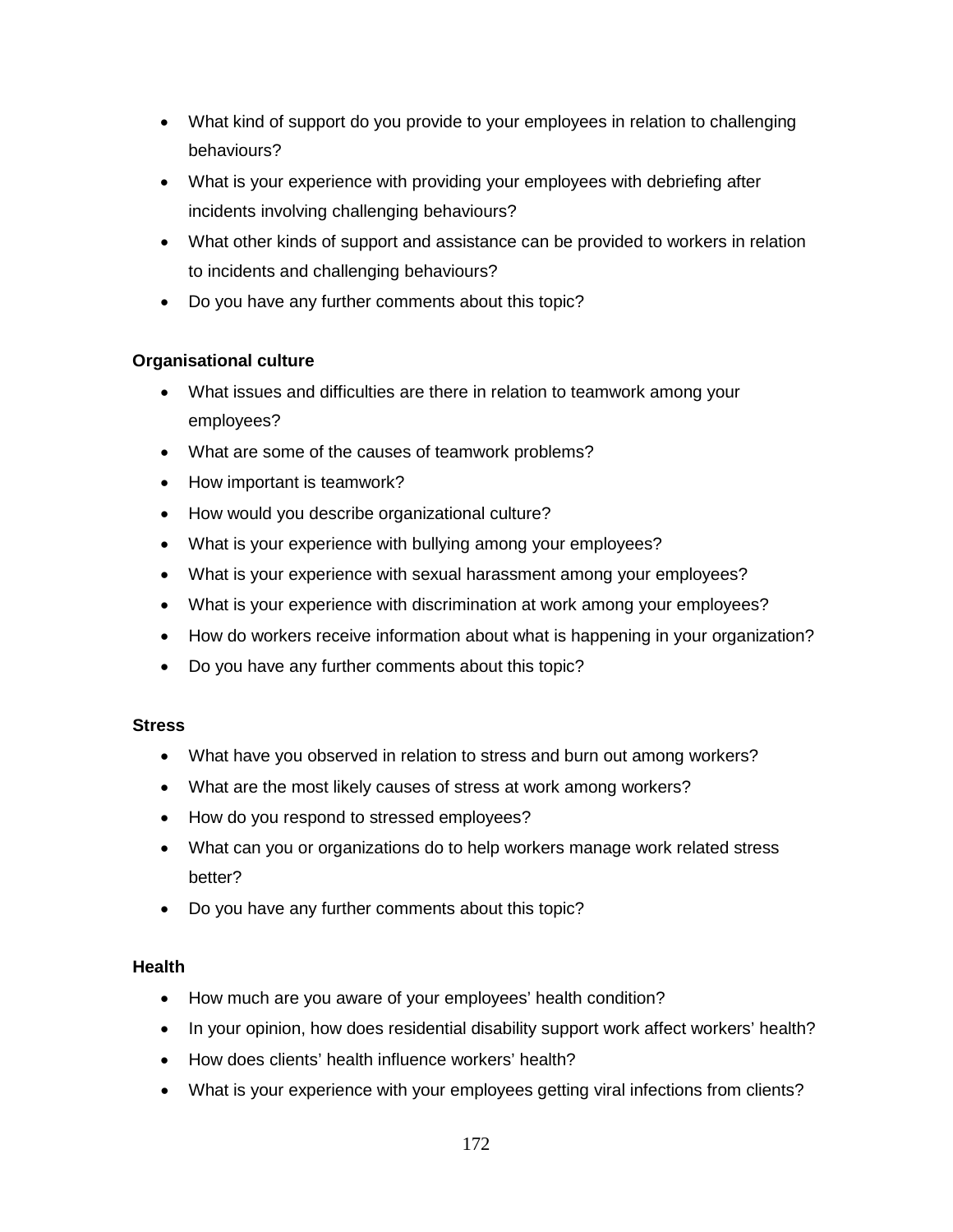- What kind of support do you provide to your employees in relation to challenging behaviours?
- What is your experience with providing your employees with debriefing after incidents involving challenging behaviours?
- What other kinds of support and assistance can be provided to workers in relation to incidents and challenging behaviours?
- Do you have any further comments about this topic?

**Organisational culture**

- What issues and difficulties are there in relation to teamwork among your employees?
- What are some of the causes of teamwork problems?
- How important is teamwork?
- How would you describe organizational culture?
- What is your experience with bullying among your employees?
- What is your experience with sexual harassment among your employees?
- What is your experience with discrimination at work among your employees?
- How do workers receive information about what is happening in your organization?
- Do you have any further comments about this topic?

**Stress**

- What have you observed in relation to stress and burn out among workers?
- What are the most likely causes of stress at work among workers?
- How do you respond to stressed employees?
- What can you or organizations do to help workers manage work related stress better?
- Do you have any further comments about this topic?

**Health**

- How much are you aware of your employees' health condition?
- In your opinion, how does residential disability support work affect workers' health?
- How does clients' health influence workers' health?
- What is your experience with your employees getting viral infections from clients?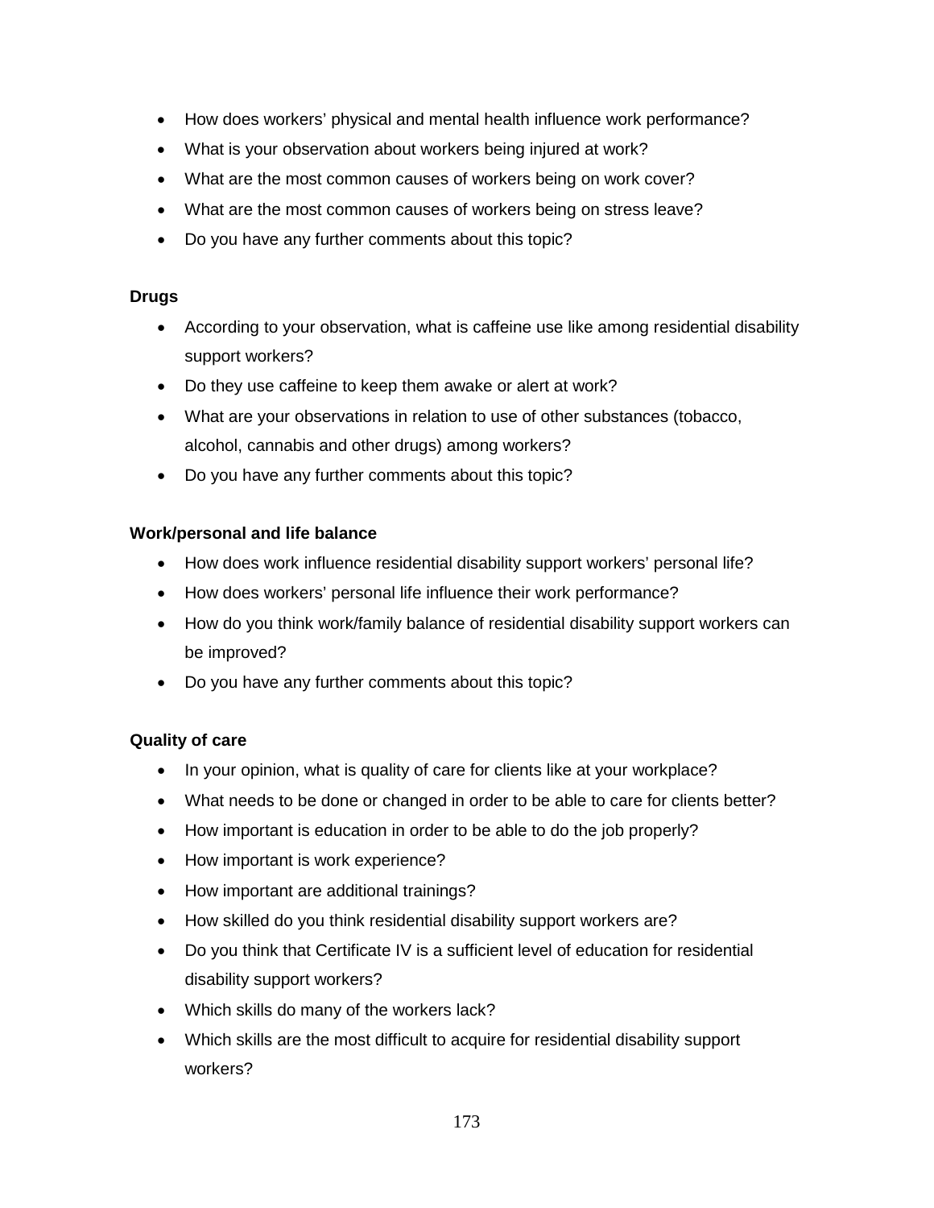- How does workers' physical and mental health influence work performance?
- What is your observation about workers being injured at work?
- What are the most common causes of workers being on work cover?
- What are the most common causes of workers being on stress leave?
- Do you have any further comments about this topic?

**Drugs**

- According to your observation, what is caffeine use like among residential disability support workers?
- Do they use caffeine to keep them awake or alert at work?
- What are your observations in relation to use of other substances (tobacco, alcohol, cannabis and other drugs) among workers?
- Do you have any further comments about this topic?

**Work/personal and life balance**

- How does work influence residential disability support workers' personal life?
- How does workers' personal life influence their work performance?
- How do you think work/family balance of residential disability support workers can be improved?
- Do you have any further comments about this topic?

**Quality of care**

- In your opinion, what is quality of care for clients like at your workplace?
- What needs to be done or changed in order to be able to care for clients better?
- How important is education in order to be able to do the job properly?
- How important is work experience?
- How important are additional trainings?
- How skilled do you think residential disability support workers are?
- Do you think that Certificate IV is a sufficient level of education for residential disability support workers?
- Which skills do many of the workers lack?
- Which skills are the most difficult to acquire for residential disability support workers?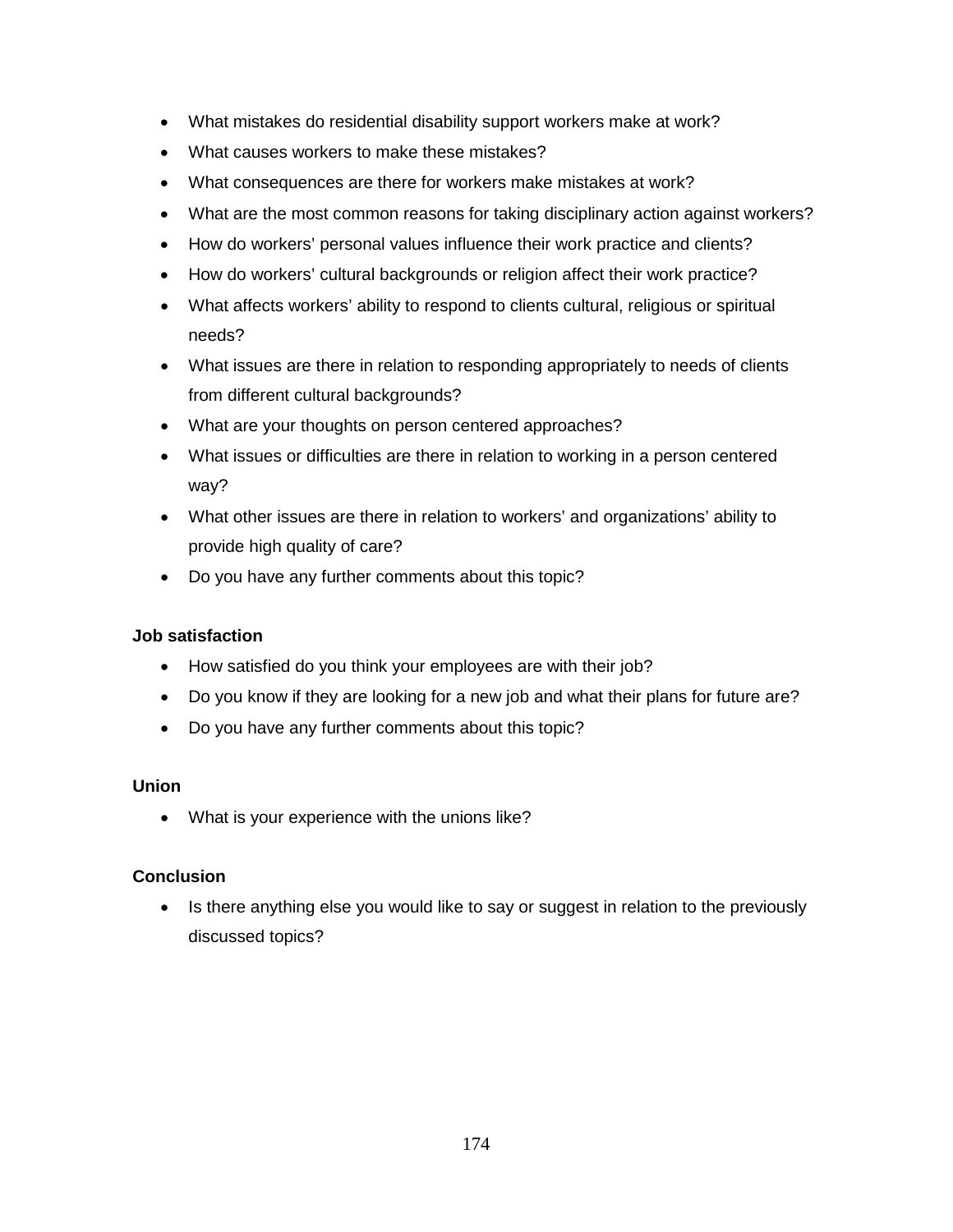- What mistakes do residential disability support workers make at work?
- What causes workers to make these mistakes?
- What consequences are there for workers make mistakes at work?
- What are the most common reasons for taking disciplinary action against workers?
- How do workers' personal values influence their work practice and clients?
- How do workers' cultural backgrounds or religion affect their work practice?
- What affects workers' ability to respond to clients cultural, religious or spiritual needs?
- What issues are there in relation to responding appropriately to needs of clients from different cultural backgrounds?
- What are your thoughts on person centered approaches?
- What issues or difficulties are there in relation to working in a person centered way?
- What other issues are there in relation to workers' and organizations' ability to provide high quality of care?
- Do you have any further comments about this topic?

**Job satisfaction**

- How satisfied do you think your employees are with their job?
- Do you know if they are looking for a new job and what their plans for future are?
- Do you have any further comments about this topic?

**Union**

- What is your experience with the unions like?

**Conclusion**

- Is there anything else you would like to say or suggest in relation to the previously discussed topics?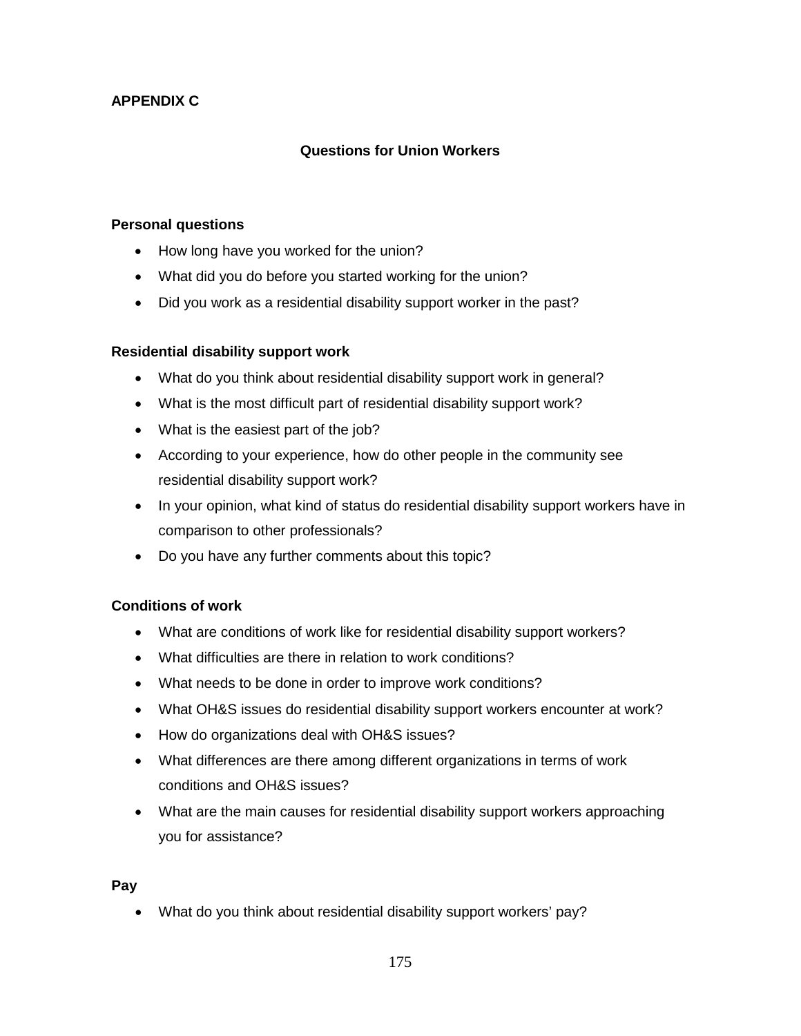**APPENDIX C**

## Questions for Union Workers

**Personal questions**

- How long have you worked for the union?
- What did you do before you started working for the union?
- Did you work as a residential disability support worker in the past?

**Residential disability support work**

- What do you think about residential disability support work in general?
- What is the most difficult part of residential disability support work?
- What is the easiest part of the job?
- According to your experience, how do other people in the community see residential disability support work?
- In your opinion, what kind of status do residential disability support workers have in comparison to other professionals?
- Do you have any further comments about this topic?

**Conditions of work**

- What are conditions of work like for residential disability support workers?
- What difficulties are there in relation to work conditions?
- What needs to be done in order to improve work conditions?
- What OH&S issues do residential disability support workers encounter at work?
- How do organizations deal with OH&S issues?
- What differences are there among different organizations in terms of work conditions and OH&S issues?
- What are the main causes for residential disability support workers approaching you for assistance?

**Pay**

- What do you think about residential disability support workers' pay?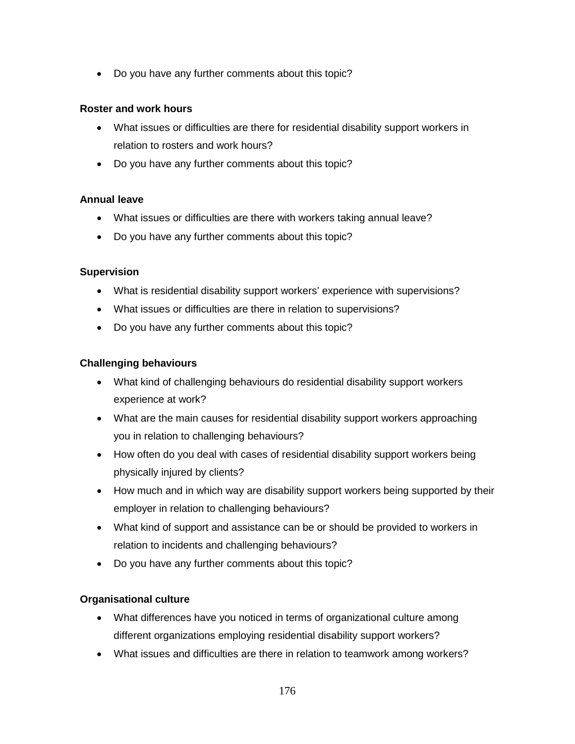- Do you have any further comments about this topic?

**Roster and work hours**

- What issues or difficulties are there for residential disability support workers in relation to rosters and work hours?
- Do you have any further comments about this topic?

**Annual leave**

- What issues or difficulties are there with workers taking annual leave?
- Do you have any further comments about this topic?

**Supervision**

- What is residential disability support workers' experience with supervisions?
- What issues or difficulties are there in relation to supervisions?
- Do you have any further comments about this topic?

**Challenging behaviours**

- What kind of challenging behaviours do residential disability support workers experience at work?
- What are the main causes for residential disability support workers approaching you in relation to challenging behaviours?
- How often do you deal with cases of residential disability support workers being physically injured by clients?
- How much and in which way are disability support workers being supported by their employer in relation to challenging behaviours?
- What kind of support and assistance can be or should be provided to workers in relation to incidents and challenging behaviours?
- Do you have any further comments about this topic?

**Organisational culture**

- What differences have you noticed in terms of organizational culture among different organizations employing residential disability support workers?
- What issues and difficulties are there in relation to teamwork among workers?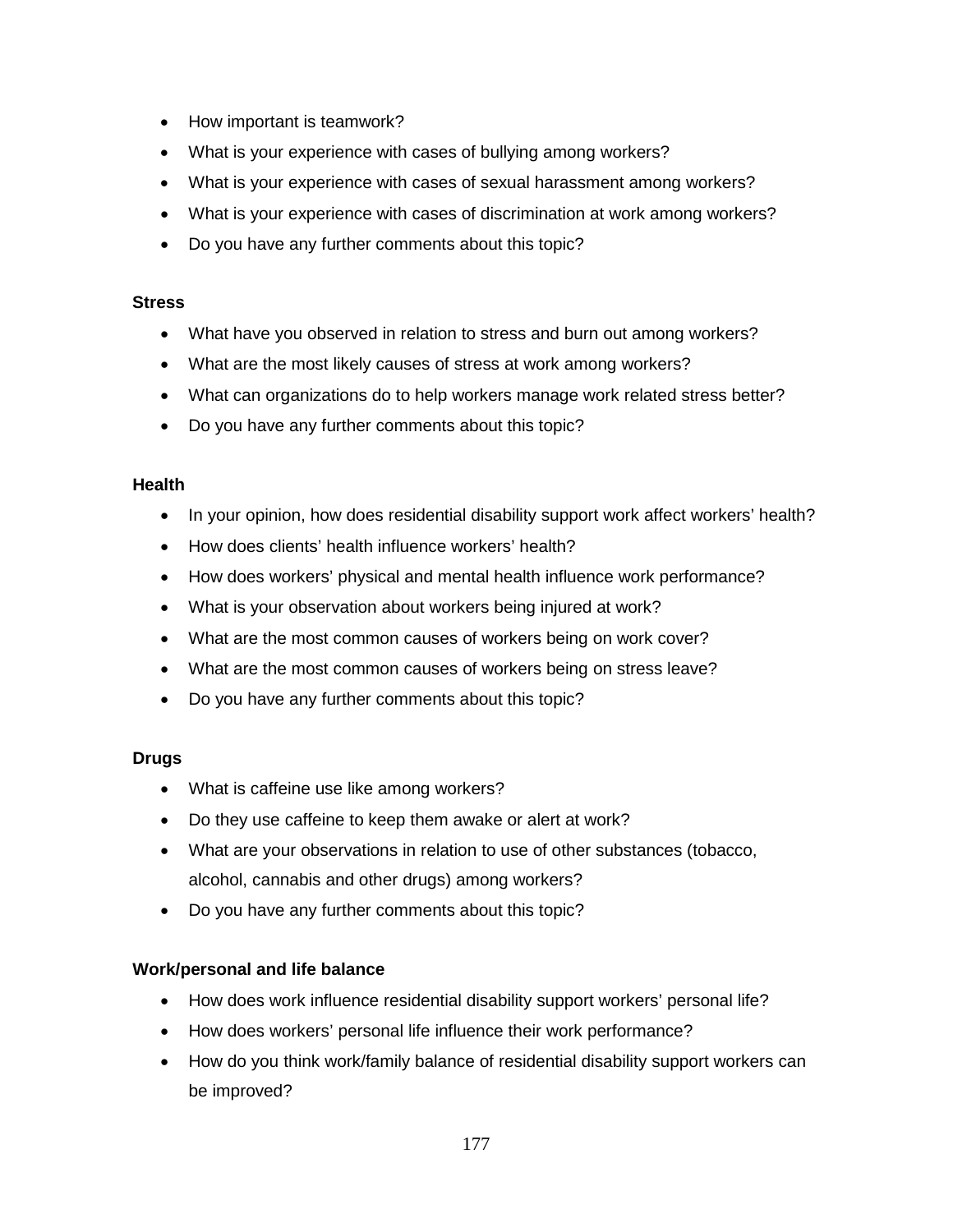- How important is teamwork?
- What is your experience with cases of bullying among workers?
- What is your experience with cases of sexual harassment among workers?
- What is your experience with cases of discrimination at work among workers?
- Do you have any further comments about this topic?

**Stress**

- What have you observed in relation to stress and burn out among workers?
- What are the most likely causes of stress at work among workers?
- What can organizations do to help workers manage work related stress better?
- Do you have any further comments about this topic?

**Health**

- In your opinion, how does residential disability support work affect workers' health?
- How does clients' health influence workers' health?
- How does workers' physical and mental health influence work performance?
- What is your observation about workers being injured at work?
- What are the most common causes of workers being on work cover?
- What are the most common causes of workers being on stress leave?
- Do you have any further comments about this topic?

**Drugs**

- What is caffeine use like among workers?
- Do they use caffeine to keep them awake or alert at work?
- What are your observations in relation to use of other substances (tobacco, alcohol, cannabis and other drugs) among workers?
- Do you have any further comments about this topic?

**Work/personal and life balance**

- How does work influence residential disability support workers' personal life?
- How does workers' personal life influence their work performance?
- How do you think work/family balance of residential disability support workers can be improved?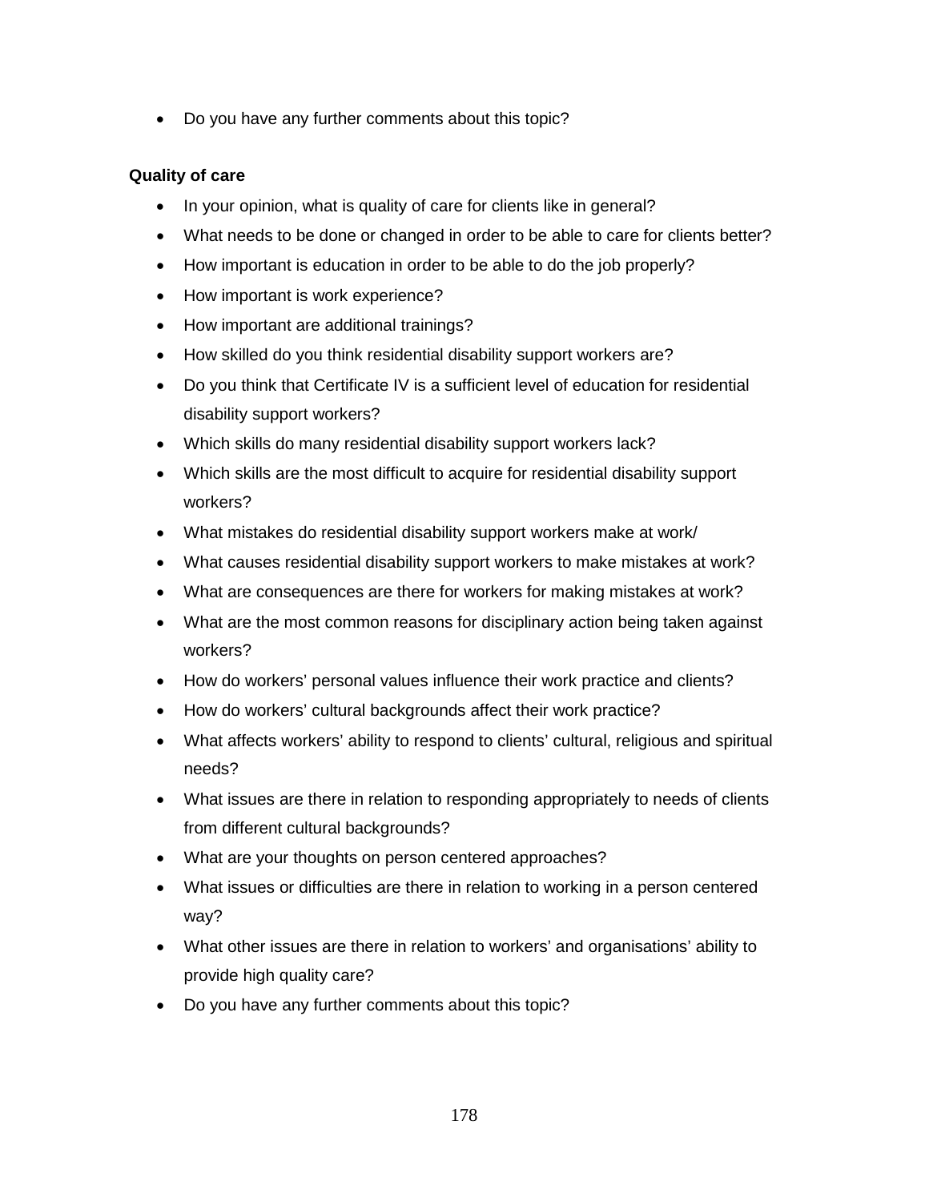- Do you have any further comments about this topic?

**Quality of care**

- In your opinion, what is quality of care for clients like in general?
- What needs to be done or changed in order to be able to care for clients better?
- How important is education in order to be able to do the job properly?
- How important is work experience?
- How important are additional trainings?
- How skilled do you think residential disability support workers are?
- Do you think that Certificate IV is a sufficient level of education for residential disability support workers?
- Which skills do many residential disability support workers lack?
- Which skills are the most difficult to acquire for residential disability support workers?
- What mistakes do residential disability support workers make at work/
- What causes residential disability support workers to make mistakes at work?
- What are consequences are there for workers for making mistakes at work?
- What are the most common reasons for disciplinary action being taken against workers?
- How do workers' personal values influence their work practice and clients?
- How do workers' cultural backgrounds affect their work practice?
- What affects workers' ability to respond to clients' cultural, religious and spiritual needs?
- What issues are there in relation to responding appropriately to needs of clients from different cultural backgrounds?
- What are your thoughts on person centered approaches?
- What issues or difficulties are there in relation to working in a person centered way?
- What other issues are there in relation to workers' and organisations' ability to provide high quality care?
- Do you have any further comments about this topic?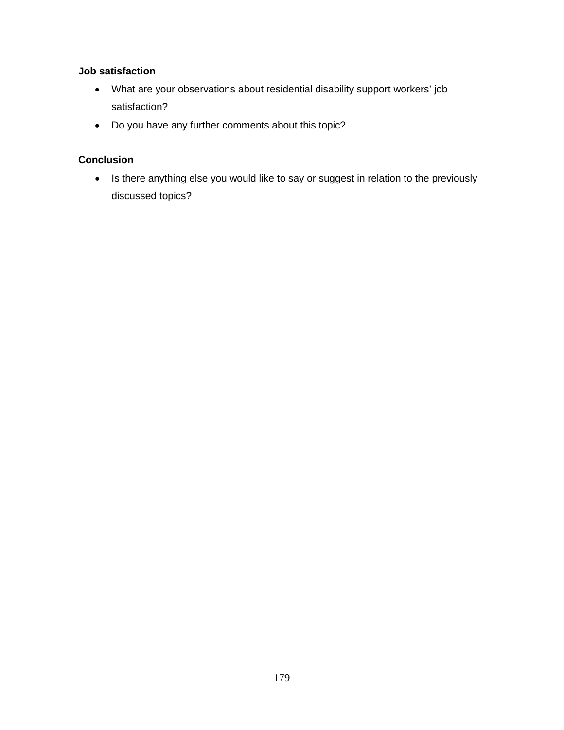**Job satisfaction**

- What are your observations about residential disability support workers' job satisfaction?
- Do you have any further comments about this topic?

**Conclusion**

- Is there anything else you would like to say or suggest in relation to the previously discussed topics?